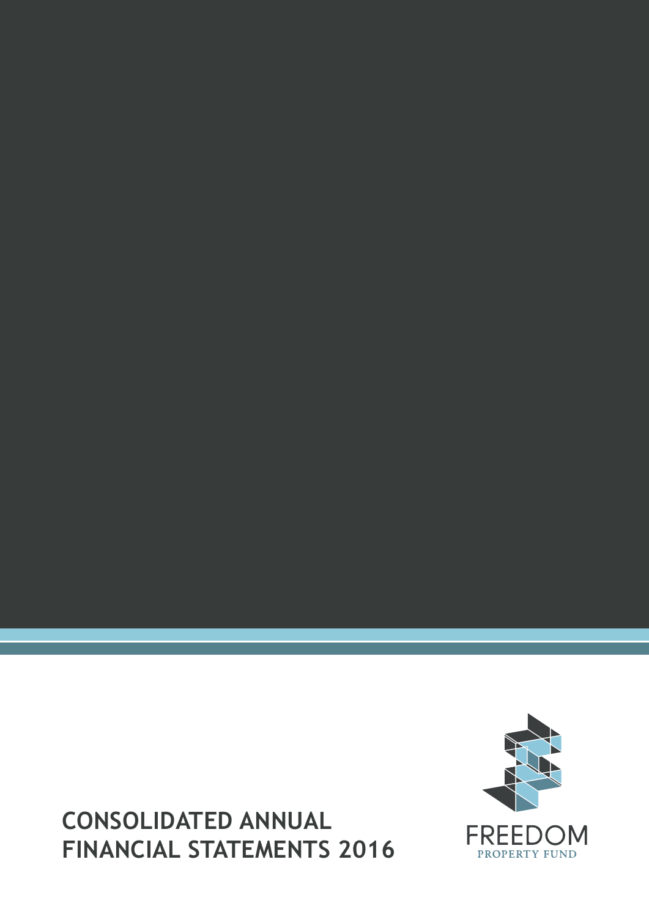# CONSOLIDATED ANNUAL FINANCIAL STATEMENTS 2016

FREEDOM

PROPERTY FUND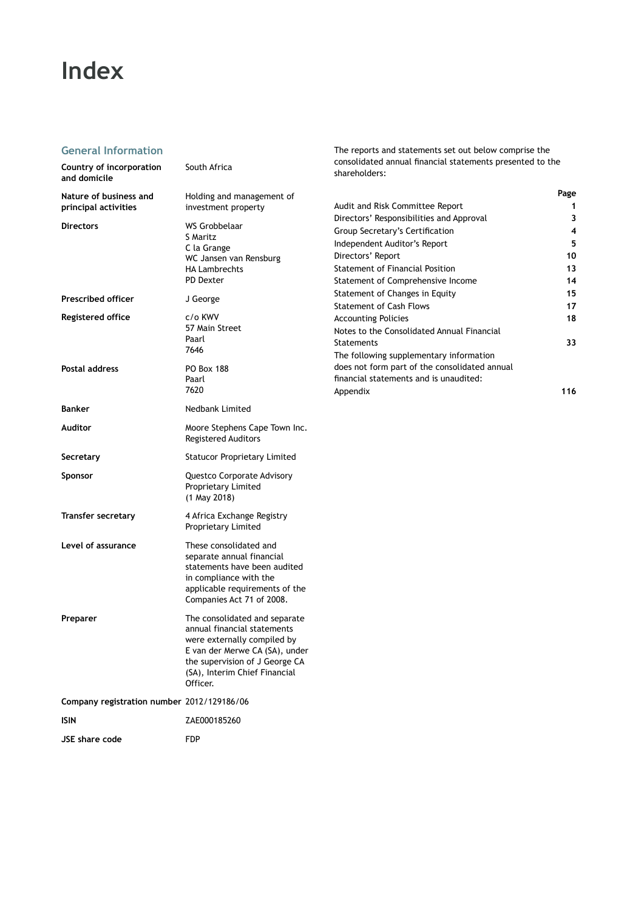# Index

## General Information

| | |
|---|---|
| **Country of incorporation and domicile** | South Africa |
| **Nature of business and principal activities** | Holding and management of investment property |
| **Directors** | WS Grobbelaar<br>S Maritz<br>C la Grange<br>WC Jansen van Rensburg<br>HA Lambrechts<br>PD Dexter |
| **Prescribed officer** | J George |
| **Registered office** | c/o KWV<br>57 Main Street<br>Paarl<br>7646 |
| **Postal address** | PO Box 188<br>Paarl<br>7620 |
| **Banker** | Nedbank Limited |
| **Auditor** | Moore Stephens Cape Town Inc.<br>Registered Auditors |
| **Secretary** | Statucor Proprietary Limited |
| **Sponsor** | Questco Corporate Advisory Proprietary Limited<br>(1 May 2018) |
| **Transfer secretary** | 4 Africa Exchange Registry Proprietary Limited |
| **Level of assurance** | These consolidated and separate annual financial statements have been audited in compliance with the applicable requirements of the Companies Act 71 of 2008. |
| **Preparer** | The consolidated and separate annual financial statements were externally compiled by E van der Merwe CA (SA), under the supervision of J George CA (SA), Interim Chief Financial Officer. |
| **Company registration number** | 2012/129186/06 |
| **ISIN** | ZAE000185260 |
| **JSE share code** | FDP |

The reports and statements set out below comprise the consolidated annual financial statements presented to the shareholders:

| | **Page** |
|---|---|
| Audit and Risk Committee Report | **1** |
| Directors' Responsibilities and Approval | **3** |
| Group Secretary's Certification | **4** |
| Independent Auditor's Report | **5** |
| Directors' Report | **10** |
| Statement of Financial Position | **13** |
| Statement of Comprehensive Income | **14** |
| Statement of Changes in Equity | **15** |
| Statement of Cash Flows | **17** |
| Accounting Policies | **18** |
| Notes to the Consolidated Annual Financial Statements | **33** |
| The following supplementary information does not form part of the consolidated annual financial statements and is unaudited: | |
| Appendix | **116** |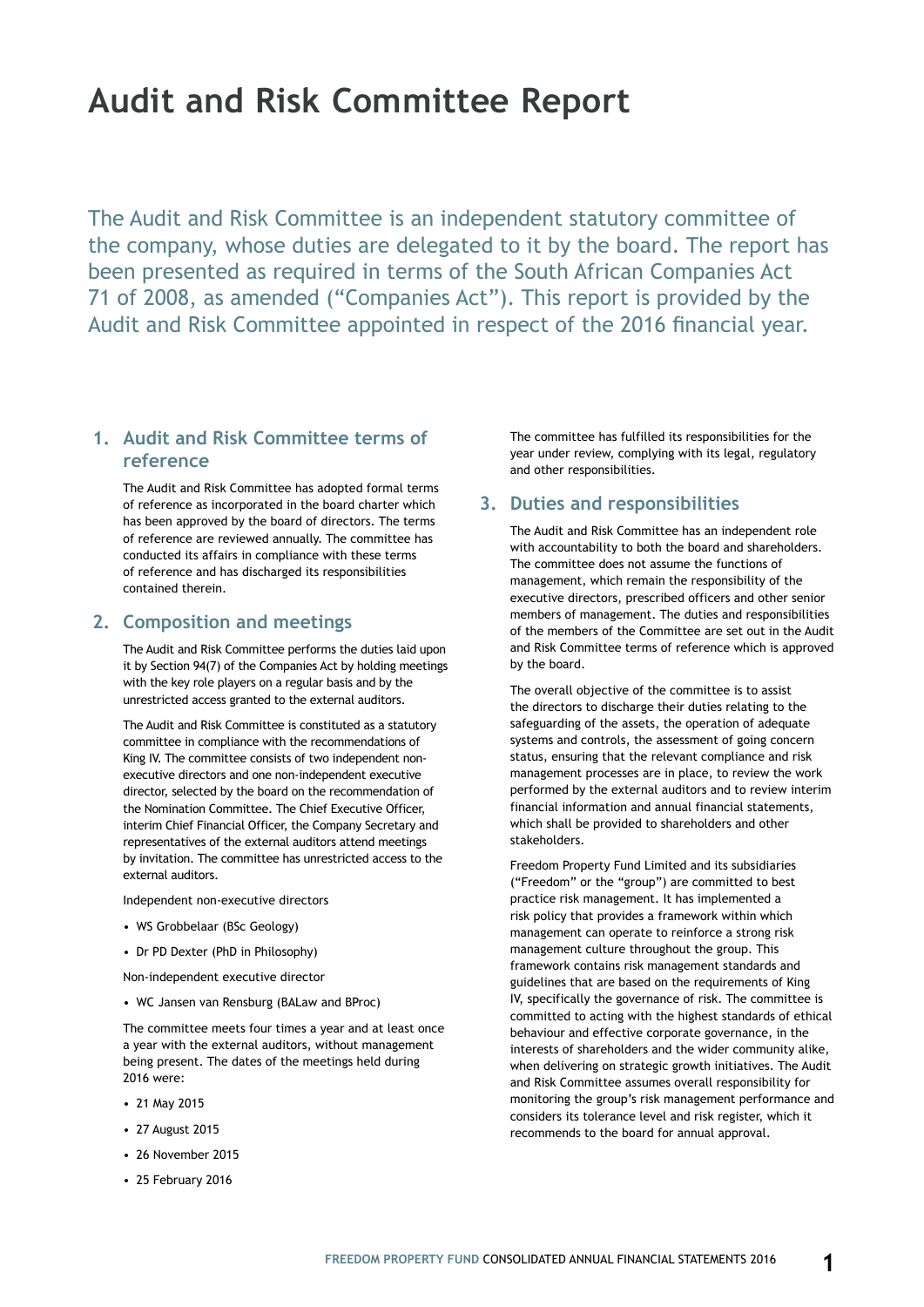# Audit and Risk Committee Report

The Audit and Risk Committee is an independent statutory committee of the company, whose duties are delegated to it by the board. The report has been presented as required in terms of the South African Companies Act 71 of 2008, as amended ("Companies Act"). This report is provided by the Audit and Risk Committee appointed in respect of the 2016 financial year.

## 1. Audit and Risk Committee terms of reference

The Audit and Risk Committee has adopted formal terms of reference as incorporated in the board charter which has been approved by the board of directors. The terms of reference are reviewed annually. The committee has conducted its affairs in compliance with these terms of reference and has discharged its responsibilities contained therein.

## 2. Composition and meetings

The Audit and Risk Committee performs the duties laid upon it by Section 94(7) of the Companies Act by holding meetings with the key role players on a regular basis and by the unrestricted access granted to the external auditors.

The Audit and Risk Committee is constituted as a statutory committee in compliance with the recommendations of King IV. The committee consists of two independent non-executive directors and one non-independent executive director, selected by the board on the recommendation of the Nomination Committee. The Chief Executive Officer, interim Chief Financial Officer, the Company Secretary and representatives of the external auditors attend meetings by invitation. The committee has unrestricted access to the external auditors.

Independent non-executive directors

- WS Grobbelaar (BSc Geology)
- Dr PD Dexter (PhD in Philosophy)

Non-independent executive director

- WC Jansen van Rensburg (BALaw and BProc)

The committee meets four times a year and at least once a year with the external auditors, without management being present. The dates of the meetings held during 2016 were:

- 21 May 2015
- 27 August 2015
- 26 November 2015
- 25 February 2016

The committee has fulfilled its responsibilities for the year under review, complying with its legal, regulatory and other responsibilities.

## 3. Duties and responsibilities

The Audit and Risk Committee has an independent role with accountability to both the board and shareholders. The committee does not assume the functions of management, which remain the responsibility of the executive directors, prescribed officers and other senior members of management. The duties and responsibilities of the members of the Committee are set out in the Audit and Risk Committee terms of reference which is approved by the board.

The overall objective of the committee is to assist the directors to discharge their duties relating to the safeguarding of the assets, the operation of adequate systems and controls, the assessment of going concern status, ensuring that the relevant compliance and risk management processes are in place, to review the work performed by the external auditors and to review interim financial information and annual financial statements, which shall be provided to shareholders and other stakeholders.

Freedom Property Fund Limited and its subsidiaries ("Freedom" or the "group") are committed to best practice risk management. It has implemented a risk policy that provides a framework within which management can operate to reinforce a strong risk management culture throughout the group. This framework contains risk management standards and guidelines that are based on the requirements of King IV, specifically the governance of risk. The committee is committed to acting with the highest standards of ethical behaviour and effective corporate governance, in the interests of shareholders and the wider community alike, when delivering on strategic growth initiatives. The Audit and Risk Committee assumes overall responsibility for monitoring the group's risk management performance and considers its tolerance level and risk register, which it recommends to the board for annual approval.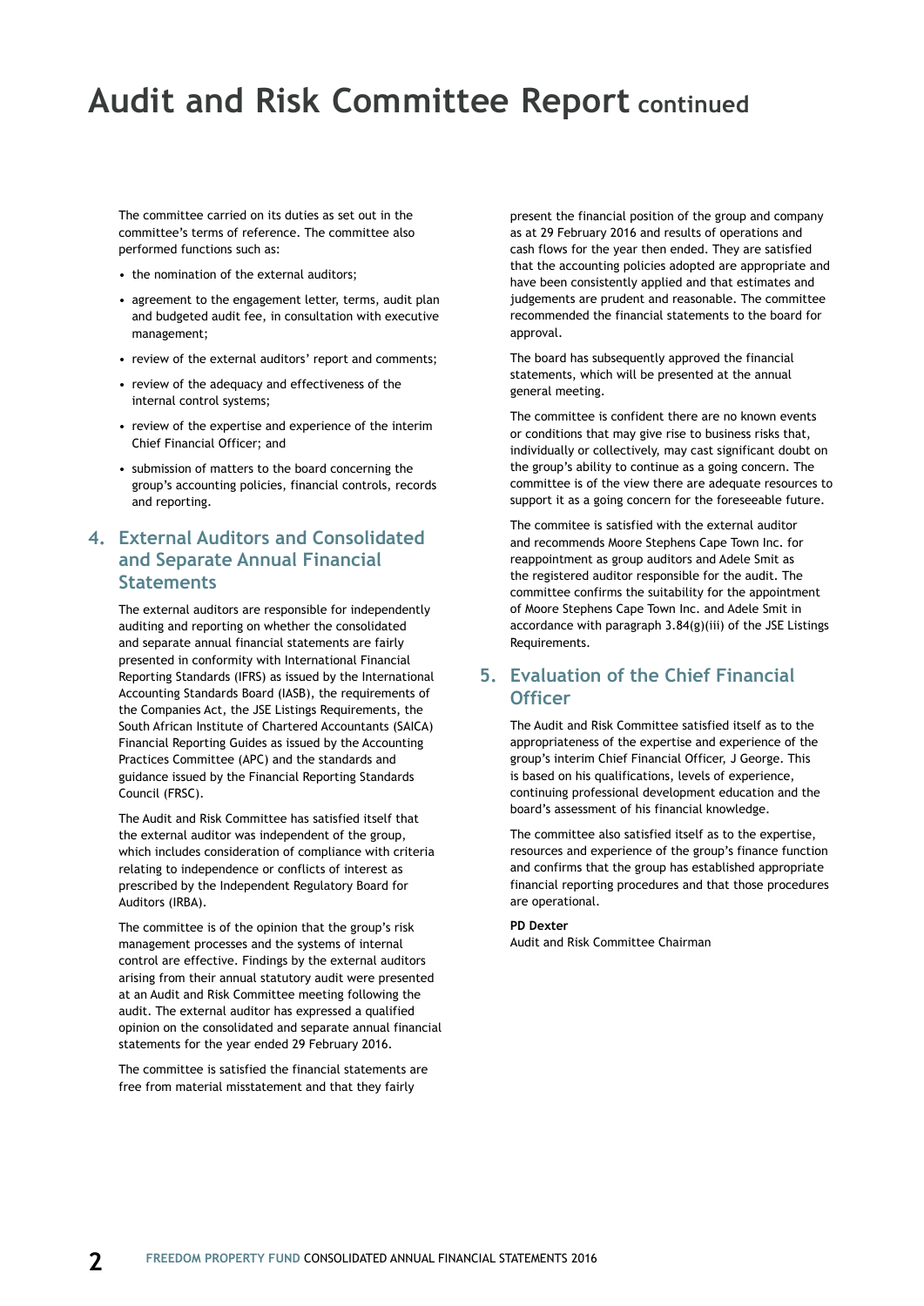# Audit and Risk Committee Report continued

The committee carried on its duties as set out in the committee's terms of reference. The committee also performed functions such as:

- the nomination of the external auditors;
- agreement to the engagement letter, terms, audit plan and budgeted audit fee, in consultation with executive management;
- review of the external auditors' report and comments;
- review of the adequacy and effectiveness of the internal control systems;
- review of the expertise and experience of the interim Chief Financial Officer; and
- submission of matters to the board concerning the group's accounting policies, financial controls, records and reporting.

## 4. External Auditors and Consolidated and Separate Annual Financial Statements

The external auditors are responsible for independently auditing and reporting on whether the consolidated and separate annual financial statements are fairly presented in conformity with International Financial Reporting Standards (IFRS) as issued by the International Accounting Standards Board (IASB), the requirements of the Companies Act, the JSE Listings Requirements, the South African Institute of Chartered Accountants (SAICA) Financial Reporting Guides as issued by the Accounting Practices Committee (APC) and the standards and guidance issued by the Financial Reporting Standards Council (FRSC).

The Audit and Risk Committee has satisfied itself that the external auditor was independent of the group, which includes consideration of compliance with criteria relating to independence or conflicts of interest as prescribed by the Independent Regulatory Board for Auditors (IRBA).

The committee is of the opinion that the group's risk management processes and the systems of internal control are effective. Findings by the external auditors arising from their annual statutory audit were presented at an Audit and Risk Committee meeting following the audit. The external auditor has expressed a qualified opinion on the consolidated and separate annual financial statements for the year ended 29 February 2016.

The committee is satisfied the financial statements are free from material misstatement and that they fairly present the financial position of the group and company as at 29 February 2016 and results of operations and cash flows for the year then ended. They are satisfied that the accounting policies adopted are appropriate and have been consistently applied and that estimates and judgements are prudent and reasonable. The committee recommended the financial statements to the board for approval.

The board has subsequently approved the financial statements, which will be presented at the annual general meeting.

The committee is confident there are no known events or conditions that may give rise to business risks that, individually or collectively, may cast significant doubt on the group's ability to continue as a going concern. The committee is of the view there are adequate resources to support it as a going concern for the foreseeable future.

The commitee is satisfied with the external auditor and recommends Moore Stephens Cape Town Inc. for reappointment as group auditors and Adele Smit as the registered auditor responsible for the audit. The committee confirms the suitability for the appointment of Moore Stephens Cape Town Inc. and Adele Smit in accordance with paragraph 3.84(g)(iii) of the JSE Listings Requirements.

## 5. Evaluation of the Chief Financial Officer

The Audit and Risk Committee satisfied itself as to the appropriateness of the expertise and experience of the group's interim Chief Financial Officer, J George. This is based on his qualifications, levels of experience, continuing professional development education and the board's assessment of his financial knowledge.

The committee also satisfied itself as to the expertise, resources and experience of the group's finance function and confirms that the group has established appropriate financial reporting procedures and that those procedures are operational.

**PD Dexter**
Audit and Risk Committee Chairman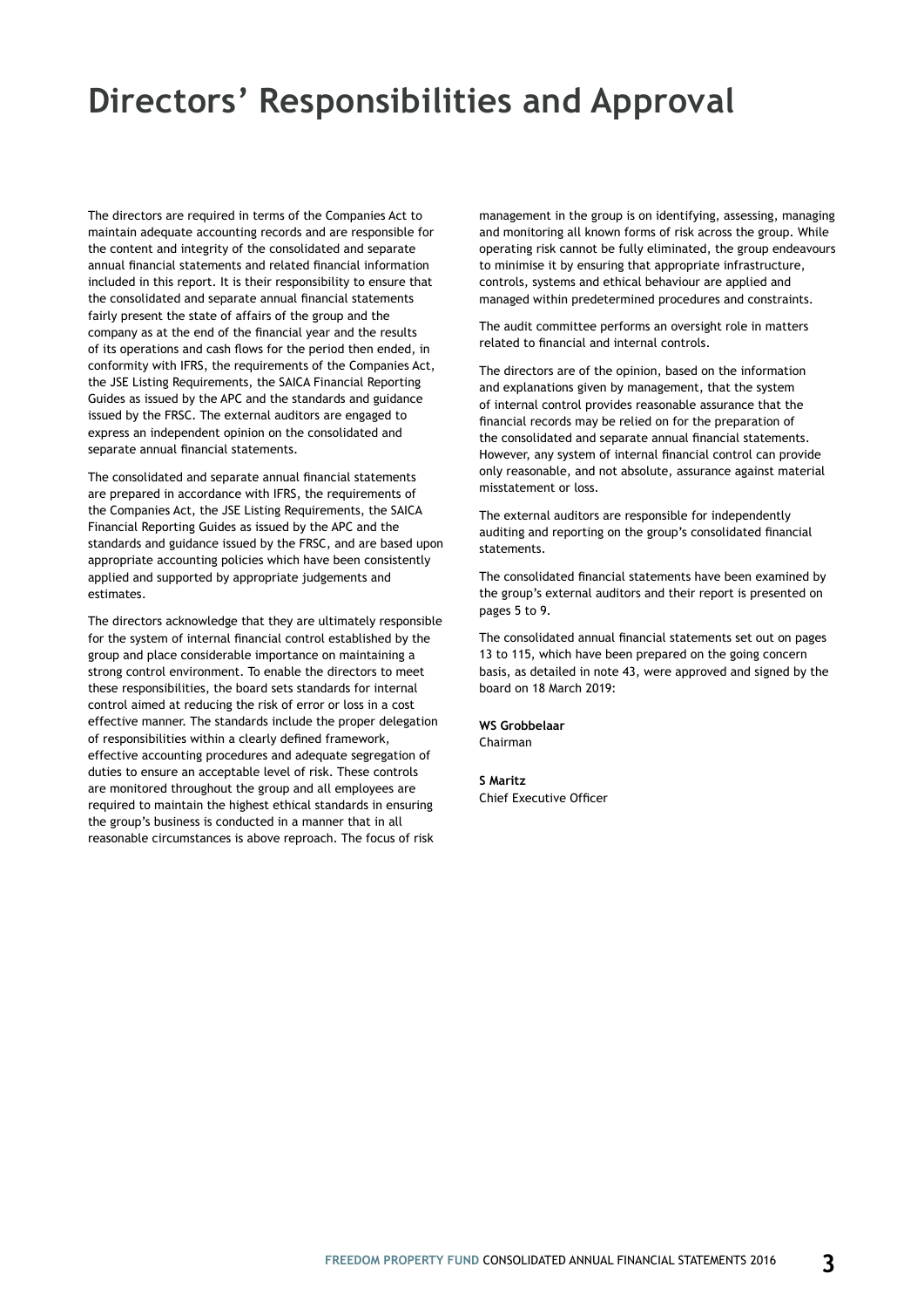# Directors' Responsibilities and Approval

The directors are required in terms of the Companies Act to maintain adequate accounting records and are responsible for the content and integrity of the consolidated and separate annual financial statements and related financial information included in this report. It is their responsibility to ensure that the consolidated and separate annual financial statements fairly present the state of affairs of the group and the company as at the end of the financial year and the results of its operations and cash flows for the period then ended, in conformity with IFRS, the requirements of the Companies Act, the JSE Listing Requirements, the SAICA Financial Reporting Guides as issued by the APC and the standards and guidance issued by the FRSC. The external auditors are engaged to express an independent opinion on the consolidated and separate annual financial statements.

The consolidated and separate annual financial statements are prepared in accordance with IFRS, the requirements of the Companies Act, the JSE Listing Requirements, the SAICA Financial Reporting Guides as issued by the APC and the standards and guidance issued by the FRSC, and are based upon appropriate accounting policies which have been consistently applied and supported by appropriate judgements and estimates.

The directors acknowledge that they are ultimately responsible for the system of internal financial control established by the group and place considerable importance on maintaining a strong control environment. To enable the directors to meet these responsibilities, the board sets standards for internal control aimed at reducing the risk of error or loss in a cost effective manner. The standards include the proper delegation of responsibilities within a clearly defined framework, effective accounting procedures and adequate segregation of duties to ensure an acceptable level of risk. These controls are monitored throughout the group and all employees are required to maintain the highest ethical standards in ensuring the group's business is conducted in a manner that in all reasonable circumstances is above reproach. The focus of risk management in the group is on identifying, assessing, managing and monitoring all known forms of risk across the group. While operating risk cannot be fully eliminated, the group endeavours to minimise it by ensuring that appropriate infrastructure, controls, systems and ethical behaviour are applied and managed within predetermined procedures and constraints.

The audit committee performs an oversight role in matters related to financial and internal controls.

The directors are of the opinion, based on the information and explanations given by management, that the system of internal control provides reasonable assurance that the financial records may be relied on for the preparation of the consolidated and separate annual financial statements. However, any system of internal financial control can provide only reasonable, and not absolute, assurance against material misstatement or loss.

The external auditors are responsible for independently auditing and reporting on the group's consolidated financial statements.

The consolidated financial statements have been examined by the group's external auditors and their report is presented on pages 5 to 9.

The consolidated annual financial statements set out on pages 13 to 115, which have been prepared on the going concern basis, as detailed in note 43, were approved and signed by the board on 18 March 2019:

**WS Grobbelaar**
Chairman

**S Maritz**
Chief Executive Officer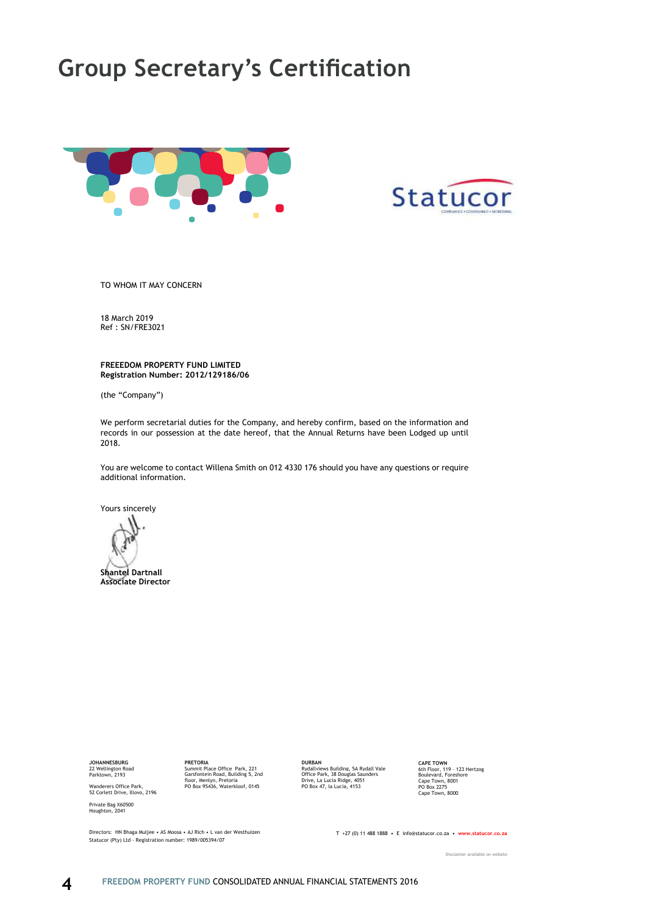# Group Secretary's Certification

Statucor

COMPLIANCE • GOVERNANCE • SECRETARIAL

TO WHOM IT MAY CONCERN

18 March 2019
Ref : SN/FRE3021

**FREEEDOM PROPERTY FUND LIMITED**
**Registration Number: 2012/129186/06**

(the "Company")

We perform secretarial duties for the Company, and hereby confirm, based on the information and records in our possession at the date hereof, that the Annual Returns have been Lodged up until 2018.

You are welcome to contact Willena Smith on 012 4330 176 should you have any questions or require additional information.

Yours sincerely

**Shantel Dartnall**
**Associate Director**

**JOHANNESBURG**
22 Wellington Road
Parktown, 2193

Wanderers Office Park,
52 Corlett Drive, Illovo, 2196

Private Bag X60500
Houghton, 2041

**PRETORIA**
Summit Place Office Park, 221
Garsfontein Road, Building 5, 2nd
floor, Menlyn, Pretoria
PO Box 95436, Waterkloof, 0145

**DURBAN**
Rydallviews Building, 5A Rydall Vale
Office Park, 38 Douglas Saunders
Drive, La Lucia Ridge, 4051
PO Box 47, la Lucia, 4153

**CAPE TOWN**
6th Floor, 119 - 123 Hertzog
Boulevard, Foreshore
Cape Town, 8001
PO Box 2275
Cape Town, 8000

Directors: HN Bhaga Muljee • AS Moosa • AJ Rich • L van der Westhuizen
Statucor (Pty) Ltd - Registration number: 1989/005394/07

T +27 (0) 11 488 1888 • E info@statucor.co.za • www.statucor.co.za

Disclaimer available on website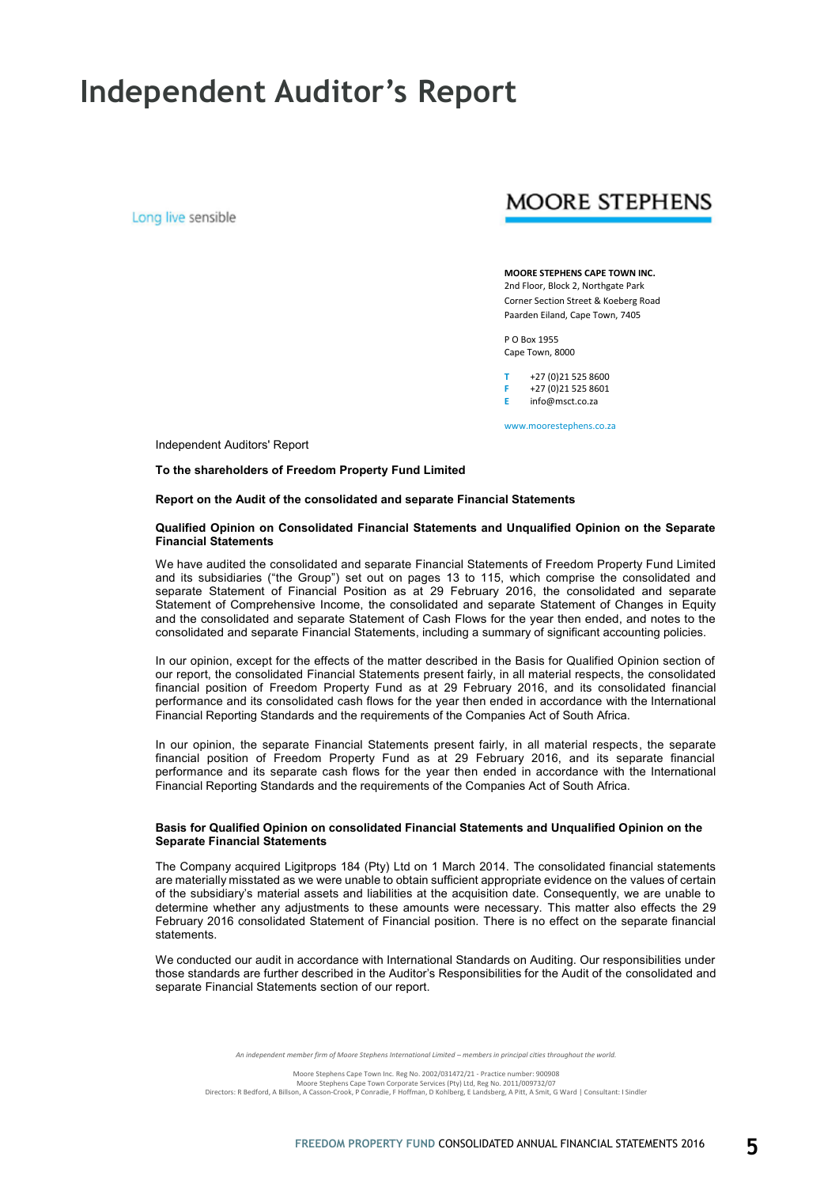# Independent Auditor's Report

Long live sensible

MOORE STEPHENS

**MOORE STEPHENS CAPE TOWN INC.**
2nd Floor, Block 2, Northgate Park
Corner Section Street & Koeberg Road
Paarden Eiland, Cape Town, 7405

P O Box 1955
Cape Town, 8000

**T** +27 (0)21 525 8600
**F** +27 (0)21 525 8601
**E** info@msct.co.za

www.moorestephens.co.za

Independent Auditors' Report

**To the shareholders of Freedom Property Fund Limited**

**Report on the Audit of the consolidated and separate Financial Statements**

**Qualified Opinion on Consolidated Financial Statements and Unqualified Opinion on the Separate Financial Statements**

We have audited the consolidated and separate Financial Statements of Freedom Property Fund Limited and its subsidiaries ("the Group") set out on pages 13 to 115, which comprise the consolidated and separate Statement of Financial Position as at 29 February 2016, the consolidated and separate Statement of Comprehensive Income, the consolidated and separate Statement of Changes in Equity and the consolidated and separate Statement of Cash Flows for the year then ended, and notes to the consolidated and separate Financial Statements, including a summary of significant accounting policies.

In our opinion, except for the effects of the matter described in the Basis for Qualified Opinion section of our report, the consolidated Financial Statements present fairly, in all material respects, the consolidated financial position of Freedom Property Fund as at 29 February 2016, and its consolidated financial performance and its consolidated cash flows for the year then ended in accordance with the International Financial Reporting Standards and the requirements of the Companies Act of South Africa.

In our opinion, the separate Financial Statements present fairly, in all material respects, the separate financial position of Freedom Property Fund as at 29 February 2016, and its separate financial performance and its separate cash flows for the year then ended in accordance with the International Financial Reporting Standards and the requirements of the Companies Act of South Africa.

**Basis for Qualified Opinion on consolidated Financial Statements and Unqualified Opinion on the Separate Financial Statements**

The Company acquired Ligitprops 184 (Pty) Ltd on 1 March 2014. The consolidated financial statements are materially misstated as we were unable to obtain sufficient appropriate evidence on the values of certain of the subsidiary's material assets and liabilities at the acquisition date. Consequently, we are unable to determine whether any adjustments to these amounts were necessary. This matter also effects the 29 February 2016 consolidated Statement of Financial position. There is no effect on the separate financial statements.

We conducted our audit in accordance with International Standards on Auditing. Our responsibilities under those standards are further described in the Auditor's Responsibilities for the Audit of the consolidated and separate Financial Statements section of our report.

*An independent member firm of Moore Stephens International Limited – members in principal cities throughout the world.*

Moore Stephens Cape Town Inc. Reg No. 2002/031472/21 - Practice number: 900908
Moore Stephens Cape Town Corporate Services (Pty) Ltd, Reg No. 2011/009732/07
Directors: R Bedford, A Billson, A Casson-Crook, P Conradie, F Hoffman, D Kohlberg, E Landsberg, A Pitt, A Smit, G Ward | Consultant: I Sindler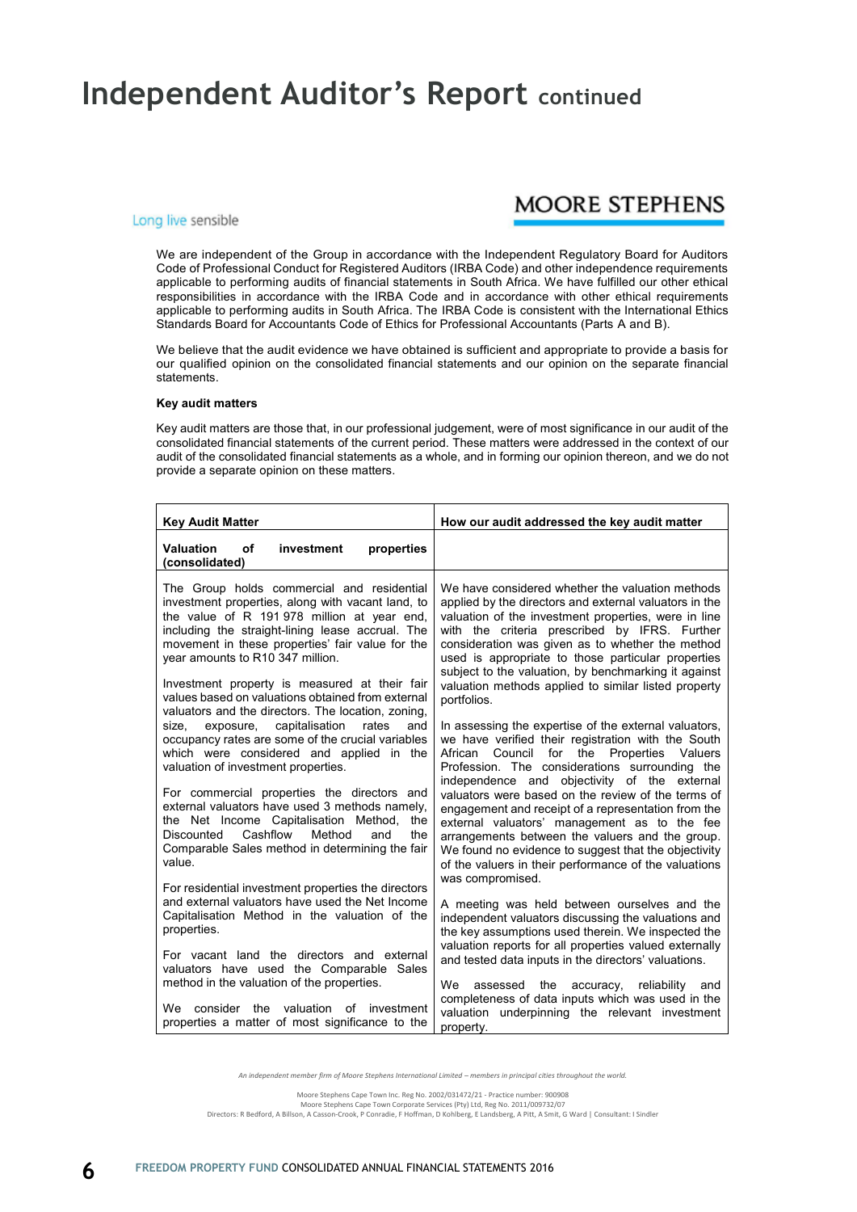# Independent Auditor's Report continued

We are independent of the Group in accordance with the Independent Regulatory Board for Auditors Code of Professional Conduct for Registered Auditors (IRBA Code) and other independence requirements applicable to performing audits of financial statements in South Africa. We have fulfilled our other ethical responsibilities in accordance with the IRBA Code and in accordance with other ethical requirements applicable to performing audits in South Africa. The IRBA Code is consistent with the International Ethics Standards Board for Accountants Code of Ethics for Professional Accountants (Parts A and B).

We believe that the audit evidence we have obtained is sufficient and appropriate to provide a basis for our qualified opinion on the consolidated financial statements and our opinion on the separate financial statements.

**Key audit matters**

Key audit matters are those that, in our professional judgement, were of most significance in our audit of the consolidated financial statements of the current period. These matters were addressed in the context of our audit of the consolidated financial statements as a whole, and in forming our opinion thereon, and we do not provide a separate opinion on these matters.

| Key Audit Matter | How our audit addressed the key audit matter |
|---|---|
| **Valuation of investment properties (consolidated)** | |
| The Group holds commercial and residential investment properties, along with vacant land, to the value of R 191 978 million at year end, including the straight-lining lease accrual. The movement in these properties' fair value for the year amounts to R10 347 million.<br><br>Investment property is measured at their fair values based on valuations obtained from external valuators and the directors. The location, zoning, size, exposure, capitalisation rates and occupancy rates are some of the crucial variables which were considered and applied in the valuation of investment properties.<br><br>For commercial properties the directors and external valuators have used 3 methods namely, the Net Income Capitalisation Method, the Discounted Cashflow Method and the Comparable Sales method in determining the fair value.<br><br>For residential investment properties the directors and external valuators have used the Net Income Capitalisation Method in the valuation of the properties.<br><br>For vacant land the directors and external valuators have used the Comparable Sales method in the valuation of the properties.<br><br>We consider the valuation of investment properties a matter of most significance to the | We have considered whether the valuation methods applied by the directors and external valuators in the valuation of the investment properties, were in line with the criteria prescribed by IFRS. Further consideration was given as to whether the method used is appropriate to those particular properties subject to the valuation, by benchmarking it against valuation methods applied to similar listed property portfolios.<br><br>In assessing the expertise of the external valuators, we have verified their registration with the South African Council for the Properties Valuers Profession. The considerations surrounding the independence and objectivity of the external valuators were based on the review of the terms of engagement and receipt of a representation from the external valuators' management as to the fee arrangements between the valuers and the group. We found no evidence to suggest that the objectivity of the valuers in their performance of the valuations was compromised.<br><br>A meeting was held between ourselves and the independent valuators discussing the valuations and the key assumptions used therein. We inspected the valuation reports for all properties valued externally and tested data inputs in the directors' valuations.<br><br>We assessed the accuracy, reliability and completeness of data inputs which was used in the valuation underpinning the relevant investment property. |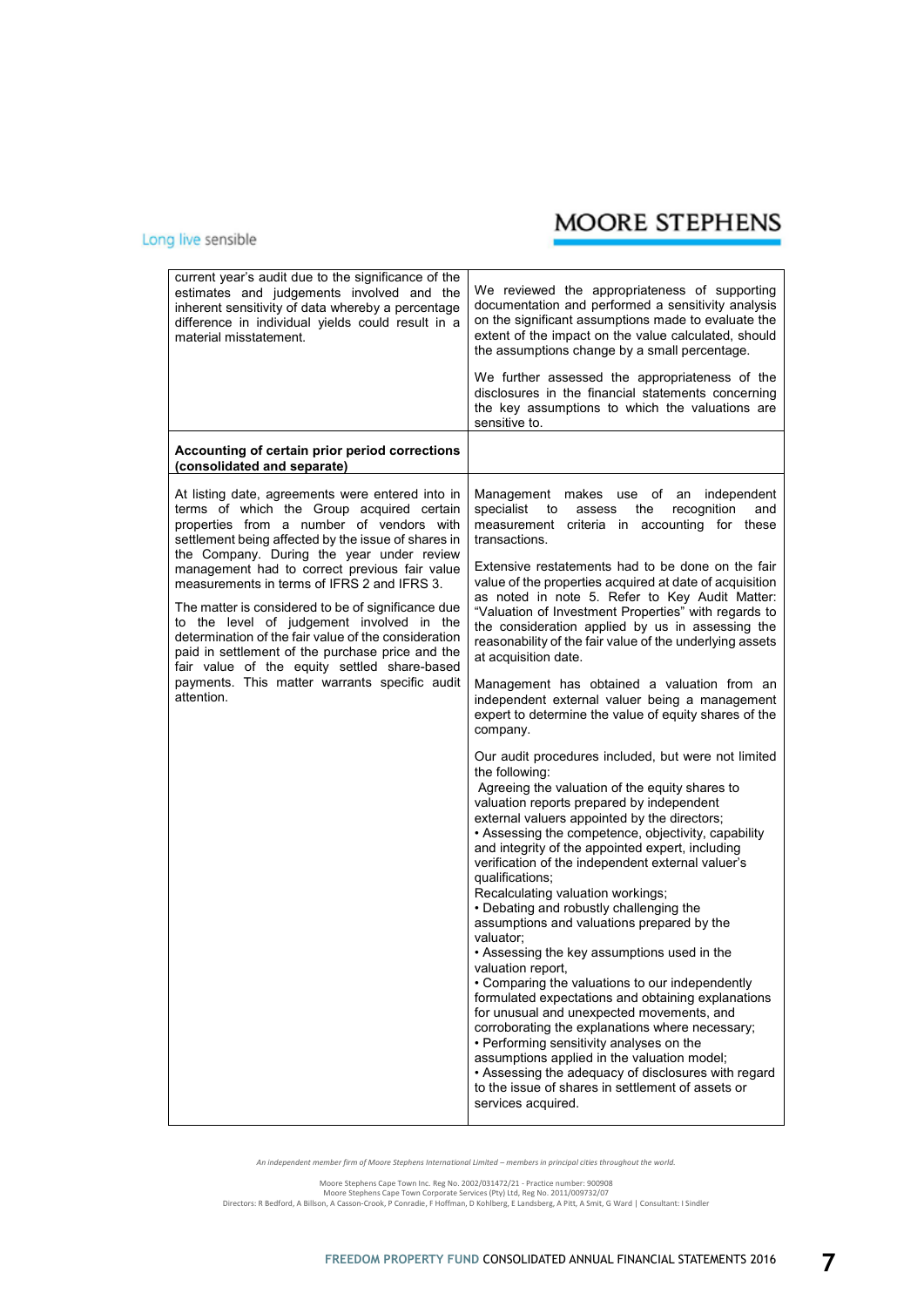| | |
|---|---|
| current year's audit due to the significance of the estimates and judgements involved and the inherent sensitivity of data whereby a percentage difference in individual yields could result in a material misstatement. | We reviewed the appropriateness of supporting documentation and performed a sensitivity analysis on the significant assumptions made to evaluate the extent of the impact on the value calculated, should the assumptions change by a small percentage.<br><br>We further assessed the appropriateness of the disclosures in the financial statements concerning the key assumptions to which the valuations are sensitive to. |
| **Accounting of certain prior period corrections (consolidated and separate)** | |
| At listing date, agreements were entered into in terms of which the Group acquired certain properties from a number of vendors with settlement being affected by the issue of shares in the Company. During the year under review management had to correct previous fair value measurements in terms of IFRS 2 and IFRS 3.<br><br>The matter is considered to be of significance due to the level of judgement involved in the determination of the fair value of the consideration paid in settlement of the purchase price and the fair value of the equity settled share-based payments. This matter warrants specific audit attention. | Management makes use of an independent specialist to assess the recognition and measurement criteria in accounting for these transactions.<br><br>Extensive restatements had to be done on the fair value of the properties acquired at date of acquisition as noted in note 5. Refer to Key Audit Matter: "Valuation of Investment Properties" with regards to the consideration applied by us in assessing the reasonability of the fair value of the underlying assets at acquisition date.<br><br>Management has obtained a valuation from an independent external valuer being a management expert to determine the value of equity shares of the company.<br><br>Our audit procedures included, but were not limited the following:<br>Agreeing the valuation of the equity shares to valuation reports prepared by independent external valuers appointed by the directors;<br>• Assessing the competence, objectivity, capability and integrity of the appointed expert, including verification of the independent external valuer's qualifications;<br>Recalculating valuation workings;<br>• Debating and robustly challenging the assumptions and valuations prepared by the valuator;<br>• Assessing the key assumptions used in the valuation report,<br>• Comparing the valuations to our independently formulated expectations and obtaining explanations for unusual and unexpected movements, and corroborating the explanations where necessary;<br>• Performing sensitivity analyses on the assumptions applied in the valuation model;<br>• Assessing the adequacy of disclosures with regard to the issue of shares in settlement of assets or services acquired. |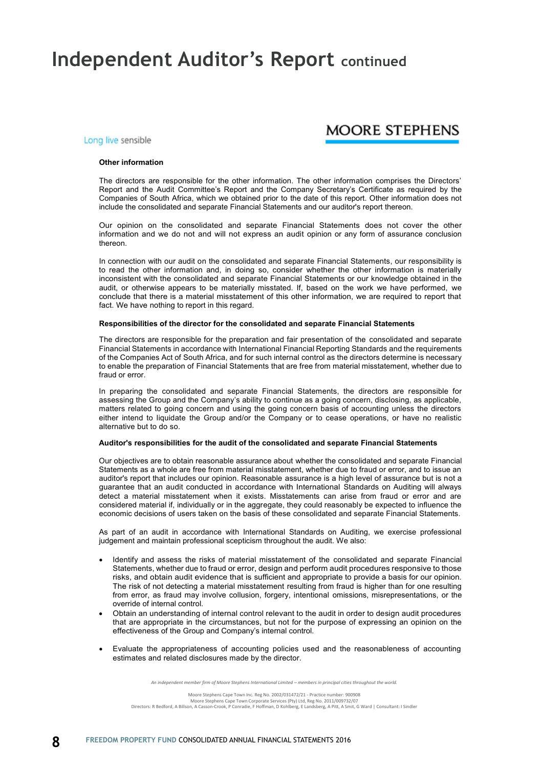# Independent Auditor's Report continued

Long live sensible

MOORE STEPHENS

**Other information**

The directors are responsible for the other information. The other information comprises the Directors' Report and the Audit Committee's Report and the Company Secretary's Certificate as required by the Companies of South Africa, which we obtained prior to the date of this report. Other information does not include the consolidated and separate Financial Statements and our auditor's report thereon.

Our opinion on the consolidated and separate Financial Statements does not cover the other information and we do not and will not express an audit opinion or any form of assurance conclusion thereon.

In connection with our audit on the consolidated and separate Financial Statements, our responsibility is to read the other information and, in doing so, consider whether the other information is materially inconsistent with the consolidated and separate Financial Statements or our knowledge obtained in the audit, or otherwise appears to be materially misstated. If, based on the work we have performed, we conclude that there is a material misstatement of this other information, we are required to report that fact. We have nothing to report in this regard.

**Responsibilities of the director for the consolidated and separate Financial Statements**

The directors are responsible for the preparation and fair presentation of the consolidated and separate Financial Statements in accordance with International Financial Reporting Standards and the requirements of the Companies Act of South Africa, and for such internal control as the directors determine is necessary to enable the preparation of Financial Statements that are free from material misstatement, whether due to fraud or error.

In preparing the consolidated and separate Financial Statements, the directors are responsible for assessing the Group and the Company's ability to continue as a going concern, disclosing, as applicable, matters related to going concern and using the going concern basis of accounting unless the directors either intend to liquidate the Group and/or the Company or to cease operations, or have no realistic alternative but to do so.

**Auditor's responsibilities for the audit of the consolidated and separate Financial Statements**

Our objectives are to obtain reasonable assurance about whether the consolidated and separate Financial Statements as a whole are free from material misstatement, whether due to fraud or error, and to issue an auditor's report that includes our opinion. Reasonable assurance is a high level of assurance but is not a guarantee that an audit conducted in accordance with International Standards on Auditing will always detect a material misstatement when it exists. Misstatements can arise from fraud or error and are considered material if, individually or in the aggregate, they could reasonably be expected to influence the economic decisions of users taken on the basis of these consolidated and separate Financial Statements.

As part of an audit in accordance with International Standards on Auditing, we exercise professional judgement and maintain professional scepticism throughout the audit. We also:

- Identify and assess the risks of material misstatement of the consolidated and separate Financial Statements, whether due to fraud or error, design and perform audit procedures responsive to those risks, and obtain audit evidence that is sufficient and appropriate to provide a basis for our opinion. The risk of not detecting a material misstatement resulting from fraud is higher than for one resulting from error, as fraud may involve collusion, forgery, intentional omissions, misrepresentations, or the override of internal control.
- Obtain an understanding of internal control relevant to the audit in order to design audit procedures that are appropriate in the circumstances, but not for the purpose of expressing an opinion on the effectiveness of the Group and Company's internal control.
- Evaluate the appropriateness of accounting policies used and the reasonableness of accounting estimates and related disclosures made by the director.

*An independent member firm of Moore Stephens International Limited – members in principal cities throughout the world.*

Moore Stephens Cape Town Inc. Reg No. 2002/031472/21 - Practice number: 900908
Moore Stephens Cape Town Corporate Services (Pty) Ltd, Reg No. 2011/009732/07
Directors: R Bedford, A Billson, A Casson-Crook, P Conradie, F Hoffman, D Kohlberg, E Landsberg, A Pitt, A Smit, G Ward | Consultant: I Sindler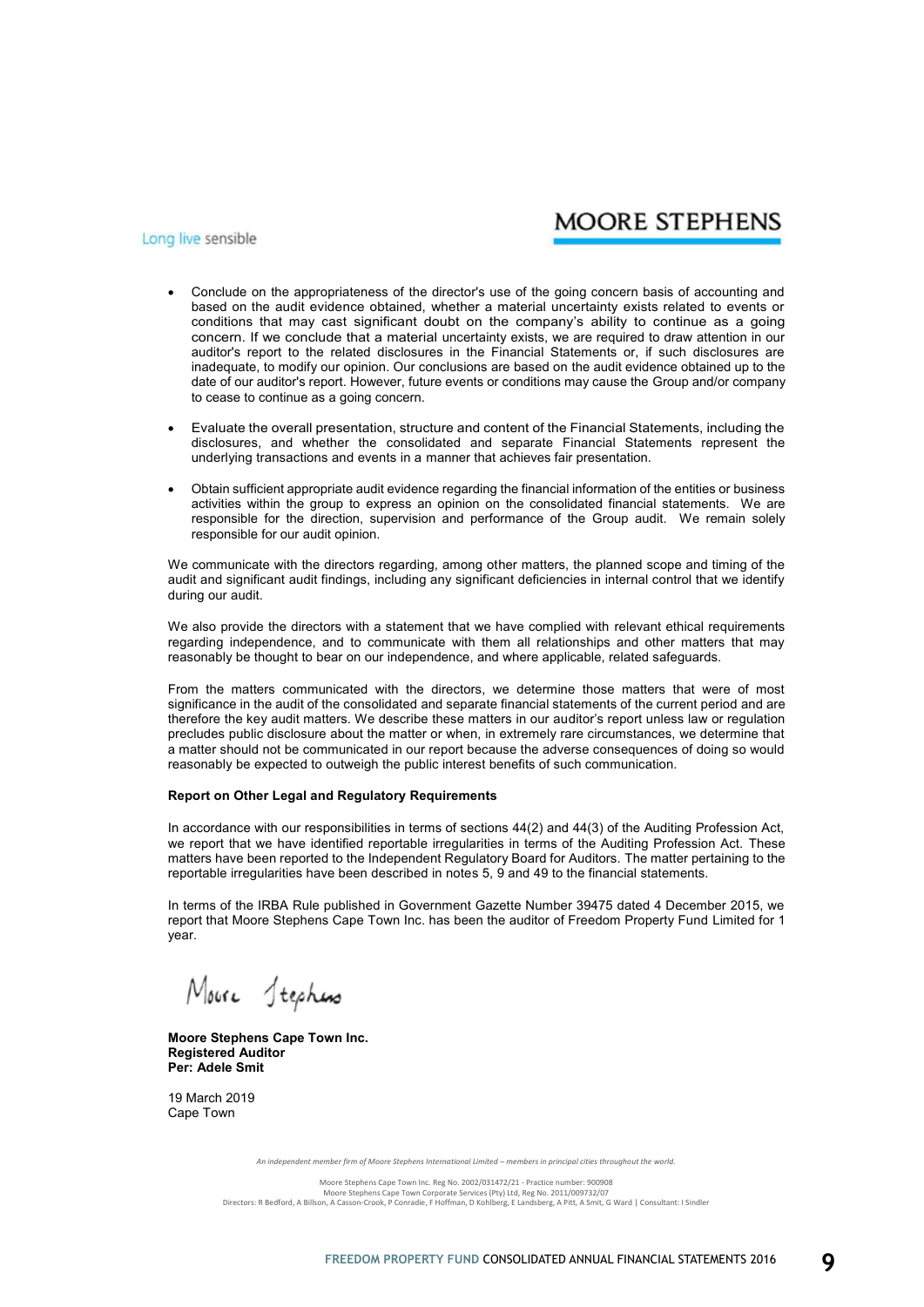- Conclude on the appropriateness of the director's use of the going concern basis of accounting and based on the audit evidence obtained, whether a material uncertainty exists related to events or conditions that may cast significant doubt on the company's ability to continue as a going concern. If we conclude that a material uncertainty exists, we are required to draw attention in our auditor's report to the related disclosures in the Financial Statements or, if such disclosures are inadequate, to modify our opinion. Our conclusions are based on the audit evidence obtained up to the date of our auditor's report. However, future events or conditions may cause the Group and/or company to cease to continue as a going concern.

- Evaluate the overall presentation, structure and content of the Financial Statements, including the disclosures, and whether the consolidated and separate Financial Statements represent the underlying transactions and events in a manner that achieves fair presentation.

- Obtain sufficient appropriate audit evidence regarding the financial information of the entities or business activities within the group to express an opinion on the consolidated financial statements. We are responsible for the direction, supervision and performance of the Group audit. We remain solely responsible for our audit opinion.

We communicate with the directors regarding, among other matters, the planned scope and timing of the audit and significant audit findings, including any significant deficiencies in internal control that we identify during our audit.

We also provide the directors with a statement that we have complied with relevant ethical requirements regarding independence, and to communicate with them all relationships and other matters that may reasonably be thought to bear on our independence, and where applicable, related safeguards.

From the matters communicated with the directors, we determine those matters that were of most significance in the audit of the consolidated and separate financial statements of the current period and are therefore the key audit matters. We describe these matters in our auditor's report unless law or regulation precludes public disclosure about the matter or when, in extremely rare circumstances, we determine that a matter should not be communicated in our report because the adverse consequences of doing so would reasonably be expected to outweigh the public interest benefits of such communication.

**Report on Other Legal and Regulatory Requirements**

In accordance with our responsibilities in terms of sections 44(2) and 44(3) of the Auditing Profession Act, we report that we have identified reportable irregularities in terms of the Auditing Profession Act. These matters have been reported to the Independent Regulatory Board for Auditors. The matter pertaining to the reportable irregularities have been described in notes 5, 9 and 49 to the financial statements.

In terms of the IRBA Rule published in Government Gazette Number 39475 dated 4 December 2015, we report that Moore Stephens Cape Town Inc. has been the auditor of Freedom Property Fund Limited for 1 year.

Moore Stephens

**Moore Stephens Cape Town Inc.**
**Registered Auditor**
**Per: Adele Smit**

19 March 2019
Cape Town

*An independent member firm of Moore Stephens International Limited – members in principal cities throughout the world.*

Moore Stephens Cape Town Inc. Reg No. 2002/031472/21 - Practice number: 900908
Moore Stephens Cape Town Corporate Services (Pty) Ltd, Reg No. 2011/009732/07
Directors: R Bedford, A Billson, A Casson-Crook, P Conradie, F Hoffman, D Kohlberg, E Landsberg, A Pitt, A Smit, G Ward | Consultant: I Sindler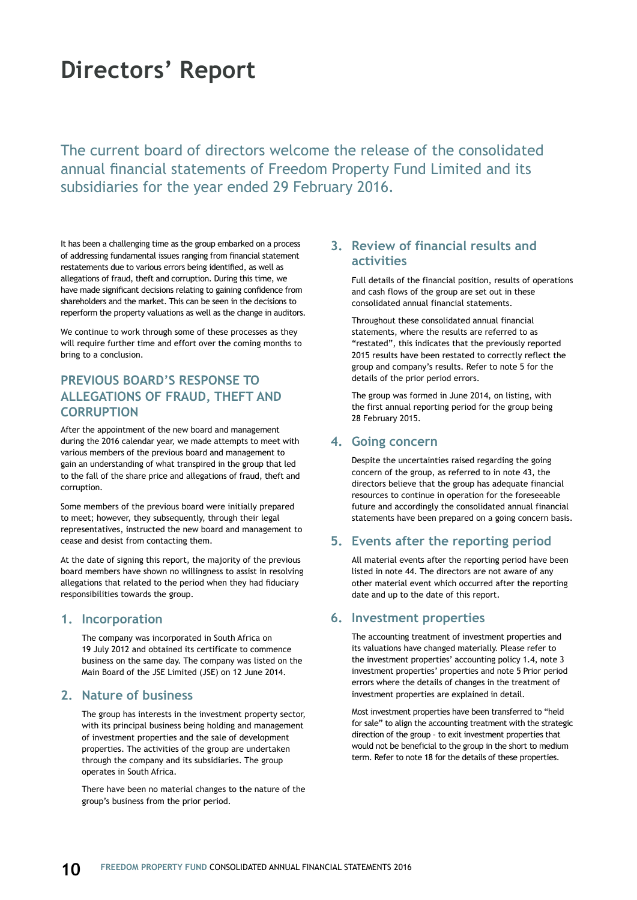# Directors' Report

The current board of directors welcome the release of the consolidated annual financial statements of Freedom Property Fund Limited and its subsidiaries for the year ended 29 February 2016.

It has been a challenging time as the group embarked on a process of addressing fundamental issues ranging from financial statement restatements due to various errors being identified, as well as allegations of fraud, theft and corruption. During this time, we have made significant decisions relating to gaining confidence from shareholders and the market. This can be seen in the decisions to reperform the property valuations as well as the change in auditors.

We continue to work through some of these processes as they will require further time and effort over the coming months to bring to a conclusion.

## PREVIOUS BOARD'S RESPONSE TO ALLEGATIONS OF FRAUD, THEFT AND CORRUPTION

After the appointment of the new board and management during the 2016 calendar year, we made attempts to meet with various members of the previous board and management to gain an understanding of what transpired in the group that led to the fall of the share price and allegations of fraud, theft and corruption.

Some members of the previous board were initially prepared to meet; however, they subsequently, through their legal representatives, instructed the new board and management to cease and desist from contacting them.

At the date of signing this report, the majority of the previous board members have shown no willingness to assist in resolving allegations that related to the period when they had fiduciary responsibilities towards the group.

## 1. Incorporation

The company was incorporated in South Africa on 19 July 2012 and obtained its certificate to commence business on the same day. The company was listed on the Main Board of the JSE Limited (JSE) on 12 June 2014.

## 2. Nature of business

The group has interests in the investment property sector, with its principal business being holding and management of investment properties and the sale of development properties. The activities of the group are undertaken through the company and its subsidiaries. The group operates in South Africa.

There have been no material changes to the nature of the group's business from the prior period.

## 3. Review of financial results and activities

Full details of the financial position, results of operations and cash flows of the group are set out in these consolidated annual financial statements.

Throughout these consolidated annual financial statements, where the results are referred to as "restated", this indicates that the previously reported 2015 results have been restated to correctly reflect the group and company's results. Refer to note 5 for the details of the prior period errors.

The group was formed in June 2014, on listing, with the first annual reporting period for the group being 28 February 2015.

## 4. Going concern

Despite the uncertainties raised regarding the going concern of the group, as referred to in note 43, the directors believe that the group has adequate financial resources to continue in operation for the foreseeable future and accordingly the consolidated annual financial statements have been prepared on a going concern basis.

## 5. Events after the reporting period

All material events after the reporting period have been listed in note 44. The directors are not aware of any other material event which occurred after the reporting date and up to the date of this report.

## 6. Investment properties

The accounting treatment of investment properties and its valuations have changed materially. Please refer to the investment properties' accounting policy 1.4, note 3 investment properties' properties and note 5 Prior period errors where the details of changes in the treatment of investment properties are explained in detail.

Most investment properties have been transferred to "held for sale" to align the accounting treatment with the strategic direction of the group – to exit investment properties that would not be beneficial to the group in the short to medium term. Refer to note 18 for the details of these properties.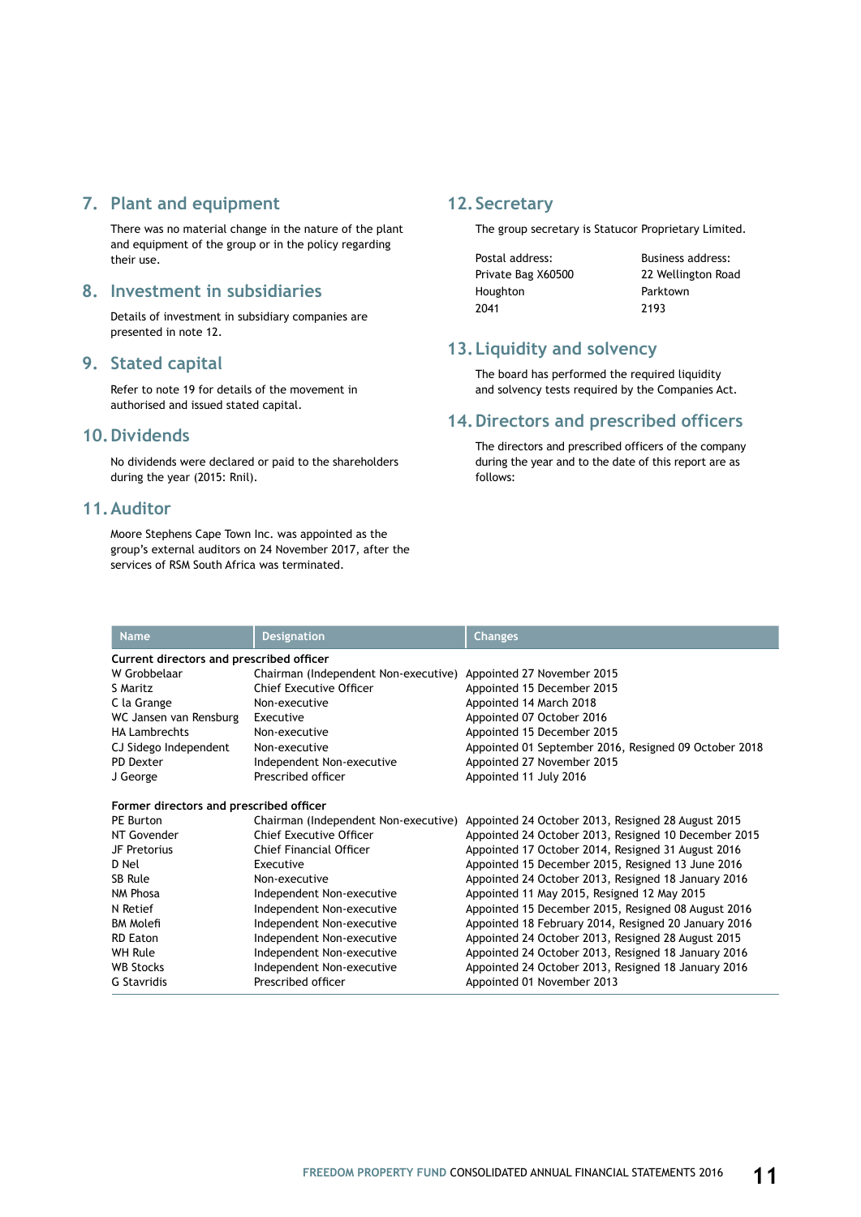## 7. Plant and equipment

There was no material change in the nature of the plant and equipment of the group or in the policy regarding their use.

## 8. Investment in subsidiaries

Details of investment in subsidiary companies are presented in note 12.

## 9. Stated capital

Refer to note 19 for details of the movement in authorised and issued stated capital.

## 10. Dividends

No dividends were declared or paid to the shareholders during the year (2015: Rnil).

## 11. Auditor

Moore Stephens Cape Town Inc. was appointed as the group's external auditors on 24 November 2017, after the services of RSM South Africa was terminated.

## 12. Secretary

The group secretary is Statucor Proprietary Limited.

Postal address:
Private Bag X60500
Houghton
2041

Business address:
22 Wellington Road
Parktown
2193

## 13. Liquidity and solvency

The board has performed the required liquidity and solvency tests required by the Companies Act.

## 14. Directors and prescribed officers

The directors and prescribed officers of the company during the year and to the date of this report are as follows:

| Name | Designation | Changes |
|---|---|---|
| **Current directors and prescribed officer** | | |
| W Grobbelaar | Chairman (Independent Non-executive) | Appointed 27 November 2015 |
| S Maritz | Chief Executive Officer | Appointed 15 December 2015 |
| C la Grange | Non-executive | Appointed 14 March 2018 |
| WC Jansen van Rensburg | Executive | Appointed 07 October 2016 |
| HA Lambrechts | Non-executive | Appointed 15 December 2015 |
| CJ Sidego Independent | Non-executive | Appointed 01 September 2016, Resigned 09 October 2018 |
| PD Dexter | Independent Non-executive | Appointed 27 November 2015 |
| J George | Prescribed officer | Appointed 11 July 2016 |
| **Former directors and prescribed officer** | | |
| PE Burton | Chairman (Independent Non-executive) | Appointed 24 October 2013, Resigned 28 August 2015 |
| NT Govender | Chief Executive Officer | Appointed 24 October 2013, Resigned 10 December 2015 |
| JF Pretorius | Chief Financial Officer | Appointed 17 October 2014, Resigned 31 August 2016 |
| D Nel | Executive | Appointed 15 December 2015, Resigned 13 June 2016 |
| SB Rule | Non-executive | Appointed 24 October 2013, Resigned 18 January 2016 |
| NM Phosa | Independent Non-executive | Appointed 11 May 2015, Resigned 12 May 2015 |
| N Retief | Independent Non-executive | Appointed 15 December 2015, Resigned 08 August 2016 |
| BM Molefi | Independent Non-executive | Appointed 18 February 2014, Resigned 20 January 2016 |
| RD Eaton | Independent Non-executive | Appointed 24 October 2013, Resigned 28 August 2015 |
| WH Rule | Independent Non-executive | Appointed 24 October 2013, Resigned 18 January 2016 |
| WB Stocks | Independent Non-executive | Appointed 24 October 2013, Resigned 18 January 2016 |
| G Stavridis | Prescribed officer | Appointed 01 November 2013 |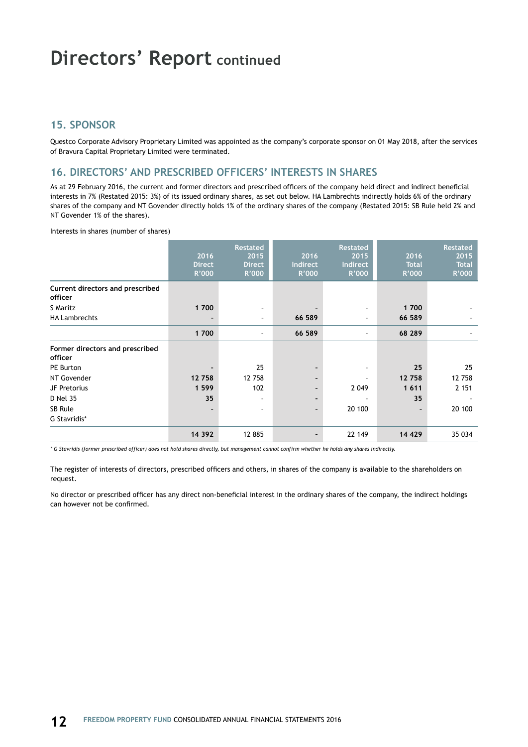# Directors' Report continued

## 15. SPONSOR

Questco Corporate Advisory Proprietary Limited was appointed as the company's corporate sponsor on 01 May 2018, after the services of Bravura Capital Proprietary Limited were terminated.

## 16. DIRECTORS' AND PRESCRIBED OFFICERS' INTERESTS IN SHARES

As at 29 February 2016, the current and former directors and prescribed officers of the company held direct and indirect beneficial interests in 7% (Restated 2015: 3%) of its issued ordinary shares, as set out below. HA Lambrechts indirectly holds 6% of the ordinary shares of the company and NT Govender directly holds 1% of the ordinary shares of the company (Restated 2015: SB Rule held 2% and NT Govender 1% of the shares).

Interests in shares (number of shares)

| | 2016 Direct R'000 | Restated 2015 Direct R'000 | 2016 Indirect R'000 | Restated 2015 Indirect R'000 | 2016 Total R'000 | Restated 2015 Total R'000 |
|---|---|---|---|---|---|---|
| **Current directors and prescribed officer** | | | | | | |
| S Maritz | **1 700** | - | **-** | - | **1 700** | - |
| HA Lambrechts | **-** | - | **66 589** | - | **66 589** | - |
| | **1 700** | - | **66 589** | - | **68 289** | - |
| **Former directors and prescribed officer** | | | | | | |
| PE Burton | **-** | 25 | **-** | - | **25** | 25 |
| NT Govender | **12 758** | 12 758 | **-** | - | **12 758** | 12 758 |
| JF Pretorius | **1 599** | 102 | **-** | 2 049 | **1 611** | 2 151 |
| D Nel 35 | **35** | - | **-** | - | **35** | - |
| SB Rule | **-** | - | **-** | 20 100 | **-** | 20 100 |
| G Stavridis* | | | | | | |
| | **14 392** | 12 885 | **-** | 22 149 | **14 429** | 35 034 |

*\* G Stavridis (former prescribed officer) does not hold shares directly, but management cannot confirm whether he holds any shares indirectly.*

The register of interests of directors, prescribed officers and others, in shares of the company is available to the shareholders on request.

No director or prescribed officer has any direct non-beneficial interest in the ordinary shares of the company, the indirect holdings can however not be confirmed.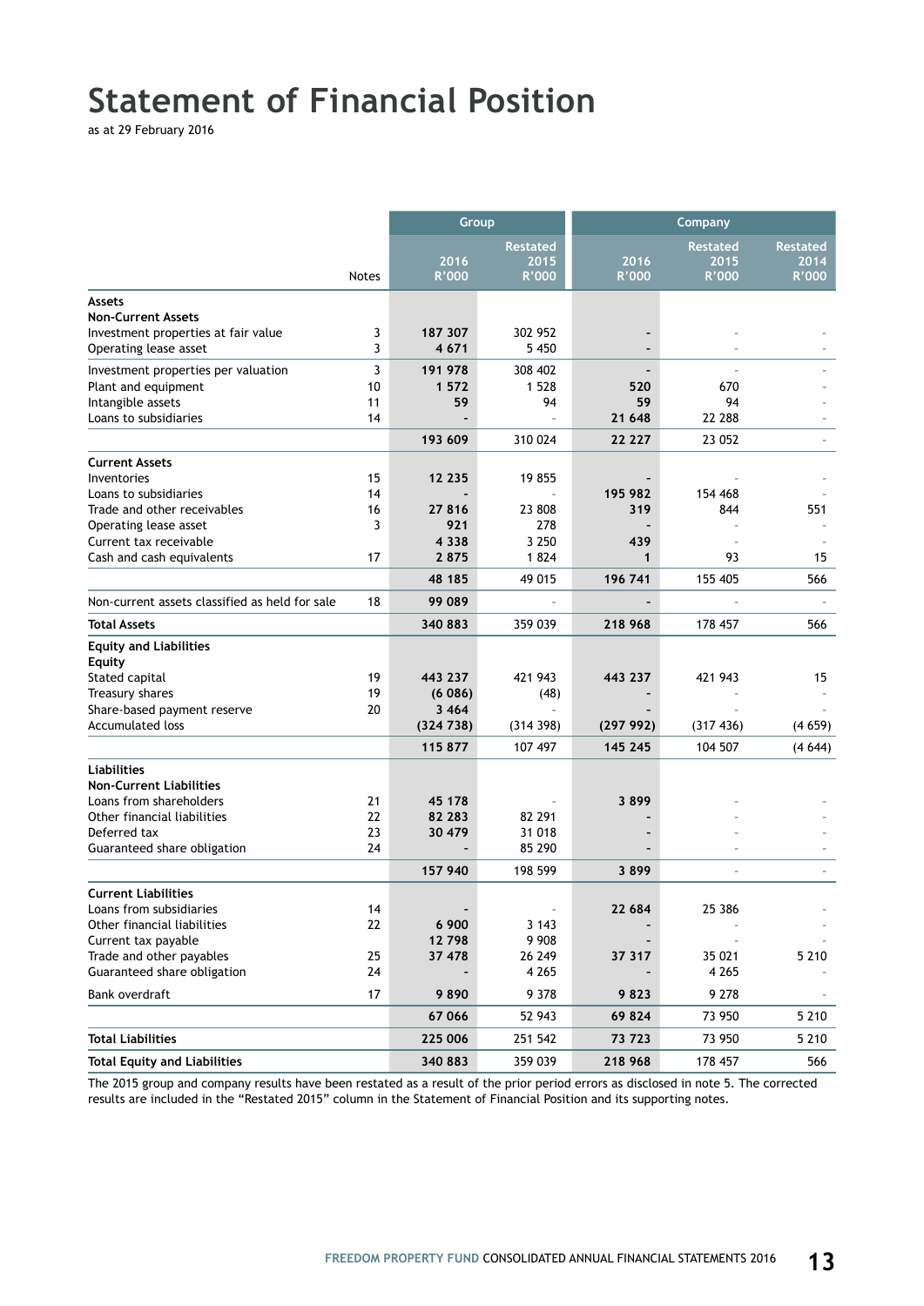# Statement of Financial Position

as at 29 February 2016

| | Notes | Group | | Company | | |
|---|---|---|---|---|---|---|
| | | 2016 R'000 | Restated 2015 R'000 | 2016 R'000 | Restated 2015 R'000 | Restated 2014 R'000 |
| **Assets** | | | | | | |
| **Non-Current Assets** | | | | | | |
| Investment properties at fair value | 3 | **187 307** | 302 952 | **-** | - | - |
| Operating lease asset | 3 | **4 671** | 5 450 | **-** | - | - |
| Investment properties per valuation | 3 | **191 978** | 308 402 | **-** | - | - |
| Plant and equipment | 10 | **1 572** | 1 528 | **520** | 670 | - |
| Intangible assets | 11 | **59** | 94 | **59** | 94 | - |
| Loans to subsidiaries | 14 | **-** | - | **21 648** | 22 288 | - |
| | | **193 609** | 310 024 | **22 227** | 23 052 | - |
| **Current Assets** | | | | | | |
| Inventories | 15 | **12 235** | 19 855 | **-** | - | - |
| Loans to subsidiaries | 14 | **-** | - | **195 982** | 154 468 | - |
| Trade and other receivables | 16 | **27 816** | 23 808 | **319** | 844 | 551 |
| Operating lease asset | 3 | **921** | 278 | **-** | - | - |
| Current tax receivable | | **4 338** | 3 250 | **439** | - | - |
| Cash and cash equivalents | 17 | **2 875** | 1 824 | **1** | 93 | 15 |
| | | **48 185** | 49 015 | **196 741** | 155 405 | 566 |
| Non-current assets classified as held for sale | 18 | **99 089** | - | **-** | - | - |
| **Total Assets** | | **340 883** | 359 039 | **218 968** | 178 457 | 566 |
| **Equity and Liabilities** | | | | | | |
| **Equity** | | | | | | |
| Stated capital | 19 | **443 237** | 421 943 | **443 237** | 421 943 | 15 |
| Treasury shares | 19 | **(6 086)** | (48) | **-** | - | - |
| Share-based payment reserve | 20 | **3 464** | - | **-** | - | - |
| Accumulated loss | | **(324 738)** | (314 398) | **(297 992)** | (317 436) | (4 659) |
| | | **115 877** | 107 497 | **145 245** | 104 507 | (4 644) |
| **Liabilities** | | | | | | |
| **Non-Current Liabilities** | | | | | | |
| Loans from shareholders | 21 | **45 178** | - | **3 899** | - | - |
| Other financial liabilities | 22 | **82 283** | 82 291 | **-** | - | - |
| Deferred tax | 23 | **30 479** | 31 018 | **-** | - | - |
| Guaranteed share obligation | 24 | **-** | 85 290 | **-** | - | - |
| | | **157 940** | 198 599 | **3 899** | - | - |
| **Current Liabilities** | | | | | | |
| Loans from subsidiaries | 14 | **-** | - | **22 684** | 25 386 | - |
| Other financial liabilities | 22 | **6 900** | 3 143 | **-** | - | - |
| Current tax payable | | **12 798** | 9 908 | **-** | - | - |
| Trade and other payables | 25 | **37 478** | 26 249 | **37 317** | 35 021 | 5 210 |
| Guaranteed share obligation | 24 | **-** | 4 265 | **-** | 4 265 | - |
| Bank overdraft | 17 | **9 890** | 9 378 | **9 823** | 9 278 | - |
| | | **67 066** | 52 943 | **69 824** | 73 950 | 5 210 |
| **Total Liabilities** | | **225 006** | 251 542 | **73 723** | 73 950 | 5 210 |
| **Total Equity and Liabilities** | | **340 883** | 359 039 | **218 968** | 178 457 | 566 |

The 2015 group and company results have been restated as a result of the prior period errors as disclosed in note 5. The corrected results are included in the "Restated 2015" column in the Statement of Financial Position and its supporting notes.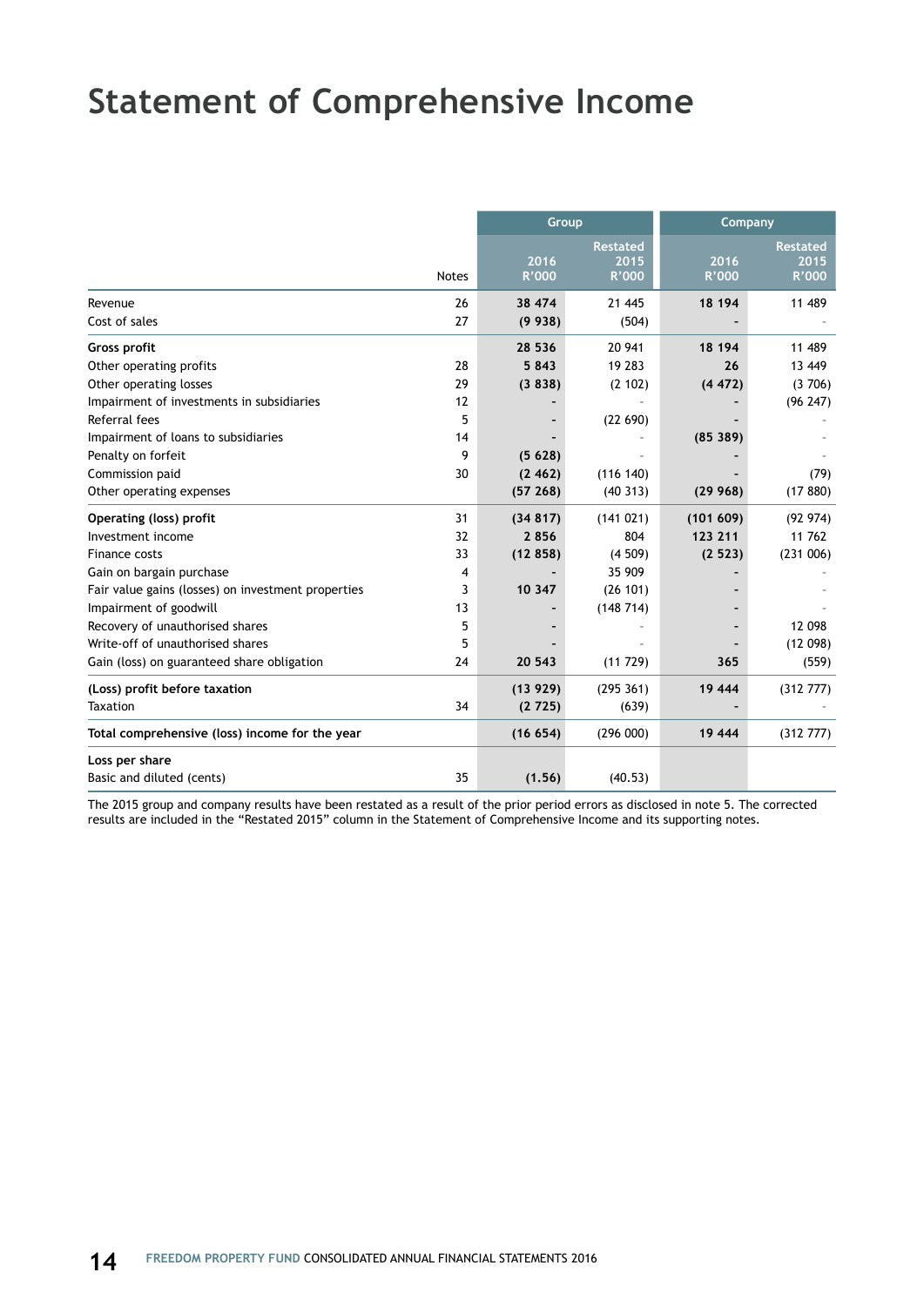# Statement of Comprehensive Income

| | Notes | Group | | Company | |
|---|---|---|---|---|---|
| | | 2016 R'000 | Restated 2015 R'000 | 2016 R'000 | Restated 2015 R'000 |
| Revenue | 26 | **38 474** | 21 445 | **18 194** | 11 489 |
| Cost of sales | 27 | **(9 938)** | (504) | **-** | - |
| **Gross profit** | | **28 536** | 20 941 | **18 194** | 11 489 |
| Other operating profits | 28 | **5 843** | 19 283 | **26** | 13 449 |
| Other operating losses | 29 | **(3 838)** | (2 102) | **(4 472)** | (3 706) |
| Impairment of investments in subsidiaries | 12 | **-** | - | **-** | (96 247) |
| Referral fees | 5 | **-** | (22 690) | **-** | - |
| Impairment of loans to subsidiaries | 14 | **-** | - | **(85 389)** | - |
| Penalty on forfeit | 9 | **(5 628)** | - | **-** | - |
| Commission paid | 30 | **(2 462)** | (116 140) | **-** | (79) |
| Other operating expenses | | **(57 268)** | (40 313) | **(29 968)** | (17 880) |
| **Operating (loss) profit** | 31 | **(34 817)** | (141 021) | **(101 609)** | (92 974) |
| Investment income | 32 | **2 856** | 804 | **123 211** | 11 762 |
| Finance costs | 33 | **(12 858)** | (4 509) | **(2 523)** | (231 006) |
| Gain on bargain purchase | 4 | **-** | 35 909 | **-** | - |
| Fair value gains (losses) on investment properties | 3 | **10 347** | (26 101) | **-** | - |
| Impairment of goodwill | 13 | **-** | (148 714) | **-** | - |
| Recovery of unauthorised shares | 5 | **-** | - | **-** | 12 098 |
| Write-off of unauthorised shares | 5 | **-** | - | **-** | (12 098) |
| Gain (loss) on guaranteed share obligation | 24 | **20 543** | (11 729) | **365** | (559) |
| **(Loss) profit before taxation** | | **(13 929)** | (295 361) | **19 444** | (312 777) |
| Taxation | 34 | **(2 725)** | (639) | **-** | - |
| **Total comprehensive (loss) income for the year** | | **(16 654)** | (296 000) | **19 444** | (312 777) |
| **Loss per share** | | | | | |
| Basic and diluted (cents) | 35 | **(1.56)** | (40.53) | | |

The 2015 group and company results have been restated as a result of the prior period errors as disclosed in note 5. The corrected results are included in the "Restated 2015" column in the Statement of Comprehensive Income and its supporting notes.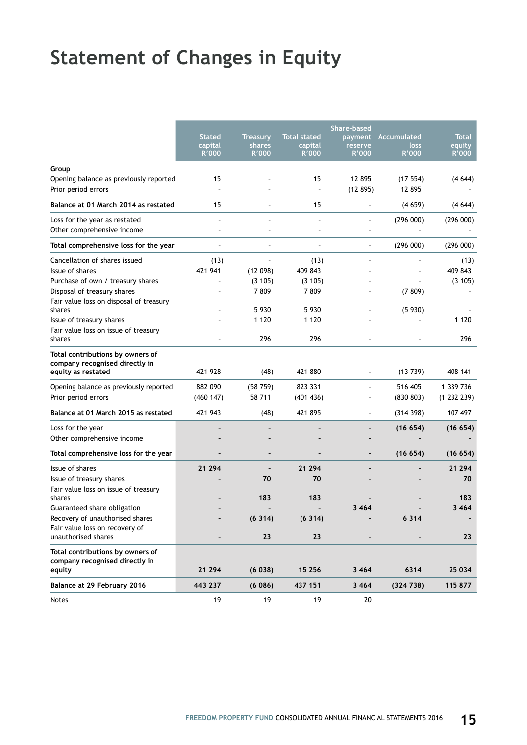# Statement of Changes in Equity

| | Stated capital R'000 | Treasury shares R'000 | Total stated capital R'000 | Share-based payment reserve R'000 | Accumulated loss R'000 | Total equity R'000 |
|---|---|---|---|---|---|---|
| **Group** | | | | | | |
| Opening balance as previously reported | 15 | - | 15 | 12 895 | (17 554) | (4 644) |
| Prior period errors | - | - | - | (12 895) | 12 895 | - |
| **Balance at 01 March 2014 as restated** | 15 | - | 15 | - | (4 659) | (4 644) |
| Loss for the year as restated | - | - | - | - | (296 000) | (296 000) |
| Other comprehensive income | - | - | - | - | - | - |
| **Total comprehensive loss for the year** | - | - | - | - | (296 000) | (296 000) |
| Cancellation of shares issued | (13) | - | (13) | - | - | (13) |
| Issue of shares | 421 941 | (12 098) | 409 843 | - | - | 409 843 |
| Purchase of own / treasury shares | - | (3 105) | (3 105) | - | - | (3 105) |
| Disposal of treasury shares | - | 7 809 | 7 809 | - | (7 809) | - |
| Fair value loss on disposal of treasury shares | - | 5 930 | 5 930 | - | (5 930) | - |
| Issue of treasury shares | - | 1 120 | 1 120 | - | - | 1 120 |
| Fair value loss on issue of treasury shares | - | 296 | 296 | - | - | 296 |
| **Total contributions by owners of company recognised directly in equity as restated** | 421 928 | (48) | 421 880 | - | (13 739) | 408 141 |
| Opening balance as previously reported | 882 090 | (58 759) | 823 331 | - | 516 405 | 1 339 736 |
| Prior period errors | (460 147) | 58 711 | (401 436) | - | (830 803) | (1 232 239) |
| **Balance at 01 March 2015 as restated** | 421 943 | (48) | 421 895 | - | (314 398) | 107 497 |
| Loss for the year | **-** | **-** | **-** | **-** | **(16 654)** | **(16 654)** |
| Other comprehensive income | **-** | **-** | **-** | **-** | **-** | **-** |
| **Total comprehensive loss for the year** | **-** | **-** | **-** | **-** | **(16 654)** | **(16 654)** |
| Issue of shares | **21 294** | **-** | **21 294** | **-** | **-** | **21 294** |
| Issue of treasury shares | **-** | **70** | **70** | **-** | **-** | **70** |
| Fair value loss on issue of treasury shares | **-** | **183** | **183** | **-** | **-** | **183** |
| Guaranteed share obligation | **-** | **-** | **-** | **3 464** | **-** | **3 464** |
| Recovery of unauthorised shares | **-** | **(6 314)** | **(6 314)** | **-** | **6 314** | **-** |
| Fair value loss on recovery of unauthorised shares | **-** | **23** | **23** | **-** | **-** | **23** |
| **Total contributions by owners of company recognised directly in equity** | **21 294** | **(6 038)** | **15 256** | **3 464** | **6314** | **25 034** |
| **Balance at 29 February 2016** | **443 237** | **(6 086)** | **437 151** | **3 464** | **(324 738)** | **115 877** |
| Notes | 19 | 19 | 19 | 20 | | |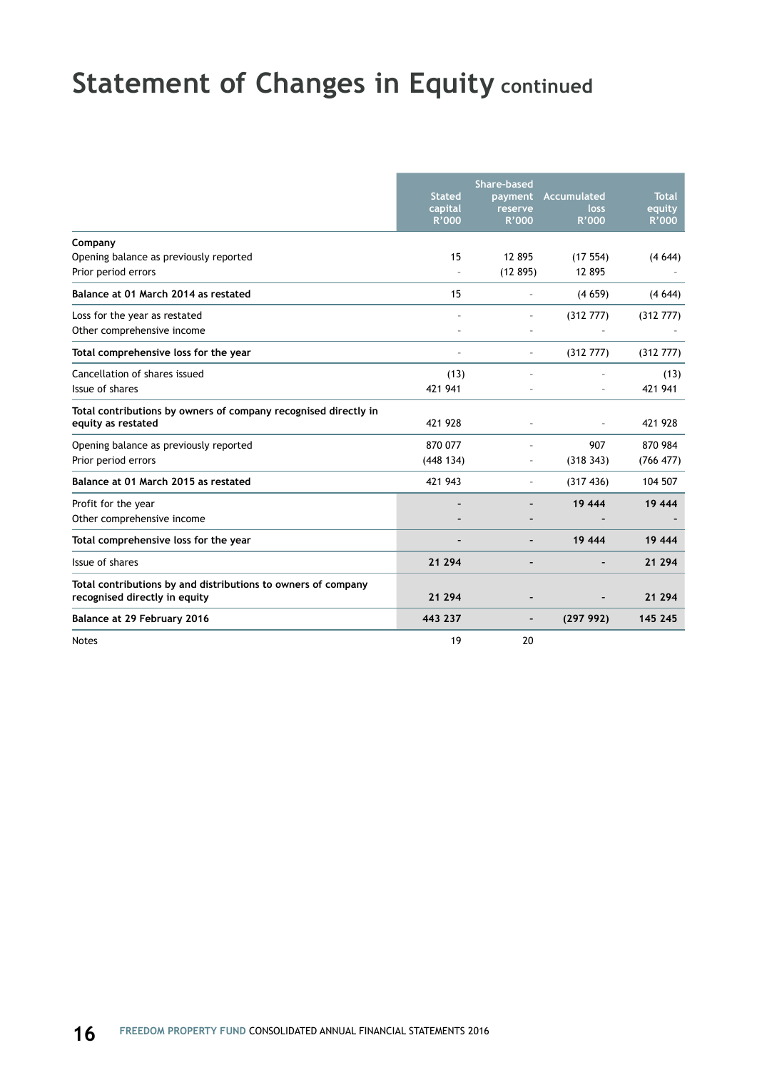# Statement of Changes in Equity continued

| | Stated capital R'000 | Share-based payment reserve R'000 | Accumulated loss R'000 | Total equity R'000 |
|---|---|---|---|---|
| **Company** | | | | |
| Opening balance as previously reported | 15 | 12 895 | (17 554) | (4 644) |
| Prior period errors | - | (12 895) | 12 895 | - |
| **Balance at 01 March 2014 as restated** | 15 | - | (4 659) | (4 644) |
| Loss for the year as restated | - | - | (312 777) | (312 777) |
| Other comprehensive income | - | - | - | - |
| **Total comprehensive loss for the year** | - | - | (312 777) | (312 777) |
| Cancellation of shares issued | (13) | - | - | (13) |
| Issue of shares | 421 941 | - | - | 421 941 |
| **Total contributions by owners of company recognised directly in equity as restated** | 421 928 | - | - | 421 928 |
| Opening balance as previously reported | 870 077 | - | 907 | 870 984 |
| Prior period errors | (448 134) | - | (318 343) | (766 477) |
| **Balance at 01 March 2015 as restated** | 421 943 | - | (317 436) | 104 507 |
| Profit for the year | **-** | **-** | **19 444** | **19 444** |
| Other comprehensive income | **-** | **-** | **-** | **-** |
| **Total comprehensive loss for the year** | **-** | **-** | **19 444** | **19 444** |
| Issue of shares | **21 294** | **-** | **-** | **21 294** |
| **Total contributions by and distributions to owners of company recognised directly in equity** | **21 294** | **-** | **-** | **21 294** |
| **Balance at 29 February 2016** | **443 237** | **-** | **(297 992)** | **145 245** |
| Notes | 19 | 20 | | |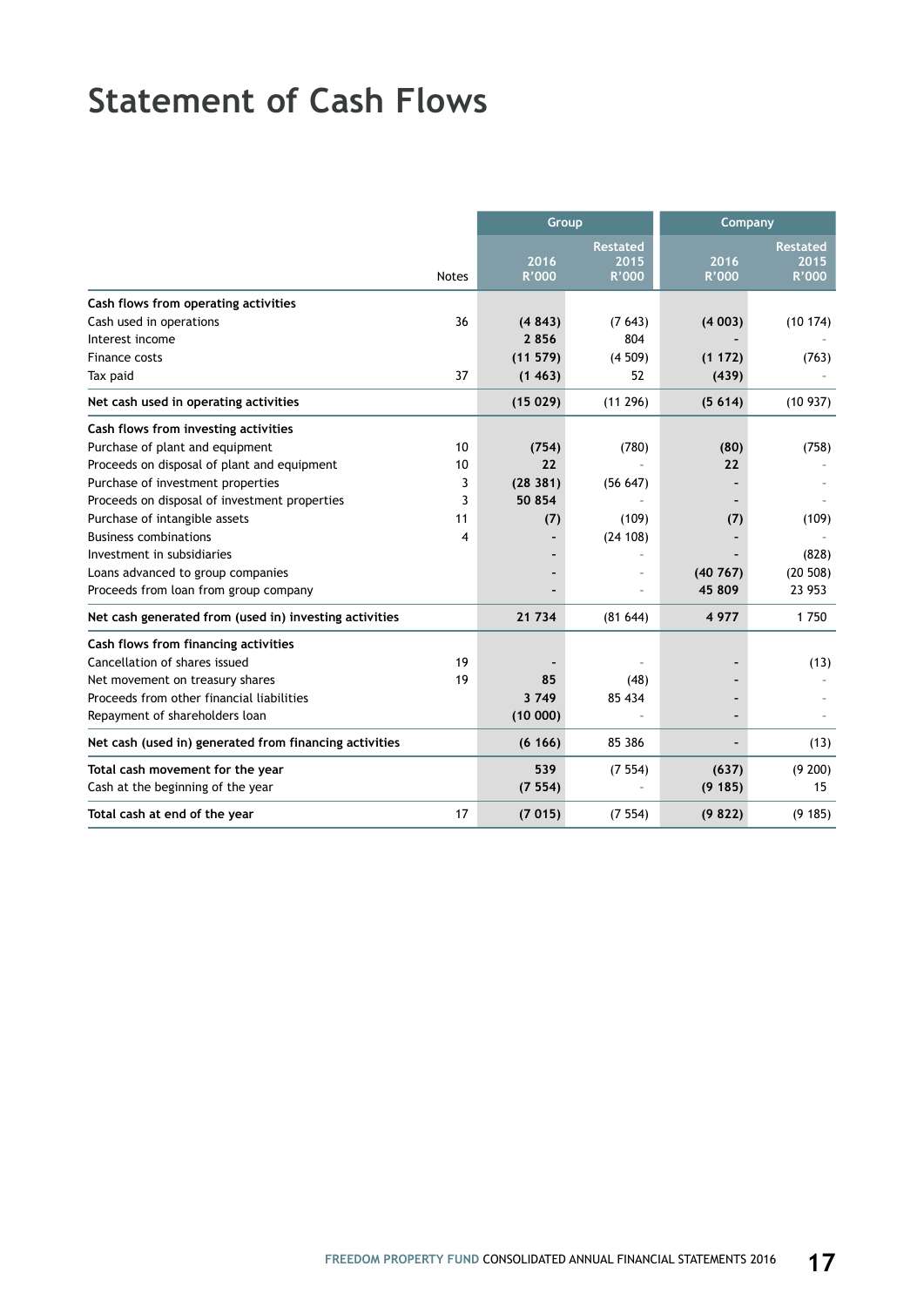# Statement of Cash Flows

| | Notes | Group | | Company | |
|---|---|---|---|---|---|
| | | 2016<br>R'000 | Restated<br>2015<br>R'000 | 2016<br>R'000 | Restated<br>2015<br>R'000 |
| **Cash flows from operating activities** | | | | | |
| Cash used in operations | 36 | **(4 843)** | (7 643) | **(4 003)** | (10 174) |
| Interest income | | **2 856** | 804 | **-** | - |
| Finance costs | | **(11 579)** | (4 509) | **(1 172)** | (763) |
| Tax paid | 37 | **(1 463)** | 52 | **(439)** | - |
| **Net cash used in operating activities** | | **(15 029)** | (11 296) | **(5 614)** | (10 937) |
| **Cash flows from investing activities** | | | | | |
| Purchase of plant and equipment | 10 | **(754)** | (780) | **(80)** | (758) |
| Proceeds on disposal of plant and equipment | 10 | **22** | - | **22** | - |
| Purchase of investment properties | 3 | **(28 381)** | (56 647) | **-** | - |
| Proceeds on disposal of investment properties | 3 | **50 854** | - | **-** | - |
| Purchase of intangible assets | 11 | **(7)** | (109) | **(7)** | (109) |
| Business combinations | 4 | **-** | (24 108) | **-** | - |
| Investment in subsidiaries | | **-** | - | **-** | (828) |
| Loans advanced to group companies | | **-** | - | **(40 767)** | (20 508) |
| Proceeds from loan from group company | | **-** | - | **45 809** | 23 953 |
| **Net cash generated from (used in) investing activities** | | **21 734** | (81 644) | **4 977** | 1 750 |
| **Cash flows from financing activities** | | | | | |
| Cancellation of shares issued | 19 | **-** | - | **-** | (13) |
| Net movement on treasury shares | 19 | **85** | (48) | **-** | - |
| Proceeds from other financial liabilities | | **3 749** | 85 434 | **-** | - |
| Repayment of shareholders loan | | **(10 000)** | - | **-** | - |
| **Net cash (used in) generated from financing activities** | | **(6 166)** | 85 386 | **-** | (13) |
| **Total cash movement for the year** | | **539** | (7 554) | **(637)** | (9 200) |
| Cash at the beginning of the year | | **(7 554)** | - | **(9 185)** | 15 |
| **Total cash at end of the year** | 17 | **(7 015)** | (7 554) | **(9 822)** | (9 185) |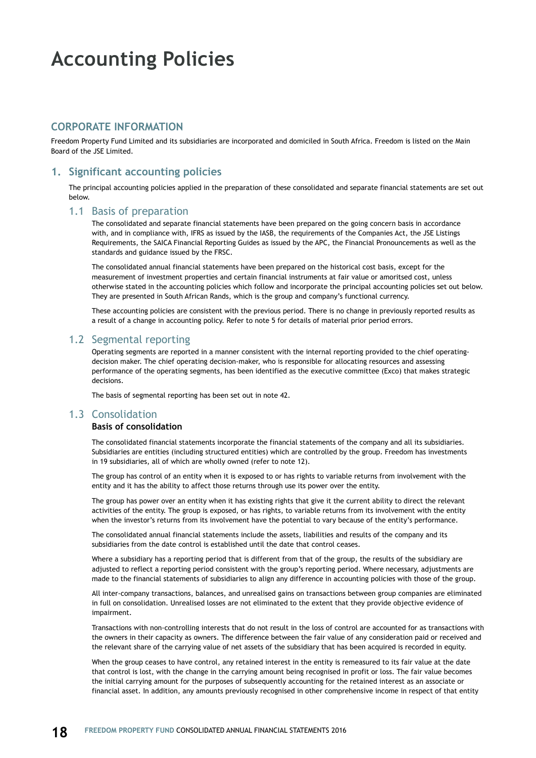# Accounting Policies

## CORPORATE INFORMATION

Freedom Property Fund Limited and its subsidiaries are incorporated and domiciled in South Africa. Freedom is listed on the Main Board of the JSE Limited.

## 1. Significant accounting policies

The principal accounting policies applied in the preparation of these consolidated and separate financial statements are set out below.

### 1.1 Basis of preparation

The consolidated and separate financial statements have been prepared on the going concern basis in accordance with, and in compliance with, IFRS as issued by the IASB, the requirements of the Companies Act, the JSE Listings Requirements, the SAICA Financial Reporting Guides as issued by the APC, the Financial Pronouncements as well as the standards and guidance issued by the FRSC.

The consolidated annual financial statements have been prepared on the historical cost basis, except for the measurement of investment properties and certain financial instruments at fair value or amoritsed cost, unless otherwise stated in the accounting policies which follow and incorporate the principal accounting policies set out below. They are presented in South African Rands, which is the group and company's functional currency.

These accounting policies are consistent with the previous period. There is no change in previously reported results as a result of a change in accounting policy. Refer to note 5 for details of material prior period errors.

### 1.2 Segmental reporting

Operating segments are reported in a manner consistent with the internal reporting provided to the chief operating-decision maker. The chief operating decision-maker, who is responsible for allocating resources and assessing performance of the operating segments, has been identified as the executive committee (Exco) that makes strategic decisions.

The basis of segmental reporting has been set out in note 42.

### 1.3 Consolidation

**Basis of consolidation**

The consolidated financial statements incorporate the financial statements of the company and all its subsidiaries. Subsidiaries are entities (including structured entities) which are controlled by the group. Freedom has investments in 19 subsidiaries, all of which are wholly owned (refer to note 12).

The group has control of an entity when it is exposed to or has rights to variable returns from involvement with the entity and it has the ability to affect those returns through use its power over the entity.

The group has power over an entity when it has existing rights that give it the current ability to direct the relevant activities of the entity. The group is exposed, or has rights, to variable returns from its involvement with the entity when the investor's returns from its involvement have the potential to vary because of the entity's performance.

The consolidated annual financial statements include the assets, liabilities and results of the company and its subsidiaries from the date control is established until the date that control ceases.

Where a subsidiary has a reporting period that is different from that of the group, the results of the subsidiary are adjusted to reflect a reporting period consistent with the group's reporting period. Where necessary, adjustments are made to the financial statements of subsidiaries to align any difference in accounting policies with those of the group.

All inter-company transactions, balances, and unrealised gains on transactions between group companies are eliminated in full on consolidation. Unrealised losses are not eliminated to the extent that they provide objective evidence of impairment.

Transactions with non-controlling interests that do not result in the loss of control are accounted for as transactions with the owners in their capacity as owners. The difference between the fair value of any consideration paid or received and the relevant share of the carrying value of net assets of the subsidiary that has been acquired is recorded in equity.

When the group ceases to have control, any retained interest in the entity is remeasured to its fair value at the date that control is lost, with the change in the carrying amount being recognised in profit or loss. The fair value becomes the initial carrying amount for the purposes of subsequently accounting for the retained interest as an associate or financial asset. In addition, any amounts previously recognised in other comprehensive income in respect of that entity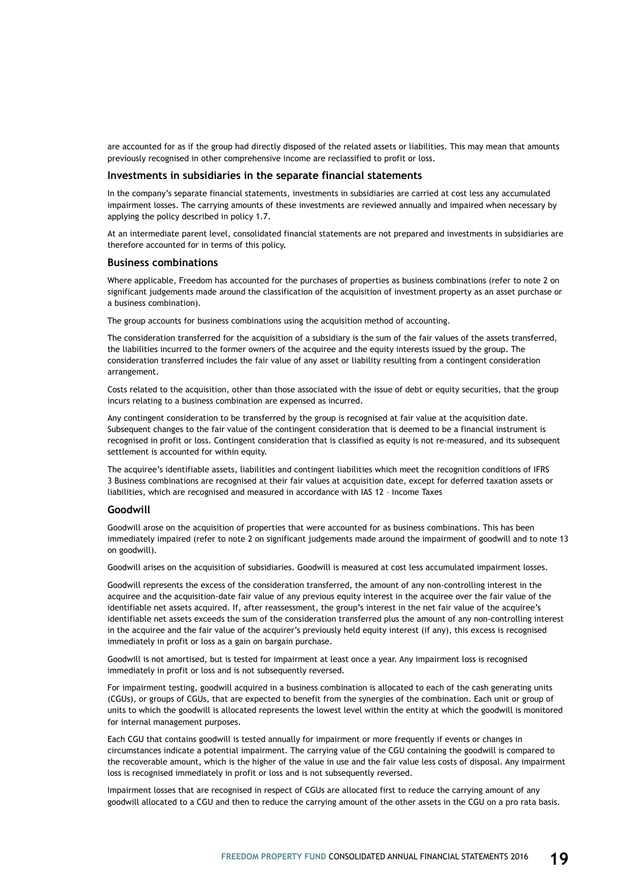are accounted for as if the group had directly disposed of the related assets or liabilities. This may mean that amounts previously recognised in other comprehensive income are reclassified to profit or loss.

### Investments in subsidiaries in the separate financial statements

In the company's separate financial statements, investments in subsidiaries are carried at cost less any accumulated impairment losses. The carrying amounts of these investments are reviewed annually and impaired when necessary by applying the policy described in policy 1.7.

At an intermediate parent level, consolidated financial statements are not prepared and investments in subsidiaries are therefore accounted for in terms of this policy.

### Business combinations

Where applicable, Freedom has accounted for the purchases of properties as business combinations (refer to note 2 on significant judgements made around the classification of the acquisition of investment property as an asset purchase or a business combination).

The group accounts for business combinations using the acquisition method of accounting.

The consideration transferred for the acquisition of a subsidiary is the sum of the fair values of the assets transferred, the liabilities incurred to the former owners of the acquiree and the equity interests issued by the group. The consideration transferred includes the fair value of any asset or liability resulting from a contingent consideration arrangement.

Costs related to the acquisition, other than those associated with the issue of debt or equity securities, that the group incurs relating to a business combination are expensed as incurred.

Any contingent consideration to be transferred by the group is recognised at fair value at the acquisition date. Subsequent changes to the fair value of the contingent consideration that is deemed to be a financial instrument is recognised in profit or loss. Contingent consideration that is classified as equity is not re-measured, and its subsequent settlement is accounted for within equity.

The acquiree's identifiable assets, liabilities and contingent liabilities which meet the recognition conditions of IFRS 3 Business combinations are recognised at their fair values at acquisition date, except for deferred taxation assets or liabilities, which are recognised and measured in accordance with IAS 12 – Income Taxes

### Goodwill

Goodwill arose on the acquisition of properties that were accounted for as business combinations. This has been immediately impaired (refer to note 2 on significant judgements made around the impairment of goodwill and to note 13 on goodwill).

Goodwill arises on the acquisition of subsidiaries. Goodwill is measured at cost less accumulated impairment losses.

Goodwill represents the excess of the consideration transferred, the amount of any non-controlling interest in the acquiree and the acquisition-date fair value of any previous equity interest in the acquiree over the fair value of the identifiable net assets acquired. If, after reassessment, the group's interest in the net fair value of the acquiree's identifiable net assets exceeds the sum of the consideration transferred plus the amount of any non-controlling interest in the acquiree and the fair value of the acquirer's previously held equity interest (if any), this excess is recognised immediately in profit or loss as a gain on bargain purchase.

Goodwill is not amortised, but is tested for impairment at least once a year. Any impairment loss is recognised immediately in profit or loss and is not subsequently reversed.

For impairment testing, goodwill acquired in a business combination is allocated to each of the cash generating units (CGUs), or groups of CGUs, that are expected to benefit from the synergies of the combination. Each unit or group of units to which the goodwill is allocated represents the lowest level within the entity at which the goodwill is monitored for internal management purposes.

Each CGU that contains goodwill is tested annually for impairment or more frequently if events or changes in circumstances indicate a potential impairment. The carrying value of the CGU containing the goodwill is compared to the recoverable amount, which is the higher of the value in use and the fair value less costs of disposal. Any impairment loss is recognised immediately in profit or loss and is not subsequently reversed.

Impairment losses that are recognised in respect of CGUs are allocated first to reduce the carrying amount of any goodwill allocated to a CGU and then to reduce the carrying amount of the other assets in the CGU on a pro rata basis.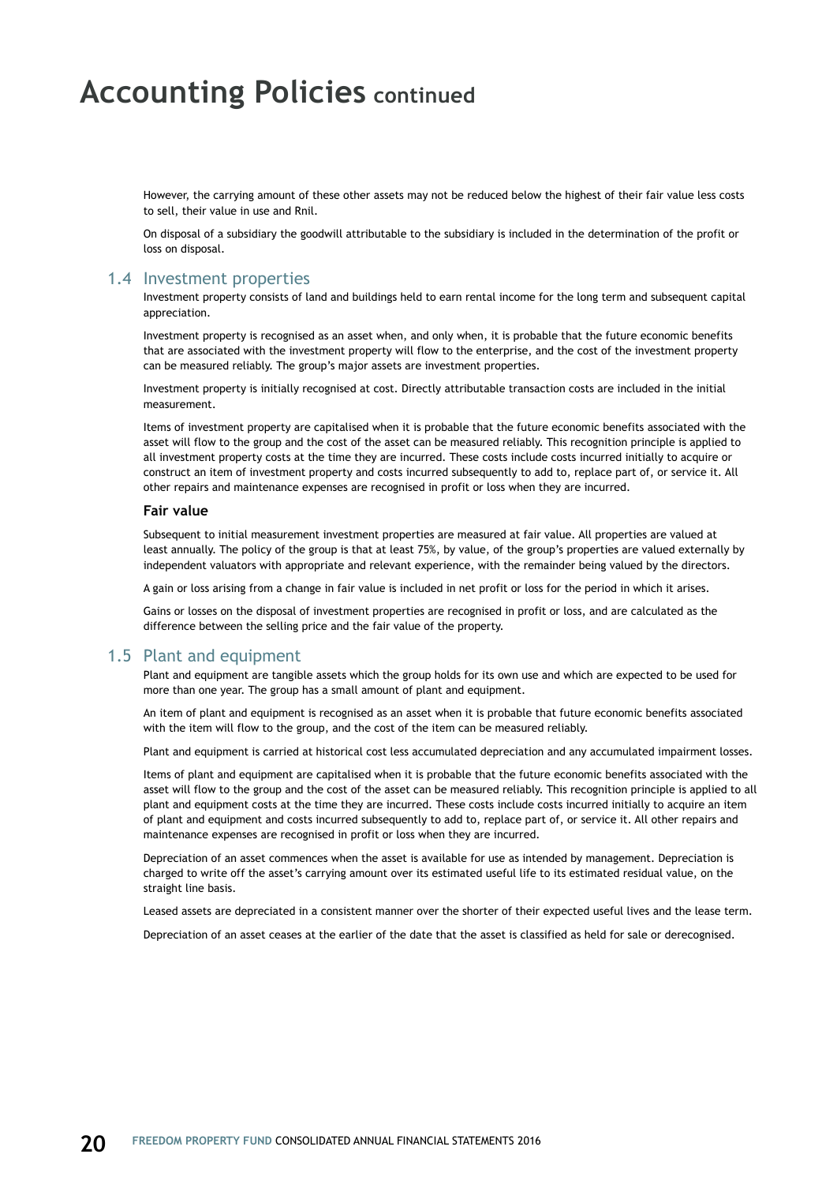# Accounting Policies continued

However, the carrying amount of these other assets may not be reduced below the highest of their fair value less costs to sell, their value in use and Rnil.

On disposal of a subsidiary the goodwill attributable to the subsidiary is included in the determination of the profit or loss on disposal.

## 1.4 Investment properties

Investment property consists of land and buildings held to earn rental income for the long term and subsequent capital appreciation.

Investment property is recognised as an asset when, and only when, it is probable that the future economic benefits that are associated with the investment property will flow to the enterprise, and the cost of the investment property can be measured reliably. The group's major assets are investment properties.

Investment property is initially recognised at cost. Directly attributable transaction costs are included in the initial measurement.

Items of investment property are capitalised when it is probable that the future economic benefits associated with the asset will flow to the group and the cost of the asset can be measured reliably. This recognition principle is applied to all investment property costs at the time they are incurred. These costs include costs incurred initially to acquire or construct an item of investment property and costs incurred subsequently to add to, replace part of, or service it. All other repairs and maintenance expenses are recognised in profit or loss when they are incurred.

### Fair value

Subsequent to initial measurement investment properties are measured at fair value. All properties are valued at least annually. The policy of the group is that at least 75%, by value, of the group's properties are valued externally by independent valuators with appropriate and relevant experience, with the remainder being valued by the directors.

A gain or loss arising from a change in fair value is included in net profit or loss for the period in which it arises.

Gains or losses on the disposal of investment properties are recognised in profit or loss, and are calculated as the difference between the selling price and the fair value of the property.

## 1.5 Plant and equipment

Plant and equipment are tangible assets which the group holds for its own use and which are expected to be used for more than one year. The group has a small amount of plant and equipment.

An item of plant and equipment is recognised as an asset when it is probable that future economic benefits associated with the item will flow to the group, and the cost of the item can be measured reliably.

Plant and equipment is carried at historical cost less accumulated depreciation and any accumulated impairment losses.

Items of plant and equipment are capitalised when it is probable that the future economic benefits associated with the asset will flow to the group and the cost of the asset can be measured reliably. This recognition principle is applied to all plant and equipment costs at the time they are incurred. These costs include costs incurred initially to acquire an item of plant and equipment and costs incurred subsequently to add to, replace part of, or service it. All other repairs and maintenance expenses are recognised in profit or loss when they are incurred.

Depreciation of an asset commences when the asset is available for use as intended by management. Depreciation is charged to write off the asset's carrying amount over its estimated useful life to its estimated residual value, on the straight line basis.

Leased assets are depreciated in a consistent manner over the shorter of their expected useful lives and the lease term.

Depreciation of an asset ceases at the earlier of the date that the asset is classified as held for sale or derecognised.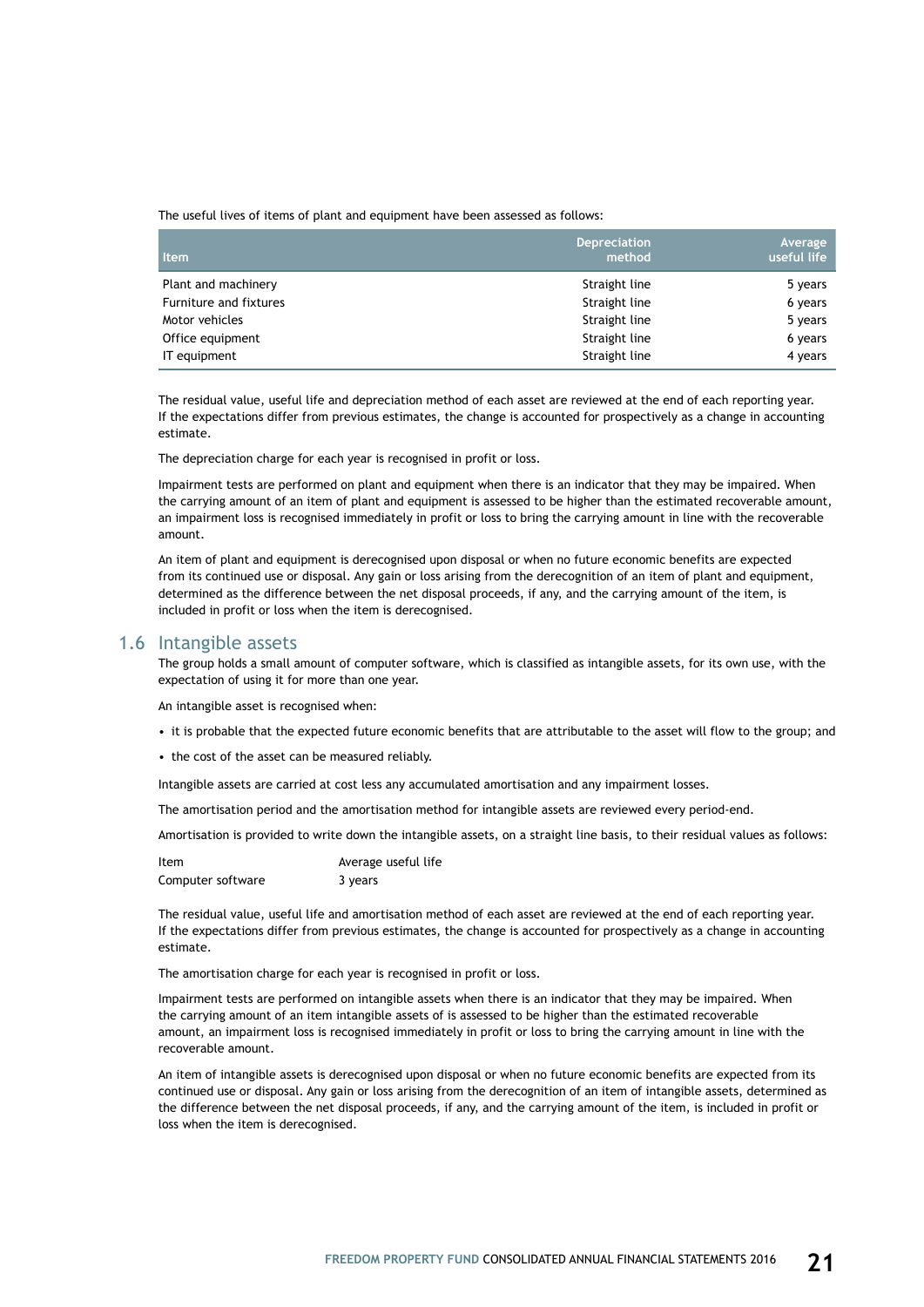The useful lives of items of plant and equipment have been assessed as follows:

| Item | Depreciation method | Average useful life |
|---|---|---|
| Plant and machinery | Straight line | 5 years |
| Furniture and fixtures | Straight line | 6 years |
| Motor vehicles | Straight line | 5 years |
| Office equipment | Straight line | 6 years |
| IT equipment | Straight line | 4 years |

The residual value, useful life and depreciation method of each asset are reviewed at the end of each reporting year. If the expectations differ from previous estimates, the change is accounted for prospectively as a change in accounting estimate.

The depreciation charge for each year is recognised in profit or loss.

Impairment tests are performed on plant and equipment when there is an indicator that they may be impaired. When the carrying amount of an item of plant and equipment is assessed to be higher than the estimated recoverable amount, an impairment loss is recognised immediately in profit or loss to bring the carrying amount in line with the recoverable amount.

An item of plant and equipment is derecognised upon disposal or when no future economic benefits are expected from its continued use or disposal. Any gain or loss arising from the derecognition of an item of plant and equipment, determined as the difference between the net disposal proceeds, if any, and the carrying amount of the item, is included in profit or loss when the item is derecognised.

## 1.6 Intangible assets

The group holds a small amount of computer software, which is classified as intangible assets, for its own use, with the expectation of using it for more than one year.

An intangible asset is recognised when:

- it is probable that the expected future economic benefits that are attributable to the asset will flow to the group; and
- the cost of the asset can be measured reliably.

Intangible assets are carried at cost less any accumulated amortisation and any impairment losses.

The amortisation period and the amortisation method for intangible assets are reviewed every period-end.

Amortisation is provided to write down the intangible assets, on a straight line basis, to their residual values as follows:

| Item | Average useful life |
|---|---|
| Computer software | 3 years |

The residual value, useful life and amortisation method of each asset are reviewed at the end of each reporting year. If the expectations differ from previous estimates, the change is accounted for prospectively as a change in accounting estimate.

The amortisation charge for each year is recognised in profit or loss.

Impairment tests are performed on intangible assets when there is an indicator that they may be impaired. When the carrying amount of an item intangible assets of is assessed to be higher than the estimated recoverable amount, an impairment loss is recognised immediately in profit or loss to bring the carrying amount in line with the recoverable amount.

An item of intangible assets is derecognised upon disposal or when no future economic benefits are expected from its continued use or disposal. Any gain or loss arising from the derecognition of an item of intangible assets, determined as the difference between the net disposal proceeds, if any, and the carrying amount of the item, is included in profit or loss when the item is derecognised.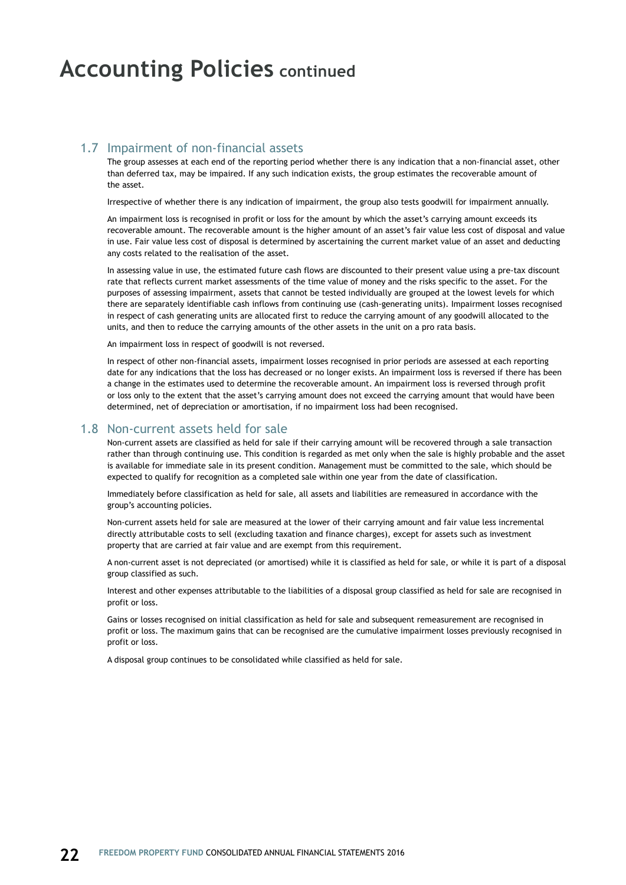# Accounting Policies continued

## 1.7 Impairment of non-financial assets

The group assesses at each end of the reporting period whether there is any indication that a non-financial asset, other than deferred tax, may be impaired. If any such indication exists, the group estimates the recoverable amount of the asset.

Irrespective of whether there is any indication of impairment, the group also tests goodwill for impairment annually.

An impairment loss is recognised in profit or loss for the amount by which the asset's carrying amount exceeds its recoverable amount. The recoverable amount is the higher amount of an asset's fair value less cost of disposal and value in use. Fair value less cost of disposal is determined by ascertaining the current market value of an asset and deducting any costs related to the realisation of the asset.

In assessing value in use, the estimated future cash flows are discounted to their present value using a pre-tax discount rate that reflects current market assessments of the time value of money and the risks specific to the asset. For the purposes of assessing impairment, assets that cannot be tested individually are grouped at the lowest levels for which there are separately identifiable cash inflows from continuing use (cash-generating units). Impairment losses recognised in respect of cash generating units are allocated first to reduce the carrying amount of any goodwill allocated to the units, and then to reduce the carrying amounts of the other assets in the unit on a pro rata basis.

An impairment loss in respect of goodwill is not reversed.

In respect of other non-financial assets, impairment losses recognised in prior periods are assessed at each reporting date for any indications that the loss has decreased or no longer exists. An impairment loss is reversed if there has been a change in the estimates used to determine the recoverable amount. An impairment loss is reversed through profit or loss only to the extent that the asset's carrying amount does not exceed the carrying amount that would have been determined, net of depreciation or amortisation, if no impairment loss had been recognised.

## 1.8 Non-current assets held for sale

Non-current assets are classified as held for sale if their carrying amount will be recovered through a sale transaction rather than through continuing use. This condition is regarded as met only when the sale is highly probable and the asset is available for immediate sale in its present condition. Management must be committed to the sale, which should be expected to qualify for recognition as a completed sale within one year from the date of classification.

Immediately before classification as held for sale, all assets and liabilities are remeasured in accordance with the group's accounting policies.

Non-current assets held for sale are measured at the lower of their carrying amount and fair value less incremental directly attributable costs to sell (excluding taxation and finance charges), except for assets such as investment property that are carried at fair value and are exempt from this requirement.

A non-current asset is not depreciated (or amortised) while it is classified as held for sale, or while it is part of a disposal group classified as such.

Interest and other expenses attributable to the liabilities of a disposal group classified as held for sale are recognised in profit or loss.

Gains or losses recognised on initial classification as held for sale and subsequent remeasurement are recognised in profit or loss. The maximum gains that can be recognised are the cumulative impairment losses previously recognised in profit or loss.

A disposal group continues to be consolidated while classified as held for sale.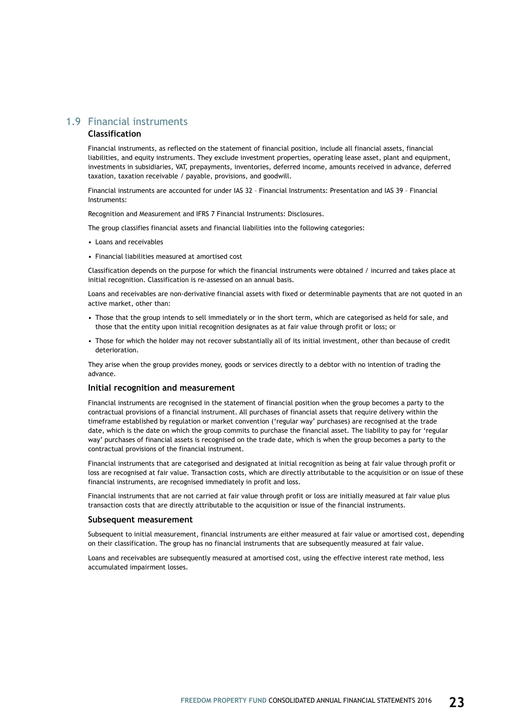## 1.9 Financial instruments

### Classification

Financial instruments, as reflected on the statement of financial position, include all financial assets, financial liabilities, and equity instruments. They exclude investment properties, operating lease asset, plant and equipment, investments in subsidiaries, VAT, prepayments, inventories, deferred income, amounts received in advance, deferred taxation, taxation receivable / payable, provisions, and goodwill.

Financial instruments are accounted for under IAS 32 – Financial Instruments: Presentation and IAS 39 – Financial Instruments:

Recognition and Measurement and IFRS 7 Financial Instruments: Disclosures.

The group classifies financial assets and financial liabilities into the following categories:

- Loans and receivables
- Financial liabilities measured at amortised cost

Classification depends on the purpose for which the financial instruments were obtained / incurred and takes place at initial recognition. Classification is re-assessed on an annual basis.

Loans and receivables are non-derivative financial assets with fixed or determinable payments that are not quoted in an active market, other than:

- Those that the group intends to sell immediately or in the short term, which are categorised as held for sale, and those that the entity upon initial recognition designates as at fair value through profit or loss; or
- Those for which the holder may not recover substantially all of its initial investment, other than because of credit deterioration.

They arise when the group provides money, goods or services directly to a debtor with no intention of trading the advance.

### Initial recognition and measurement

Financial instruments are recognised in the statement of financial position when the group becomes a party to the contractual provisions of a financial instrument. All purchases of financial assets that require delivery within the timeframe established by regulation or market convention ('regular way' purchases) are recognised at the trade date, which is the date on which the group commits to purchase the financial asset. The liability to pay for 'regular way' purchases of financial assets is recognised on the trade date, which is when the group becomes a party to the contractual provisions of the financial instrument.

Financial instruments that are categorised and designated at initial recognition as being at fair value through profit or loss are recognised at fair value. Transaction costs, which are directly attributable to the acquisition or on issue of these financial instruments, are recognised immediately in profit and loss.

Financial instruments that are not carried at fair value through profit or loss are initially measured at fair value plus transaction costs that are directly attributable to the acquisition or issue of the financial instruments.

### Subsequent measurement

Subsequent to initial measurement, financial instruments are either measured at fair value or amortised cost, depending on their classification. The group has no financial instruments that are subsequently measured at fair value.

Loans and receivables are subsequently measured at amortised cost, using the effective interest rate method, less accumulated impairment losses.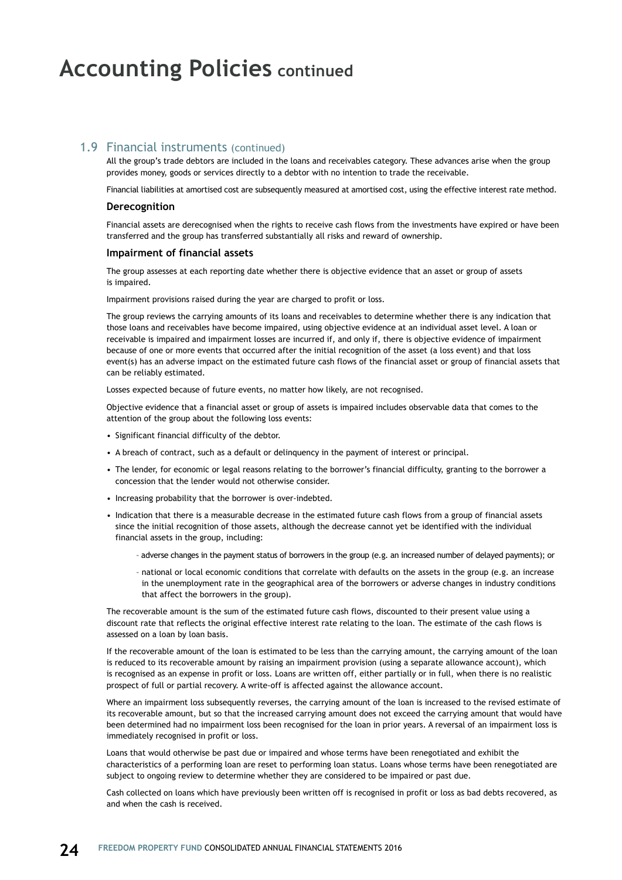# Accounting Policies continued

## 1.9 Financial instruments (continued)

All the group's trade debtors are included in the loans and receivables category. These advances arise when the group provides money, goods or services directly to a debtor with no intention to trade the receivable.

Financial liabilities at amortised cost are subsequently measured at amortised cost, using the effective interest rate method.

### Derecognition

Financial assets are derecognised when the rights to receive cash flows from the investments have expired or have been transferred and the group has transferred substantially all risks and reward of ownership.

### Impairment of financial assets

The group assesses at each reporting date whether there is objective evidence that an asset or group of assets is impaired.

Impairment provisions raised during the year are charged to profit or loss.

The group reviews the carrying amounts of its loans and receivables to determine whether there is any indication that those loans and receivables have become impaired, using objective evidence at an individual asset level. A loan or receivable is impaired and impairment losses are incurred if, and only if, there is objective evidence of impairment because of one or more events that occurred after the initial recognition of the asset (a loss event) and that loss event(s) has an adverse impact on the estimated future cash flows of the financial asset or group of financial assets that can be reliably estimated.

Losses expected because of future events, no matter how likely, are not recognised.

Objective evidence that a financial asset or group of assets is impaired includes observable data that comes to the attention of the group about the following loss events:

- Significant financial difficulty of the debtor.
- A breach of contract, such as a default or delinquency in the payment of interest or principal.
- The lender, for economic or legal reasons relating to the borrower's financial difficulty, granting to the borrower a concession that the lender would not otherwise consider.
- Increasing probability that the borrower is over-indebted.
- Indication that there is a measurable decrease in the estimated future cash flows from a group of financial assets since the initial recognition of those assets, although the decrease cannot yet be identified with the individual financial assets in the group, including:
  - adverse changes in the payment status of borrowers in the group (e.g. an increased number of delayed payments); or
  - national or local economic conditions that correlate with defaults on the assets in the group (e.g. an increase in the unemployment rate in the geographical area of the borrowers or adverse changes in industry conditions that affect the borrowers in the group).

The recoverable amount is the sum of the estimated future cash flows, discounted to their present value using a discount rate that reflects the original effective interest rate relating to the loan. The estimate of the cash flows is assessed on a loan by loan basis.

If the recoverable amount of the loan is estimated to be less than the carrying amount, the carrying amount of the loan is reduced to its recoverable amount by raising an impairment provision (using a separate allowance account), which is recognised as an expense in profit or loss. Loans are written off, either partially or in full, when there is no realistic prospect of full or partial recovery. A write-off is affected against the allowance account.

Where an impairment loss subsequently reverses, the carrying amount of the loan is increased to the revised estimate of its recoverable amount, but so that the increased carrying amount does not exceed the carrying amount that would have been determined had no impairment loss been recognised for the loan in prior years. A reversal of an impairment loss is immediately recognised in profit or loss.

Loans that would otherwise be past due or impaired and whose terms have been renegotiated and exhibit the characteristics of a performing loan are reset to performing loan status. Loans whose terms have been renegotiated are subject to ongoing review to determine whether they are considered to be impaired or past due.

Cash collected on loans which have previously been written off is recognised in profit or loss as bad debts recovered, as and when the cash is received.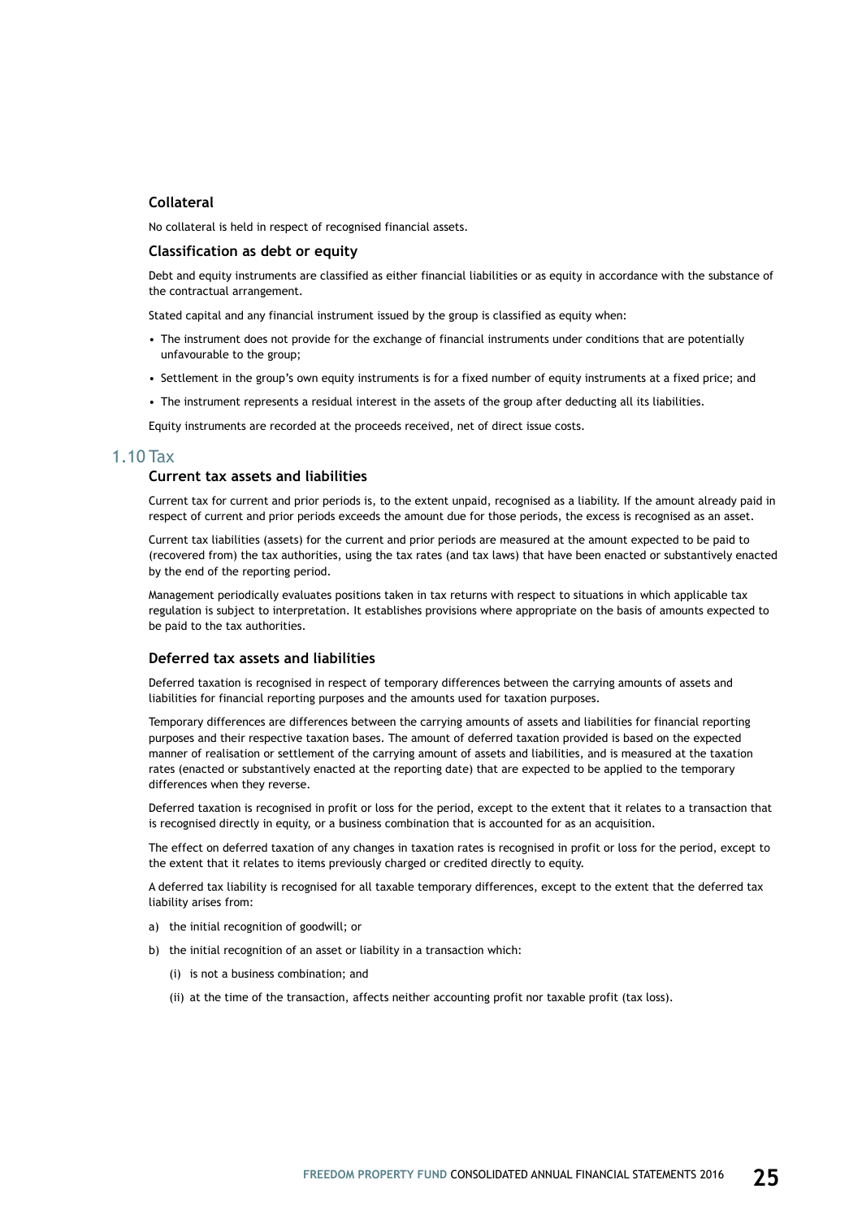### Collateral

No collateral is held in respect of recognised financial assets.

### Classification as debt or equity

Debt and equity instruments are classified as either financial liabilities or as equity in accordance with the substance of the contractual arrangement.

Stated capital and any financial instrument issued by the group is classified as equity when:

- The instrument does not provide for the exchange of financial instruments under conditions that are potentially unfavourable to the group;
- Settlement in the group's own equity instruments is for a fixed number of equity instruments at a fixed price; and
- The instrument represents a residual interest in the assets of the group after deducting all its liabilities.

Equity instruments are recorded at the proceeds received, net of direct issue costs.

## 1.10 Tax

### Current tax assets and liabilities

Current tax for current and prior periods is, to the extent unpaid, recognised as a liability. If the amount already paid in respect of current and prior periods exceeds the amount due for those periods, the excess is recognised as an asset.

Current tax liabilities (assets) for the current and prior periods are measured at the amount expected to be paid to (recovered from) the tax authorities, using the tax rates (and tax laws) that have been enacted or substantively enacted by the end of the reporting period.

Management periodically evaluates positions taken in tax returns with respect to situations in which applicable tax regulation is subject to interpretation. It establishes provisions where appropriate on the basis of amounts expected to be paid to the tax authorities.

### Deferred tax assets and liabilities

Deferred taxation is recognised in respect of temporary differences between the carrying amounts of assets and liabilities for financial reporting purposes and the amounts used for taxation purposes.

Temporary differences are differences between the carrying amounts of assets and liabilities for financial reporting purposes and their respective taxation bases. The amount of deferred taxation provided is based on the expected manner of realisation or settlement of the carrying amount of assets and liabilities, and is measured at the taxation rates (enacted or substantively enacted at the reporting date) that are expected to be applied to the temporary differences when they reverse.

Deferred taxation is recognised in profit or loss for the period, except to the extent that it relates to a transaction that is recognised directly in equity, or a business combination that is accounted for as an acquisition.

The effect on deferred taxation of any changes in taxation rates is recognised in profit or loss for the period, except to the extent that it relates to items previously charged or credited directly to equity.

A deferred tax liability is recognised for all taxable temporary differences, except to the extent that the deferred tax liability arises from:

a) the initial recognition of goodwill; or
b) the initial recognition of an asset or liability in a transaction which:
   (i) is not a business combination; and
   (ii) at the time of the transaction, affects neither accounting profit nor taxable profit (tax loss).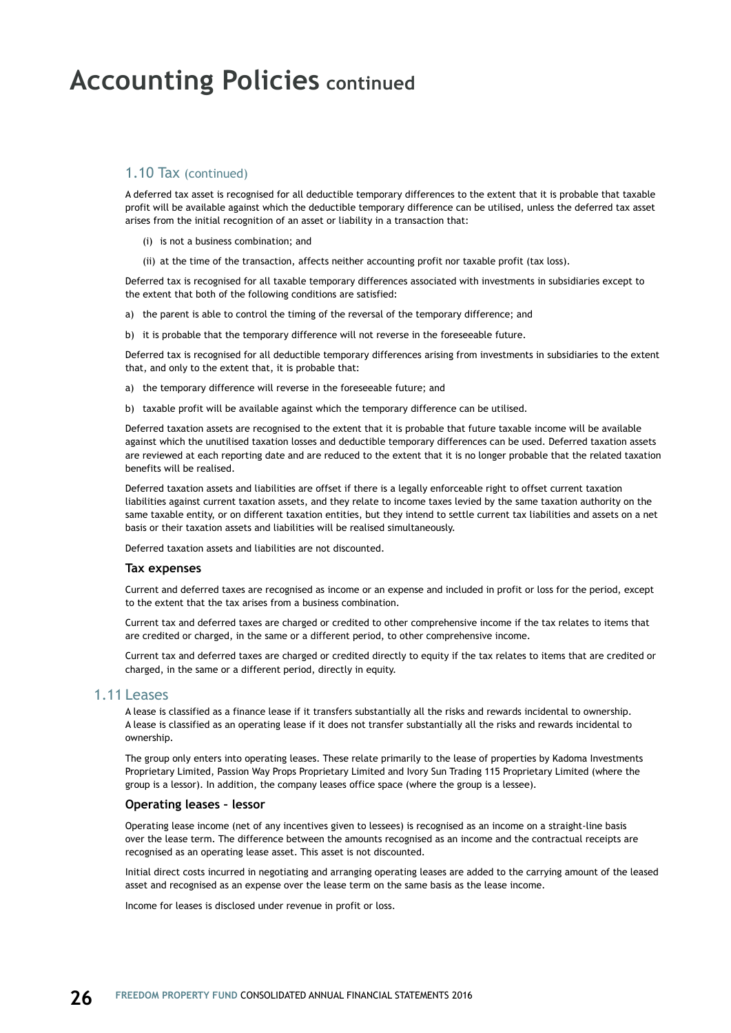# Accounting Policies continued

### 1.10 Tax (continued)

A deferred tax asset is recognised for all deductible temporary differences to the extent that it is probable that taxable profit will be available against which the deductible temporary difference can be utilised, unless the deferred tax asset arises from the initial recognition of an asset or liability in a transaction that:

(i) is not a business combination; and

(ii) at the time of the transaction, affects neither accounting profit nor taxable profit (tax loss).

Deferred tax is recognised for all taxable temporary differences associated with investments in subsidiaries except to the extent that both of the following conditions are satisfied:

a) the parent is able to control the timing of the reversal of the temporary difference; and

b) it is probable that the temporary difference will not reverse in the foreseeable future.

Deferred tax is recognised for all deductible temporary differences arising from investments in subsidiaries to the extent that, and only to the extent that, it is probable that:

a) the temporary difference will reverse in the foreseeable future; and

b) taxable profit will be available against which the temporary difference can be utilised.

Deferred taxation assets are recognised to the extent that it is probable that future taxable income will be available against which the unutilised taxation losses and deductible temporary differences can be used. Deferred taxation assets are reviewed at each reporting date and are reduced to the extent that it is no longer probable that the related taxation benefits will be realised.

Deferred taxation assets and liabilities are offset if there is a legally enforceable right to offset current taxation liabilities against current taxation assets, and they relate to income taxes levied by the same taxation authority on the same taxable entity, or on different taxation entities, but they intend to settle current tax liabilities and assets on a net basis or their taxation assets and liabilities will be realised simultaneously.

Deferred taxation assets and liabilities are not discounted.

#### Tax expenses

Current and deferred taxes are recognised as income or an expense and included in profit or loss for the period, except to the extent that the tax arises from a business combination.

Current tax and deferred taxes are charged or credited to other comprehensive income if the tax relates to items that are credited or charged, in the same or a different period, to other comprehensive income.

Current tax and deferred taxes are charged or credited directly to equity if the tax relates to items that are credited or charged, in the same or a different period, directly in equity.

### 1.11 Leases

A lease is classified as a finance lease if it transfers substantially all the risks and rewards incidental to ownership. A lease is classified as an operating lease if it does not transfer substantially all the risks and rewards incidental to ownership.

The group only enters into operating leases. These relate primarily to the lease of properties by Kadoma Investments Proprietary Limited, Passion Way Props Proprietary Limited and Ivory Sun Trading 115 Proprietary Limited (where the group is a lessor). In addition, the company leases office space (where the group is a lessee).

#### Operating leases – lessor

Operating lease income (net of any incentives given to lessees) is recognised as an income on a straight-line basis over the lease term. The difference between the amounts recognised as an income and the contractual receipts are recognised as an operating lease asset. This asset is not discounted.

Initial direct costs incurred in negotiating and arranging operating leases are added to the carrying amount of the leased asset and recognised as an expense over the lease term on the same basis as the lease income.

Income for leases is disclosed under revenue in profit or loss.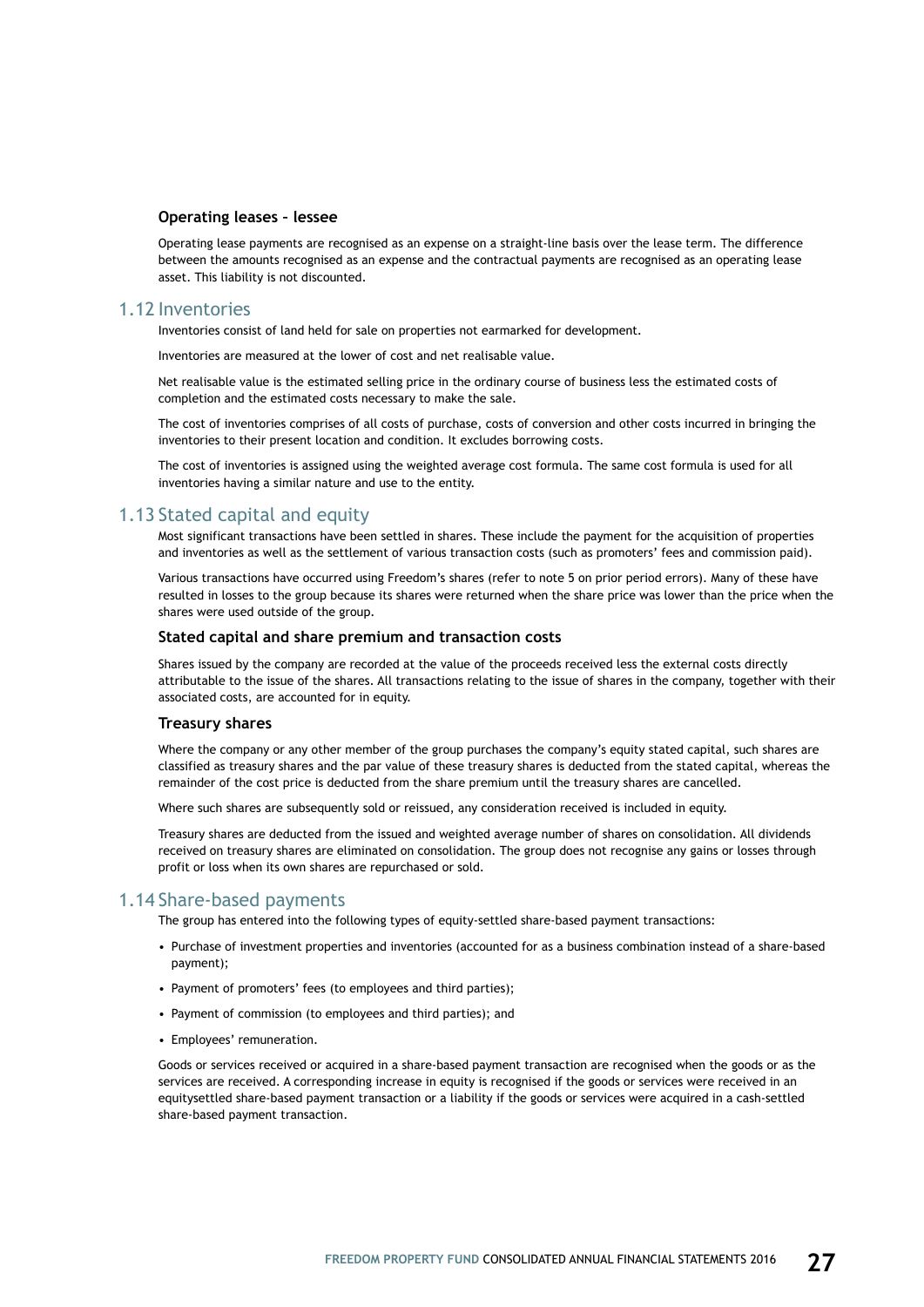### Operating leases – lessee

Operating lease payments are recognised as an expense on a straight-line basis over the lease term. The difference between the amounts recognised as an expense and the contractual payments are recognised as an operating lease asset. This liability is not discounted.

## 1.12 Inventories

Inventories consist of land held for sale on properties not earmarked for development.

Inventories are measured at the lower of cost and net realisable value.

Net realisable value is the estimated selling price in the ordinary course of business less the estimated costs of completion and the estimated costs necessary to make the sale.

The cost of inventories comprises of all costs of purchase, costs of conversion and other costs incurred in bringing the inventories to their present location and condition. It excludes borrowing costs.

The cost of inventories is assigned using the weighted average cost formula. The same cost formula is used for all inventories having a similar nature and use to the entity.

## 1.13 Stated capital and equity

Most significant transactions have been settled in shares. These include the payment for the acquisition of properties and inventories as well as the settlement of various transaction costs (such as promoters' fees and commission paid).

Various transactions have occurred using Freedom's shares (refer to note 5 on prior period errors). Many of these have resulted in losses to the group because its shares were returned when the share price was lower than the price when the shares were used outside of the group.

### Stated capital and share premium and transaction costs

Shares issued by the company are recorded at the value of the proceeds received less the external costs directly attributable to the issue of the shares. All transactions relating to the issue of shares in the company, together with their associated costs, are accounted for in equity.

### Treasury shares

Where the company or any other member of the group purchases the company's equity stated capital, such shares are classified as treasury shares and the par value of these treasury shares is deducted from the stated capital, whereas the remainder of the cost price is deducted from the share premium until the treasury shares are cancelled.

Where such shares are subsequently sold or reissued, any consideration received is included in equity.

Treasury shares are deducted from the issued and weighted average number of shares on consolidation. All dividends received on treasury shares are eliminated on consolidation. The group does not recognise any gains or losses through profit or loss when its own shares are repurchased or sold.

## 1.14 Share-based payments

The group has entered into the following types of equity-settled share-based payment transactions:

- Purchase of investment properties and inventories (accounted for as a business combination instead of a share-based payment);
- Payment of promoters' fees (to employees and third parties);
- Payment of commission (to employees and third parties); and
- Employees' remuneration.

Goods or services received or acquired in a share-based payment transaction are recognised when the goods or as the services are received. A corresponding increase in equity is recognised if the goods or services were received in an equitysettled share-based payment transaction or a liability if the goods or services were acquired in a cash-settled share-based payment transaction.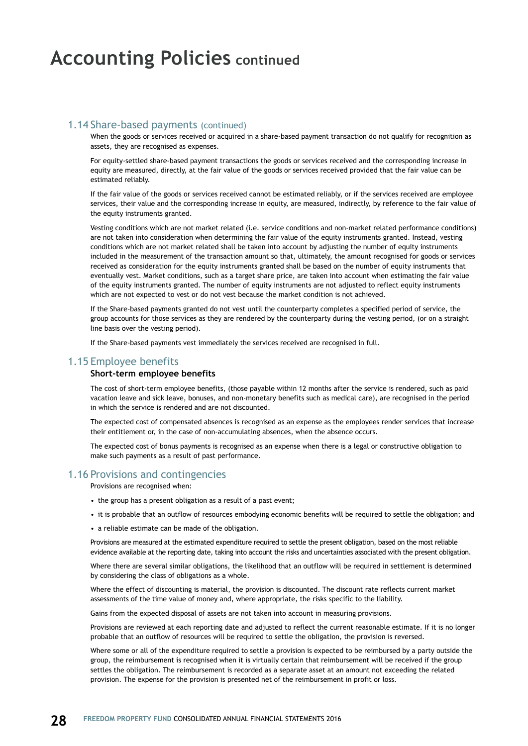# Accounting Policies continued

## 1.14 Share-based payments (continued)

When the goods or services received or acquired in a share-based payment transaction do not qualify for recognition as assets, they are recognised as expenses.

For equity-settled share-based payment transactions the goods or services received and the corresponding increase in equity are measured, directly, at the fair value of the goods or services received provided that the fair value can be estimated reliably.

If the fair value of the goods or services received cannot be estimated reliably, or if the services received are employee services, their value and the corresponding increase in equity, are measured, indirectly, by reference to the fair value of the equity instruments granted.

Vesting conditions which are not market related (i.e. service conditions and non-market related performance conditions) are not taken into consideration when determining the fair value of the equity instruments granted. Instead, vesting conditions which are not market related shall be taken into account by adjusting the number of equity instruments included in the measurement of the transaction amount so that, ultimately, the amount recognised for goods or services received as consideration for the equity instruments granted shall be based on the number of equity instruments that eventually vest. Market conditions, such as a target share price, are taken into account when estimating the fair value of the equity instruments granted. The number of equity instruments are not adjusted to reflect equity instruments which are not expected to vest or do not vest because the market condition is not achieved.

If the Share-based payments granted do not vest until the counterparty completes a specified period of service, the group accounts for those services as they are rendered by the counterparty during the vesting period, (or on a straight line basis over the vesting period).

If the Share-based payments vest immediately the services received are recognised in full.

## 1.15 Employee benefits

### Short-term employee benefits

The cost of short-term employee benefits, (those payable within 12 months after the service is rendered, such as paid vacation leave and sick leave, bonuses, and non-monetary benefits such as medical care), are recognised in the period in which the service is rendered and are not discounted.

The expected cost of compensated absences is recognised as an expense as the employees render services that increase their entitlement or, in the case of non-accumulating absences, when the absence occurs.

The expected cost of bonus payments is recognised as an expense when there is a legal or constructive obligation to make such payments as a result of past performance.

## 1.16 Provisions and contingencies

Provisions are recognised when:

- the group has a present obligation as a result of a past event;
- it is probable that an outflow of resources embodying economic benefits will be required to settle the obligation; and
- a reliable estimate can be made of the obligation.

Provisions are measured at the estimated expenditure required to settle the present obligation, based on the most reliable evidence available at the reporting date, taking into account the risks and uncertainties associated with the present obligation.

Where there are several similar obligations, the likelihood that an outflow will be required in settlement is determined by considering the class of obligations as a whole.

Where the effect of discounting is material, the provision is discounted. The discount rate reflects current market assessments of the time value of money and, where appropriate, the risks specific to the liability.

Gains from the expected disposal of assets are not taken into account in measuring provisions.

Provisions are reviewed at each reporting date and adjusted to reflect the current reasonable estimate. If it is no longer probable that an outflow of resources will be required to settle the obligation, the provision is reversed.

Where some or all of the expenditure required to settle a provision is expected to be reimbursed by a party outside the group, the reimbursement is recognised when it is virtually certain that reimbursement will be received if the group settles the obligation. The reimbursement is recorded as a separate asset at an amount not exceeding the related provision. The expense for the provision is presented net of the reimbursement in profit or loss.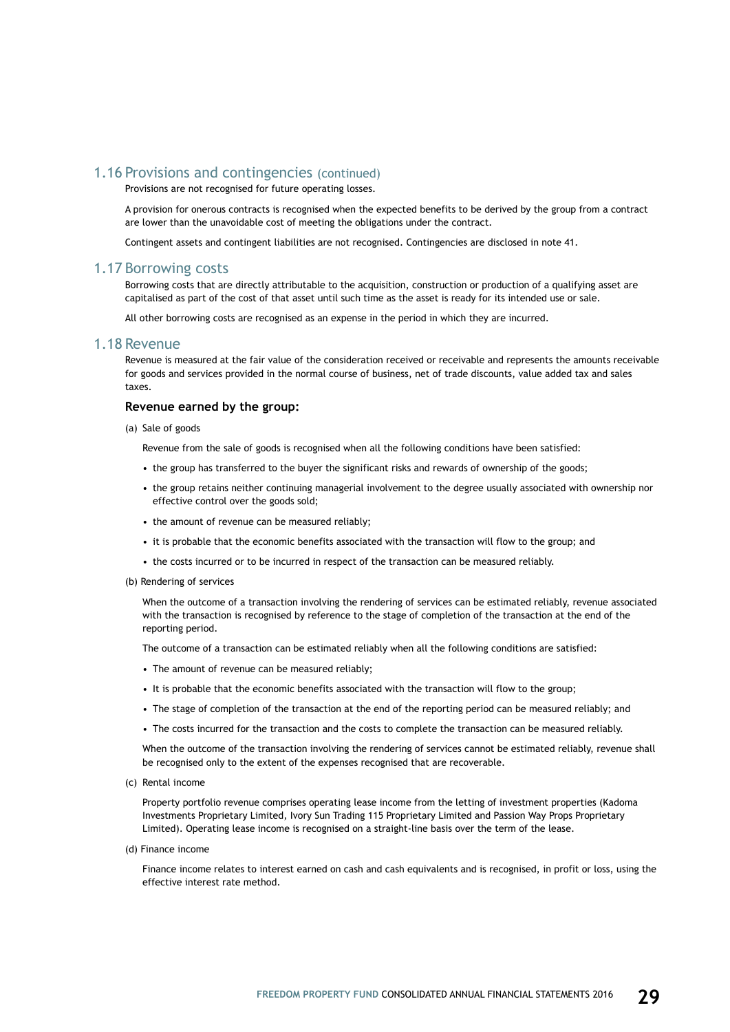## 1.16 Provisions and contingencies (continued)

Provisions are not recognised for future operating losses.

A provision for onerous contracts is recognised when the expected benefits to be derived by the group from a contract are lower than the unavoidable cost of meeting the obligations under the contract.

Contingent assets and contingent liabilities are not recognised. Contingencies are disclosed in note 41.

## 1.17 Borrowing costs

Borrowing costs that are directly attributable to the acquisition, construction or production of a qualifying asset are capitalised as part of the cost of that asset until such time as the asset is ready for its intended use or sale.

All other borrowing costs are recognised as an expense in the period in which they are incurred.

## 1.18 Revenue

Revenue is measured at the fair value of the consideration received or receivable and represents the amounts receivable for goods and services provided in the normal course of business, net of trade discounts, value added tax and sales taxes.

**Revenue earned by the group:**

(a) Sale of goods

Revenue from the sale of goods is recognised when all the following conditions have been satisfied:

- the group has transferred to the buyer the significant risks and rewards of ownership of the goods;
- the group retains neither continuing managerial involvement to the degree usually associated with ownership nor effective control over the goods sold;
- the amount of revenue can be measured reliably;
- it is probable that the economic benefits associated with the transaction will flow to the group; and
- the costs incurred or to be incurred in respect of the transaction can be measured reliably.

(b) Rendering of services

When the outcome of a transaction involving the rendering of services can be estimated reliably, revenue associated with the transaction is recognised by reference to the stage of completion of the transaction at the end of the reporting period.

The outcome of a transaction can be estimated reliably when all the following conditions are satisfied:

- The amount of revenue can be measured reliably;
- It is probable that the economic benefits associated with the transaction will flow to the group;
- The stage of completion of the transaction at the end of the reporting period can be measured reliably; and
- The costs incurred for the transaction and the costs to complete the transaction can be measured reliably.

When the outcome of the transaction involving the rendering of services cannot be estimated reliably, revenue shall be recognised only to the extent of the expenses recognised that are recoverable.

(c) Rental income

Property portfolio revenue comprises operating lease income from the letting of investment properties (Kadoma Investments Proprietary Limited, Ivory Sun Trading 115 Proprietary Limited and Passion Way Props Proprietary Limited). Operating lease income is recognised on a straight-line basis over the term of the lease.

(d) Finance income

Finance income relates to interest earned on cash and cash equivalents and is recognised, in profit or loss, using the effective interest rate method.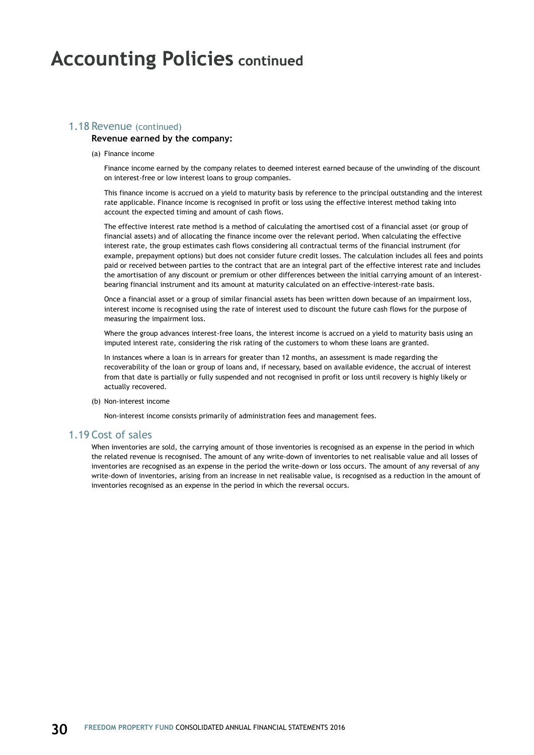# Accounting Policies continued

## 1.18 Revenue (continued)

**Revenue earned by the company:**

(a) Finance income

Finance income earned by the company relates to deemed interest earned because of the unwinding of the discount on interest-free or low interest loans to group companies.

This finance income is accrued on a yield to maturity basis by reference to the principal outstanding and the interest rate applicable. Finance income is recognised in profit or loss using the effective interest method taking into account the expected timing and amount of cash flows.

The effective interest rate method is a method of calculating the amortised cost of a financial asset (or group of financial assets) and of allocating the finance income over the relevant period. When calculating the effective interest rate, the group estimates cash flows considering all contractual terms of the financial instrument (for example, prepayment options) but does not consider future credit losses. The calculation includes all fees and points paid or received between parties to the contract that are an integral part of the effective interest rate and includes the amortisation of any discount or premium or other differences between the initial carrying amount of an interest-bearing financial instrument and its amount at maturity calculated on an effective-interest-rate basis.

Once a financial asset or a group of similar financial assets has been written down because of an impairment loss, interest income is recognised using the rate of interest used to discount the future cash flows for the purpose of measuring the impairment loss.

Where the group advances interest-free loans, the interest income is accrued on a yield to maturity basis using an imputed interest rate, considering the risk rating of the customers to whom these loans are granted.

In instances where a loan is in arrears for greater than 12 months, an assessment is made regarding the recoverability of the loan or group of loans and, if necessary, based on available evidence, the accrual of interest from that date is partially or fully suspended and not recognised in profit or loss until recovery is highly likely or actually recovered.

(b) Non-interest income

Non-interest income consists primarily of administration fees and management fees.

## 1.19 Cost of sales

When inventories are sold, the carrying amount of those inventories is recognised as an expense in the period in which the related revenue is recognised. The amount of any write-down of inventories to net realisable value and all losses of inventories are recognised as an expense in the period the write-down or loss occurs. The amount of any reversal of any write-down of inventories, arising from an increase in net realisable value, is recognised as a reduction in the amount of inventories recognised as an expense in the period in which the reversal occurs.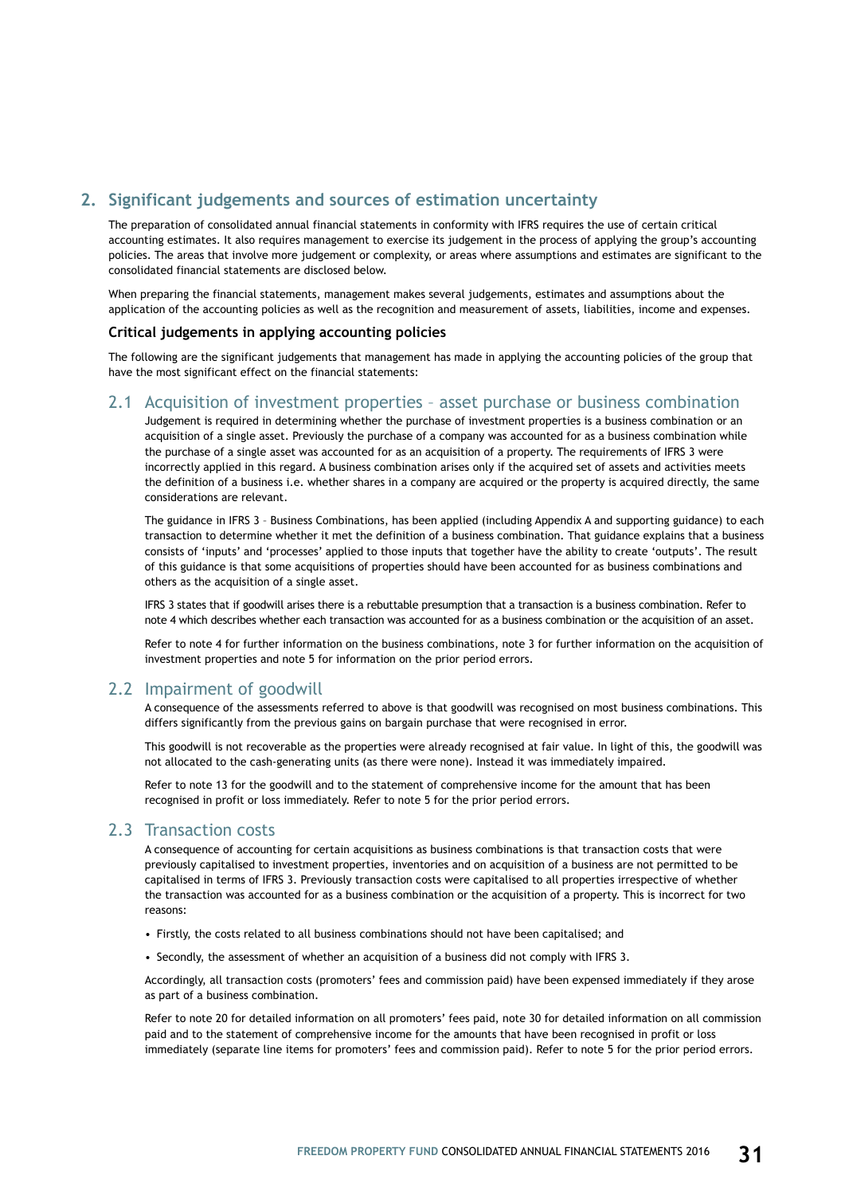## 2. Significant judgements and sources of estimation uncertainty

The preparation of consolidated annual financial statements in conformity with IFRS requires the use of certain critical accounting estimates. It also requires management to exercise its judgement in the process of applying the group's accounting policies. The areas that involve more judgement or complexity, or areas where assumptions and estimates are significant to the consolidated financial statements are disclosed below.

When preparing the financial statements, management makes several judgements, estimates and assumptions about the application of the accounting policies as well as the recognition and measurement of assets, liabilities, income and expenses.

### Critical judgements in applying accounting policies

The following are the significant judgements that management has made in applying the accounting policies of the group that have the most significant effect on the financial statements:

### 2.1 Acquisition of investment properties – asset purchase or business combination

Judgement is required in determining whether the purchase of investment properties is a business combination or an acquisition of a single asset. Previously the purchase of a company was accounted for as a business combination while the purchase of a single asset was accounted for as an acquisition of a property. The requirements of IFRS 3 were incorrectly applied in this regard. A business combination arises only if the acquired set of assets and activities meets the definition of a business i.e. whether shares in a company are acquired or the property is acquired directly, the same considerations are relevant.

The guidance in IFRS 3 – Business Combinations, has been applied (including Appendix A and supporting guidance) to each transaction to determine whether it met the definition of a business combination. That guidance explains that a business consists of 'inputs' and 'processes' applied to those inputs that together have the ability to create 'outputs'. The result of this guidance is that some acquisitions of properties should have been accounted for as business combinations and others as the acquisition of a single asset.

IFRS 3 states that if goodwill arises there is a rebuttable presumption that a transaction is a business combination. Refer to note 4 which describes whether each transaction was accounted for as a business combination or the acquisition of an asset.

Refer to note 4 for further information on the business combinations, note 3 for further information on the acquisition of investment properties and note 5 for information on the prior period errors.

### 2.2 Impairment of goodwill

A consequence of the assessments referred to above is that goodwill was recognised on most business combinations. This differs significantly from the previous gains on bargain purchase that were recognised in error.

This goodwill is not recoverable as the properties were already recognised at fair value. In light of this, the goodwill was not allocated to the cash-generating units (as there were none). Instead it was immediately impaired.

Refer to note 13 for the goodwill and to the statement of comprehensive income for the amount that has been recognised in profit or loss immediately. Refer to note 5 for the prior period errors.

### 2.3 Transaction costs

A consequence of accounting for certain acquisitions as business combinations is that transaction costs that were previously capitalised to investment properties, inventories and on acquisition of a business are not permitted to be capitalised in terms of IFRS 3. Previously transaction costs were capitalised to all properties irrespective of whether the transaction was accounted for as a business combination or the acquisition of a property. This is incorrect for two reasons:

- Firstly, the costs related to all business combinations should not have been capitalised; and
- Secondly, the assessment of whether an acquisition of a business did not comply with IFRS 3.

Accordingly, all transaction costs (promoters' fees and commission paid) have been expensed immediately if they arose as part of a business combination.

Refer to note 20 for detailed information on all promoters' fees paid, note 30 for detailed information on all commission paid and to the statement of comprehensive income for the amounts that have been recognised in profit or loss immediately (separate line items for promoters' fees and commission paid). Refer to note 5 for the prior period errors.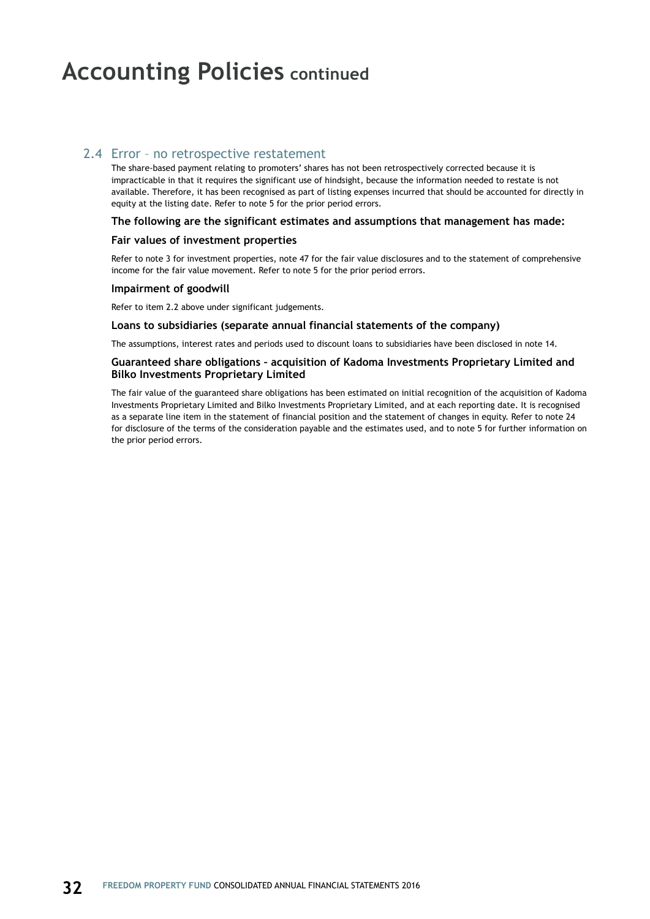# Accounting Policies continued

## 2.4 Error – no retrospective restatement

The share-based payment relating to promoters' shares has not been retrospectively corrected because it is impracticable in that it requires the significant use of hindsight, because the information needed to restate is not available. Therefore, it has been recognised as part of listing expenses incurred that should be accounted for directly in equity at the listing date. Refer to note 5 for the prior period errors.

**The following are the significant estimates and assumptions that management has made:**

**Fair values of investment properties**

Refer to note 3 for investment properties, note 47 for the fair value disclosures and to the statement of comprehensive income for the fair value movement. Refer to note 5 for the prior period errors.

**Impairment of goodwill**

Refer to item 2.2 above under significant judgements.

**Loans to subsidiaries (separate annual financial statements of the company)**

The assumptions, interest rates and periods used to discount loans to subsidiaries have been disclosed in note 14.

**Guaranteed share obligations – acquisition of Kadoma Investments Proprietary Limited and Bilko Investments Proprietary Limited**

The fair value of the guaranteed share obligations has been estimated on initial recognition of the acquisition of Kadoma Investments Proprietary Limited and Bilko Investments Proprietary Limited, and at each reporting date. It is recognised as a separate line item in the statement of financial position and the statement of changes in equity. Refer to note 24 for disclosure of the terms of the consideration payable and the estimates used, and to note 5 for further information on the prior period errors.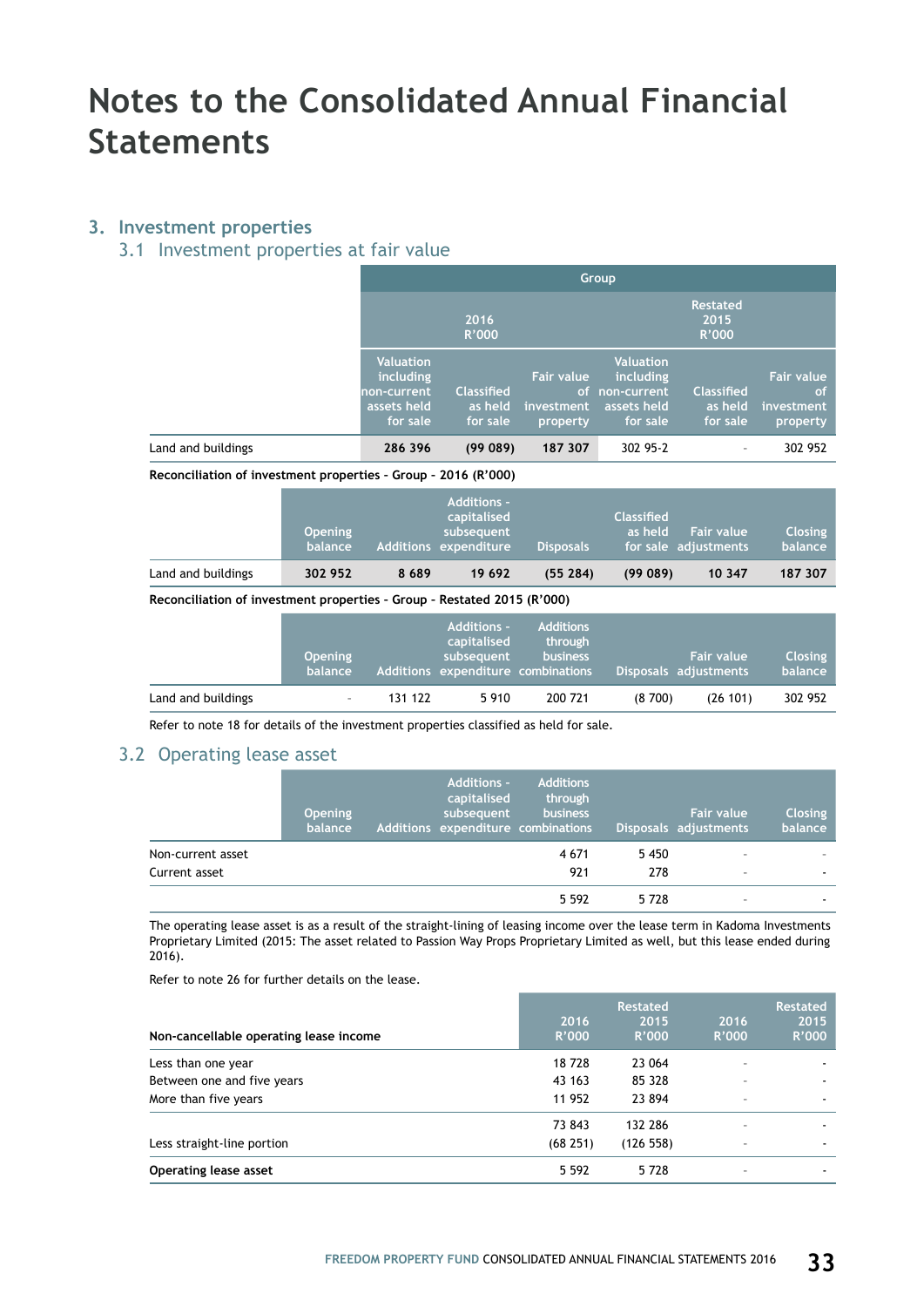# Notes to the Consolidated Annual Financial Statements

## 3. Investment properties

### 3.1 Investment properties at fair value

| | Group | | | | | |
|---|---|---|---|---|---|---|
| | 2016 R'000 | | | Restated 2015 R'000 | | |
| | Valuation including non-current assets held for sale | Classified as held for sale | Fair value of investment property | Valuation including non-current assets held for sale | Classified as held for sale | Fair value of investment property |
| Land and buildings | **286 396** | **(99 089)** | **187 307** | 302 95-2 | - | 302 952 |

**Reconciliation of investment properties - Group - 2016 (R'000)**

| | Opening balance | Additions | Additions - capitalised subsequent expenditure | Disposals | Classified as held for sale | Fair value adjustments | Closing balance |
|---|---|---|---|---|---|---|---|
| Land and buildings | **302 952** | **8 689** | **19 692** | **(55 284)** | **(99 089)** | **10 347** | **187 307** |

**Reconciliation of investment properties - Group - Restated 2015 (R'000)**

| | Opening balance | Additions | Additions - capitalised subsequent expenditure | Additions through business combinations | Disposals | Fair value adjustments | Closing balance |
|---|---|---|---|---|---|---|---|
| Land and buildings | - | 131 122 | 5 910 | 200 721 | (8 700) | (26 101) | 302 952 |

Refer to note 18 for details of the investment properties classified as held for sale.

### 3.2 Operating lease asset

| | Opening balance | Additions | Additions - capitalised subsequent expenditure | Additions through business combinations | Disposals | Fair value adjustments | Closing balance |
|---|---|---|---|---|---|---|---|
| Non-current asset | | | | 4 671 | 5 450 | - | - |
| Current asset | | | | 921 | 278 | - | - |
| | | | | 5 592 | 5 728 | - | - |

The operating lease asset is as a result of the straight-lining of leasing income over the lease term in Kadoma Investments Proprietary Limited (2015: The asset related to Passion Way Props Proprietary Limited as well, but this lease ended during 2016).

Refer to note 26 for further details on the lease.

| Non-cancellable operating lease income | 2016 R'000 | Restated 2015 R'000 | 2016 R'000 | Restated 2015 R'000 |
|---|---|---|---|---|
| Less than one year | 18 728 | 23 064 | - | - |
| Between one and five years | 43 163 | 85 328 | - | - |
| More than five years | 11 952 | 23 894 | - | - |
| | 73 843 | 132 286 | - | - |
| Less straight-line portion | (68 251) | (126 558) | - | - |
| **Operating lease asset** | 5 592 | 5 728 | - | - |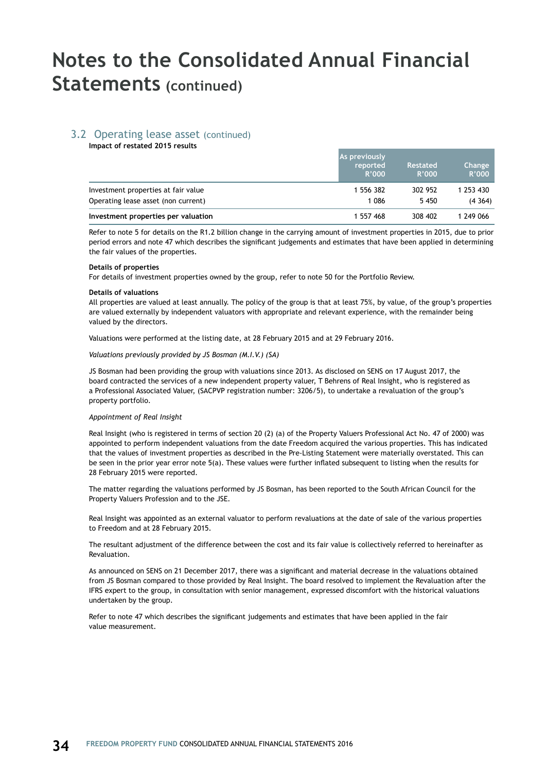# Notes to the Consolidated Annual Financial Statements (continued)

## 3.2 Operating lease asset (continued)

**Impact of restated 2015 results**

| | As previously reported R'000 | Restated R'000 | Change R'000 |
|---|---|---|---|
| Investment properties at fair value | 1 556 382 | 302 952 | 1 253 430 |
| Operating lease asset (non current) | 1 086 | 5 450 | (4 364) |
| **Investment properties per valuation** | 1 557 468 | 308 402 | 1 249 066 |

Refer to note 5 for details on the R1.2 billion change in the carrying amount of investment properties in 2015, due to prior period errors and note 47 which describes the significant judgements and estimates that have been applied in determining the fair values of the properties.

**Details of properties**

For details of investment properties owned by the group, refer to note 50 for the Portfolio Review.

**Details of valuations**

All properties are valued at least annually. The policy of the group is that at least 75%, by value, of the group's properties are valued externally by independent valuators with appropriate and relevant experience, with the remainder being valued by the directors.

Valuations were performed at the listing date, at 28 February 2015 and at 29 February 2016.

*Valuations previously provided by JS Bosman (M.I.V.) (SA)*

JS Bosman had been providing the group with valuations since 2013. As disclosed on SENS on 17 August 2017, the board contracted the services of a new independent property valuer, T Behrens of Real Insight, who is registered as a Professional Associated Valuer, (SACPVP registration number: 3206/5), to undertake a revaluation of the group's property portfolio.

*Appointment of Real Insight*

Real Insight (who is registered in terms of section 20 (2) (a) of the Property Valuers Professional Act No. 47 of 2000) was appointed to perform independent valuations from the date Freedom acquired the various properties. This has indicated that the values of investment properties as described in the Pre-Listing Statement were materially overstated. This can be seen in the prior year error note 5(a). These values were further inflated subsequent to listing when the results for 28 February 2015 were reported.

The matter regarding the valuations performed by JS Bosman, has been reported to the South African Council for the Property Valuers Profession and to the JSE.

Real Insight was appointed as an external valuator to perform revaluations at the date of sale of the various properties to Freedom and at 28 February 2015.

The resultant adjustment of the difference between the cost and its fair value is collectively referred to hereinafter as Revaluation.

As announced on SENS on 21 December 2017, there was a significant and material decrease in the valuations obtained from JS Bosman compared to those provided by Real Insight. The board resolved to implement the Revaluation after the IFRS expert to the group, in consultation with senior management, expressed discomfort with the historical valuations undertaken by the group.

Refer to note 47 which describes the significant judgements and estimates that have been applied in the fair value measurement.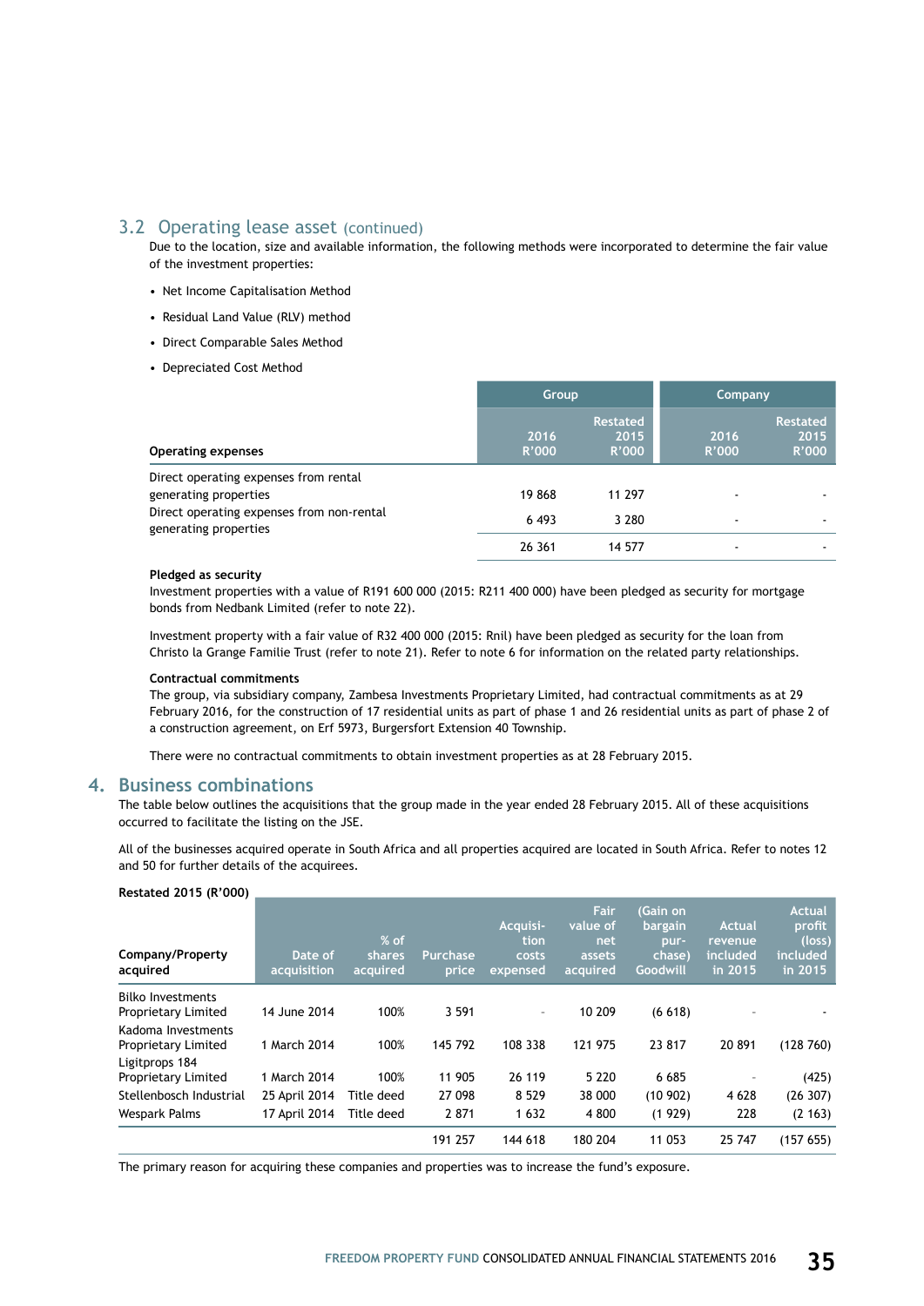## 3.2 Operating lease asset (continued)

Due to the location, size and available information, the following methods were incorporated to determine the fair value of the investment properties:

- Net Income Capitalisation Method
- Residual Land Value (RLV) method
- Direct Comparable Sales Method
- Depreciated Cost Method

| Operating expenses | Group | | Company | |
|---|---|---|---|---|
| | 2016 R'000 | Restated 2015 R'000 | 2016 R'000 | Restated 2015 R'000 |
| Direct operating expenses from rental generating properties | 19 868 | 11 297 | - | - |
| Direct operating expenses from non-rental generating properties | 6 493 | 3 280 | - | - |
| | 26 361 | 14 577 | - | - |

**Pledged as security**

Investment properties with a value of R191 600 000 (2015: R211 400 000) have been pledged as security for mortgage bonds from Nedbank Limited (refer to note 22).

Investment property with a fair value of R32 400 000 (2015: Rnil) have been pledged as security for the loan from Christo la Grange Familie Trust (refer to note 21). Refer to note 6 for information on the related party relationships.

**Contractual commitments**

The group, via subsidiary company, Zambesa Investments Proprietary Limited, had contractual commitments as at 29 February 2016, for the construction of 17 residential units as part of phase 1 and 26 residential units as part of phase 2 of a construction agreement, on Erf 5973, Burgersfort Extension 40 Township.

There were no contractual commitments to obtain investment properties as at 28 February 2015.

# 4. Business combinations

The table below outlines the acquisitions that the group made in the year ended 28 February 2015. All of these acquisitions occurred to facilitate the listing on the JSE.

All of the businesses acquired operate in South Africa and all properties acquired are located in South Africa. Refer to notes 12 and 50 for further details of the acquirees.

**Restated 2015 (R'000)**

| Company/Property acquired | Date of acquisition | % of shares acquired | Purchase price | Acquisition costs expensed | Fair value of net assets acquired | (Gain on bargain purchase) Goodwill | Actual revenue included in 2015 | Actual profit (loss) included in 2015 |
|---|---|---|---|---|---|---|---|---|
| Bilko Investments Proprietary Limited | 14 June 2014 | 100% | 3 591 | - | 10 209 | (6 618) | - | - |
| Kadoma Investments Proprietary Limited | 1 March 2014 | 100% | 145 792 | 108 338 | 121 975 | 23 817 | 20 891 | (128 760) |
| Ligitprops 184 Proprietary Limited | 1 March 2014 | 100% | 11 905 | 26 119 | 5 220 | 6 685 | - | (425) |
| Stellenbosch Industrial | 25 April 2014 | Title deed | 27 098 | 8 529 | 38 000 | (10 902) | 4 628 | (26 307) |
| Wespark Palms | 17 April 2014 | Title deed | 2 871 | 1 632 | 4 800 | (1 929) | 228 | (2 163) |
| | | | 191 257 | 144 618 | 180 204 | 11 053 | 25 747 | (157 655) |

The primary reason for acquiring these companies and properties was to increase the fund's exposure.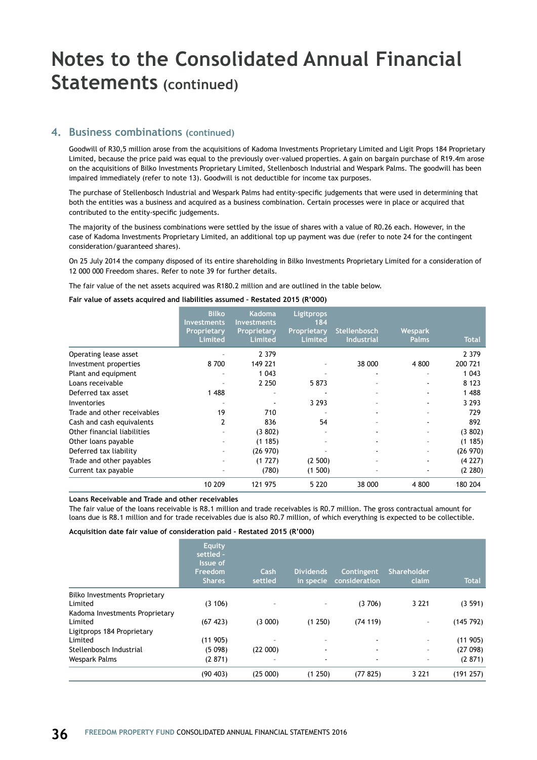# Notes to the Consolidated Annual Financial Statements (continued)

## 4. Business combinations (continued)

Goodwill of R30,5 million arose from the acquisitions of Kadoma Investments Proprietary Limited and Ligit Props 184 Proprietary Limited, because the price paid was equal to the previously over-valued properties. A gain on bargain purchase of R19.4m arose on the acquisitions of Bilko Investments Proprietary Limited, Stellenbosch Industrial and Wespark Palms. The goodwill has been impaired immediately (refer to note 13). Goodwill is not deductible for income tax purposes.

The purchase of Stellenbosch Industrial and Wespark Palms had entity-specific judgements that were used in determining that both the entities was a business and acquired as a business combination. Certain processes were in place or acquired that contributed to the entity-specific judgements.

The majority of the business combinations were settled by the issue of shares with a value of R0.26 each. However, in the case of Kadoma Investments Proprietary Limited, an additional top up payment was due (refer to note 24 for the contingent consideration/guaranteed shares).

On 25 July 2014 the company disposed of its entire shareholding in Bilko Investments Proprietary Limited for a consideration of 12 000 000 Freedom shares. Refer to note 39 for further details.

The fair value of the net assets acquired was R180.2 million and are outlined in the table below.

**Fair value of assets acquired and liabilities assumed - Restated 2015 (R'000)**

| | Bilko Investments Proprietary Limited | Kadoma Investments Proprietary Limited | Ligitprops 184 Proprietary Limited | Stellenbosch Industrial | Wespark Palms | Total |
|---|---|---|---|---|---|---|
| Operating lease asset | - | 2 379 | | | | 2 379 |
| Investment properties | 8 700 | 149 221 | - | 38 000 | 4 800 | 200 721 |
| Plant and equipment | - | 1 043 | - | - | - | 1 043 |
| Loans receivable | - | 2 250 | 5 873 | - | - | 8 123 |
| Deferred tax asset | 1 488 | - | - | - | - | 1 488 |
| Inventories | - | - | 3 293 | - | - | 3 293 |
| Trade and other receivables | 19 | 710 | - | - | - | 729 |
| Cash and cash equivalents | 2 | 836 | 54 | - | - | 892 |
| Other financial liabilities | - | (3 802) | - | - | - | (3 802) |
| Other loans payable | - | (1 185) | - | - | - | (1 185) |
| Deferred tax liability | - | (26 970) | - | - | - | (26 970) |
| Trade and other payables | - | (1 727) | (2 500) | - | - | (4 227) |
| Current tax payable | - | (780) | (1 500) | - | - | (2 280) |
| | 10 209 | 121 975 | 5 220 | 38 000 | 4 800 | 180 204 |

**Loans Receivable and Trade and other receivables**

The fair value of the loans receivable is R8.1 million and trade receivables is R0.7 million. The gross contractual amount for loans due is R8.1 million and for trade receivables due is also R0.7 million, of which everything is expected to be collectible.

**Acquisition date fair value of consideration paid - Restated 2015 (R'000)**

| | Equity settled - Issue of Freedom Shares | Cash settled | Dividends in specie | Contingent consideration | Shareholder claim | Total |
|---|---|---|---|---|---|---|
| Bilko Investments Proprietary Limited | (3 106) | - | - | (3 706) | 3 221 | (3 591) |
| Kadoma Investments Proprietary Limited | (67 423) | (3 000) | (1 250) | (74 119) | - | (145 792) |
| Ligitprops 184 Proprietary Limited | (11 905) | - | - | - | - | (11 905) |
| Stellenbosch Industrial | (5 098) | (22 000) | - | - | - | (27 098) |
| Wespark Palms | (2 871) | - | - | - | - | (2 871) |
| | (90 403) | (25 000) | (1 250) | (77 825) | 3 221 | (191 257) |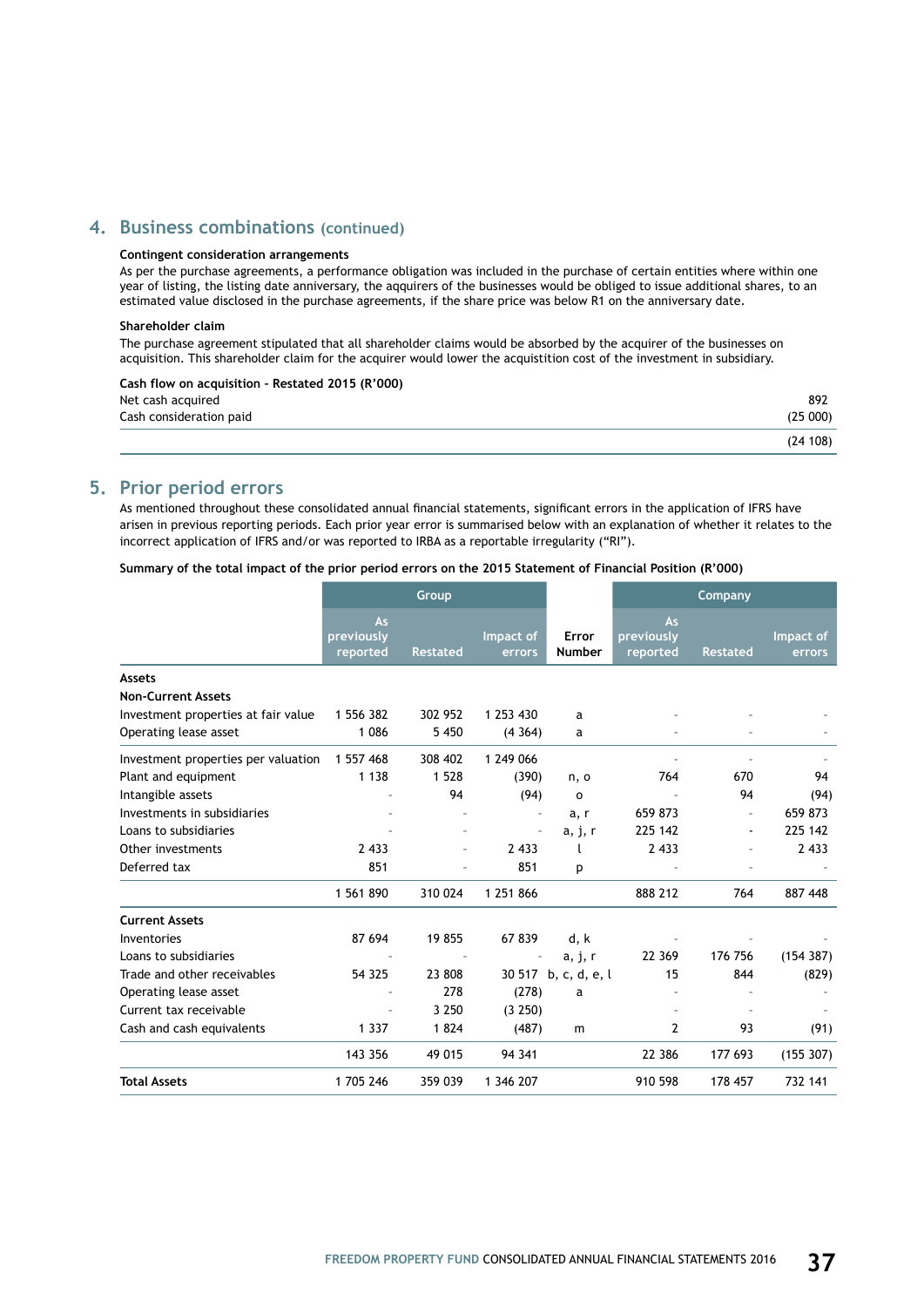## 4. Business combinations (continued)

**Contingent consideration arrangements**

As per the purchase agreements, a performance obligation was included in the purchase of certain entities where within one year of listing, the listing date anniversary, the aqquirers of the businesses would be obliged to issue additional shares, to an estimated value disclosed in the purchase agreements, if the share price was below R1 on the anniversary date.

**Shareholder claim**

The purchase agreement stipulated that all shareholder claims would be absorbed by the acquirer of the businesses on acquisition. This shareholder claim for the acquirer would lower the acquistition cost of the investment in subsidiary.

**Cash flow on acquisition - Restated 2015 (R'000)**

| | |
|---|---|
| Net cash acquired | 892 |
| Cash consideration paid | (25 000) |
| | (24 108) |

## 5. Prior period errors

As mentioned throughout these consolidated annual financial statements, significant errors in the application of IFRS have arisen in previous reporting periods. Each prior year error is summarised below with an explanation of whether it relates to the incorrect application of IFRS and/or was reported to IRBA as a reportable irregularity ("RI").

**Summary of the total impact of the prior period errors on the 2015 Statement of Financial Position (R'000)**

| | Group | | | | Company | | |
|---|---|---|---|---|---|---|---|
| | As previously reported | Restated | Impact of errors | Error Number | As previously reported | Restated | Impact of errors |
| **Assets** | | | | | | | |
| **Non-Current Assets** | | | | | | | |
| Investment properties at fair value | 1 556 382 | 302 952 | 1 253 430 | a | - | - | - |
| Operating lease asset | 1 086 | 5 450 | (4 364) | a | - | - | - |
| Investment properties per valuation | 1 557 468 | 308 402 | 1 249 066 | | - | - | - |
| Plant and equipment | 1 138 | 1 528 | (390) | n, o | 764 | 670 | 94 |
| Intangible assets | - | 94 | (94) | o | - | 94 | (94) |
| Investments in subsidiaries | - | - | - | a, r | 659 873 | - | 659 873 |
| Loans to subsidiaries | - | - | - | a, j, r | 225 142 | - | 225 142 |
| Other investments | 2 433 | - | 2 433 | l | 2 433 | - | 2 433 |
| Deferred tax | 851 | - | 851 | p | - | - | - |
| | 1 561 890 | 310 024 | 1 251 866 | | 888 212 | 764 | 887 448 |
| **Current Assets** | | | | | | | |
| Inventories | 87 694 | 19 855 | 67 839 | d, k | - | - | - |
| Loans to subsidiaries | - | - | - | a, j, r | 22 369 | 176 756 | (154 387) |
| Trade and other receivables | 54 325 | 23 808 | 30 517 | b, c, d, e, l | 15 | 844 | (829) |
| Operating lease asset | - | 278 | (278) | a | - | - | - |
| Current tax receivable | - | 3 250 | (3 250) | | - | - | - |
| Cash and cash equivalents | 1 337 | 1 824 | (487) | m | 2 | 93 | (91) |
| | 143 356 | 49 015 | 94 341 | | 22 386 | 177 693 | (155 307) |
| **Total Assets** | 1 705 246 | 359 039 | 1 346 207 | | 910 598 | 178 457 | 732 141 |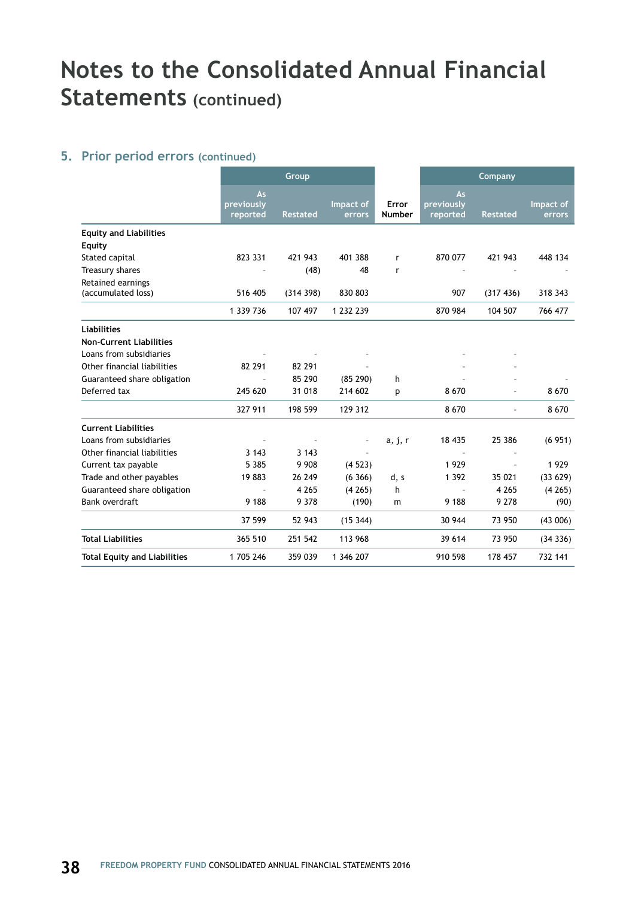# Notes to the Consolidated Annual Financial Statements (continued)

## 5. Prior period errors (continued)

| | Group | | | | Company | | |
|---|---|---|---|---|---|---|---|
| | As previously reported | Restated | Impact of errors | Error Number | As previously reported | Restated | Impact of errors |
| **Equity and Liabilities** | | | | | | | |
| **Equity** | | | | | | | |
| Stated capital | 823 331 | 421 943 | 401 388 | r | 870 077 | 421 943 | 448 134 |
| Treasury shares | - | (48) | 48 | r | - | - | - |
| Retained earnings (accumulated loss) | 516 405 | (314 398) | 830 803 | | 907 | (317 436) | 318 343 |
| | 1 339 736 | 107 497 | 1 232 239 | | 870 984 | 104 507 | 766 477 |
| **Liabilities** | | | | | | | |
| **Non-Current Liabilities** | | | | | | | |
| Loans from subsidiaries | - | - | - | | - | - | |
| Other financial liabilities | 82 291 | 82 291 | - | | - | - | |
| Guaranteed share obligation | - | 85 290 | (85 290) | h | - | - | - |
| Deferred tax | 245 620 | 31 018 | 214 602 | p | 8 670 | - | 8 670 |
| | 327 911 | 198 599 | 129 312 | | 8 670 | - | 8 670 |
| **Current Liabilities** | | | | | | | |
| Loans from subsidiaries | - | - | - | a, j, r | 18 435 | 25 386 | (6 951) |
| Other financial liabilities | 3 143 | 3 143 | - | | - | - | |
| Current tax payable | 5 385 | 9 908 | (4 523) | | 1 929 | - | 1 929 |
| Trade and other payables | 19 883 | 26 249 | (6 366) | d, s | 1 392 | 35 021 | (33 629) |
| Guaranteed share obligation | - | 4 265 | (4 265) | h | - | 4 265 | (4 265) |
| Bank overdraft | 9 188 | 9 378 | (190) | m | 9 188 | 9 278 | (90) |
| | 37 599 | 52 943 | (15 344) | | 30 944 | 73 950 | (43 006) |
| **Total Liabilities** | 365 510 | 251 542 | 113 968 | | 39 614 | 73 950 | (34 336) |
| **Total Equity and Liabilities** | 1 705 246 | 359 039 | 1 346 207 | | 910 598 | 178 457 | 732 141 |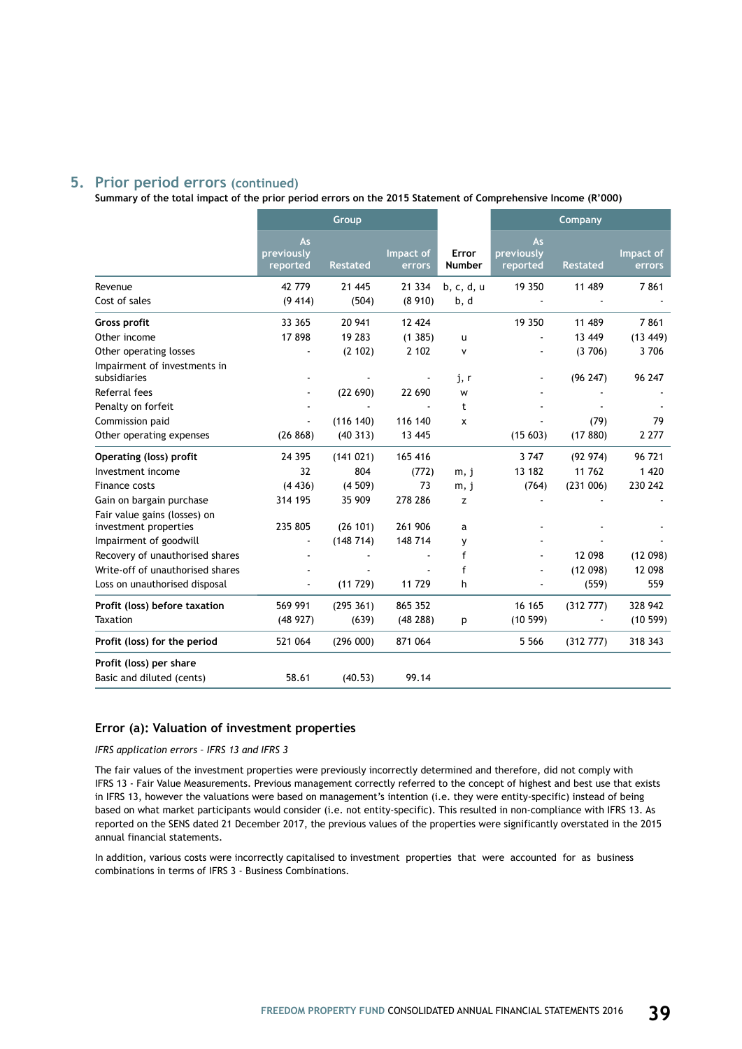## 5. Prior period errors (continued)

**Summary of the total impact of the prior period errors on the 2015 Statement of Comprehensive Income (R'000)**

| | Group | | | | Company | | |
|---|---|---|---|---|---|---|---|
| | As previously reported | Restated | Impact of errors | Error Number | As previously reported | Restated | Impact of errors |
| Revenue | 42 779 | 21 445 | 21 334 | b, c, d, u | 19 350 | 11 489 | 7 861 |
| Cost of sales | (9 414) | (504) | (8 910) | b, d | - | - | - |
| **Gross profit** | 33 365 | 20 941 | 12 424 | | 19 350 | 11 489 | 7 861 |
| Other income | 17 898 | 19 283 | (1 385) | u | - | 13 449 | (13 449) |
| Other operating losses | - | (2 102) | 2 102 | v | - | (3 706) | 3 706 |
| Impairment of investments in subsidiaries | - | - | - | j, r | - | (96 247) | 96 247 |
| Referral fees | - | (22 690) | 22 690 | w | - | - | - |
| Penalty on forfeit | - | - | - | t | - | - | - |
| Commission paid | - | (116 140) | 116 140 | x | - | (79) | 79 |
| Other operating expenses | (26 868) | (40 313) | 13 445 | | (15 603) | (17 880) | 2 277 |
| **Operating (loss) profit** | 24 395 | (141 021) | 165 416 | | 3 747 | (92 974) | 96 721 |
| Investment income | 32 | 804 | (772) | m, j | 13 182 | 11 762 | 1 420 |
| Finance costs | (4 436) | (4 509) | 73 | m, j | (764) | (231 006) | 230 242 |
| Gain on bargain purchase | 314 195 | 35 909 | 278 286 | z | - | - | - |
| Fair value gains (losses) on investment properties | 235 805 | (26 101) | 261 906 | a | - | - | - |
| Impairment of goodwill | - | (148 714) | 148 714 | y | - | - | - |
| Recovery of unauthorised shares | - | - | - | f | - | 12 098 | (12 098) |
| Write-off of unauthorised shares | - | - | - | f | - | (12 098) | 12 098 |
| Loss on unauthorised disposal | - | (11 729) | 11 729 | h | - | (559) | 559 |
| **Profit (loss) before taxation** | 569 991 | (295 361) | 865 352 | | 16 165 | (312 777) | 328 942 |
| Taxation | (48 927) | (639) | (48 288) | p | (10 599) | - | (10 599) |
| **Profit (loss) for the period** | 521 064 | (296 000) | 871 064 | | 5 566 | (312 777) | 318 343 |
| **Profit (loss) per share** | | | | | | | |
| Basic and diluted (cents) | 58.61 | (40.53) | 99.14 | | | | |

### Error (a): Valuation of investment properties

*IFRS application errors - IFRS 13 and IFRS 3*

The fair values of the investment properties were previously incorrectly determined and therefore, did not comply with IFRS 13 - Fair Value Measurements. Previous management correctly referred to the concept of highest and best use that exists in IFRS 13, however the valuations were based on management's intention (i.e. they were entity-specific) instead of being based on what market participants would consider (i.e. not entity-specific). This resulted in non-compliance with IFRS 13. As reported on the SENS dated 21 December 2017, the previous values of the properties were significantly overstated in the 2015 annual financial statements.

In addition, various costs were incorrectly capitalised to investment properties that were accounted for as business combinations in terms of IFRS 3 - Business Combinations.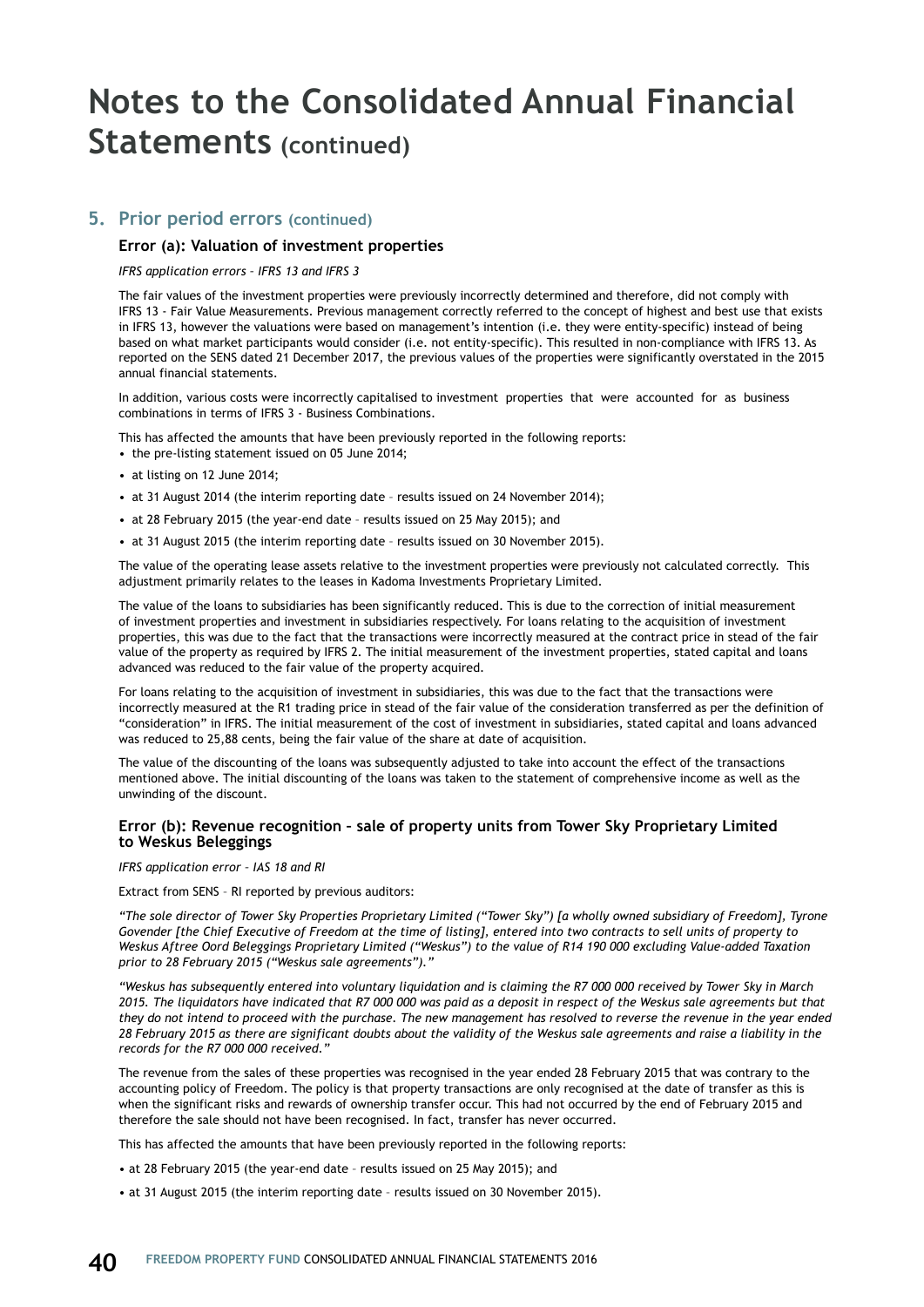# Notes to the Consolidated Annual Financial Statements (continued)

## 5. Prior period errors (continued)

### Error (a): Valuation of investment properties

*IFRS application errors – IFRS 13 and IFRS 3*

The fair values of the investment properties were previously incorrectly determined and therefore, did not comply with IFRS 13 - Fair Value Measurements. Previous management correctly referred to the concept of highest and best use that exists in IFRS 13, however the valuations were based on management's intention (i.e. they were entity-specific) instead of being based on what market participants would consider (i.e. not entity-specific). This resulted in non-compliance with IFRS 13. As reported on the SENS dated 21 December 2017, the previous values of the properties were significantly overstated in the 2015 annual financial statements.

In addition, various costs were incorrectly capitalised to investment properties that were accounted for as business combinations in terms of IFRS 3 - Business Combinations.

This has affected the amounts that have been previously reported in the following reports:

- the pre-listing statement issued on 05 June 2014;
- at listing on 12 June 2014;
- at 31 August 2014 (the interim reporting date – results issued on 24 November 2014);
- at 28 February 2015 (the year-end date – results issued on 25 May 2015); and
- at 31 August 2015 (the interim reporting date – results issued on 30 November 2015).

The value of the operating lease assets relative to the investment properties were previously not calculated correctly. This adjustment primarily relates to the leases in Kadoma Investments Proprietary Limited.

The value of the loans to subsidiaries has been significantly reduced. This is due to the correction of initial measurement of investment properties and investment in subsidiaries respectively. For loans relating to the acquisition of investment properties, this was due to the fact that the transactions were incorrectly measured at the contract price in stead of the fair value of the property as required by IFRS 2. The initial measurement of the investment properties, stated capital and loans advanced was reduced to the fair value of the property acquired.

For loans relating to the acquisition of investment in subsidiaries, this was due to the fact that the transactions were incorrectly measured at the R1 trading price in stead of the fair value of the consideration transferred as per the definition of "consideration" in IFRS. The initial measurement of the cost of investment in subsidiaries, stated capital and loans advanced was reduced to 25,88 cents, being the fair value of the share at date of acquisition.

The value of the discounting of the loans was subsequently adjusted to take into account the effect of the transactions mentioned above. The initial discounting of the loans was taken to the statement of comprehensive income as well as the unwinding of the discount.

### Error (b): Revenue recognition – sale of property units from Tower Sky Proprietary Limited to Weskus Beleggings

*IFRS application error – IAS 18 and RI*

Extract from SENS – RI reported by previous auditors:

*"The sole director of Tower Sky Properties Proprietary Limited ("Tower Sky") [a wholly owned subsidiary of Freedom], Tyrone Govender [the Chief Executive of Freedom at the time of listing], entered into two contracts to sell units of property to Weskus Aftree Oord Beleggings Proprietary Limited ("Weskus") to the value of R14 190 000 excluding Value-added Taxation prior to 28 February 2015 ("Weskus sale agreements")."*

*"Weskus has subsequently entered into voluntary liquidation and is claiming the R7 000 000 received by Tower Sky in March 2015. The liquidators have indicated that R7 000 000 was paid as a deposit in respect of the Weskus sale agreements but that they do not intend to proceed with the purchase. The new management has resolved to reverse the revenue in the year ended 28 February 2015 as there are significant doubts about the validity of the Weskus sale agreements and raise a liability in the records for the R7 000 000 received."*

The revenue from the sales of these properties was recognised in the year ended 28 February 2015 that was contrary to the accounting policy of Freedom. The policy is that property transactions are only recognised at the date of transfer as this is when the significant risks and rewards of ownership transfer occur. This had not occurred by the end of February 2015 and therefore the sale should not have been recognised. In fact, transfer has never occurred.

This has affected the amounts that have been previously reported in the following reports:

- at 28 February 2015 (the year-end date – results issued on 25 May 2015); and
- at 31 August 2015 (the interim reporting date – results issued on 30 November 2015).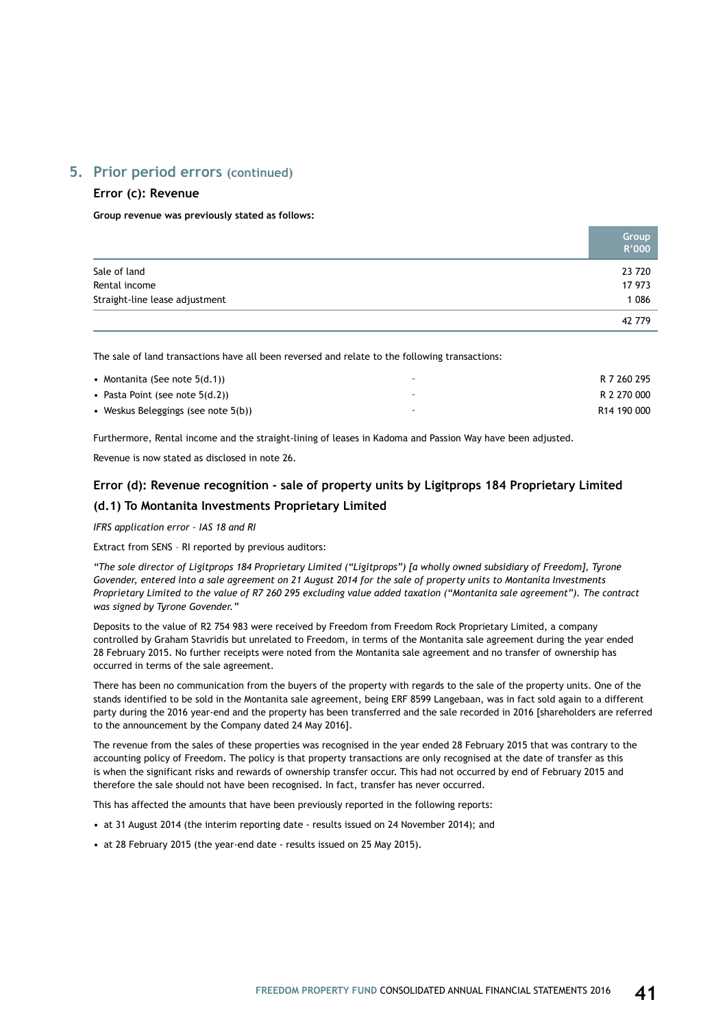## 5. Prior period errors (continued)

### Error (c): Revenue

**Group revenue was previously stated as follows:**

| | Group R'000 |
|---|---|
| Sale of land | 23 720 |
| Rental income | 17 973 |
| Straight-line lease adjustment | 1 086 |
| | 42 779 |

The sale of land transactions have all been reversed and relate to the following transactions:

| | | |
|---|---|---|
| • Montanita (See note 5(d.1)) | - | R 7 260 295 |
| • Pasta Point (see note 5(d.2)) | - | R 2 270 000 |
| • Weskus Beleggings (see note 5(b)) | - | R14 190 000 |

Furthermore, Rental income and the straight-lining of leases in Kadoma and Passion Way have been adjusted.

Revenue is now stated as disclosed in note 26.

### Error (d): Revenue recognition - sale of property units by Ligitprops 184 Proprietary Limited

### (d.1) To Montanita Investments Proprietary Limited

*IFRS application error – IAS 18 and RI*

Extract from SENS – RI reported by previous auditors:

*"The sole director of Ligitprops 184 Proprietary Limited ("Ligitprops") [a wholly owned subsidiary of Freedom], Tyrone Govender, entered into a sale agreement on 21 August 2014 for the sale of property units to Montanita Investments Proprietary Limited to the value of R7 260 295 excluding value added taxation ("Montanita sale agreement"). The contract was signed by Tyrone Govender."*

Deposits to the value of R2 754 983 were received by Freedom from Freedom Rock Proprietary Limited, a company controlled by Graham Stavridis but unrelated to Freedom, in terms of the Montanita sale agreement during the year ended 28 February 2015. No further receipts were noted from the Montanita sale agreement and no transfer of ownership has occurred in terms of the sale agreement.

There has been no communication from the buyers of the property with regards to the sale of the property units. One of the stands identified to be sold in the Montanita sale agreement, being ERF 8599 Langebaan, was in fact sold again to a different party during the 2016 year-end and the property has been transferred and the sale recorded in 2016 [shareholders are referred to the announcement by the Company dated 24 May 2016].

The revenue from the sales of these properties was recognised in the year ended 28 February 2015 that was contrary to the accounting policy of Freedom. The policy is that property transactions are only recognised at the date of transfer as this is when the significant risks and rewards of ownership transfer occur. This had not occurred by end of February 2015 and therefore the sale should not have been recognised. In fact, transfer has never occurred.

This has affected the amounts that have been previously reported in the following reports:

- at 31 August 2014 (the interim reporting date - results issued on 24 November 2014); and
- at 28 February 2015 (the year-end date - results issued on 25 May 2015).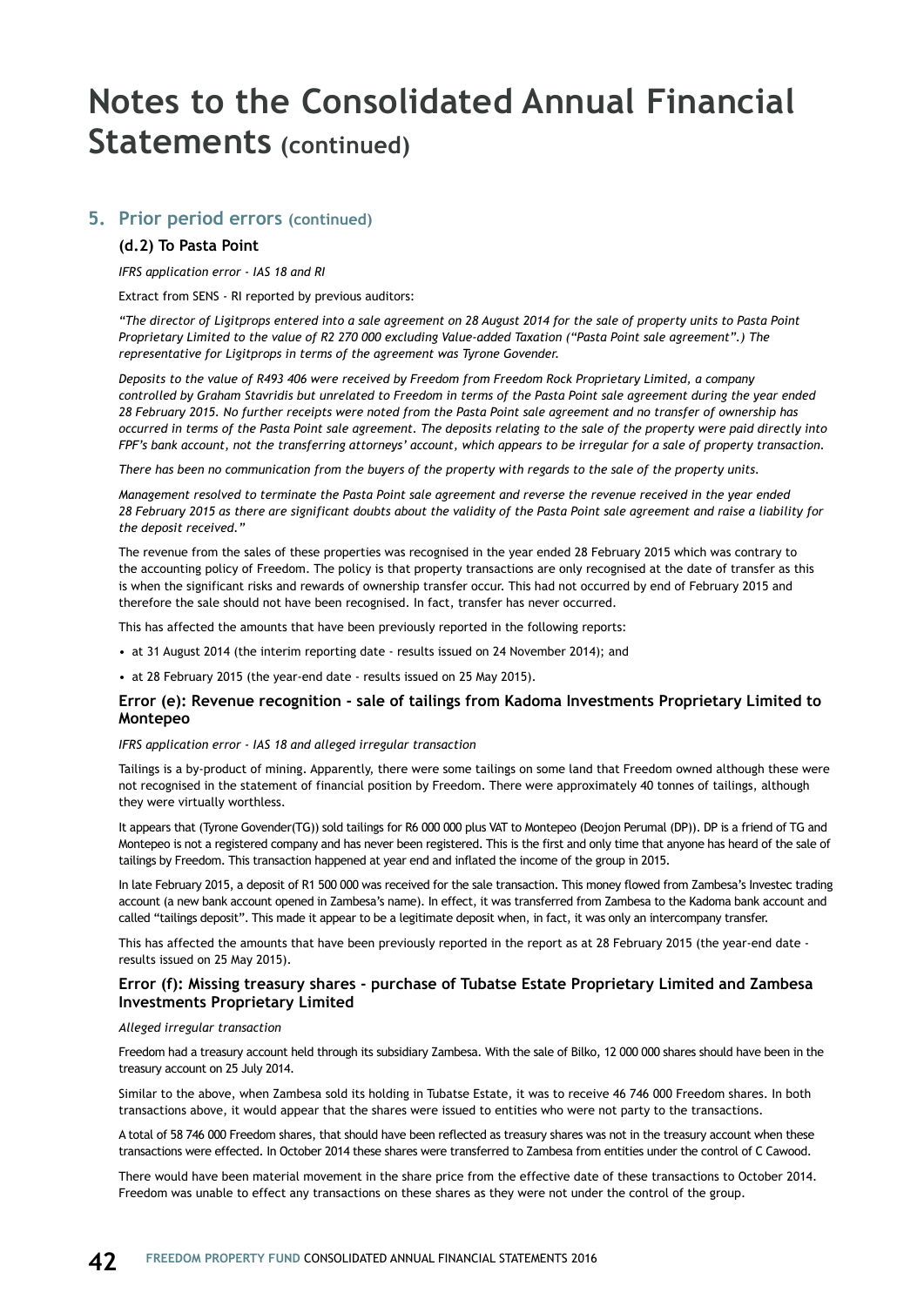# Notes to the Consolidated Annual Financial Statements (continued)

## 5. Prior period errors (continued)

### (d.2) To Pasta Point

*IFRS application error - IAS 18 and RI*

Extract from SENS - RI reported by previous auditors:

*"The director of Ligitprops entered into a sale agreement on 28 August 2014 for the sale of property units to Pasta Point Proprietary Limited to the value of R2 270 000 excluding Value-added Taxation ("Pasta Point sale agreement".) The representative for Ligitprops in terms of the agreement was Tyrone Govender.*

*Deposits to the value of R493 406 were received by Freedom from Freedom Rock Proprietary Limited, a company controlled by Graham Stavridis but unrelated to Freedom in terms of the Pasta Point sale agreement during the year ended 28 February 2015. No further receipts were noted from the Pasta Point sale agreement and no transfer of ownership has occurred in terms of the Pasta Point sale agreement. The deposits relating to the sale of the property were paid directly into FPF's bank account, not the transferring attorneys' account, which appears to be irregular for a sale of property transaction.*

*There has been no communication from the buyers of the property with regards to the sale of the property units.*

*Management resolved to terminate the Pasta Point sale agreement and reverse the revenue received in the year ended 28 February 2015 as there are significant doubts about the validity of the Pasta Point sale agreement and raise a liability for the deposit received."*

The revenue from the sales of these properties was recognised in the year ended 28 February 2015 which was contrary to the accounting policy of Freedom. The policy is that property transactions are only recognised at the date of transfer as this is when the significant risks and rewards of ownership transfer occur. This had not occurred by end of February 2015 and therefore the sale should not have been recognised. In fact, transfer has never occurred.

This has affected the amounts that have been previously reported in the following reports:

- at 31 August 2014 (the interim reporting date - results issued on 24 November 2014); and
- at 28 February 2015 (the year-end date - results issued on 25 May 2015).

### Error (e): Revenue recognition - sale of tailings from Kadoma Investments Proprietary Limited to Montepeo

*IFRS application error - IAS 18 and alleged irregular transaction*

Tailings is a by-product of mining. Apparently, there were some tailings on some land that Freedom owned although these were not recognised in the statement of financial position by Freedom. There were approximately 40 tonnes of tailings, although they were virtually worthless.

It appears that (Tyrone Govender(TG)) sold tailings for R6 000 000 plus VAT to Montepeo (Deojon Perumal (DP)). DP is a friend of TG and Montepeo is not a registered company and has never been registered. This is the first and only time that anyone has heard of the sale of tailings by Freedom. This transaction happened at year end and inflated the income of the group in 2015.

In late February 2015, a deposit of R1 500 000 was received for the sale transaction. This money flowed from Zambesa's Investec trading account (a new bank account opened in Zambesa's name). In effect, it was transferred from Zambesa to the Kadoma bank account and called "tailings deposit". This made it appear to be a legitimate deposit when, in fact, it was only an intercompany transfer.

This has affected the amounts that have been previously reported in the report as at 28 February 2015 (the year-end date - results issued on 25 May 2015).

### Error (f): Missing treasury shares - purchase of Tubatse Estate Proprietary Limited and Zambesa Investments Proprietary Limited

*Alleged irregular transaction*

Freedom had a treasury account held through its subsidiary Zambesa. With the sale of Bilko, 12 000 000 shares should have been in the treasury account on 25 July 2014.

Similar to the above, when Zambesa sold its holding in Tubatse Estate, it was to receive 46 746 000 Freedom shares. In both transactions above, it would appear that the shares were issued to entities who were not party to the transactions.

A total of 58 746 000 Freedom shares, that should have been reflected as treasury shares was not in the treasury account when these transactions were effected. In October 2014 these shares were transferred to Zambesa from entities under the control of C Cawood.

There would have been material movement in the share price from the effective date of these transactions to October 2014. Freedom was unable to effect any transactions on these shares as they were not under the control of the group.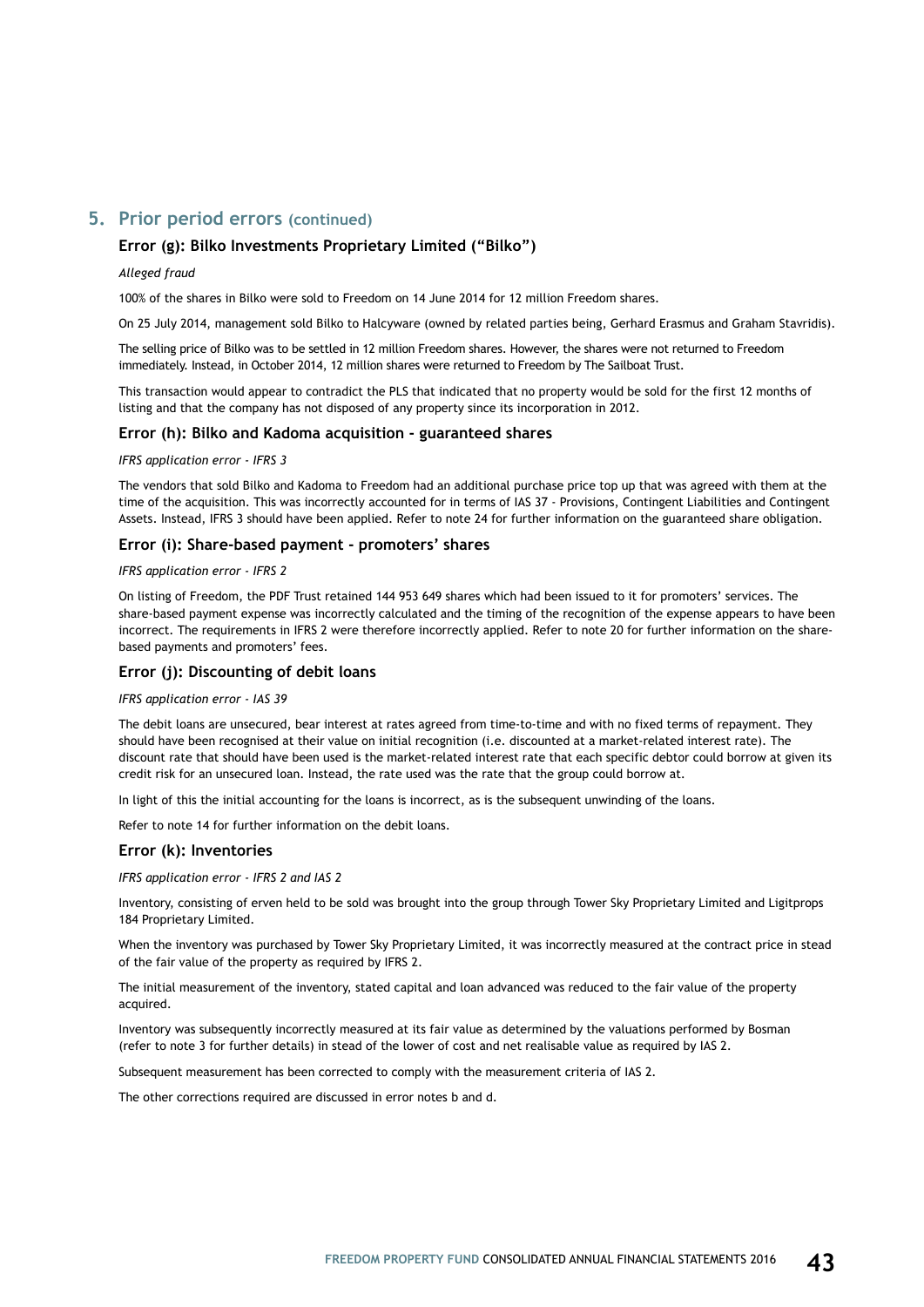## 5. Prior period errors (continued)

### Error (g): Bilko Investments Proprietary Limited ("Bilko")

*Alleged fraud*

100% of the shares in Bilko were sold to Freedom on 14 June 2014 for 12 million Freedom shares.

On 25 July 2014, management sold Bilko to Halcyware (owned by related parties being, Gerhard Erasmus and Graham Stavridis).

The selling price of Bilko was to be settled in 12 million Freedom shares. However, the shares were not returned to Freedom immediately. Instead, in October 2014, 12 million shares were returned to Freedom by The Sailboat Trust.

This transaction would appear to contradict the PLS that indicated that no property would be sold for the first 12 months of listing and that the company has not disposed of any property since its incorporation in 2012.

### Error (h): Bilko and Kadoma acquisition - guaranteed shares

*IFRS application error - IFRS 3*

The vendors that sold Bilko and Kadoma to Freedom had an additional purchase price top up that was agreed with them at the time of the acquisition. This was incorrectly accounted for in terms of IAS 37 - Provisions, Contingent Liabilities and Contingent Assets. Instead, IFRS 3 should have been applied. Refer to note 24 for further information on the guaranteed share obligation.

### Error (i): Share-based payment - promoters' shares

*IFRS application error - IFRS 2*

On listing of Freedom, the PDF Trust retained 144 953 649 shares which had been issued to it for promoters' services. The share-based payment expense was incorrectly calculated and the timing of the recognition of the expense appears to have been incorrect. The requirements in IFRS 2 were therefore incorrectly applied. Refer to note 20 for further information on the share-based payments and promoters' fees.

### Error (j): Discounting of debit loans

*IFRS application error - IAS 39*

The debit loans are unsecured, bear interest at rates agreed from time-to-time and with no fixed terms of repayment. They should have been recognised at their value on initial recognition (i.e. discounted at a market-related interest rate). The discount rate that should have been used is the market-related interest rate that each specific debtor could borrow at given its credit risk for an unsecured loan. Instead, the rate used was the rate that the group could borrow at.

In light of this the initial accounting for the loans is incorrect, as is the subsequent unwinding of the loans.

Refer to note 14 for further information on the debit loans.

### Error (k): Inventories

*IFRS application error - IFRS 2 and IAS 2*

Inventory, consisting of erven held to be sold was brought into the group through Tower Sky Proprietary Limited and Ligitprops 184 Proprietary Limited.

When the inventory was purchased by Tower Sky Proprietary Limited, it was incorrectly measured at the contract price in stead of the fair value of the property as required by IFRS 2.

The initial measurement of the inventory, stated capital and loan advanced was reduced to the fair value of the property acquired.

Inventory was subsequently incorrectly measured at its fair value as determined by the valuations performed by Bosman (refer to note 3 for further details) in stead of the lower of cost and net realisable value as required by IAS 2.

Subsequent measurement has been corrected to comply with the measurement criteria of IAS 2.

The other corrections required are discussed in error notes b and d.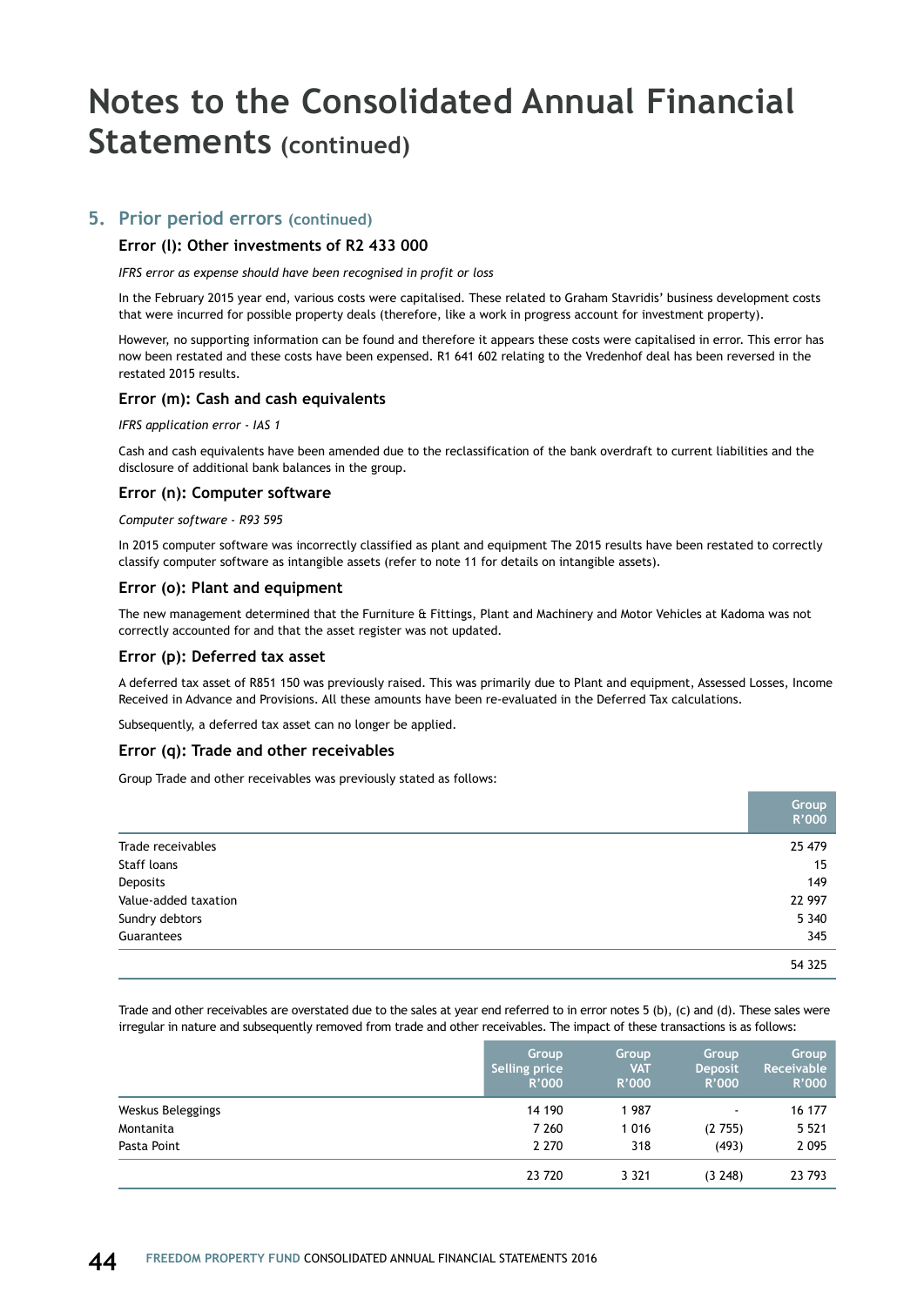# Notes to the Consolidated Annual Financial Statements (continued)

## 5. Prior period errors (continued)

### Error (l): Other investments of R2 433 000

*IFRS error as expense should have been recognised in profit or loss*

In the February 2015 year end, various costs were capitalised. These related to Graham Stavridis' business development costs that were incurred for possible property deals (therefore, like a work in progress account for investment property).

However, no supporting information can be found and therefore it appears these costs were capitalised in error. This error has now been restated and these costs have been expensed. R1 641 602 relating to the Vredenhof deal has been reversed in the restated 2015 results.

### Error (m): Cash and cash equivalents

*IFRS application error - IAS 1*

Cash and cash equivalents have been amended due to the reclassification of the bank overdraft to current liabilities and the disclosure of additional bank balances in the group.

### Error (n): Computer software

*Computer software - R93 595*

In 2015 computer software was incorrectly classified as plant and equipment The 2015 results have been restated to correctly classify computer software as intangible assets (refer to note 11 for details on intangible assets).

### Error (o): Plant and equipment

The new management determined that the Furniture & Fittings, Plant and Machinery and Motor Vehicles at Kadoma was not correctly accounted for and that the asset register was not updated.

### Error (p): Deferred tax asset

A deferred tax asset of R851 150 was previously raised. This was primarily due to Plant and equipment, Assessed Losses, Income Received in Advance and Provisions. All these amounts have been re-evaluated in the Deferred Tax calculations.

Subsequently, a deferred tax asset can no longer be applied.

### Error (q): Trade and other receivables

Group Trade and other receivables was previously stated as follows:

| | Group R'000 |
|---|---|
| Trade receivables | 25 479 |
| Staff loans | 15 |
| Deposits | 149 |
| Value-added taxation | 22 997 |
| Sundry debtors | 5 340 |
| Guarantees | 345 |
| | 54 325 |

Trade and other receivables are overstated due to the sales at year end referred to in error notes 5 (b), (c) and (d). These sales were irregular in nature and subsequently removed from trade and other receivables. The impact of these transactions is as follows:

| | Group Selling price R'000 | Group VAT R'000 | Group Deposit R'000 | Group Receivable R'000 |
|---|---|---|---|---|
| Weskus Beleggings | 14 190 | 1 987 | - | 16 177 |
| Montanita | 7 260 | 1 016 | (2 755) | 5 521 |
| Pasta Point | 2 270 | 318 | (493) | 2 095 |
| | 23 720 | 3 321 | (3 248) | 23 793 |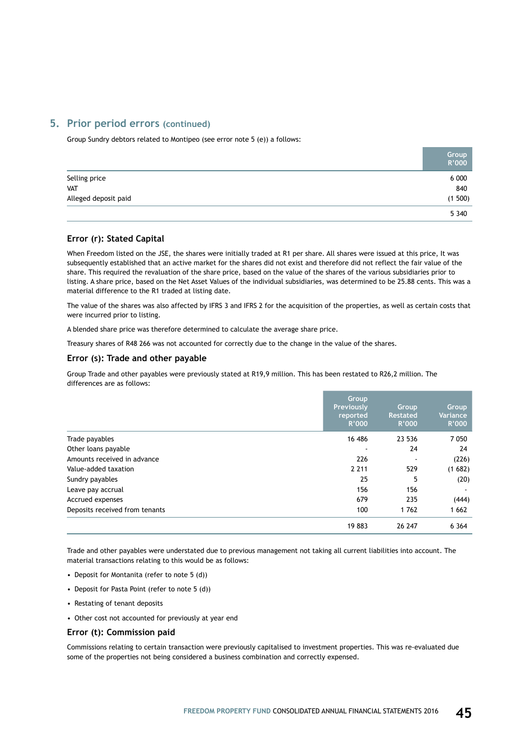## 5. Prior period errors (continued)

Group Sundry debtors related to Montipeo (see error note 5 (e)) a follows:

| | Group R'000 |
|---|---|
| Selling price | 6 000 |
| VAT | 840 |
| Alleged deposit paid | (1 500) |
| | 5 340 |

### Error (r): Stated Capital

When Freedom listed on the JSE, the shares were initially traded at R1 per share. All shares were issued at this price, It was subsequently established that an active market for the shares did not exist and therefore did not reflect the fair value of the share. This required the revaluation of the share price, based on the value of the shares of the various subsidiaries prior to listing. A share price, based on the Net Asset Values of the individual subsidiaries, was determined to be 25.88 cents. This was a material difference to the R1 traded at listing date.

The value of the shares was also affected by IFRS 3 and IFRS 2 for the acquisition of the properties, as well as certain costs that were incurred prior to listing.

A blended share price was therefore determined to calculate the average share price.

Treasury shares of R48 266 was not accounted for correctly due to the change in the value of the shares.

### Error (s): Trade and other payable

Group Trade and other payables were previously stated at R19,9 million. This has been restated to R26,2 million. The differences are as follows:

| | Group Previously reported R'000 | Group Restated R'000 | Group Variance R'000 |
|---|---|---|---|
| Trade payables | 16 486 | 23 536 | 7 050 |
| Other loans payable | - | 24 | 24 |
| Amounts received in advance | 226 | - | (226) |
| Value-added taxation | 2 211 | 529 | (1 682) |
| Sundry payables | 25 | 5 | (20) |
| Leave pay accrual | 156 | 156 | - |
| Accrued expenses | 679 | 235 | (444) |
| Deposits received from tenants | 100 | 1 762 | 1 662 |
| | 19 883 | 26 247 | 6 364 |

Trade and other payables were understated due to previous management not taking all current liabilities into account. The material transactions relating to this would be as follows:

- Deposit for Montanita (refer to note 5 (d))
- Deposit for Pasta Point (refer to note 5 (d))
- Restating of tenant deposits
- Other cost not accounted for previously at year end

### Error (t): Commission paid

Commissions relating to certain transaction were previously capitalised to investment properties. This was re-evaluated due some of the properties not being considered a business combination and correctly expensed.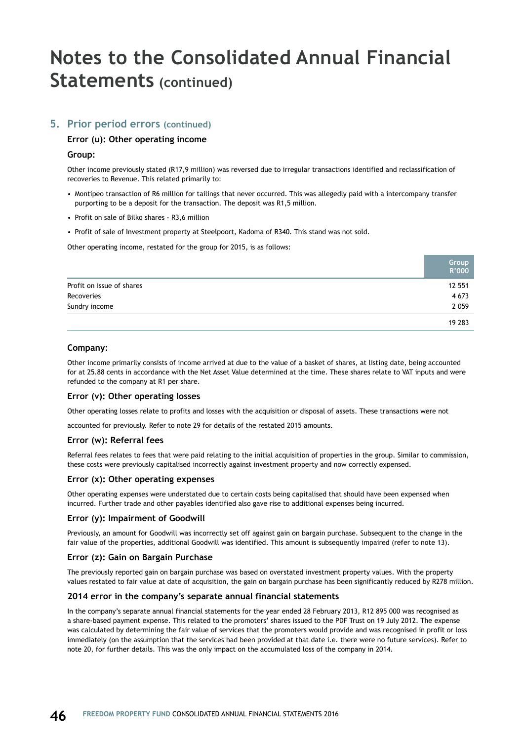# Notes to the Consolidated Annual Financial Statements (continued)

## 5. Prior period errors (continued)

### Error (u): Other operating income

### Group:

Other income previously stated (R17,9 million) was reversed due to irregular transactions identified and reclassification of recoveries to Revenue. This related primarily to:

- Montipeo transaction of R6 million for tailings that never occurred. This was allegedly paid with a intercompany transfer purporting to be a deposit for the transaction. The deposit was R1,5 million.
- Profit on sale of Bilko shares - R3,6 million
- Profit of sale of Investment property at Steelpoort, Kadoma of R340. This stand was not sold.

Other operating income, restated for the group for 2015, is as follows:

| | Group R'000 |
|---|---|
| Profit on issue of shares | 12 551 |
| Recoveries | 4 673 |
| Sundry income | 2 059 |
| | 19 283 |

### Company:

Other income primarily consists of income arrived at due to the value of a basket of shares, at listing date, being accounted for at 25.88 cents in accordance with the Net Asset Value determined at the time. These shares relate to VAT inputs and were refunded to the company at R1 per share.

### Error (v): Other operating losses

Other operating losses relate to profits and losses with the acquisition or disposal of assets. These transactions were not

accounted for previously. Refer to note 29 for details of the restated 2015 amounts.

### Error (w): Referral fees

Referral fees relates to fees that were paid relating to the initial acquisition of properties in the group. Similar to commission, these costs were previously capitalised incorrectly against investment property and now correctly expensed.

### Error (x): Other operating expenses

Other operating expenses were understated due to certain costs being capitalised that should have been expensed when incurred. Further trade and other payables identified also gave rise to additional expenses being incurred.

### Error (y): Impairment of Goodwill

Previously, an amount for Goodwill was incorrectly set off against gain on bargain purchase. Subsequent to the change in the fair value of the properties, additional Goodwill was identified. This amount is subsequently impaired (refer to note 13).

### Error (z): Gain on Bargain Purchase

The previously reported gain on bargain purchase was based on overstated investment property values. With the property values restated to fair value at date of acquisition, the gain on bargain purchase has been significantly reduced by R278 million.

### 2014 error in the company's separate annual financial statements

In the company's separate annual financial statements for the year ended 28 February 2013, R12 895 000 was recognised as a share-based payment expense. This related to the promoters' shares issued to the PDF Trust on 19 July 2012. The expense was calculated by determining the fair value of services that the promoters would provide and was recognised in profit or loss immediately (on the assumption that the services had been provided at that date i.e. there were no future services). Refer to note 20, for further details. This was the only impact on the accumulated loss of the company in 2014.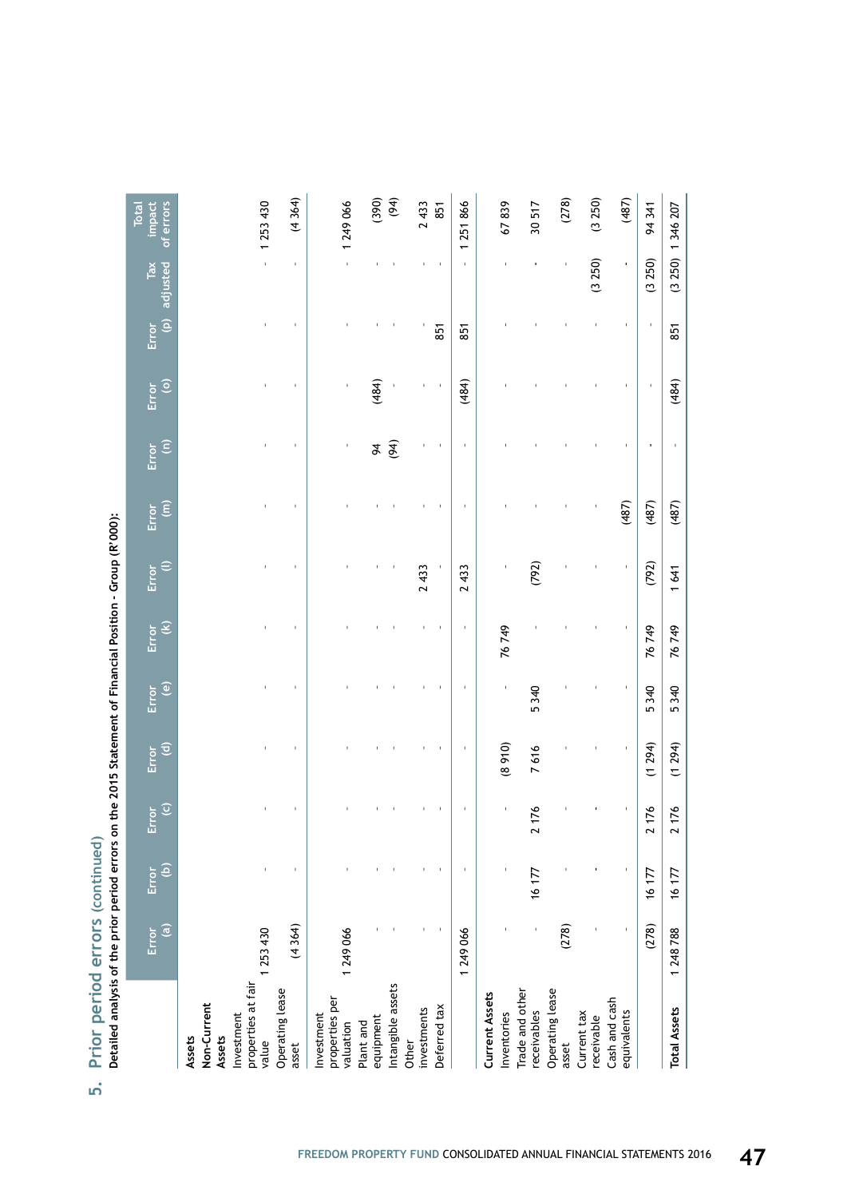## 5. Prior period errors (continued)

**Detailed analysis of the prior period errors on the 2015 Statement of Financial Position - Group (R'000):**

| | Error (a) | Error (b) | Error (c) | Error (d) | Error (e) | Error (k) | Error (l) | Error (m) | Error (n) | Error (o) | Error (p) | Tax adjusted | Total impact of errors |
|---|---|---|---|---|---|---|---|---|---|---|---|---|---|
| **Assets** | | | | | | | | | | | | | |
| **Non-Current Assets** | | | | | | | | | | | | | |
| Investment properties at fair value | 1 253 430 | - | - | - | - | - | - | - | - | - | - | - | 1 253 430 |
| Operating lease asset | (4 364) | - | - | - | - | - | - | - | - | - | - | - | (4 364) |
| Investment properties per valuation | 1 249 066 | - | - | - | - | - | - | - | - | - | - | - | 1 249 066 |
| Plant and equipment | - | - | - | - | - | - | - | - | 94 | (484) | - | - | (390) |
| Intangible assets | - | - | - | - | - | - | - | - | (94) | - | - | - | (94) |
| Other investments | - | - | - | - | - | - | 2 433 | - | - | - | - | - | 2 433 |
| Deferred tax | - | - | - | - | - | - | - | - | - | - | 851 | - | 851 |
| | 1 249 066 | - | - | - | - | - | 2 433 | - | - | (484) | 851 | - | 1 251 866 |
| **Current Assets** | | | | | | | | | | | | | |
| Inventories | - | - | - | (8 910) | - | 76 749 | - | - | - | - | - | - | 67 839 |
| Trade and other receivables | - | 16 177 | 2 176 | 7 616 | 5 340 | - | (792) | - | - | - | - | - | 30 517 |
| Operating lease asset | (278) | - | - | - | - | - | - | - | - | - | - | - | (278) |
| Current tax receivable | - | - | - | - | - | - | - | - | - | - | - | (3 250) | (3 250) |
| Cash and cash equivalents | - | - | - | - | - | - | - | (487) | - | - | - | - | (487) |
| | (278) | 16 177 | 2 176 | (1 294) | 5 340 | 76 749 | (792) | (487) | - | - | - | (3 250) | 94 341 |
| **Total Assets** | 1 248 788 | 16 177 | 2 176 | (1 294) | 5 340 | 76 749 | 1 641 | (487) | - | (484) | 851 | (3 250) | 1 346 207 |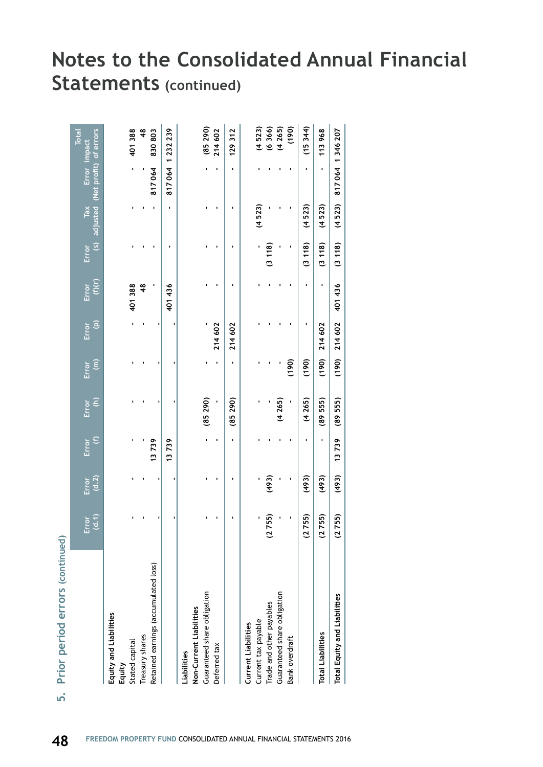# Notes to the Consolidated Annual Financial Statements (continued)

## 5. Prior period errors (continued)

| | Error (d.1) | Error (d.2) | Error (f) | Error (h) | Error (m) | Error (p) | Error (f)(r) | Error (s) | Tax adjusted | Error (Net profit) | Total impact of errors |
|---|---|---|---|---|---|---|---|---|---|---|---|
| **Equity and Liabilities** | | | | | | | | | | | |
| **Equity** | | | | | | | | | | | |
| Stated capital | - | - | - | - | - | - | 401 388 | - | - | - | 401 388 |
| Treasury shares | - | - | - | - | - | - | 48 | - | - | - | 48 |
| Retained earnings (accumulated loss) | - | - | 13 739 | - | - | - | - | - | - | 817 064 | 830 803 |
| | - | - | 13 739 | - | - | - | 401 436 | - | - | 817 064 | 1 232 239 |
| **Liabilities** | | | | | | | | | | | |
| **Non-Current Liabilities** | | | | | | | | | | | |
| Guaranteed share obligation | - | - | - | (85 290) | - | - | - | - | - | - | (85 290) |
| Deferred tax | - | - | - | - | - | 214 602 | - | - | - | - | 214 602 |
| | - | - | - | (85 290) | - | 214 602 | - | - | - | - | 129 312 |
| **Current Liabilities** | | | | | | | | | | | |
| Current tax payable | - | - | - | - | - | - | - | - | (4 523) | - | (4 523) |
| Trade and other payables | (2 755) | (493) | - | - | - | - | - | (3 118) | - | - | (6 366) |
| Guaranteed share obligation | - | - | - | (4 265) | - | - | - | - | - | - | (4 265) |
| Bank overdraft | - | - | - | - | (190) | - | - | - | - | - | (190) |
| | (2 755) | (493) | - | (4 265) | (190) | - | - | (3 118) | (4 523) | - | (15 344) |
| **Total Liabilities** | (2 755) | (493) | - | (89 555) | (190) | 214 602 | - | (3 118) | (4 523) | - | 113 968 |
| **Total Equity and Liabilities** | (2 755) | (493) | 13 739 | (89 555) | (190) | 214 602 | 401 436 | (3 118) | (4 523) | 817 064 | 1 346 207 |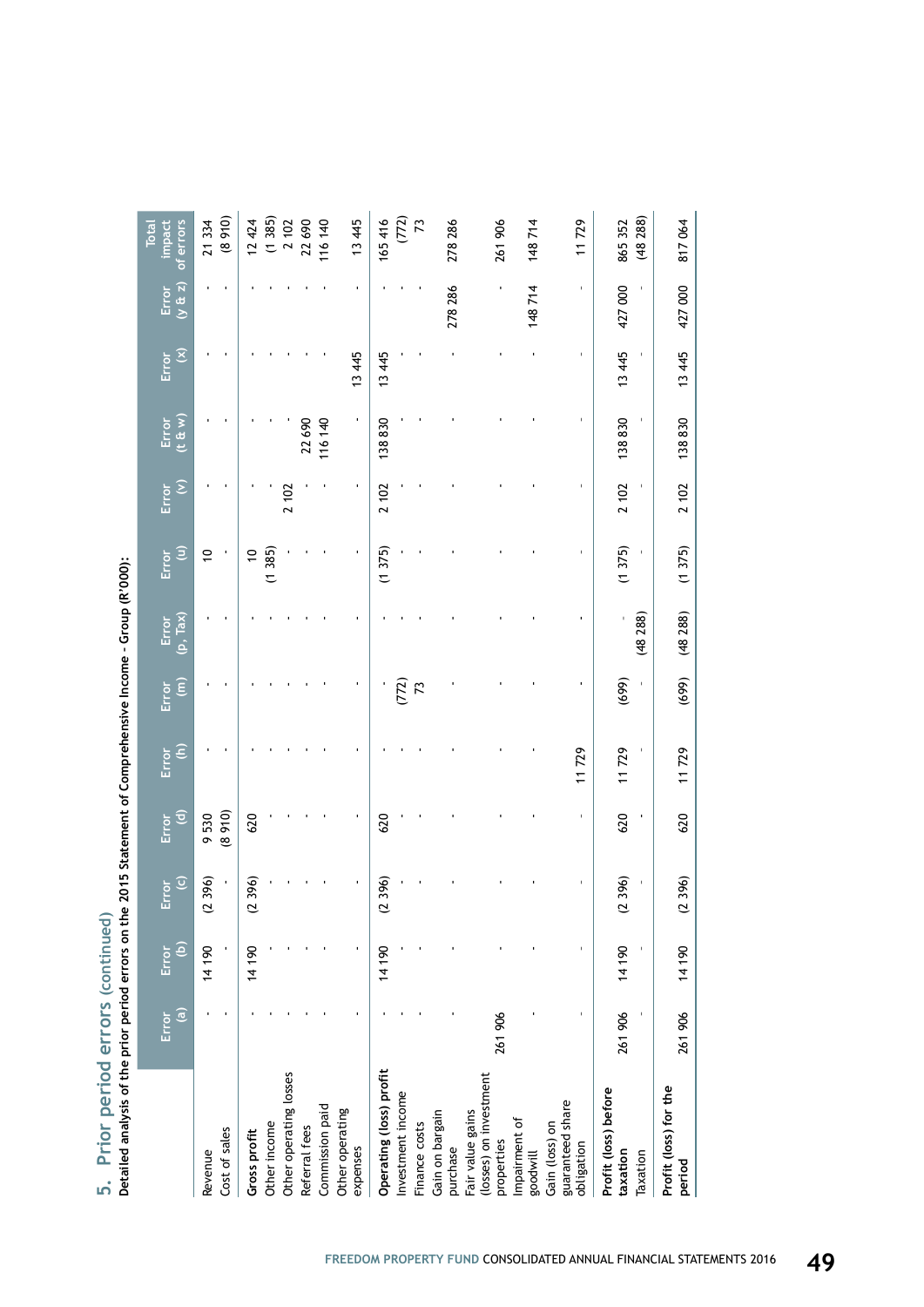## 5. Prior period errors (continued)

**Detailed analysis of the prior period errors on the 2015 Statement of Comprehensive Income - Group (R'000):**

| | Error (a) | Error (b) | Error (c) | Error (d) | Error (h) | Error (m) | Error (p, Tax) | Error (u) | Error (v) | Error (t & w) | Error (x) | Error (y & z) | Total impact of errors |
|---|---|---|---|---|---|---|---|---|---|---|---|---|---|
| Revenue | - | 14 190 | (2 396) | 9 530 | - | - | - | 10 | - | - | - | - | 21 334 |
| Cost of sales | - | - | - | (8 910) | - | - | - | - | - | - | - | - | (8 910) |
| **Gross profit** | - | 14 190 | (2 396) | 620 | - | - | - | 10 | - | - | - | - | 12 424 |
| Other income | - | - | - | - | - | - | - | (1 385) | - | - | - | - | (1 385) |
| Other operating losses | - | - | - | - | - | - | - | - | 2 102 | - | - | - | 2 102 |
| Referral fees | - | - | - | - | - | - | - | - | - | 22 690 | - | - | 22 690 |
| Commission paid | - | - | - | - | - | - | - | - | - | 116 140 | - | - | 116 140 |
| Other operating expenses | - | - | - | - | - | - | - | - | - | - | 13 445 | - | 13 445 |
| **Operating (loss) profit** | - | 14 190 | (2 396) | 620 | - | - | - | (1 375) | 2 102 | 138 830 | 13 445 | - | 165 416 |
| Investment income | - | - | - | - | - | (772) | - | - | - | - | - | - | (772) |
| Finance costs | - | - | - | - | - | 73 | - | - | - | - | - | - | 73 |
| Gain on bargain purchase | - | - | - | - | - | - | - | - | - | - | - | 278 286 | 278 286 |
| Fair value gains (losses) on investment properties | 261 906 | - | - | - | - | - | - | - | - | - | - | - | 261 906 |
| Impairment of goodwill | - | - | - | - | - | - | - | - | - | - | - | 148 714 | 148 714 |
| Gain (loss) on guaranteed share obligation | - | - | - | - | 11 729 | - | - | - | - | - | - | - | 11 729 |
| **Profit (loss) before taxation** | 261 906 | 14 190 | (2 396) | 620 | 11 729 | (699) | - | (1 375) | 2 102 | 138 830 | 13 445 | 427 000 | 865 352 |
| Taxation | - | - | - | - | - | - | (48 288) | - | - | - | - | - | (48 288) |
| **Profit (loss) for the period** | 261 906 | 14 190 | (2 396) | 620 | 11 729 | (699) | (48 288) | (1 375) | 2 102 | 138 830 | 13 445 | 427 000 | 817 064 |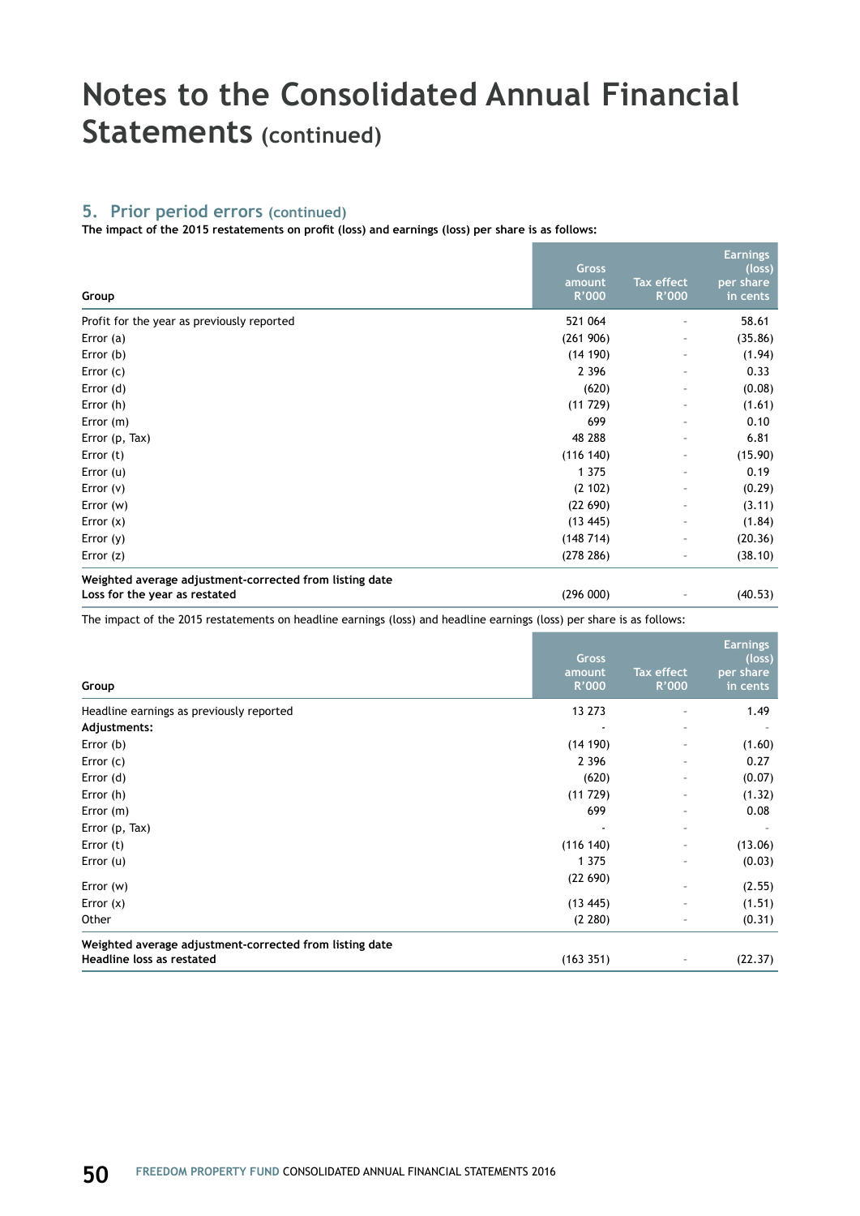# Notes to the Consolidated Annual Financial Statements (continued)

## 5. Prior period errors (continued)

**The impact of the 2015 restatements on profit (loss) and earnings (loss) per share is as follows:**

| Group | Gross amount R'000 | Tax effect R'000 | Earnings (loss) per share in cents |
|---|---|---|---|
| Profit for the year as previously reported | 521 064 | - | 58.61 |
| Error (a) | (261 906) | - | (35.86) |
| Error (b) | (14 190) | - | (1.94) |
| Error (c) | 2 396 | - | 0.33 |
| Error (d) | (620) | - | (0.08) |
| Error (h) | (11 729) | - | (1.61) |
| Error (m) | 699 | - | 0.10 |
| Error (p, Tax) | 48 288 | - | 6.81 |
| Error (t) | (116 140) | - | (15.90) |
| Error (u) | 1 375 | - | 0.19 |
| Error (v) | (2 102) | - | (0.29) |
| Error (w) | (22 690) | - | (3.11) |
| Error (x) | (13 445) | - | (1.84) |
| Error (y) | (148 714) | - | (20.36) |
| Error (z) | (278 286) | - | (38.10) |
| **Weighted average adjustment-corrected from listing date** | | | |
| **Loss for the year as restated** | (296 000) | - | (40.53) |

The impact of the 2015 restatements on headline earnings (loss) and headline earnings (loss) per share is as follows:

| Group | Gross amount R'000 | Tax effect R'000 | Earnings (loss) per share in cents |
|---|---|---|---|
| Headline earnings as previously reported | 13 273 | - | 1.49 |
| **Adjustments:** | - | - | - |
| Error (b) | (14 190) | - | (1.60) |
| Error (c) | 2 396 | - | 0.27 |
| Error (d) | (620) | - | (0.07) |
| Error (h) | (11 729) | - | (1.32) |
| Error (m) | 699 | - | 0.08 |
| Error (p, Tax) | - | - | - |
| Error (t) | (116 140) | - | (13.06) |
| Error (u) | 1 375 | - | (0.03) |
| Error (w) | (22 690) | - | (2.55) |
| Error (x) | (13 445) | - | (1.51) |
| Other | (2 280) | - | (0.31) |
| **Weighted average adjustment-corrected from listing date** | | | |
| **Headline loss as restated** | (163 351) | - | (22.37) |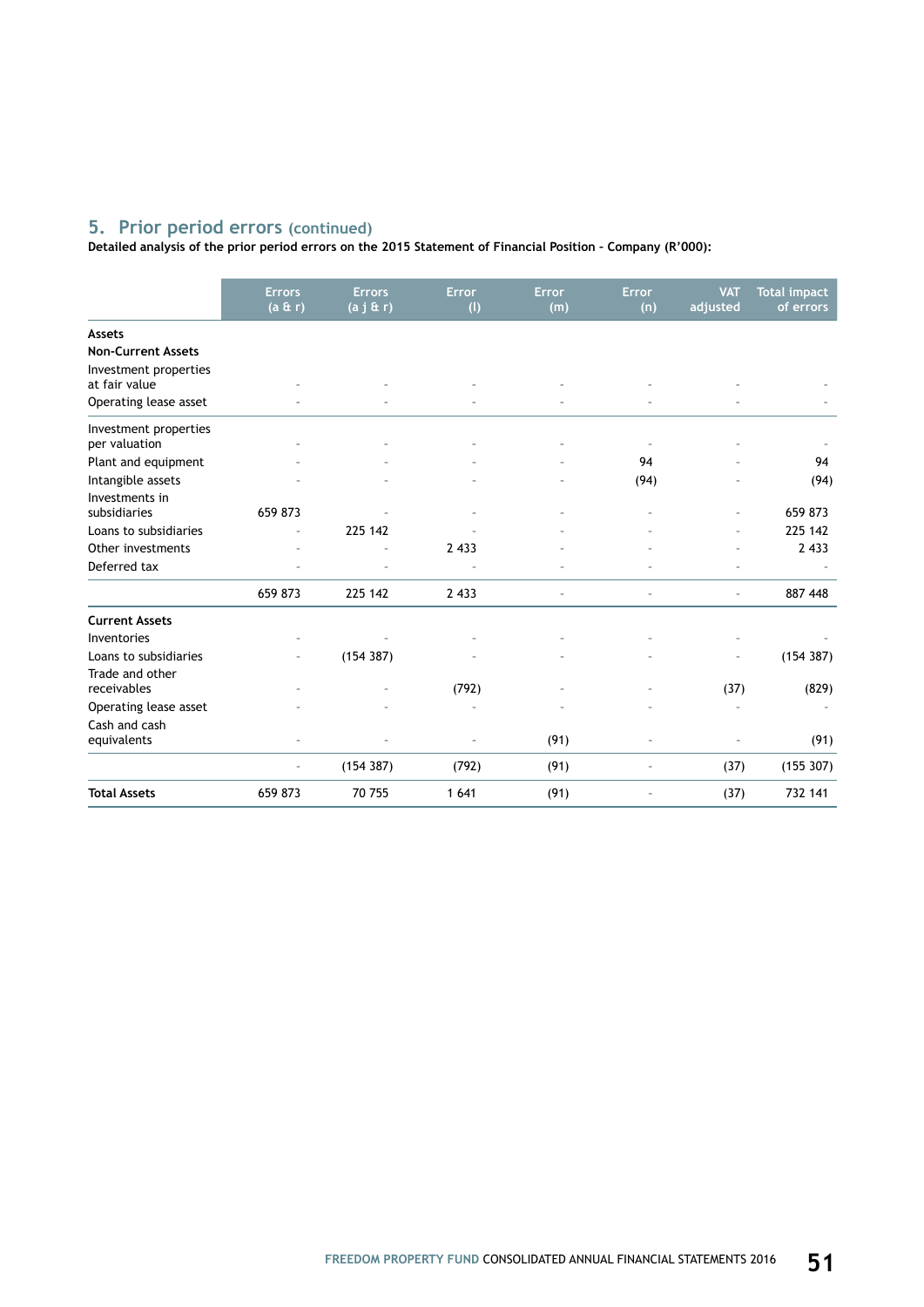## 5. Prior period errors (continued)

**Detailed analysis of the prior period errors on the 2015 Statement of Financial Position – Company (R'000):**

| | Errors (a & r) | Errors (a j & r) | Error (l) | Error (m) | Error (n) | VAT adjusted | Total impact of errors |
|---|---|---|---|---|---|---|---|
| **Assets** | | | | | | | |
| **Non-Current Assets** | | | | | | | |
| Investment properties at fair value | - | - | - | - | - | - | - |
| Operating lease asset | - | - | - | - | - | - | - |
| Investment properties per valuation | - | - | - | - | - | - | - |
| Plant and equipment | - | - | - | - | 94 | - | 94 |
| Intangible assets | - | - | - | - | (94) | - | (94) |
| Investments in subsidiaries | 659 873 | - | - | - | - | - | 659 873 |
| Loans to subsidiaries | - | 225 142 | - | - | - | - | 225 142 |
| Other investments | - | - | 2 433 | - | - | - | 2 433 |
| Deferred tax | - | - | - | - | - | - | - |
| | 659 873 | 225 142 | 2 433 | - | - | - | 887 448 |
| **Current Assets** | | | | | | | |
| Inventories | - | - | - | - | - | - | - |
| Loans to subsidiaries | - | (154 387) | - | - | - | - | (154 387) |
| Trade and other receivables | - | - | (792) | - | - | (37) | (829) |
| Operating lease asset | - | - | - | - | - | - | - |
| Cash and cash equivalents | - | - | - | (91) | - | - | (91) |
| | - | (154 387) | (792) | (91) | - | (37) | (155 307) |
| **Total Assets** | 659 873 | 70 755 | 1 641 | (91) | - | (37) | 732 141 |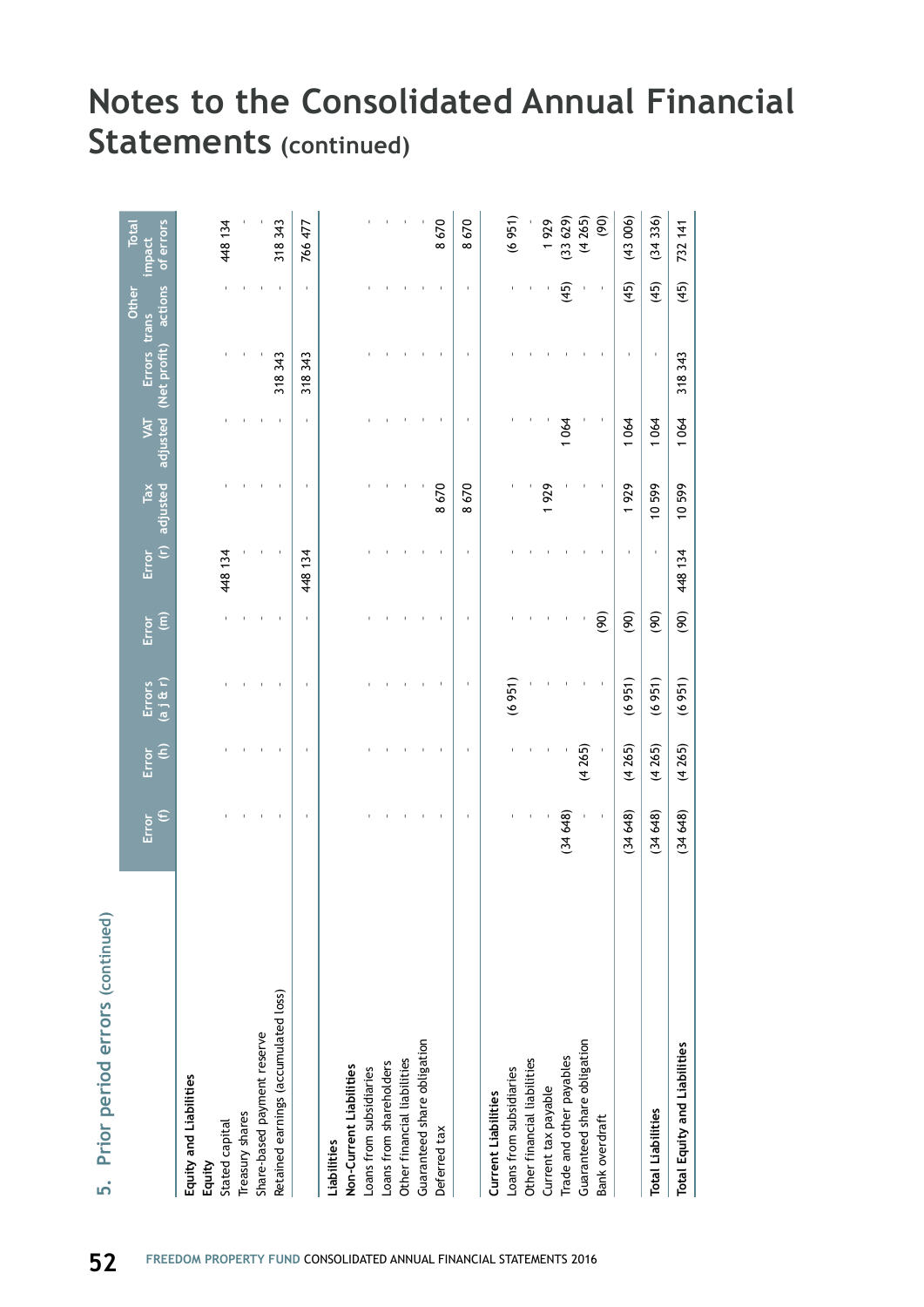## 5. Prior period errors (continued)

| | Error (f) | Error (h) | Errors (a j & r) | Error (m) | Error (r) | Tax adjusted | VAT adjusted | Errors (Net profit) | Other trans actions | Total impact of errors |
|---|---|---|---|---|---|---|---|---|---|---|
| **Equity and Liabilities** | | | | | | | | | | |
| **Equity** | | | | | | | | | | |
| Stated capital | - | - | - | - | 448 134 | - | - | - | - | 448 134 |
| Treasury shares | - | - | - | - | - | - | - | - | - | - |
| Share-based payment reserve | - | - | - | - | - | - | - | - | - | - |
| Retained earnings (accumulated loss) | - | - | - | - | - | - | - | 318 343 | - | 318 343 |
| | - | - | - | - | 448 134 | - | - | 318 343 | - | 766 477 |
| **Liabilities** | | | | | | | | | | |
| **Non-Current Liabilities** | | | | | | | | | | |
| Loans from subsidiaries | - | - | - | - | - | - | - | - | - | - |
| Loans from shareholders | - | - | - | - | - | - | - | - | - | - |
| Other financial liabilities | - | - | - | - | - | - | - | - | - | - |
| Guaranteed share obligation | - | - | - | - | - | - | - | - | - | - |
| Deferred tax | - | - | - | - | - | 8 670 | - | - | - | 8 670 |
| | - | - | - | - | - | 8 670 | - | - | - | 8 670 |
| **Current Liabilities** | | | | | | | | | | |
| Loans from subsidiaries | - | - | (6 951) | - | - | - | - | - | - | (6 951) |
| Other financial liabilities | - | - | - | - | - | - | - | - | - | - |
| Current tax payable | - | - | - | - | - | 1 929 | - | - | - | 1 929 |
| Trade and other payables | (34 648) | - | - | - | - | - | 1 064 | - | (45) | (33 629) |
| Guaranteed share obligation | - | (4 265) | - | - | - | - | - | - | - | (4 265) |
| Bank overdraft | - | - | - | (90) | - | - | - | - | - | (90) |
| | (34 648) | (4 265) | (6 951) | (90) | - | 1 929 | 1 064 | - | (45) | (43 006) |
| **Total Liabilities** | (34 648) | (4 265) | (6 951) | (90) | - | 10 599 | 1 064 | - | (45) | (34 336) |
| **Total Equity and Liabilities** | (34 648) | (4 265) | (6 951) | (90) | 448 134 | 10 599 | 1 064 | 318 343 | (45) | 732 141 |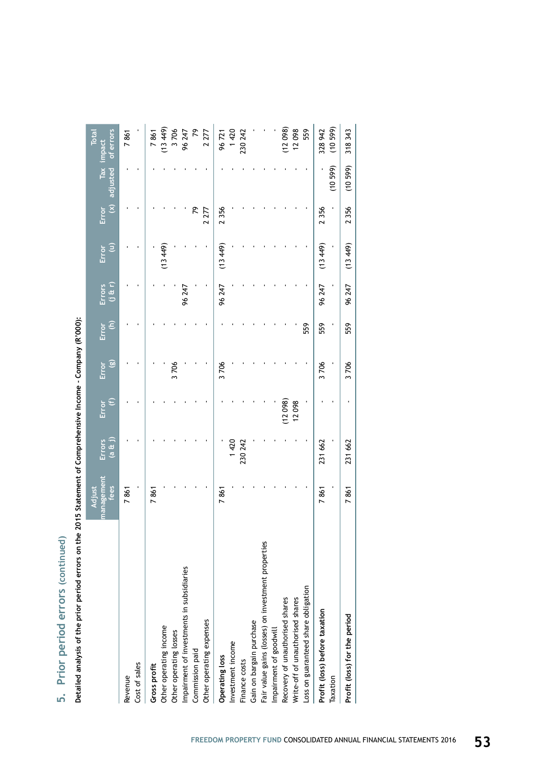## 5. Prior period errors (continued)

**Detailed analysis of the prior period errors on the 2015 Statement of Comprehensive Income - Company (R'000):**

| | Adjust management fees | Errors (a & j) | Error (f) | Error (g) | Error (h) | Errors (j & r) | Error (u) | Error (x) | Tax adjusted | Total impact of errors |
|---|---|---|---|---|---|---|---|---|---|---|
| Revenue | 7 861 | - | - | - | - | - | - | - | - | 7 861 |
| Cost of sales | - | - | - | - | - | - | - | - | - | - |
| **Gross profit** | 7 861 | - | - | - | - | - | - | - | - | 7 861 |
| Other operating income | - | - | - | - | - | - | (13 449) | - | - | (13 449) |
| Other operating losses | - | - | - | 3 706 | - | - | - | - | - | 3 706 |
| Impairment of investments in subsidiaries | - | - | - | - | - | 96 247 | - | - | - | 96 247 |
| Commission paid | - | - | - | - | - | - | - | 79 | - | 79 |
| Other operating expenses | - | - | - | - | - | - | - | 2 277 | - | 2 277 |
| **Operating loss** | 7 861 | - | - | 3 706 | - | 96 247 | (13 449) | 2 356 | - | 96 721 |
| Investment income | - | 1 420 | - | - | - | - | - | - | - | 1 420 |
| Finance costs | - | 230 242 | - | - | - | - | - | - | - | 230 242 |
| Gain on bargain purchase | - | - | - | - | - | - | - | - | - | - |
| Fair value gains (losses) on investment properties | - | - | - | - | - | - | - | - | - | - |
| Impairment of goodwill | - | - | - | - | - | - | - | - | - | - |
| Recovery of unauthorised shares | - | - | (12 098) | - | - | - | - | - | - | (12 098) |
| Write-off of unauthorised shares | - | - | 12 098 | - | - | - | - | - | - | 12 098 |
| Loss on guaranteed share obligation | - | - | - | - | 559 | - | - | - | - | 559 |
| **Profit (loss) before taxation** | 7 861 | 231 662 | - | 3 706 | 559 | 96 247 | (13 449) | 2 356 | - | 328 942 |
| Taxation | - | - | - | - | - | - | - | - | (10 599) | (10 599) |
| **Profit (loss) for the period** | 7 861 | 231 662 | - | 3 706 | 559 | 96 247 | (13 449) | 2 356 | (10 599) | 318 343 |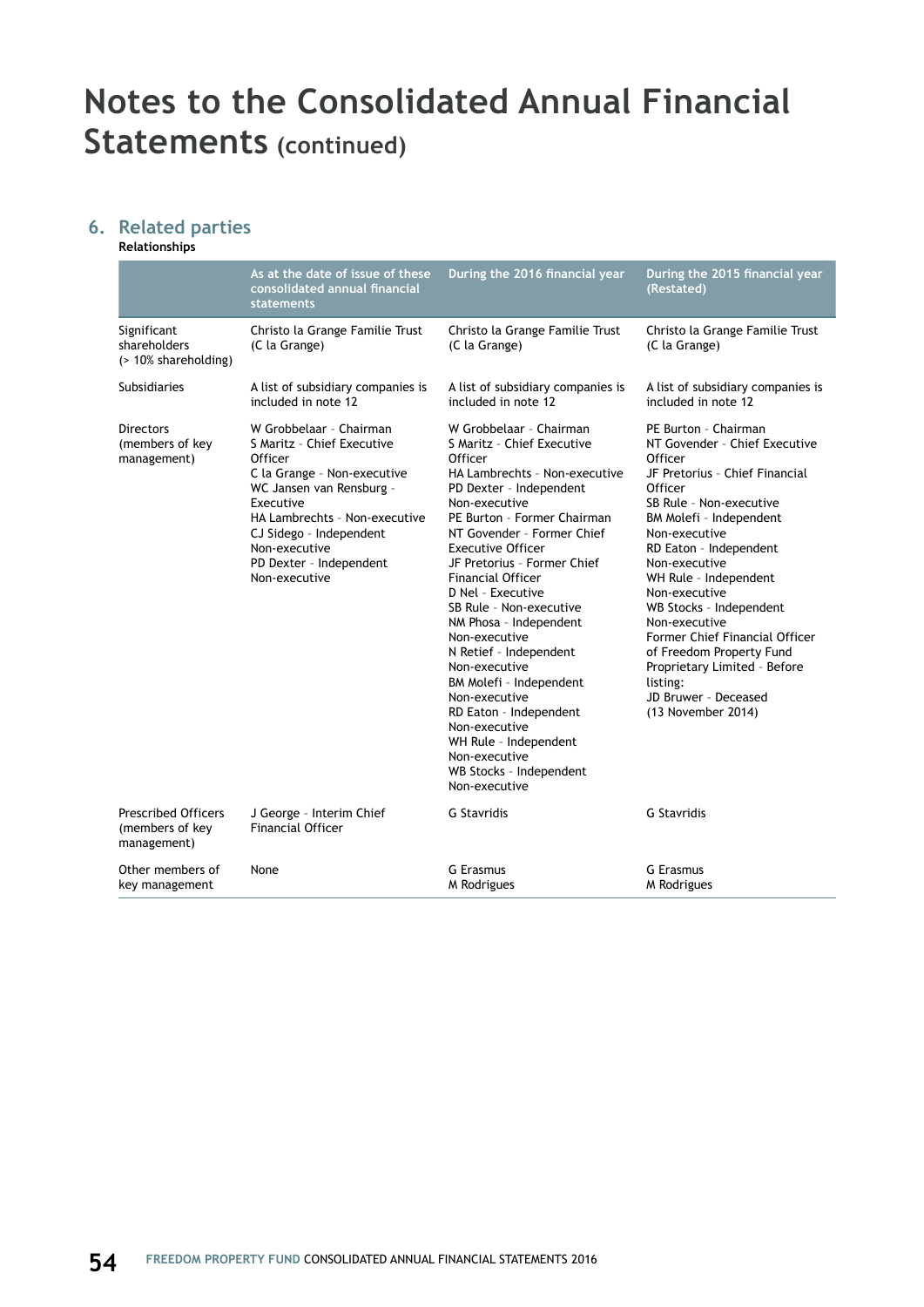# Notes to the Consolidated Annual Financial Statements (continued)

## 6. Related parties

**Relationships**

| | As at the date of issue of these consolidated annual financial statements | During the 2016 financial year | During the 2015 financial year (Restated) |
|---|---|---|---|
| Significant shareholders (> 10% shareholding) | Christo la Grange Familie Trust (C la Grange) | Christo la Grange Familie Trust (C la Grange) | Christo la Grange Familie Trust (C la Grange) |
| Subsidiaries | A list of subsidiary companies is included in note 12 | A list of subsidiary companies is included in note 12 | A list of subsidiary companies is included in note 12 |
| Directors (members of key management) | W Grobbelaar - Chairman<br>S Maritz - Chief Executive Officer<br>C la Grange - Non-executive<br>WC Jansen van Rensburg - Executive<br>HA Lambrechts - Non-executive<br>CJ Sidego - Independent Non-executive<br>PD Dexter - Independent Non-executive | W Grobbelaar - Chairman<br>S Maritz - Chief Executive Officer<br>HA Lambrechts - Non-executive<br>PD Dexter - Independent Non-executive<br>PE Burton - Former Chairman<br>NT Govender - Former Chief Executive Officer<br>JF Pretorius - Former Chief Financial Officer<br>D Nel - Executive<br>SB Rule - Non-executive<br>NM Phosa - Independent Non-executive<br>N Retief - Independent Non-executive<br>BM Molefi - Independent Non-executive<br>RD Eaton - Independent Non-executive<br>WH Rule - Independent Non-executive<br>WB Stocks - Independent Non-executive | PE Burton - Chairman<br>NT Govender - Chief Executive Officer<br>JF Pretorius - Chief Financial Officer<br>SB Rule - Non-executive<br>BM Molefi - Independent Non-executive<br>RD Eaton - Independent Non-executive<br>WH Rule - Independent Non-executive<br>WB Stocks - Independent Non-executive<br>Former Chief Financial Officer of Freedom Property Fund Proprietary Limited - Before listing:<br>JD Bruwer - Deceased (13 November 2014) |
| Prescribed Officers (members of key management) | J George - Interim Chief Financial Officer | G Stavridis | G Stavridis |
| Other members of key management | None | G Erasmus<br>M Rodrigues | G Erasmus<br>M Rodrigues |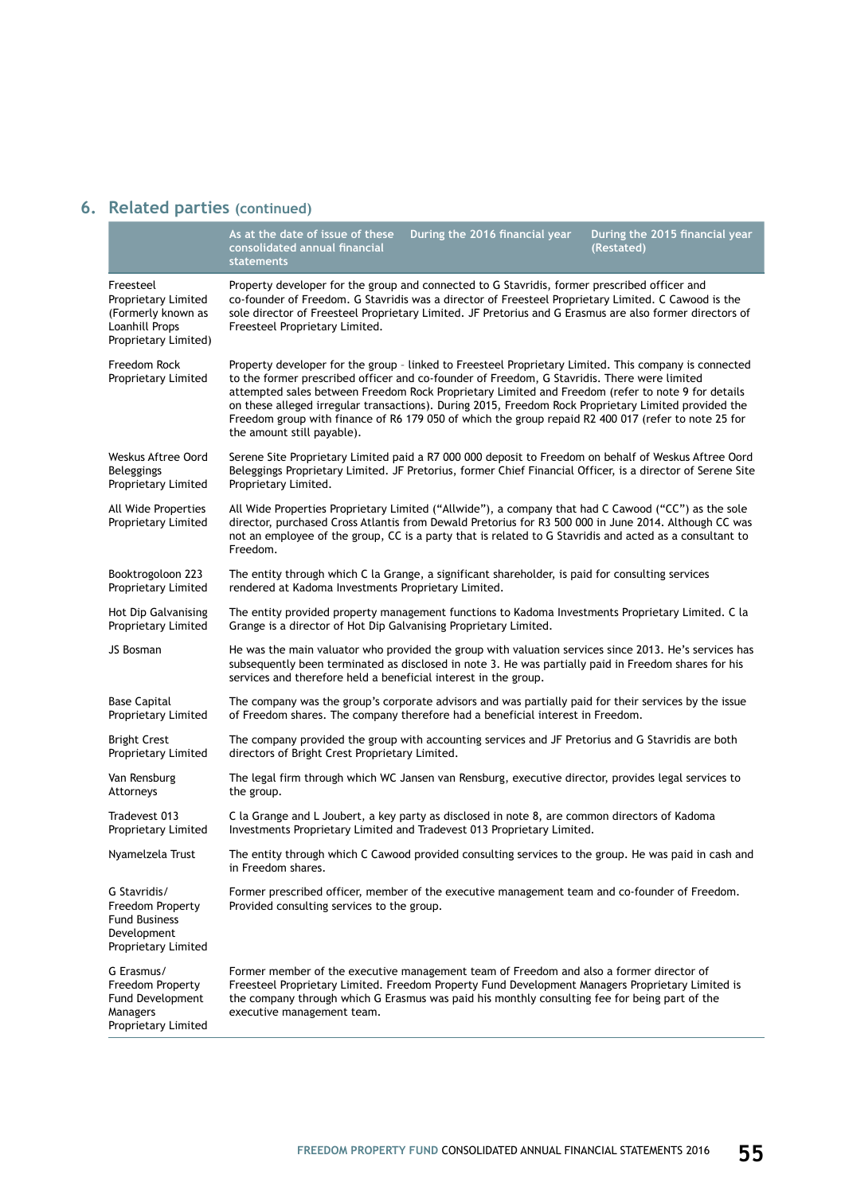## 6. Related parties (continued)

| | As at the date of issue of these consolidated annual financial statements | During the 2016 financial year | During the 2015 financial year (Restated) |
|---|---|---|---|
| Freesteel Proprietary Limited (Formerly known as Loanhill Props Proprietary Limited) | Property developer for the group and connected to G Stavridis, former prescribed officer and co-founder of Freedom. G Stavridis was a director of Freesteel Proprietary Limited. C Cawood is the sole director of Freesteel Proprietary Limited. JF Pretorius and G Erasmus are also former directors of Freesteel Proprietary Limited. | | |
| Freedom Rock Proprietary Limited | Property developer for the group – linked to Freesteel Proprietary Limited. This company is connected to the former prescribed officer and co-founder of Freedom, G Stavridis. There were limited attempted sales between Freedom Rock Proprietary Limited and Freedom (refer to note 9 for details on these alleged irregular transactions). During 2015, Freedom Rock Proprietary Limited provided the Freedom group with finance of R6 179 050 of which the group repaid R2 400 017 (refer to note 25 for the amount still payable). | | |
| Weskus Aftree Oord Beleggings Proprietary Limited | Serene Site Proprietary Limited paid a R7 000 000 deposit to Freedom on behalf of Weskus Aftree Oord Beleggings Proprietary Limited. JF Pretorius, former Chief Financial Officer, is a director of Serene Site Proprietary Limited. | | |
| All Wide Properties Proprietary Limited | All Wide Properties Proprietary Limited ("Allwide"), a company that had C Cawood ("CC") as the sole director, purchased Cross Atlantis from Dewald Pretorius for R3 500 000 in June 2014. Although CC was not an employee of the group, CC is a party that is related to G Stavridis and acted as a consultant to Freedom. | | |
| Booktrogoloon 223 Proprietary Limited | The entity through which C la Grange, a significant shareholder, is paid for consulting services rendered at Kadoma Investments Proprietary Limited. | | |
| Hot Dip Galvanising Proprietary Limited | The entity provided property management functions to Kadoma Investments Proprietary Limited. C la Grange is a director of Hot Dip Galvanising Proprietary Limited. | | |
| JS Bosman | He was the main valuator who provided the group with valuation services since 2013. He's services has subsequently been terminated as disclosed in note 3. He was partially paid in Freedom shares for his services and therefore held a beneficial interest in the group. | | |
| Base Capital Proprietary Limited | The company was the group's corporate advisors and was partially paid for their services by the issue of Freedom shares. The company therefore had a beneficial interest in Freedom. | | |
| Bright Crest Proprietary Limited | The company provided the group with accounting services and JF Pretorius and G Stavridis are both directors of Bright Crest Proprietary Limited. | | |
| Van Rensburg Attorneys | The legal firm through which WC Jansen van Rensburg, executive director, provides legal services to the group. | | |
| Tradevest 013 Proprietary Limited | C la Grange and L Joubert, a key party as disclosed in note 8, are common directors of Kadoma Investments Proprietary Limited and Tradevest 013 Proprietary Limited. | | |
| Nyamelzela Trust | The entity through which C Cawood provided consulting services to the group. He was paid in cash and in Freedom shares. | | |
| G Stavridis/ Freedom Property Fund Business Development Proprietary Limited | Former prescribed officer, member of the executive management team and co-founder of Freedom. Provided consulting services to the group. | | |
| G Erasmus/ Freedom Property Fund Development Managers Proprietary Limited | Former member of the executive management team of Freedom and also a former director of Freesteel Proprietary Limited. Freedom Property Fund Development Managers Proprietary Limited is the company through which G Erasmus was paid his monthly consulting fee for being part of the executive management team. | | |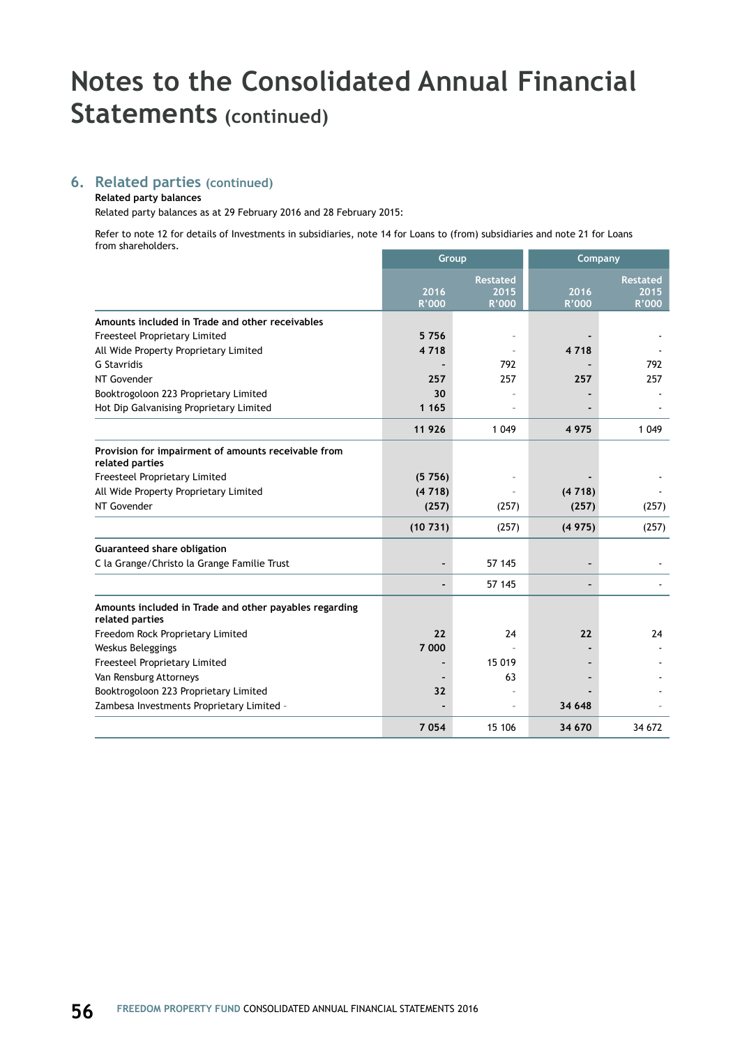# Notes to the Consolidated Annual Financial Statements (continued)

## 6. Related parties (continued)

**Related party balances**

Related party balances as at 29 February 2016 and 28 February 2015:

Refer to note 12 for details of Investments in subsidiaries, note 14 for Loans to (from) subsidiaries and note 21 for Loans from shareholders.

| | Group | | Company | |
|---|---|---|---|---|
| | 2016 R'000 | Restated 2015 R'000 | 2016 R'000 | Restated 2015 R'000 |
| **Amounts included in Trade and other receivables** | | | | |
| Freesteel Proprietary Limited | 5 756 | - | - | - |
| All Wide Property Proprietary Limited | 4 718 | - | 4 718 | - |
| G Stavridis | - | 792 | - | 792 |
| NT Govender | 257 | 257 | 257 | 257 |
| Booktrogoloon 223 Proprietary Limited | 30 | - | - | - |
| Hot Dip Galvanising Proprietary Limited | 1 165 | - | - | - |
| | **11 926** | 1 049 | **4 975** | 1 049 |
| **Provision for impairment of amounts receivable from related parties** | | | | |
| Freesteel Proprietary Limited | (5 756) | - | - | - |
| All Wide Property Proprietary Limited | (4 718) | - | (4 718) | - |
| NT Govender | (257) | (257) | (257) | (257) |
| | **(10 731)** | (257) | **(4 975)** | (257) |
| **Guaranteed share obligation** | | | | |
| C la Grange/Christo la Grange Familie Trust | - | 57 145 | - | - |
| | - | 57 145 | - | - |
| **Amounts included in Trade and other payables regarding related parties** | | | | |
| Freedom Rock Proprietary Limited | 22 | 24 | 22 | 24 |
| Weskus Beleggings | 7 000 | - | - | - |
| Freesteel Proprietary Limited | - | 15 019 | - | - |
| Van Rensburg Attorneys | - | 63 | - | - |
| Booktrogoloon 223 Proprietary Limited | 32 | - | - | - |
| Zambesa Investments Proprietary Limited - | - | - | 34 648 | - |
| | **7 054** | 15 106 | **34 670** | 34 672 |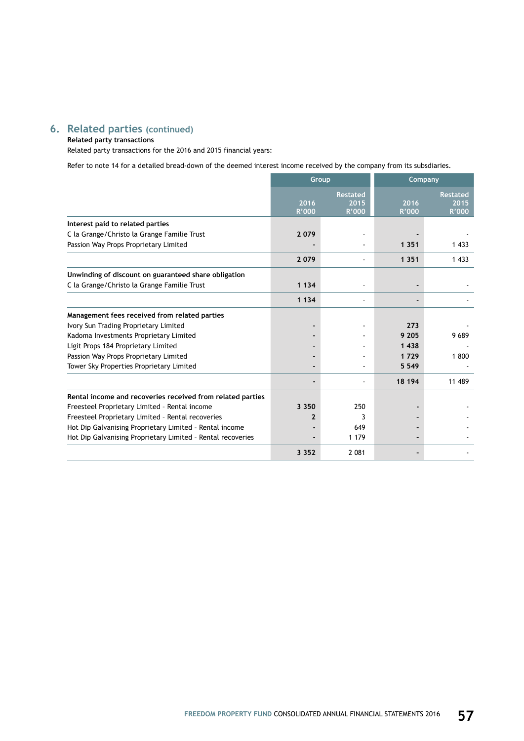## 6. Related parties (continued)

**Related party transactions**

Related party transactions for the 2016 and 2015 financial years:

Refer to note 14 for a detailed bread-down of the deemed interest income received by the company from its subsdiaries.

| | Group | | Company | |
|---|---|---|---|---|
| | 2016 R'000 | Restated 2015 R'000 | 2016 R'000 | Restated 2015 R'000 |
| **Interest paid to related parties** | | | | |
| C la Grange/Christo la Grange Familie Trust | **2 079** | - | **-** | - |
| Passion Way Props Proprietary Limited | **-** | - | **1 351** | 1 433 |
| | **2 079** | - | **1 351** | 1 433 |
| **Unwinding of discount on guaranteed share obligation** | | | | |
| C la Grange/Christo la Grange Familie Trust | **1 134** | - | **-** | - |
| | **1 134** | - | **-** | - |
| **Management fees received from related parties** | | | | |
| Ivory Sun Trading Proprietary Limited | **-** | - | **273** | - |
| Kadoma Investments Proprietary Limited | **-** | - | **9 205** | 9 689 |
| Ligit Props 184 Proprietary Limited | **-** | - | **1 438** | - |
| Passion Way Props Proprietary Limited | **-** | - | **1 729** | 1 800 |
| Tower Sky Properties Proprietary Limited | **-** | - | **5 549** | - |
| | **-** | - | **18 194** | 11 489 |
| **Rental income and recoveries received from related parties** | | | | |
| Freesteel Proprietary Limited - Rental income | **3 350** | 250 | **-** | - |
| Freesteel Proprietary Limited - Rental recoveries | **2** | 3 | **-** | - |
| Hot Dip Galvanising Proprietary Limited - Rental income | **-** | 649 | **-** | - |
| Hot Dip Galvanising Proprietary Limited - Rental recoveries | **-** | 1 179 | **-** | - |
| | **3 352** | 2 081 | **-** | - |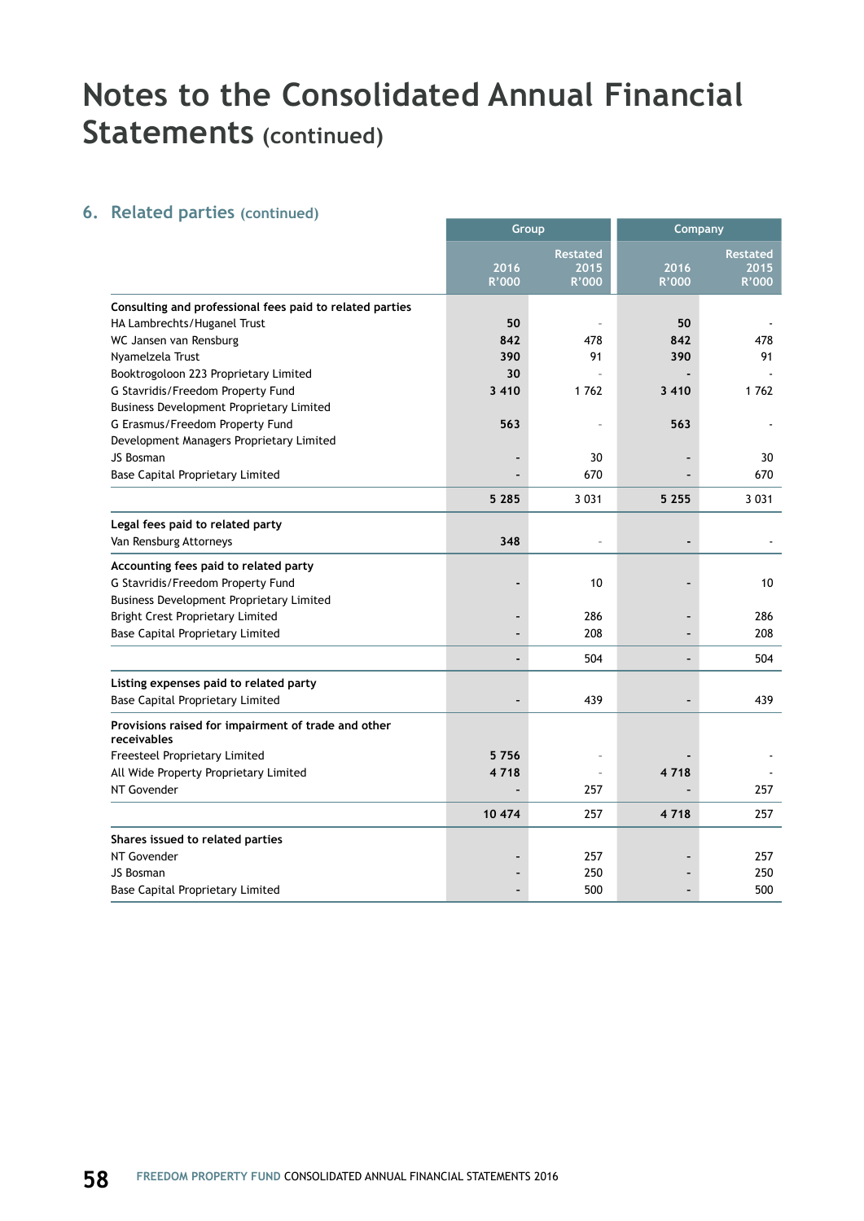# Notes to the Consolidated Annual Financial Statements (continued)

## 6. Related parties (continued)

| | Group | | Company | |
|---|---|---|---|---|
| | 2016 R'000 | Restated 2015 R'000 | 2016 R'000 | Restated 2015 R'000 |
| **Consulting and professional fees paid to related parties** | | | | |
| HA Lambrechts/Huganel Trust | **50** | - | **50** | - |
| WC Jansen van Rensburg | **842** | 478 | **842** | 478 |
| Nyamelzela Trust | **390** | 91 | **390** | 91 |
| Booktrogoloon 223 Proprietary Limited | **30** | - | **-** | - |
| G Stavridis/Freedom Property Fund Business Development Proprietary Limited | **3 410** | 1 762 | **3 410** | 1 762 |
| G Erasmus/Freedom Property Fund Development Managers Proprietary Limited | **563** | - | **563** | - |
| JS Bosman | **-** | 30 | **-** | 30 |
| Base Capital Proprietary Limited | **-** | 670 | **-** | 670 |
| | **5 285** | 3 031 | **5 255** | 3 031 |
| **Legal fees paid to related party** | | | | |
| Van Rensburg Attorneys | **348** | - | **-** | - |
| **Accounting fees paid to related party** | | | | |
| G Stavridis/Freedom Property Fund Business Development Proprietary Limited | **-** | 10 | **-** | 10 |
| Bright Crest Proprietary Limited | **-** | 286 | **-** | 286 |
| Base Capital Proprietary Limited | **-** | 208 | **-** | 208 |
| | **-** | 504 | **-** | 504 |
| **Listing expenses paid to related party** | | | | |
| Base Capital Proprietary Limited | **-** | 439 | **-** | 439 |
| **Provisions raised for impairment of trade and other receivables** | | | | |
| Freesteel Proprietary Limited | **5 756** | - | **-** | - |
| All Wide Property Proprietary Limited | **4 718** | - | **4 718** | - |
| NT Govender | **-** | 257 | **-** | 257 |
| | **10 474** | 257 | **4 718** | 257 |
| **Shares issued to related parties** | | | | |
| NT Govender | **-** | 257 | **-** | 257 |
| JS Bosman | **-** | 250 | **-** | 250 |
| Base Capital Proprietary Limited | **-** | 500 | **-** | 500 |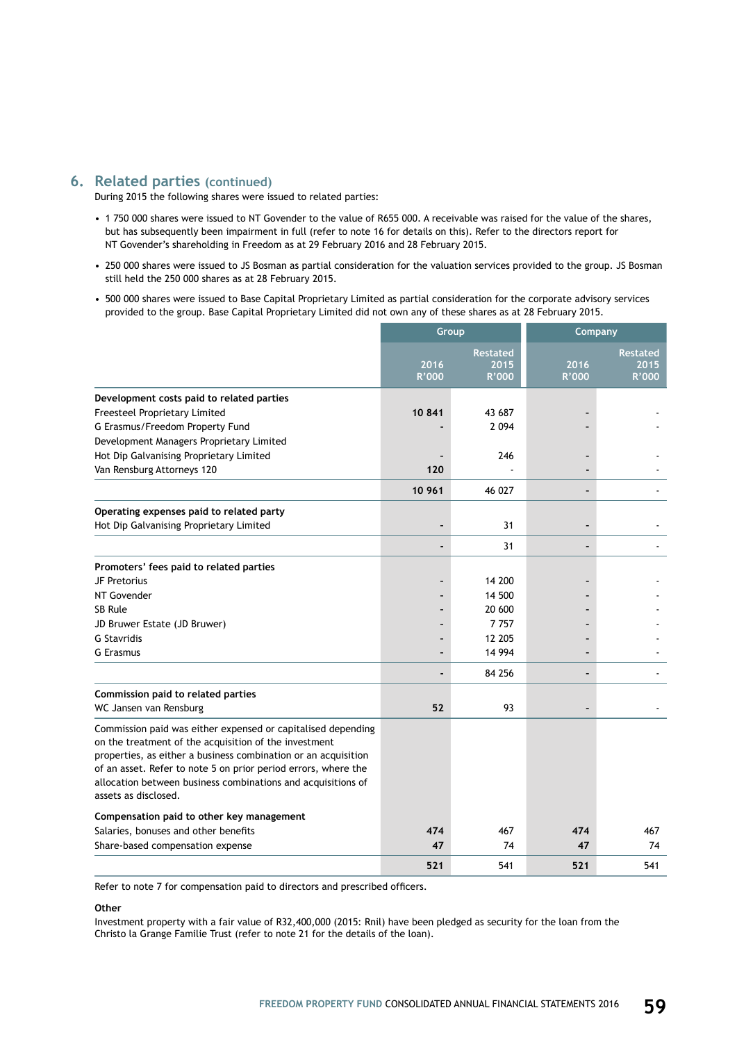## 6. Related parties (continued)

During 2015 the following shares were issued to related parties:

- 1 750 000 shares were issued to NT Govender to the value of R655 000. A receivable was raised for the value of the shares, but has subsequently been impairment in full (refer to note 16 for details on this). Refer to the directors report for NT Govender's shareholding in Freedom as at 29 February 2016 and 28 February 2015.
- 250 000 shares were issued to JS Bosman as partial consideration for the valuation services provided to the group. JS Bosman still held the 250 000 shares as at 28 February 2015.
- 500 000 shares were issued to Base Capital Proprietary Limited as partial consideration for the corporate advisory services provided to the group. Base Capital Proprietary Limited did not own any of these shares as at 28 February 2015.

| | Group | | Company | |
|---|---|---|---|---|
| | 2016 R'000 | Restated 2015 R'000 | 2016 R'000 | Restated 2015 R'000 |
| **Development costs paid to related parties** | | | | |
| Freesteel Proprietary Limited | **10 841** | 43 687 | **-** | - |
| G Erasmus/Freedom Property Fund | **-** | 2 094 | **-** | - |
| Development Managers Proprietary Limited | | | | |
| Hot Dip Galvanising Proprietary Limited | **-** | 246 | **-** | - |
| Van Rensburg Attorneys 120 | **120** | - | **-** | - |
| | **10 961** | 46 027 | **-** | - |
| **Operating expenses paid to related party** | | | | |
| Hot Dip Galvanising Proprietary Limited | **-** | 31 | **-** | - |
| | **-** | 31 | **-** | - |
| **Promoters' fees paid to related parties** | | | | |
| JF Pretorius | **-** | 14 200 | **-** | - |
| NT Govender | **-** | 14 500 | **-** | - |
| SB Rule | **-** | 20 600 | **-** | - |
| JD Bruwer Estate (JD Bruwer) | **-** | 7 757 | **-** | - |
| G Stavridis | **-** | 12 205 | **-** | - |
| G Erasmus | **-** | 14 994 | **-** | - |
| | **-** | 84 256 | **-** | - |
| **Commission paid to related parties** | | | | |
| WC Jansen van Rensburg | **52** | 93 | **-** | - |
| Commission paid was either expensed or capitalised depending on the treatment of the acquisition of the investment properties, as either a business combination or an acquisition of an asset. Refer to note 5 on prior period errors, where the allocation between business combinations and acquisitions of assets as disclosed. | | | | |
| **Compensation paid to other key management** | | | | |
| Salaries, bonuses and other benefits | **474** | 467 | **474** | 467 |
| Share-based compensation expense | **47** | 74 | **47** | 74 |
| | **521** | 541 | **521** | 541 |

Refer to note 7 for compensation paid to directors and prescribed officers.

**Other**

Investment property with a fair value of R32,400,000 (2015: Rnil) have been pledged as security for the loan from the Christo la Grange Familie Trust (refer to note 21 for the details of the loan).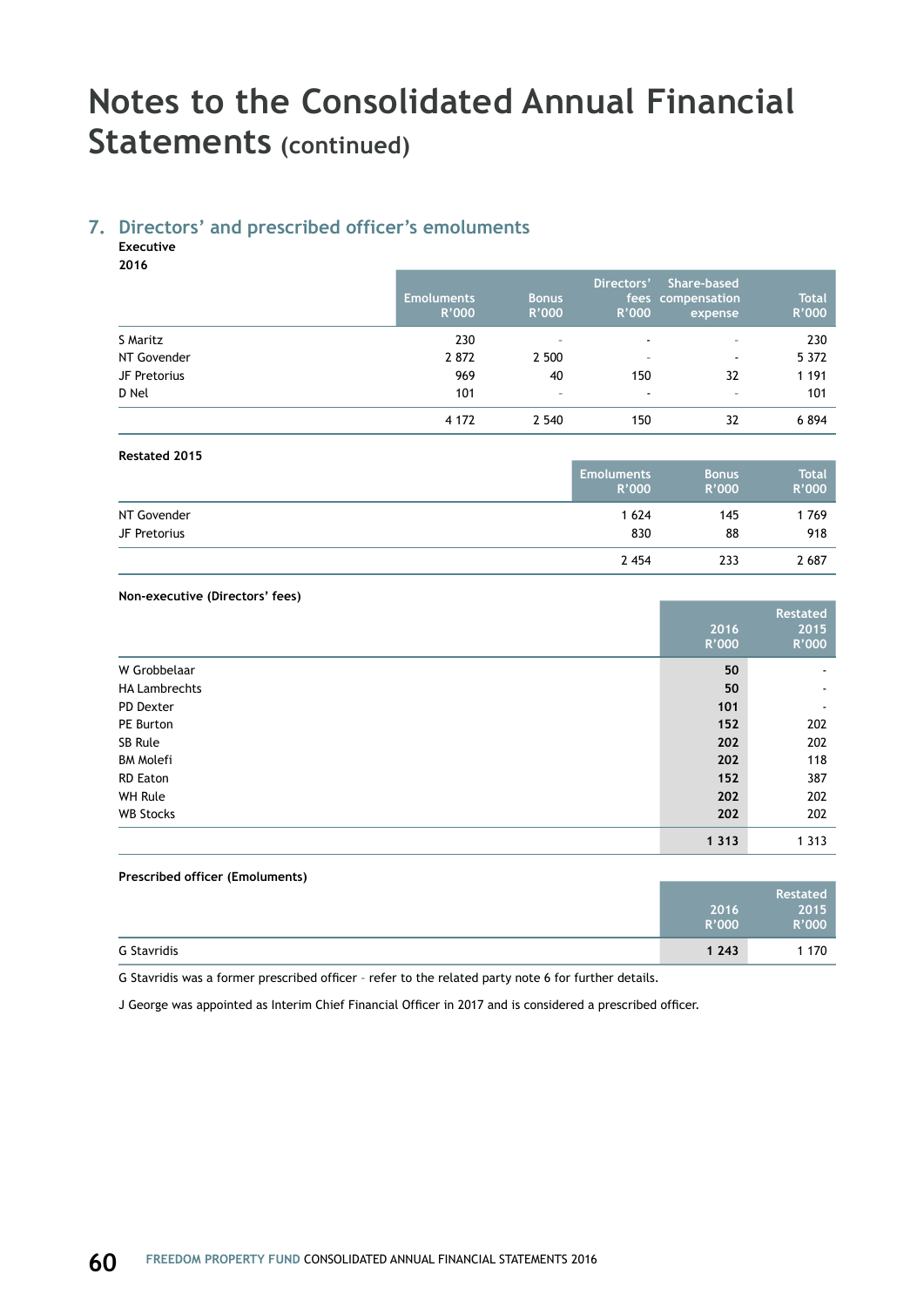# Notes to the Consolidated Annual Financial Statements (continued)

## 7. Directors' and prescribed officer's emoluments

**Executive**

**2016**

| | Emoluments R'000 | Bonus R'000 | Directors' fees R'000 | Share-based compensation expense | Total R'000 |
|---|---|---|---|---|---|
| S Maritz | 230 | - | - | - | 230 |
| NT Govender | 2 872 | 2 500 | - | - | 5 372 |
| JF Pretorius | 969 | 40 | 150 | 32 | 1 191 |
| D Nel | 101 | - | - | - | 101 |
| | 4 172 | 2 540 | 150 | 32 | 6 894 |

**Restated 2015**

| | Emoluments R'000 | Bonus R'000 | Total R'000 |
|---|---|---|---|
| NT Govender | 1 624 | 145 | 1 769 |
| JF Pretorius | 830 | 88 | 918 |
| | 2 454 | 233 | 2 687 |

**Non-executive (Directors' fees)**

| | 2016 R'000 | Restated 2015 R'000 |
|---|---|---|
| W Grobbelaar | **50** | - |
| HA Lambrechts | **50** | - |
| PD Dexter | **101** | - |
| PE Burton | **152** | 202 |
| SB Rule | **202** | 202 |
| BM Molefi | **202** | 118 |
| RD Eaton | **152** | 387 |
| WH Rule | **202** | 202 |
| WB Stocks | **202** | 202 |
| | **1 313** | 1 313 |

**Prescribed officer (Emoluments)**

| | 2016 R'000 | Restated 2015 R'000 |
|---|---|---|
| G Stavridis | **1 243** | 1 170 |

G Stavridis was a former prescribed officer – refer to the related party note 6 for further details.

J George was appointed as Interim Chief Financial Officer in 2017 and is considered a prescribed officer.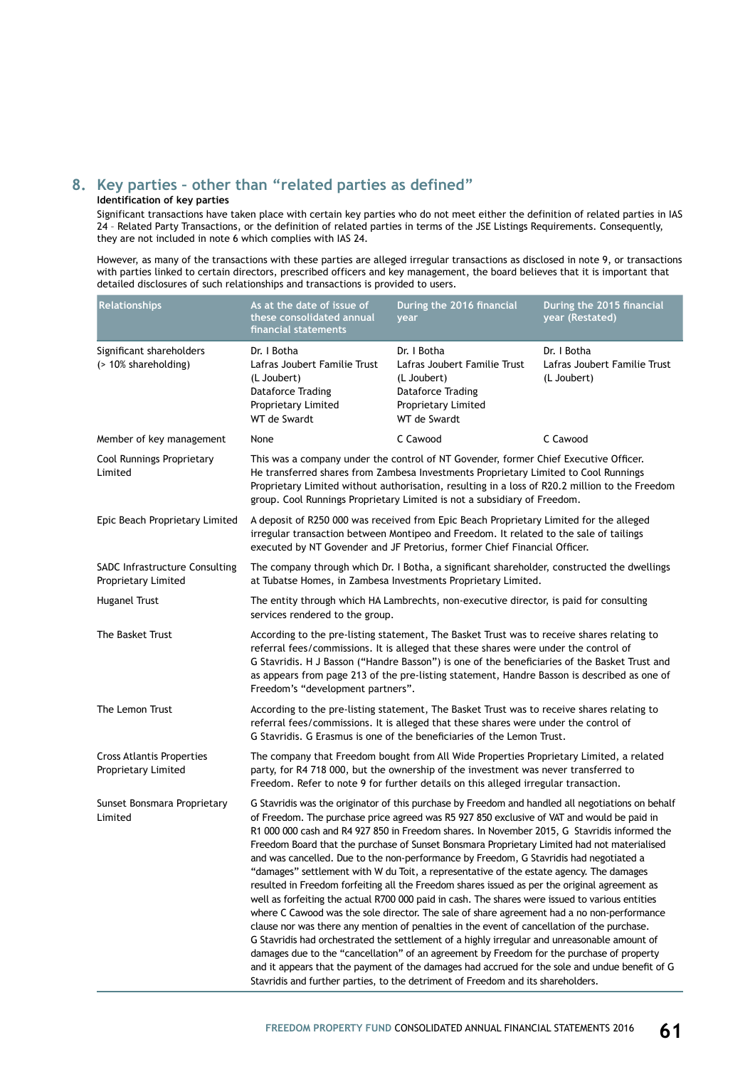## 8. Key parties – other than "related parties as defined"

**Identification of key parties**

Significant transactions have taken place with certain key parties who do not meet either the definition of related parties in IAS 24 – Related Party Transactions, or the definition of related parties in terms of the JSE Listings Requirements. Consequently, they are not included in note 6 which complies with IAS 24.

However, as many of the transactions with these parties are alleged irregular transactions as disclosed in note 9, or transactions with parties linked to certain directors, prescribed officers and key management, the board believes that it is important that detailed disclosures of such relationships and transactions is provided to users.

| Relationships | As at the date of issue of these consolidated annual financial statements | During the 2016 financial year | During the 2015 financial year (Restated) |
|---|---|---|---|
| Significant shareholders (> 10% shareholding) | Dr. I Botha<br>Lafras Joubert Familie Trust (L Joubert)<br>Dataforce Trading Proprietary Limited<br>WT de Swardt | Dr. I Botha<br>Lafras Joubert Familie Trust (L Joubert)<br>Dataforce Trading Proprietary Limited<br>WT de Swardt | Dr. I Botha<br>Lafras Joubert Familie Trust (L Joubert) |
| Member of key management | None | C Cawood | C Cawood |
| Cool Runnings Proprietary Limited | This was a company under the control of NT Govender, former Chief Executive Officer. He transferred shares from Zambesa Investments Proprietary Limited to Cool Runnings Proprietary Limited without authorisation, resulting in a loss of R20.2 million to the Freedom group. Cool Runnings Proprietary Limited is not a subsidiary of Freedom. | | |
| Epic Beach Proprietary Limited | A deposit of R250 000 was received from Epic Beach Proprietary Limited for the alleged irregular transaction between Montipeo and Freedom. It related to the sale of tailings executed by NT Govender and JF Pretorius, former Chief Financial Officer. | | |
| SADC Infrastructure Consulting Proprietary Limited | The company through which Dr. I Botha, a significant shareholder, constructed the dwellings at Tubatse Homes, in Zambesa Investments Proprietary Limited. | | |
| Huganel Trust | The entity through which HA Lambrechts, non-executive director, is paid for consulting services rendered to the group. | | |
| The Basket Trust | According to the pre-listing statement, The Basket Trust was to receive shares relating to referral fees/commissions. It is alleged that these shares were under the control of G Stavridis. H J Basson ("Handre Basson") is one of the beneficiaries of the Basket Trust and as appears from page 213 of the pre-listing statement, Handre Basson is described as one of Freedom's "development partners". | | |
| The Lemon Trust | According to the pre-listing statement, The Basket Trust was to receive shares relating to referral fees/commissions. It is alleged that these shares were under the control of G Stavridis. G Erasmus is one of the beneficiaries of the Lemon Trust. | | |
| Cross Atlantis Properties Proprietary Limited | The company that Freedom bought from All Wide Properties Proprietary Limited, a related party, for R4 718 000, but the ownership of the investment was never transferred to Freedom. Refer to note 9 for further details on this alleged irregular transaction. | | |
| Sunset Bonsmara Proprietary Limited | G Stavridis was the originator of this purchase by Freedom and handled all negotiations on behalf of Freedom. The purchase price agreed was R5 927 850 exclusive of VAT and would be paid in R1 000 000 cash and R4 927 850 in Freedom shares. In November 2015, G Stavridis informed the Freedom Board that the purchase of Sunset Bonsmara Proprietary Limited had not materialised and was cancelled. Due to the non-performance by Freedom, G Stavridis had negotiated a "damages" settlement with W du Toit, a representative of the estate agency. The damages resulted in Freedom forfeiting all the Freedom shares issued as per the original agreement as well as forfeiting the actual R700 000 paid in cash. The shares were issued to various entities where C Cawood was the sole director. The sale of share agreement had a no non-performance clause nor was there any mention of penalties in the event of cancellation of the purchase. G Stavridis had orchestrated the settlement of a highly irregular and unreasonable amount of damages due to the "cancellation" of an agreement by Freedom for the purchase of property and it appears that the payment of the damages had accrued for the sole and undue benefit of G Stavridis and further parties, to the detriment of Freedom and its shareholders. | | |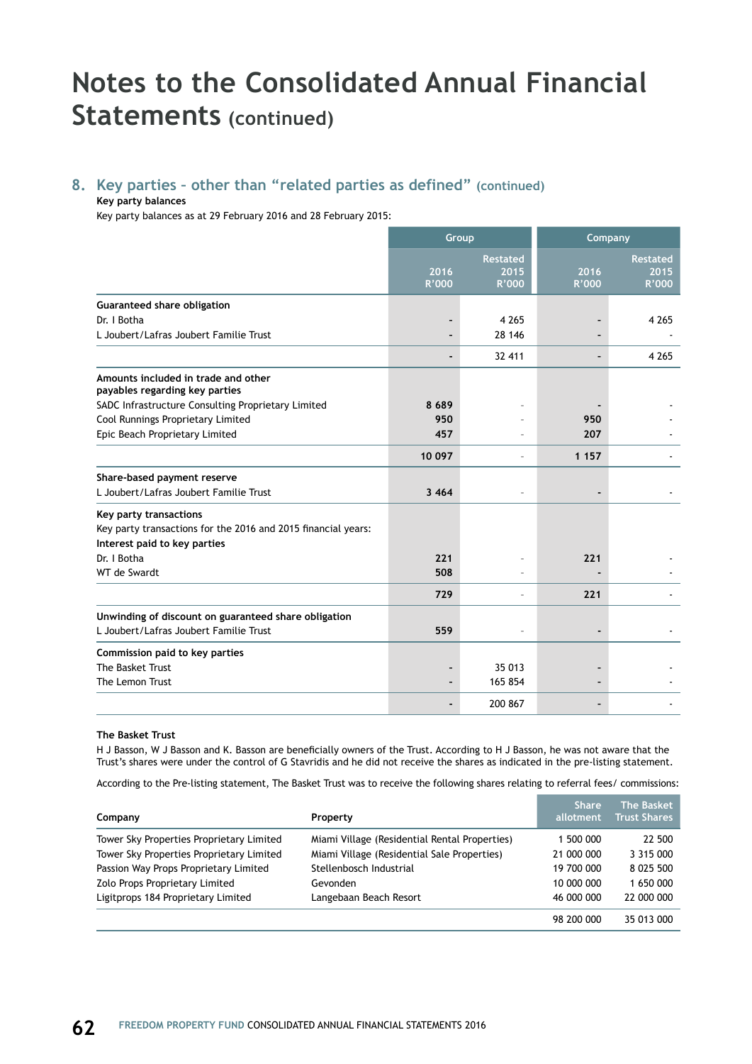# Notes to the Consolidated Annual Financial Statements (continued)

## 8. Key parties – other than "related parties as defined" (continued)

**Key party balances**

Key party balances as at 29 February 2016 and 28 February 2015:

| | Group | | Company | |
|---|---|---|---|---|
| | 2016 R'000 | Restated 2015 R'000 | 2016 R'000 | Restated 2015 R'000 |
| **Guaranteed share obligation** | | | | |
| Dr. I Botha | - | 4 265 | - | 4 265 |
| L Joubert/Lafras Joubert Familie Trust | - | 28 146 | - | - |
| | - | 32 411 | - | 4 265 |
| **Amounts included in trade and other payables regarding key parties** | | | | |
| SADC Infrastructure Consulting Proprietary Limited | 8 689 | - | - | - |
| Cool Runnings Proprietary Limited | 950 | - | 950 | - |
| Epic Beach Proprietary Limited | 457 | - | 207 | - |
| | 10 097 | - | 1 157 | - |
| **Share-based payment reserve** | | | | |
| L Joubert/Lafras Joubert Familie Trust | 3 464 | - | - | - |
| **Key party transactions** | | | | |
| Key party transactions for the 2016 and 2015 financial years: | | | | |
| **Interest paid to key parties** | | | | |
| Dr. I Botha | 221 | - | 221 | - |
| WT de Swardt | 508 | - | - | - |
| | 729 | - | 221 | - |
| **Unwinding of discount on guaranteed share obligation** | | | | |
| L Joubert/Lafras Joubert Familie Trust | 559 | - | - | - |
| **Commission paid to key parties** | | | | |
| The Basket Trust | - | 35 013 | - | - |
| The Lemon Trust | - | 165 854 | - | - |
| | - | 200 867 | - | - |

**The Basket Trust**

H J Basson, W J Basson and K. Basson are beneficially owners of the Trust. According to H J Basson, he was not aware that the Trust's shares were under the control of G Stavridis and he did not receive the shares as indicated in the pre-listing statement.

According to the Pre-listing statement, The Basket Trust was to receive the following shares relating to referral fees/ commissions:

| Company | Property | Share allotment | The Basket Trust Shares |
|---|---|---|---|
| Tower Sky Properties Proprietary Limited | Miami Village (Residential Rental Properties) | 1 500 000 | 22 500 |
| Tower Sky Properties Proprietary Limited | Miami Village (Residential Sale Properties) | 21 000 000 | 3 315 000 |
| Passion Way Props Proprietary Limited | Stellenbosch Industrial | 19 700 000 | 8 025 500 |
| Zolo Props Proprietary Limited | Gevonden | 10 000 000 | 1 650 000 |
| Ligitprops 184 Proprietary Limited | Langebaan Beach Resort | 46 000 000 | 22 000 000 |
| | | 98 200 000 | 35 013 000 |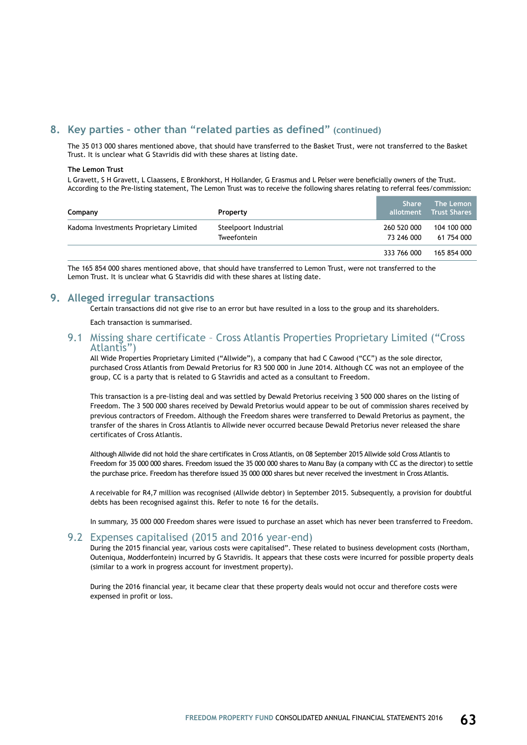## 8. Key parties – other than "related parties as defined" (continued)

The 35 013 000 shares mentioned above, that should have transferred to the Basket Trust, were not transferred to the Basket Trust. It is unclear what G Stavridis did with these shares at listing date.

**The Lemon Trust**

L Gravett, S H Gravett, L Claassens, E Bronkhorst, H Hollander, G Erasmus and L Pelser were beneficially owners of the Trust. According to the Pre-listing statement, The Lemon Trust was to receive the following shares relating to referral fees/commission:

| Company | Property | Share allotment | The Lemon Trust Shares |
|---|---|---|---|
| Kadoma Investments Proprietary Limited | Steelpoort Industrial | 260 520 000 | 104 100 000 |
| | Tweefontein | 73 246 000 | 61 754 000 |
| | | 333 766 000 | 165 854 000 |

The 165 854 000 shares mentioned above, that should have transferred to Lemon Trust, were not transferred to the Lemon Trust. It is unclear what G Stavridis did with these shares at listing date.

## 9. Alleged irregular transactions

Certain transactions did not give rise to an error but have resulted in a loss to the group and its shareholders.

Each transaction is summarised.

### 9.1 Missing share certificate – Cross Atlantis Properties Proprietary Limited ("Cross Atlantis")

All Wide Properties Proprietary Limited ("Allwide"), a company that had C Cawood ("CC") as the sole director, purchased Cross Atlantis from Dewald Pretorius for R3 500 000 in June 2014. Although CC was not an employee of the group, CC is a party that is related to G Stavridis and acted as a consultant to Freedom.

This transaction is a pre-listing deal and was settled by Dewald Pretorius receiving 3 500 000 shares on the listing of Freedom. The 3 500 000 shares received by Dewald Pretorius would appear to be out of commission shares received by previous contractors of Freedom. Although the Freedom shares were transferred to Dewald Pretorius as payment, the transfer of the shares in Cross Atlantis to Allwide never occurred because Dewald Pretorius never released the share certificates of Cross Atlantis.

Although Allwide did not hold the share certificates in Cross Atlantis, on 08 September 2015 Allwide sold Cross Atlantis to Freedom for 35 000 000 shares. Freedom issued the 35 000 000 shares to Manu Bay (a company with CC as the director) to settle the purchase price. Freedom has therefore issued 35 000 000 shares but never received the investment in Cross Atlantis.

A receivable for R4,7 million was recognised (Allwide debtor) in September 2015. Subsequently, a provision for doubtful debts has been recognised against this. Refer to note 16 for the details.

In summary, 35 000 000 Freedom shares were issued to purchase an asset which has never been transferred to Freedom.

### 9.2 Expenses capitalised (2015 and 2016 year-end)

During the 2015 financial year, various costs were capitalised". These related to business development costs (Northam, Outeniqua, Modderfontein) incurred by G Stavridis. It appears that these costs were incurred for possible property deals (similar to a work in progress account for investment property).

During the 2016 financial year, it became clear that these property deals would not occur and therefore costs were expensed in profit or loss.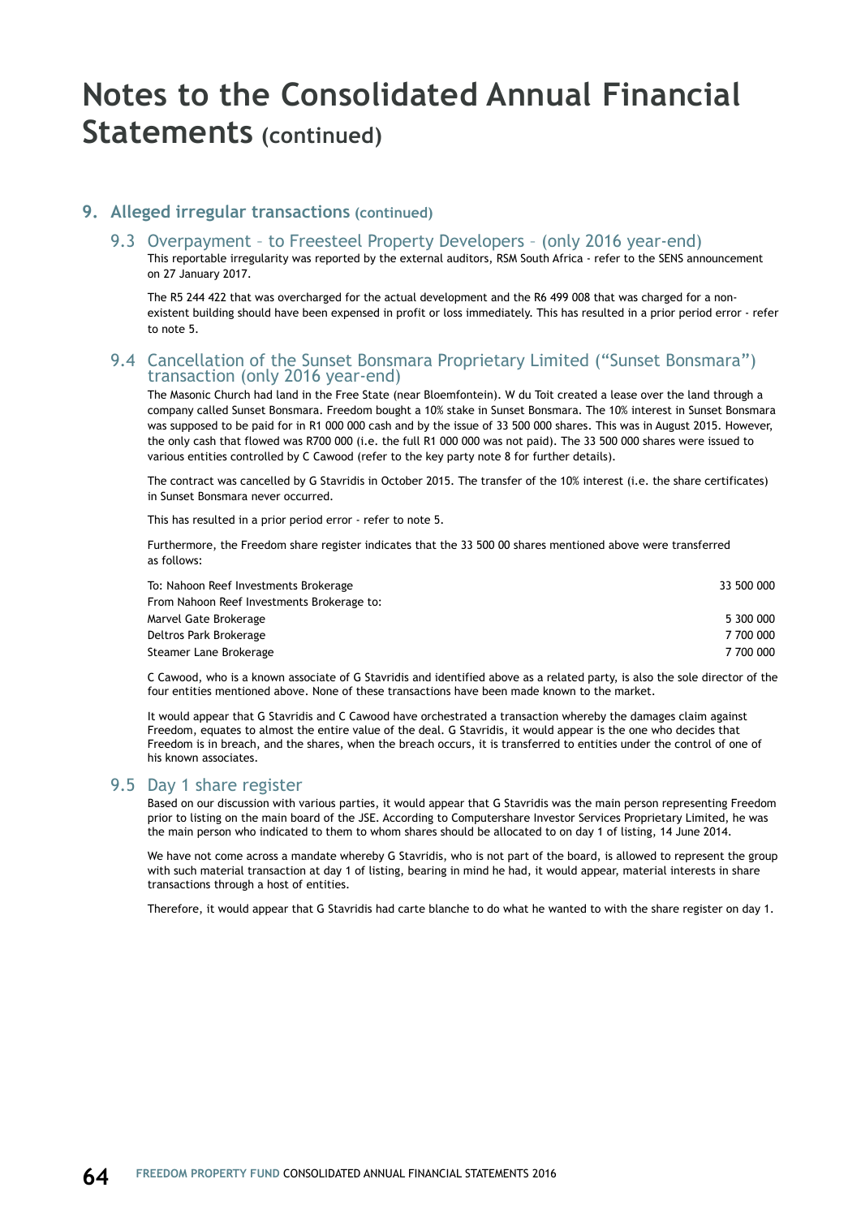# Notes to the Consolidated Annual Financial Statements (continued)

## 9. Alleged irregular transactions (continued)

### 9.3 Overpayment – to Freesteel Property Developers – (only 2016 year-end)

This reportable irregularity was reported by the external auditors, RSM South Africa - refer to the SENS announcement on 27 January 2017.

The R5 244 422 that was overcharged for the actual development and the R6 499 008 that was charged for a non-existent building should have been expensed in profit or loss immediately. This has resulted in a prior period error - refer to note 5.

### 9.4 Cancellation of the Sunset Bonsmara Proprietary Limited ("Sunset Bonsmara") transaction (only 2016 year-end)

The Masonic Church had land in the Free State (near Bloemfontein). W du Toit created a lease over the land through a company called Sunset Bonsmara. Freedom bought a 10% stake in Sunset Bonsmara. The 10% interest in Sunset Bonsmara was supposed to be paid for in R1 000 000 cash and by the issue of 33 500 000 shares. This was in August 2015. However, the only cash that flowed was R700 000 (i.e. the full R1 000 000 was not paid). The 33 500 000 shares were issued to various entities controlled by C Cawood (refer to the key party note 8 for further details).

The contract was cancelled by G Stavridis in October 2015. The transfer of the 10% interest (i.e. the share certificates) in Sunset Bonsmara never occurred.

This has resulted in a prior period error - refer to note 5.

Furthermore, the Freedom share register indicates that the 33 500 00 shares mentioned above were transferred as follows:

| | |
|---|---|
| To: Nahoon Reef Investments Brokerage | 33 500 000 |
| From Nahoon Reef Investments Brokerage to: | |
| Marvel Gate Brokerage | 5 300 000 |
| Deltros Park Brokerage | 7 700 000 |
| Steamer Lane Brokerage | 7 700 000 |

C Cawood, who is a known associate of G Stavridis and identified above as a related party, is also the sole director of the four entities mentioned above. None of these transactions have been made known to the market.

It would appear that G Stavridis and C Cawood have orchestrated a transaction whereby the damages claim against Freedom, equates to almost the entire value of the deal. G Stavridis, it would appear is the one who decides that Freedom is in breach, and the shares, when the breach occurs, it is transferred to entities under the control of one of his known associates.

### 9.5 Day 1 share register

Based on our discussion with various parties, it would appear that G Stavridis was the main person representing Freedom prior to listing on the main board of the JSE. According to Computershare Investor Services Proprietary Limited, he was the main person who indicated to them to whom shares should be allocated to on day 1 of listing, 14 June 2014.

We have not come across a mandate whereby G Stavridis, who is not part of the board, is allowed to represent the group with such material transaction at day 1 of listing, bearing in mind he had, it would appear, material interests in share transactions through a host of entities.

Therefore, it would appear that G Stavridis had carte blanche to do what he wanted to with the share register on day 1.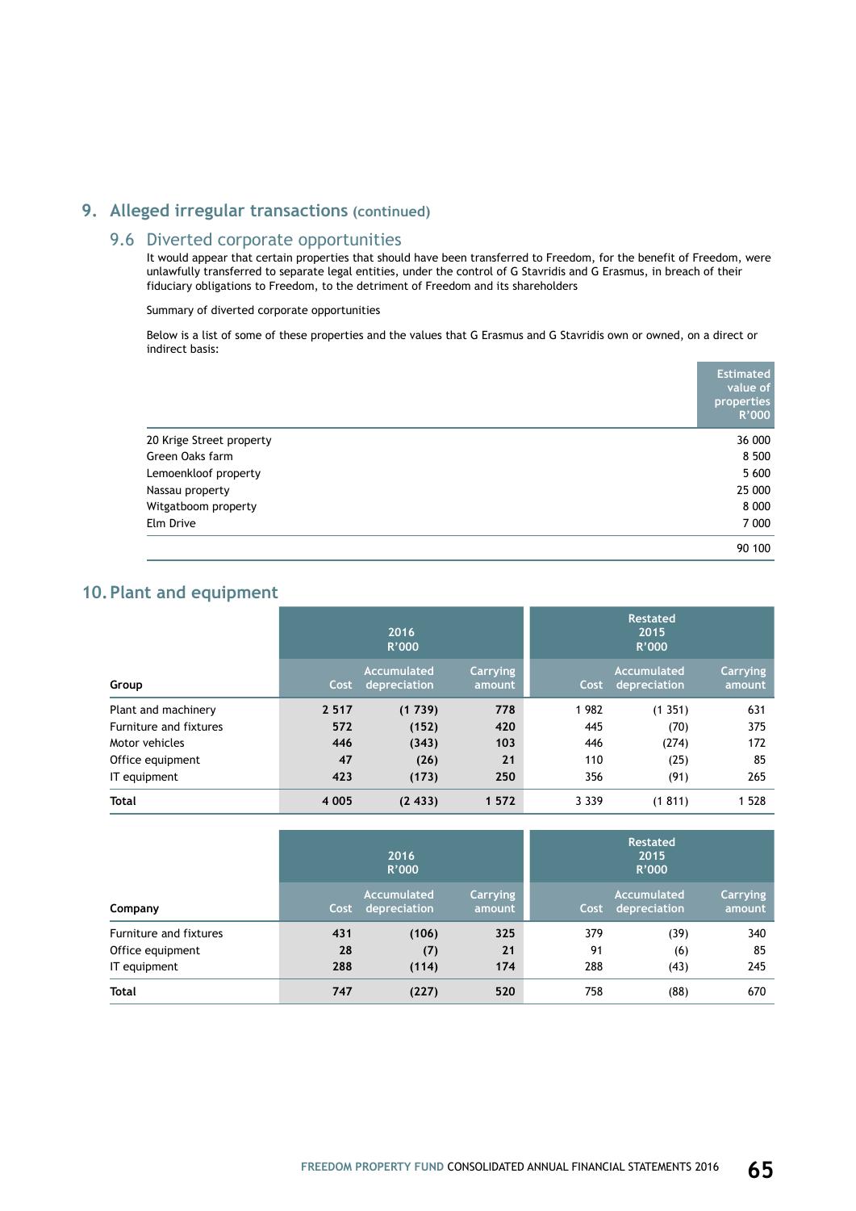## 9. Alleged irregular transactions (continued)

### 9.6 Diverted corporate opportunities

It would appear that certain properties that should have been transferred to Freedom, for the benefit of Freedom, were unlawfully transferred to separate legal entities, under the control of G Stavridis and G Erasmus, in breach of their fiduciary obligations to Freedom, to the detriment of Freedom and its shareholders

Summary of diverted corporate opportunities

Below is a list of some of these properties and the values that G Erasmus and G Stavridis own or owned, on a direct or indirect basis:

| | Estimated value of properties R'000 |
|---|---|
| 20 Krige Street property | 36 000 |
| Green Oaks farm | 8 500 |
| Lemoenkloof property | 5 600 |
| Nassau property | 25 000 |
| Witgatboom property | 8 000 |
| Elm Drive | 7 000 |
| | 90 100 |

## 10. Plant and equipment

| | 2016 R'000 | | | Restated 2015 R'000 | | |
|---|---|---|---|---|---|---|
| **Group** | Cost | Accumulated depreciation | Carrying amount | Cost | Accumulated depreciation | Carrying amount |
| Plant and machinery | **2 517** | **(1 739)** | **778** | 1 982 | (1 351) | 631 |
| Furniture and fixtures | **572** | **(152)** | **420** | 445 | (70) | 375 |
| Motor vehicles | **446** | **(343)** | **103** | 446 | (274) | 172 |
| Office equipment | **47** | **(26)** | **21** | 110 | (25) | 85 |
| IT equipment | **423** | **(173)** | **250** | 356 | (91) | 265 |
| **Total** | **4 005** | **(2 433)** | **1 572** | 3 339 | (1 811) | 1 528 |

| | 2016 R'000 | | | Restated 2015 R'000 | | |
|---|---|---|---|---|---|---|
| **Company** | Cost | Accumulated depreciation | Carrying amount | Cost | Accumulated depreciation | Carrying amount |
| Furniture and fixtures | **431** | **(106)** | **325** | 379 | (39) | 340 |
| Office equipment | **28** | **(7)** | **21** | 91 | (6) | 85 |
| IT equipment | **288** | **(114)** | **174** | 288 | (43) | 245 |
| **Total** | **747** | **(227)** | **520** | 758 | (88) | 670 |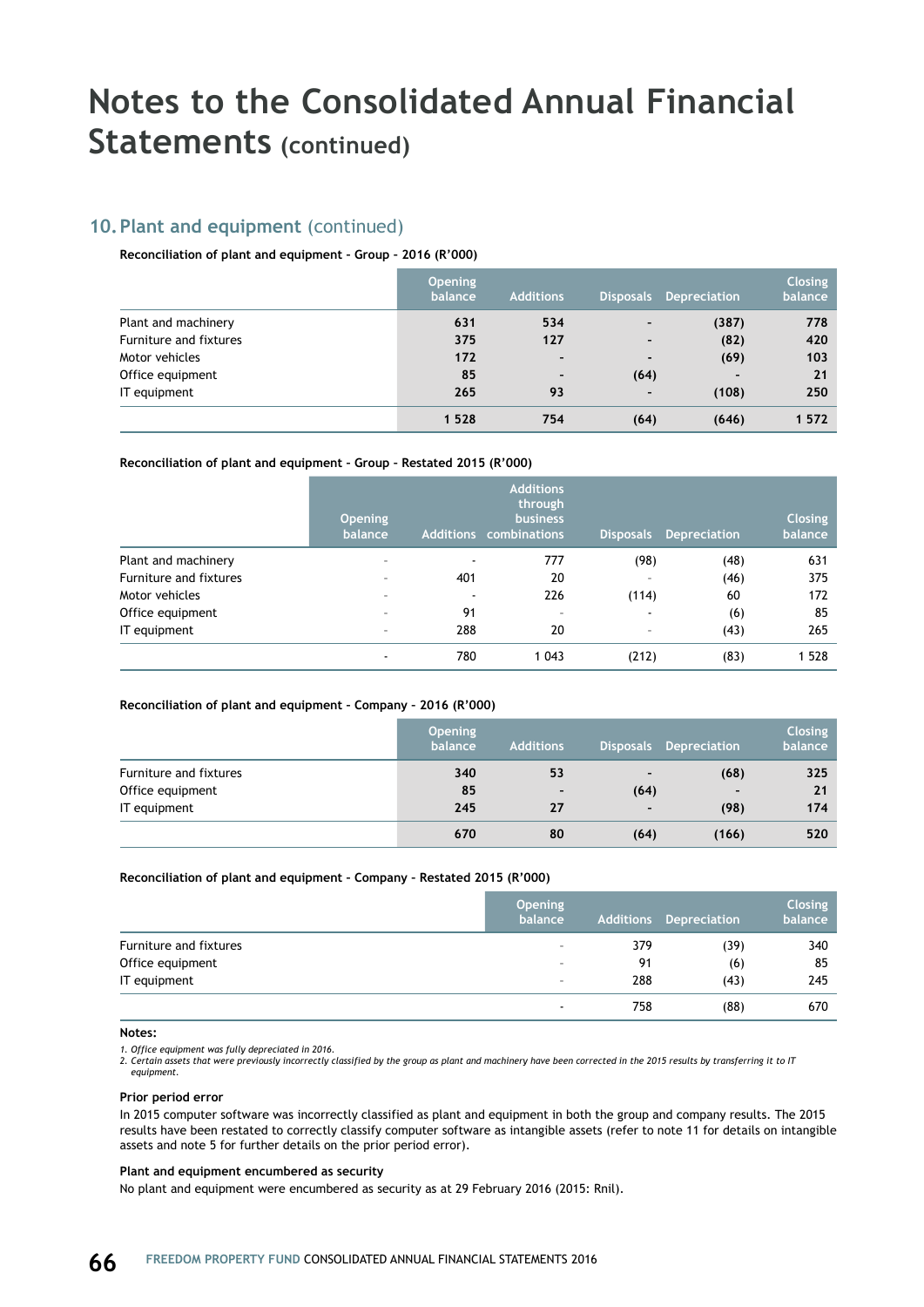# Notes to the Consolidated Annual Financial Statements (continued)

## 10. Plant and equipment (continued)

**Reconciliation of plant and equipment - Group - 2016 (R'000)**

| | Opening balance | Additions | Disposals | Depreciation | Closing balance |
|---|---|---|---|---|---|
| Plant and machinery | **631** | **534** | **-** | **(387)** | **778** |
| Furniture and fixtures | **375** | **127** | **-** | **(82)** | **420** |
| Motor vehicles | **172** | **-** | **-** | **(69)** | **103** |
| Office equipment | **85** | **-** | **(64)** | **-** | **21** |
| IT equipment | **265** | **93** | **-** | **(108)** | **250** |
| | **1 528** | **754** | **(64)** | **(646)** | **1 572** |

**Reconciliation of plant and equipment - Group - Restated 2015 (R'000)**

| | Opening balance | Additions | Additions through business combinations | Disposals | Depreciation | Closing balance |
|---|---|---|---|---|---|---|
| Plant and machinery | - | - | 777 | (98) | (48) | 631 |
| Furniture and fixtures | - | 401 | 20 | - | (46) | 375 |
| Motor vehicles | - | - | 226 | (114) | 60 | 172 |
| Office equipment | - | 91 | - | - | (6) | 85 |
| IT equipment | - | 288 | 20 | - | (43) | 265 |
| | - | 780 | 1 043 | (212) | (83) | 1 528 |

**Reconciliation of plant and equipment - Company - 2016 (R'000)**

| | Opening balance | Additions | Disposals | Depreciation | Closing balance |
|---|---|---|---|---|---|
| Furniture and fixtures | **340** | **53** | **-** | **(68)** | **325** |
| Office equipment | **85** | **-** | **(64)** | **-** | **21** |
| IT equipment | **245** | **27** | **-** | **(98)** | **174** |
| | **670** | **80** | **(64)** | **(166)** | **520** |

**Reconciliation of plant and equipment - Company - Restated 2015 (R'000)**

| | Opening balance | Additions | Depreciation | Closing balance |
|---|---|---|---|---|
| Furniture and fixtures | - | 379 | (39) | 340 |
| Office equipment | - | 91 | (6) | 85 |
| IT equipment | - | 288 | (43) | 245 |
| | - | 758 | (88) | 670 |

**Notes:**

1. *Office equipment was fully depreciated in 2016.*
2. *Certain assets that were previously incorrectly classified by the group as plant and machinery have been corrected in the 2015 results by transferring it to IT equipment.*

**Prior period error**

In 2015 computer software was incorrectly classified as plant and equipment in both the group and company results. The 2015 results have been restated to correctly classify computer software as intangible assets (refer to note 11 for details on intangible assets and note 5 for further details on the prior period error).

**Plant and equipment encumbered as security**

No plant and equipment were encumbered as security as at 29 February 2016 (2015: Rnil).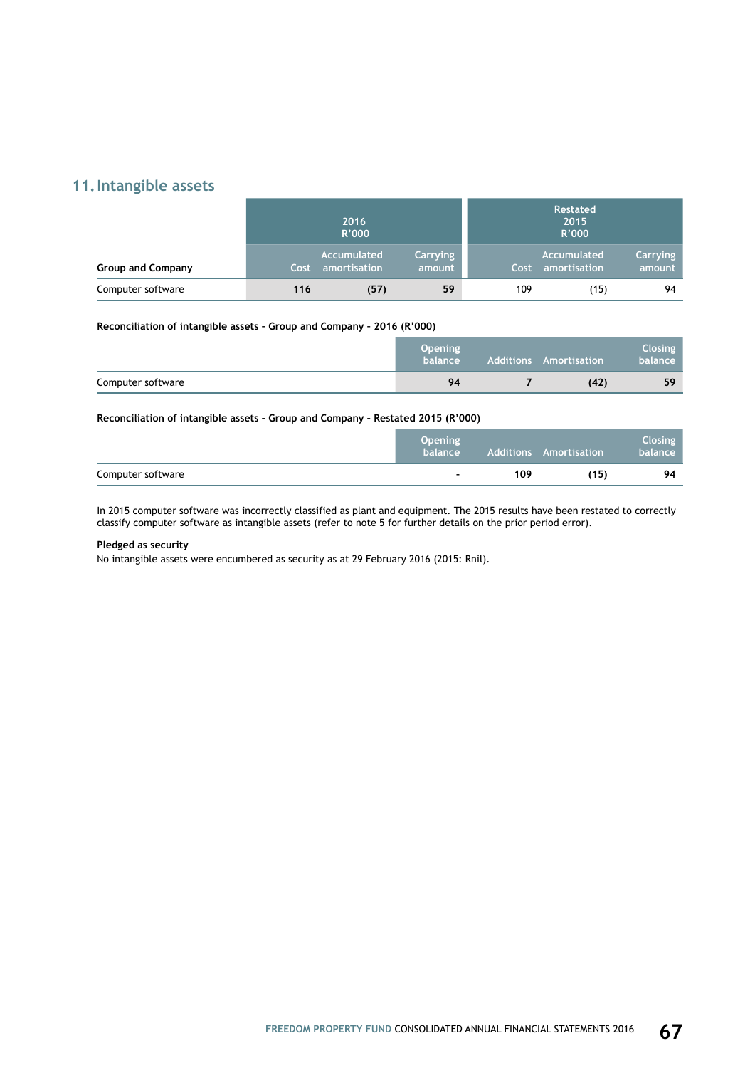## 11. Intangible assets

| Group and Company | 2016 R'000 | | | Restated 2015 R'000 | | |
|---|---|---|---|---|---|---|
| | Cost | Accumulated amortisation | Carrying amount | Cost | Accumulated amortisation | Carrying amount |
| Computer software | **116** | **(57)** | **59** | 109 | (15) | 94 |

**Reconciliation of intangible assets - Group and Company - 2016 (R'000)**

| | Opening balance | Additions | Amortisation | Closing balance |
|---|---|---|---|---|
| Computer software | **94** | **7** | **(42)** | **59** |

**Reconciliation of intangible assets - Group and Company - Restated 2015 (R'000)**

| | Opening balance | Additions | Amortisation | Closing balance |
|---|---|---|---|---|
| Computer software | - | **109** | **(15)** | **94** |

In 2015 computer software was incorrectly classified as plant and equipment. The 2015 results have been restated to correctly classify computer software as intangible assets (refer to note 5 for further details on the prior period error).

**Pledged as security**

No intangible assets were encumbered as security as at 29 February 2016 (2015: Rnil).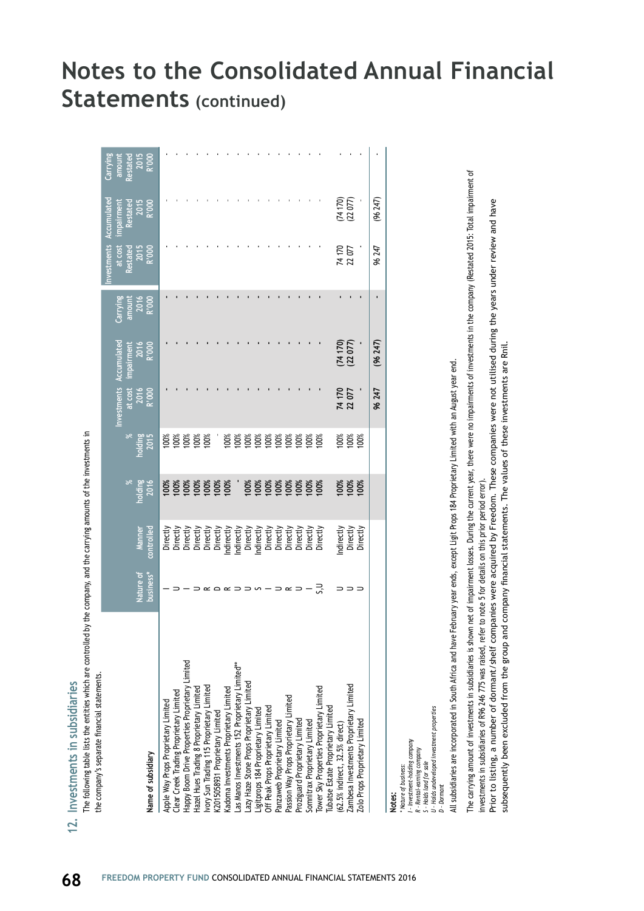# Notes to the Consolidated Annual Financial Statements (continued)

## 12. Investments in subsidiaries

The following table lists the entities which are controlled by the company, and the carrying amounts of the investments in the company's separate financial statements.

| Name of subsidiary | Nature of business* | Manner controlled | % holding 2016 | % holding 2015 | Investments at cost 2016 R'000 | Accumulated impairment 2016 R'000 | Carrying amount 2016 R'000 | Investments at cost Restated 2015 R'000 | Accumulated impairment Restated 2015 R'000 | Carrying amount Restated 2015 R'000 |
|---|---|---|---|---|---|---|---|---|---|---|
| Apple Way Props Proprietary Limited | I | Directly | 100% | 100% | - | - | - | - | - | - |
| Clear Creek Trading Proprietary Limited | U | Directly | 100% | 100% | - | - | - | - | - | - |
| Happy Boom Drive Properties Proprietary Limited | I | Directly | 100% | 100% | - | - | - | - | - | - |
| Hazel Hues Trading 8 Proprietary Limited | U | Directly | 100% | 100% | - | - | - | - | - | - |
| Ivory Sun Trading 115 Proprietary Limited | R | Directly | 100% | 100% | - | - | - | - | - | - |
| K2015058931 Proprietary Limited | D | Directly | 100% | - | - | - | - | - | - | - |
| Kadoma Investments Proprietary Limited | R | Indirectly | 100% | 100% | - | - | - | - | - | - |
| Las Manos Investments 152 Proprietary Limited** | U | Indirectly | - | 100% | - | - | - | - | - | - |
| Lazy Haze Stone Props Proprietary Limited | U | Directly | 100% | 100% | - | - | - | - | - | - |
| Ligitprops 184 Proprietary Limited | S | Indirectly | 100% | 100% | - | - | - | - | - | - |
| Off Peak Props Proprietary Limited | I | Directly | 100% | 100% | - | - | - | - | - | - |
| Panzaweb Proprietary Limited | U | Directly | 100% | 100% | - | - | - | - | - | - |
| Passion Way Props Proprietary Limited | R | Directly | 100% | 100% | - | - | - | - | - | - |
| Prozíguard Proprietary Limited | U | Directly | 100% | 100% | - | - | - | - | - | - |
| Somnitrax Proprietary Limited | I | Directly | 100% | 100% | - | - | - | - | - | - |
| Tower Sky Properties Proprietary Limited | S,U | Directly | 100% | 100% | - | - | - | - | - | - |
| Tubatse Estate Proprietary Limited (62.5% indirect, 32.5% direct) | U | Indirectly | 100% | 100% | 74 170 | (74 170) | - | 74 170 | (74 170) | - |
| Zambesa Investments Proprietary Limited | U | Directly | 100% | 100% | 22 077 | (22 077) | - | 22 077 | (22 077) | - |
| Zolo Props Proprietary Limited | U | Directly | 100% | 100% | - | - | - | - | - | - |
| | | | | | 96 247 | (96 247) | - | 96 247 | (96 247) | - |

**Notes:**

\* Nature of business:
I - Investment-holding company
R - Rental-earning company
S - Holds land for sale
U - Holds undeveloped investment properties
D - Dormant

All subsidiaries are incorporated in South Africa and have February year ends, except Ligit Props 184 Proprietary Limited with an August year end.

The carrying amount of investments in subsidiaries is shown net of impairment losses. During the current year, there were no impairments of investments in the company (Restated 2015: Total impairment of investments in subsidiaries of R96 246 775 was raised, refer to note 5 for details on this prior period error).

Prior to listing, a number of dormant/shelf companies were acquired by Freedom. These companies were not utilised during the years under review and have subsequently been excluded from the group and company financial statements. The values of these investments are Rnil.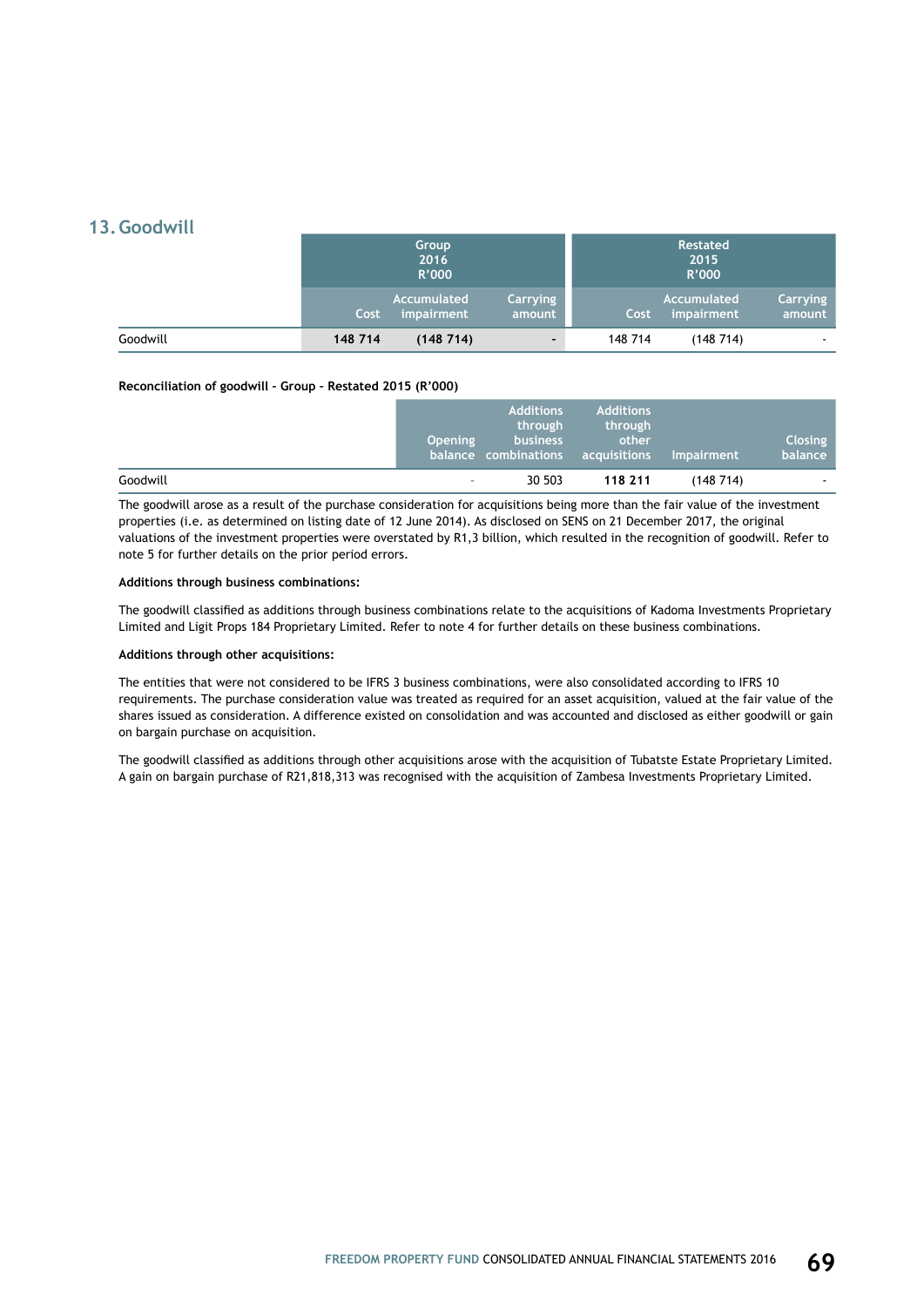## 13. Goodwill

| | Group 2016 R'000 | | | Restated 2015 R'000 | | |
|---|---|---|---|---|---|---|
| | Cost | Accumulated impairment | Carrying amount | Cost | Accumulated impairment | Carrying amount |
| Goodwill | **148 714** | **(148 714)** | **-** | 148 714 | (148 714) | - |

**Reconciliation of goodwill - Group - Restated 2015 (R'000)**

| | Opening balance | Additions through business combinations | Additions through other acquisitions | Impairment | Closing balance |
|---|---|---|---|---|---|
| Goodwill | - | 30 503 | **118 211** | (148 714) | - |

The goodwill arose as a result of the purchase consideration for acquisitions being more than the fair value of the investment properties (i.e. as determined on listing date of 12 June 2014). As disclosed on SENS on 21 December 2017, the original valuations of the investment properties were overstated by R1,3 billion, which resulted in the recognition of goodwill. Refer to note 5 for further details on the prior period errors.

**Additions through business combinations:**

The goodwill classified as additions through business combinations relate to the acquisitions of Kadoma Investments Proprietary Limited and Ligit Props 184 Proprietary Limited. Refer to note 4 for further details on these business combinations.

**Additions through other acquisitions:**

The entities that were not considered to be IFRS 3 business combinations, were also consolidated according to IFRS 10 requirements. The purchase consideration value was treated as required for an asset acquisition, valued at the fair value of the shares issued as consideration. A difference existed on consolidation and was accounted and disclosed as either goodwill or gain on bargain purchase on acquisition.

The goodwill classified as additions through other acquisitions arose with the acquisition of Tubatste Estate Proprietary Limited. A gain on bargain purchase of R21,818,313 was recognised with the acquisition of Zambesa Investments Proprietary Limited.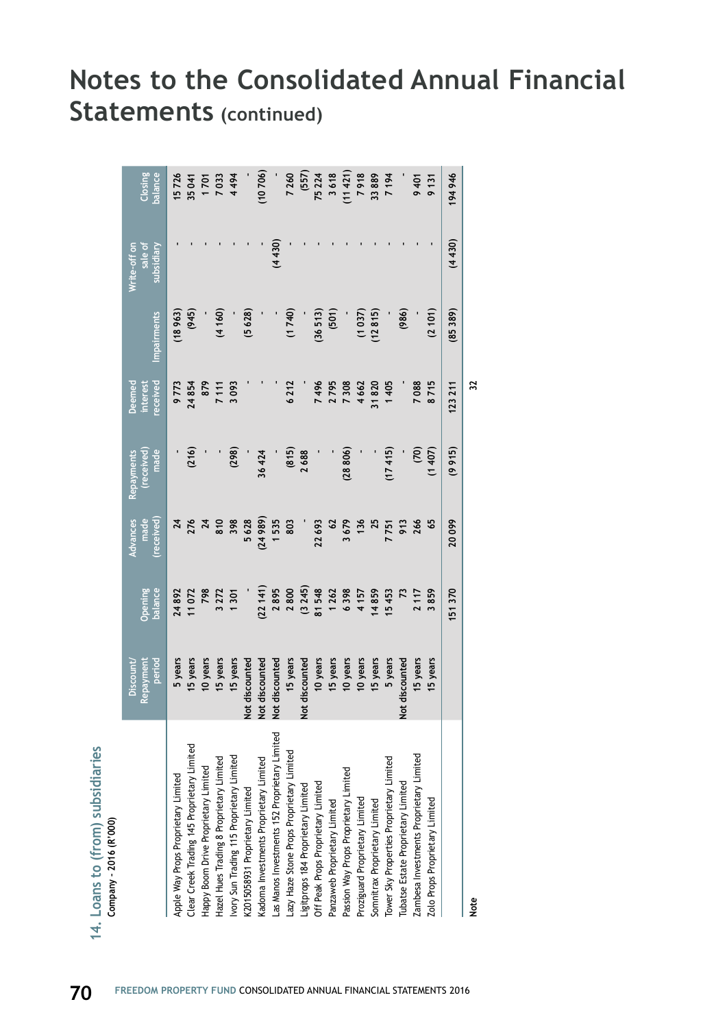# Notes to the Consolidated Annual Financial Statements (continued)

## 14. Loans to (from) subsidiaries

**Company - 2016 (R'000)**

| | Discount/ Repayment period | Opening balance | Advances made (received) | Repayments (received) made | Deemed interest received | Impairments | Write-off on sale of subsidiary | Closing balance |
|---|---|---|---|---|---|---|---|---|
| Apple Way Props Proprietary Limited | 5 years | 24 892 | 24 | - | 9 773 | (18 963) | - | 15 726 |
| Clear Creek Trading 145 Proprietary Limited | 15 years | 11 072 | 276 | (216) | 24 854 | (945) | - | 35 041 |
| Happy Boom Drive Proprietary Limited | 10 years | 798 | 24 | - | 879 | - | - | 1 701 |
| Hazel Hues Trading 8 Proprietary Limited | 15 years | 3 272 | 810 | - | 7 111 | (4 160) | - | 7 033 |
| Ivory Sun Trading 115 Proprietary Limited | 15 years | 1 301 | 398 | (298) | 3 093 | - | - | 4 494 |
| K2015058931 Proprietary Limited | Not discounted | - | 5 628 | - | - | (5 628) | - | - |
| Kadoma Investments Proprietary Limited | Not discounted | (22 141) | (24 989) | 36 424 | - | - | - | (10 706) |
| Las Manos Investments 152 Proprietary Limited | Not discounted | 2 895 | 1 535 | - | - | - | (4 430) | - |
| Lazy Haze Stone Props Proprietary Limited | 15 years | 2 800 | 803 | (815) | 6 212 | (1 740) | - | 7 260 |
| Ligitprops 184 Proprietary Limited | Not discounted | (3 245) | - | 2 688 | - | - | - | (557) |
| Off Peak Props Proprietary Limited | 10 years | 81 548 | 22 693 | - | 7 496 | (36 513) | - | 75 224 |
| Panzaweb Proprietary Limited | 15 years | 1 262 | 62 | - | 2 795 | (501) | - | 3 618 |
| Passion Way Props Proprietary Limited | 10 years | 6 398 | 3 679 | (28 806) | 7 308 | - | - | (11 421) |
| Proziguard Proprietary Limited | 10 years | 4 157 | 136 | - | 4 662 | (1 037) | - | 7 918 |
| Somnitrax Proprietary Limited | 15 years | 14 859 | 25 | - | 31 820 | (12 815) | - | 33 889 |
| Tower Sky Properties Proprietary Limited | 5 years | 15 453 | 7 751 | (17 415) | 1 405 | - | - | 7 194 |
| Tubatse Estate Proprietary Limited | Not discounted | 73 | 913 | - | - | (986) | - | - |
| Zambesa Investments Proprietary Limited | 15 years | 2 117 | 266 | (70) | 7 088 | - | - | 9 401 |
| Zolo Props Proprietary Limited | 15 years | 3 859 | 65 | (1 407) | 8 715 | (2 101) | - | 9 131 |
| | | 151 370 | 20 099 | (9 915) | 123 211 | (85 389) | (4 430) | 194 946 |
| **Note** | | | | | 32 | | | |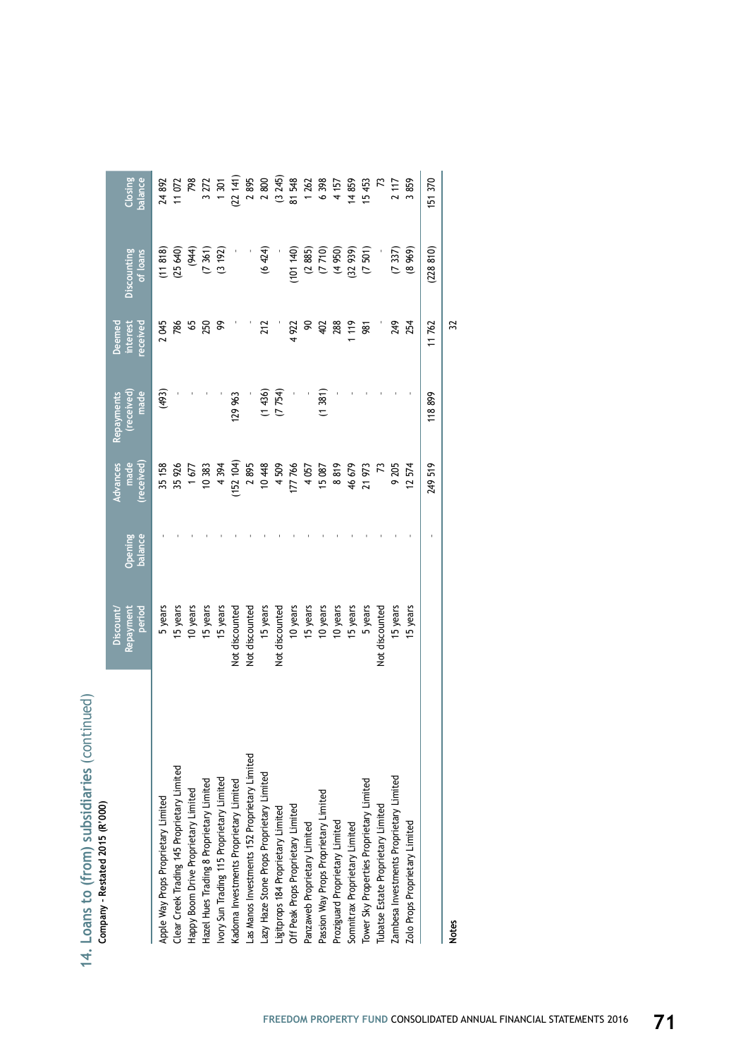## 14. Loans to (from) subsidiaries (continued)

**Company - Restated 2015 (R'000)**

| | Discount/ Repayment period | Opening balance | Advances made (received) | Repayments (received) made | Deemed interest received | Discounting of loans | Closing balance |
|---|---|---|---|---|---|---|---|
| Apple Way Props Proprietary Limited | 5 years | - | 35 158 | (493) | 2 045 | (11 818) | 24 892 |
| Clear Creek Trading 145 Proprietary Limited | 15 years | - | 35 926 | - | 786 | (25 640) | 11 072 |
| Happy Boom Drive Proprietary Limited | 10 years | - | 1 677 | - | 65 | (944) | 798 |
| Hazel Hues Trading 8 Proprietary Limited | 15 years | - | 10 383 | - | 250 | (7 361) | 3 272 |
| Ivory Sun Trading 115 Proprietary Limited | 15 years | - | 4 394 | - | 99 | (3 192) | 1 301 |
| Kadoma Investments Proprietary Limited | Not discounted | - | (152 104) | 129 963 | - | - | (22 141) |
| Las Manos Investments 152 Proprietary Limited | Not discounted | - | 2 895 | - | - | - | 2 895 |
| Lazy Haze Stone Props Proprietary Limited | 15 years | - | 10 448 | (1 436) | 212 | (6 424) | 2 800 |
| Ligitprops 184 Proprietary Limited | Not discounted | - | 4 509 | (7 754) | - | - | (3 245) |
| Off Peak Props Proprietary Limited | 10 years | - | 177 766 | - | 4 922 | (101 140) | 81 548 |
| Panzaweb Proprietary Limited | 15 years | - | 4 057 | - | 90 | (2 885) | 1 262 |
| Passion Way Props Proprietary Limited | 10 years | - | 15 087 | (1 381) | 402 | (7 710) | 6 398 |
| Proziguard Proprietary Limited | 10 years | - | 8 819 | - | 288 | (4 950) | 4 157 |
| Somnitrax Proprietary Limited | 15 years | - | 46 679 | - | 1 119 | (32 939) | 14 859 |
| Tower Sky Properties Proprietary Limited | 5 years | - | 21 973 | - | 981 | (7 501) | 15 453 |
| Tubatse Estate Proprietary Limited | Not discounted | - | 73 | - | - | - | 73 |
| Zambesa Investments Proprietary Limited | 15 years | - | 9 205 | - | 249 | (7 337) | 2 117 |
| Zolo Props Proprietary Limited | 15 years | - | 12 574 | - | 254 | (8 969) | 3 859 |
| | | - | 249 519 | 118 899 | 11 762 | (228 810) | 151 370 |
| **Notes** | | | | | 32 | | |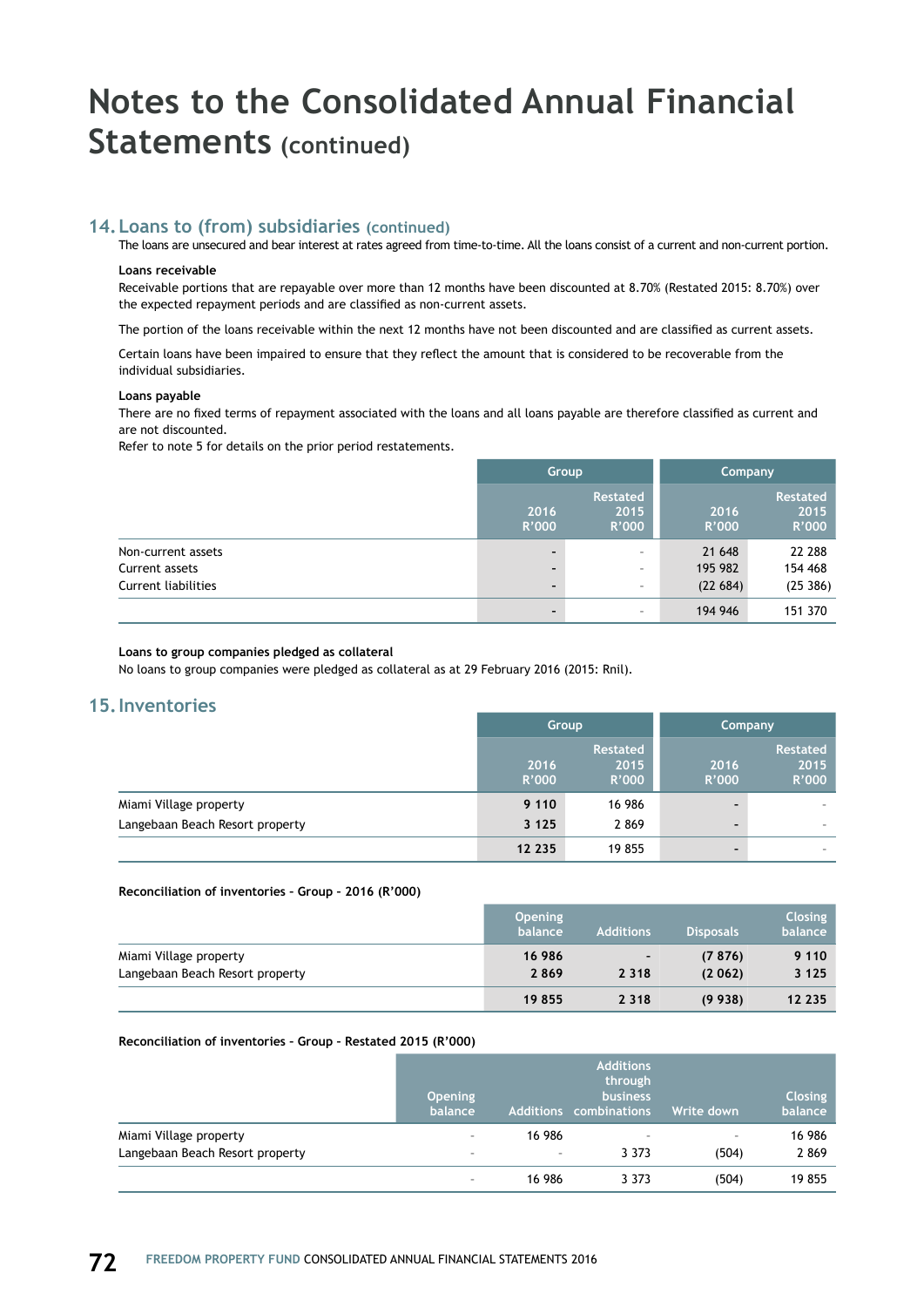# Notes to the Consolidated Annual Financial Statements (continued)

## 14. Loans to (from) subsidiaries (continued)

The loans are unsecured and bear interest at rates agreed from time-to-time. All the loans consist of a current and non-current portion.

**Loans receivable**

Receivable portions that are repayable over more than 12 months have been discounted at 8.70% (Restated 2015: 8.70%) over the expected repayment periods and are classified as non-current assets.

The portion of the loans receivable within the next 12 months have not been discounted and are classified as current assets.

Certain loans have been impaired to ensure that they reflect the amount that is considered to be recoverable from the individual subsidiaries.

**Loans payable**

There are no fixed terms of repayment associated with the loans and all loans payable are therefore classified as current and are not discounted.

Refer to note 5 for details on the prior period restatements.

| | Group | | Company | |
|---|---|---|---|---|
| | 2016 R'000 | Restated 2015 R'000 | 2016 R'000 | Restated 2015 R'000 |
| Non-current assets | - | - | 21 648 | 22 288 |
| Current assets | - | - | 195 982 | 154 468 |
| Current liabilities | - | - | (22 684) | (25 386) |
| | - | - | 194 946 | 151 370 |

**Loans to group companies pledged as collateral**

No loans to group companies were pledged as collateral as at 29 February 2016 (2015: Rnil).

## 15. Inventories

| | Group | | Company | |
|---|---|---|---|---|
| | 2016 R'000 | Restated 2015 R'000 | 2016 R'000 | Restated 2015 R'000 |
| Miami Village property | 9 110 | 16 986 | - | - |
| Langebaan Beach Resort property | 3 125 | 2 869 | - | - |
| | 12 235 | 19 855 | - | - |

**Reconciliation of inventories - Group - 2016 (R'000)**

| | Opening balance | Additions | Disposals | Closing balance |
|---|---|---|---|---|
| Miami Village property | 16 986 | - | (7 876) | 9 110 |
| Langebaan Beach Resort property | 2 869 | 2 318 | (2 062) | 3 125 |
| | 19 855 | 2 318 | (9 938) | 12 235 |

**Reconciliation of inventories - Group - Restated 2015 (R'000)**

| | Opening balance | Additions | Additions through business combinations | Write down | Closing balance |
|---|---|---|---|---|---|
| Miami Village property | - | 16 986 | - | - | 16 986 |
| Langebaan Beach Resort property | - | - | 3 373 | (504) | 2 869 |
| | - | 16 986 | 3 373 | (504) | 19 855 |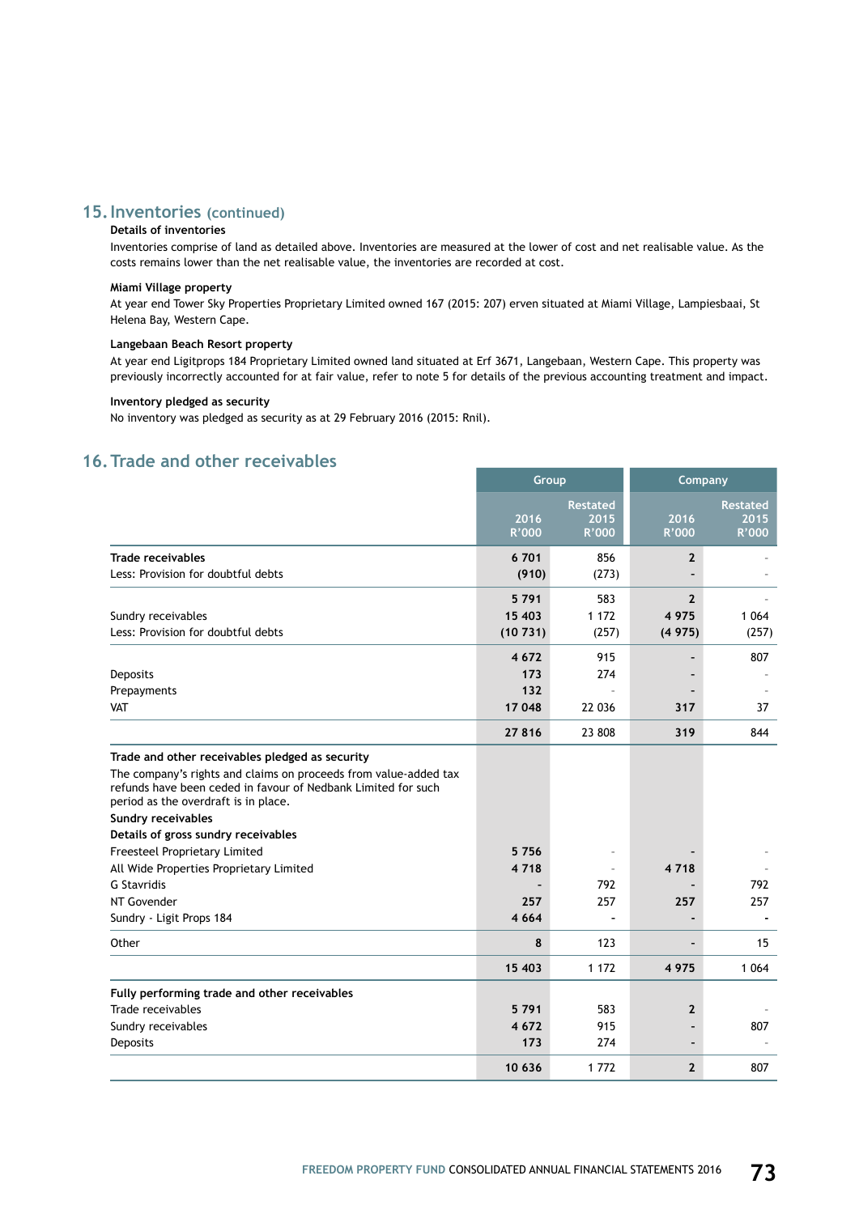## 15. Inventories (continued)

**Details of inventories**

Inventories comprise of land as detailed above. Inventories are measured at the lower of cost and net realisable value. As the costs remains lower than the net realisable value, the inventories are recorded at cost.

**Miami Village property**

At year end Tower Sky Properties Proprietary Limited owned 167 (2015: 207) erven situated at Miami Village, Lampiesbaai, St Helena Bay, Western Cape.

**Langebaan Beach Resort property**

At year end Ligitprops 184 Proprietary Limited owned land situated at Erf 3671, Langebaan, Western Cape. This property was previously incorrectly accounted for at fair value, refer to note 5 for details of the previous accounting treatment and impact.

**Inventory pledged as security**

No inventory was pledged as security as at 29 February 2016 (2015: Rnil).

## 16. Trade and other receivables

| | Group | | Company | |
|---|---|---|---|---|
| | 2016 R'000 | Restated 2015 R'000 | 2016 R'000 | Restated 2015 R'000 |
| **Trade receivables** | **6 701** | 856 | **2** | - |
| Less: Provision for doubtful debts | **(910)** | (273) | **-** | - |
| | **5 791** | 583 | **2** | - |
| Sundry receivables | **15 403** | 1 172 | **4 975** | 1 064 |
| Less: Provision for doubtful debts | **(10 731)** | (257) | **(4 975)** | (257) |
| | **4 672** | 915 | **-** | 807 |
| Deposits | **173** | 274 | **-** | - |
| Prepayments | **132** | - | **-** | - |
| VAT | **17 048** | 22 036 | **317** | 37 |
| | **27 816** | 23 808 | **319** | 844 |

**Trade and other receivables pledged as security**

The company's rights and claims on proceeds from value-added tax refunds have been ceded in favour of Nedbank Limited for such period as the overdraft is in place.

**Sundry receivables**

**Details of gross sundry receivables**

| | Group 2016 R'000 | Group Restated 2015 R'000 | Company 2016 R'000 | Company Restated 2015 R'000 |
|---|---|---|---|---|
| Freesteel Proprietary Limited | **5 756** | - | **-** | - |
| All Wide Properties Proprietary Limited | **4 718** | - | **4 718** | - |
| G Stavridis | **-** | 792 | **-** | 792 |
| NT Govender | **257** | 257 | **257** | 257 |
| Sundry - Ligit Props 184 | **4 664** | - | **-** | - |
| Other | **8** | 123 | **-** | 15 |
| | **15 403** | 1 172 | **4 975** | 1 064 |

**Fully performing trade and other receivables**

| | Group 2016 R'000 | Group Restated 2015 R'000 | Company 2016 R'000 | Company Restated 2015 R'000 |
|---|---|---|---|---|
| Trade receivables | **5 791** | 583 | **2** | - |
| Sundry receivables | **4 672** | 915 | **-** | 807 |
| Deposits | **173** | 274 | **-** | - |
| | **10 636** | 1 772 | **2** | 807 |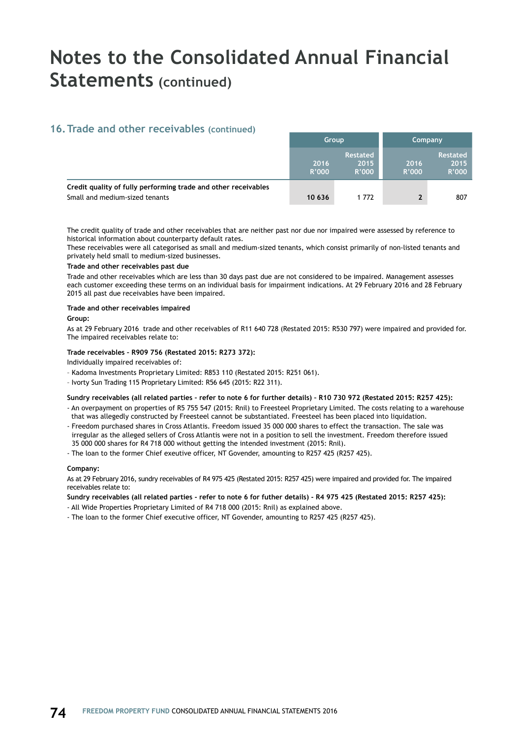# Notes to the Consolidated Annual Financial Statements (continued)

## 16. Trade and other receivables (continued)

| | Group | | Company | |
|---|---|---|---|---|
| | 2016 R'000 | Restated 2015 R'000 | 2016 R'000 | Restated 2015 R'000 |
| **Credit quality of fully performing trade and other receivables** | | | | |
| Small and medium-sized tenants | **10 636** | 1 772 | **2** | 807 |

The credit quality of trade and other receivables that are neither past nor due nor impaired were assessed by reference to historical information about counterparty default rates.
These receivables were all categorised as small and medium-sized tenants, which consist primarily of non-listed tenants and privately held small to medium-sized businesses.

**Trade and other receivables past due**

Trade and other receivables which are less than 30 days past due are not considered to be impaired. Management assesses each customer exceeding these terms on an individual basis for impairment indications. At 29 February 2016 and 28 February 2015 all past due receivables have been impaired.

**Trade and other receivables impaired**

**Group:**

As at 29 February 2016 trade and other receivables of R11 640 728 (Restated 2015: R530 797) were impaired and provided for. The impaired receivables relate to:

**Trade receivables – R909 756 (Restated 2015: R273 372):**

Individually impaired receivables of:

- Kadoma Investments Proprietary Limited: R853 110 (Restated 2015: R251 061).
- Ivorty Sun Trading 115 Proprietary Limited: R56 645 (2015: R22 311).

**Sundry receivables (all related parties – refer to note 6 for further details) – R10 730 972 (Restated 2015: R257 425):**

- An overpayment on properties of R5 755 547 (2015: Rnil) to Freesteel Proprietary Limited. The costs relating to a warehouse that was allegedly constructed by Freesteel cannot be substantiated. Freesteel has been placed into liquidation.
- Freedom purchased shares in Cross Atlantis. Freedom issued 35 000 000 shares to effect the transaction. The sale was irregular as the alleged sellers of Cross Atlantis were not in a position to sell the investment. Freedom therefore issued 35 000 000 shares for R4 718 000 without getting the intended investment (2015: Rnil).
- The loan to the former Chief exeutive officer, NT Govender, amounting to R257 425 (R257 425).

**Company:**

As at 29 February 2016, sundry receivables of R4 975 425 (Restated 2015: R257 425) were impaired and provided for. The impaired receivables relate to:

**Sundry receivables (all related parties - refer to note 6 for futher details) - R4 975 425 (Restated 2015: R257 425):**

- All Wide Properties Proprietary Limited of R4 718 000 (2015: Rnil) as explained above.
- The loan to the former Chief executive officer, NT Govender, amounting to R257 425 (R257 425).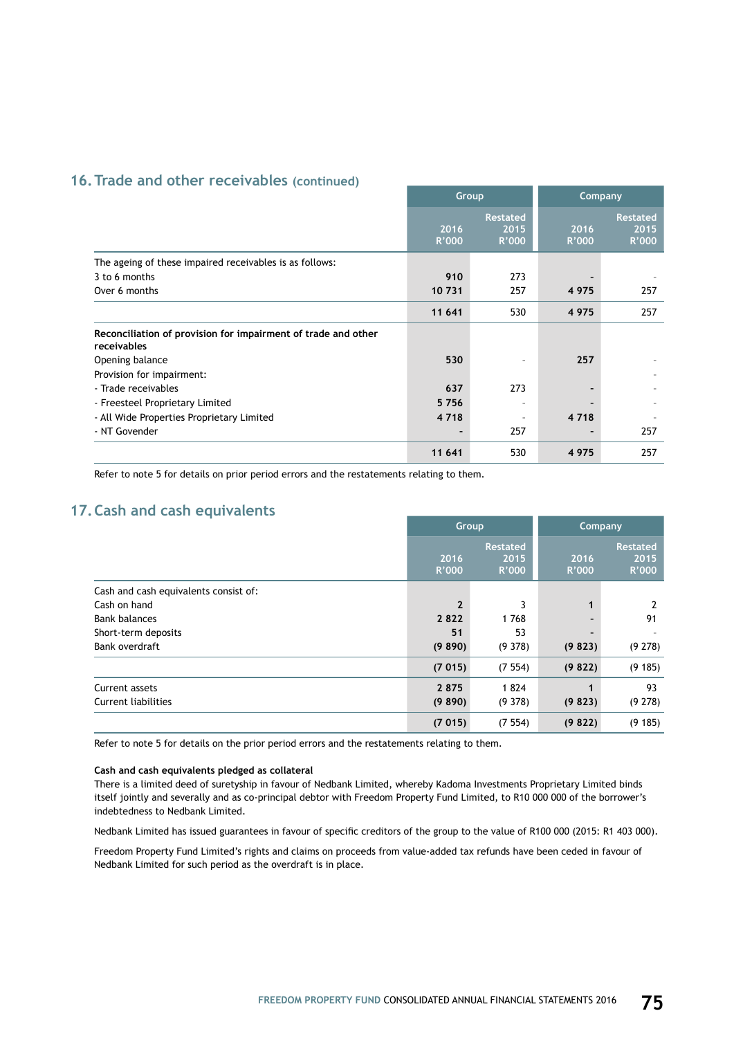## 16. Trade and other receivables (continued)

| | Group | | Company | |
|---|---|---|---|---|
| | 2016 R'000 | Restated 2015 R'000 | 2016 R'000 | Restated 2015 R'000 |
| The ageing of these impaired receivables is as follows: | | | | |
| 3 to 6 months | **910** | 273 | **-** | - |
| Over 6 months | **10 731** | 257 | **4 975** | 257 |
| | **11 641** | 530 | **4 975** | 257 |
| **Reconciliation of provision for impairment of trade and other receivables** | | | | |
| Opening balance | **530** | - | **257** | - |
| Provision for impairment: | | | | - |
| - Trade receivables | **637** | 273 | **-** | - |
| - Freesteel Proprietary Limited | **5 756** | - | **-** | - |
| - All Wide Properties Proprietary Limited | **4 718** | - | **4 718** | - |
| - NT Govender | **-** | 257 | **-** | 257 |
| | **11 641** | 530 | **4 975** | 257 |

Refer to note 5 for details on prior period errors and the restatements relating to them.

## 17. Cash and cash equivalents

| | Group | | Company | |
|---|---|---|---|---|
| | 2016 R'000 | Restated 2015 R'000 | 2016 R'000 | Restated 2015 R'000 |
| Cash and cash equivalents consist of: | | | | |
| Cash on hand | **2** | 3 | **1** | 2 |
| Bank balances | **2 822** | 1 768 | **-** | 91 |
| Short-term deposits | **51** | 53 | **-** | - |
| Bank overdraft | **(9 890)** | (9 378) | **(9 823)** | (9 278) |
| | **(7 015)** | (7 554) | **(9 822)** | (9 185) |
| Current assets | **2 875** | 1 824 | **1** | 93 |
| Current liabilities | **(9 890)** | (9 378) | **(9 823)** | (9 278) |
| | **(7 015)** | (7 554) | **(9 822)** | (9 185) |

Refer to note 5 for details on the prior period errors and the restatements relating to them.

**Cash and cash equivalents pledged as collateral**

There is a limited deed of suretyship in favour of Nedbank Limited, whereby Kadoma Investments Proprietary Limited binds itself jointly and severally and as co-principal debtor with Freedom Property Fund Limited, to R10 000 000 of the borrower's indebtedness to Nedbank Limited.

Nedbank Limited has issued guarantees in favour of specific creditors of the group to the value of R100 000 (2015: R1 403 000).

Freedom Property Fund Limited's rights and claims on proceeds from value-added tax refunds have been ceded in favour of Nedbank Limited for such period as the overdraft is in place.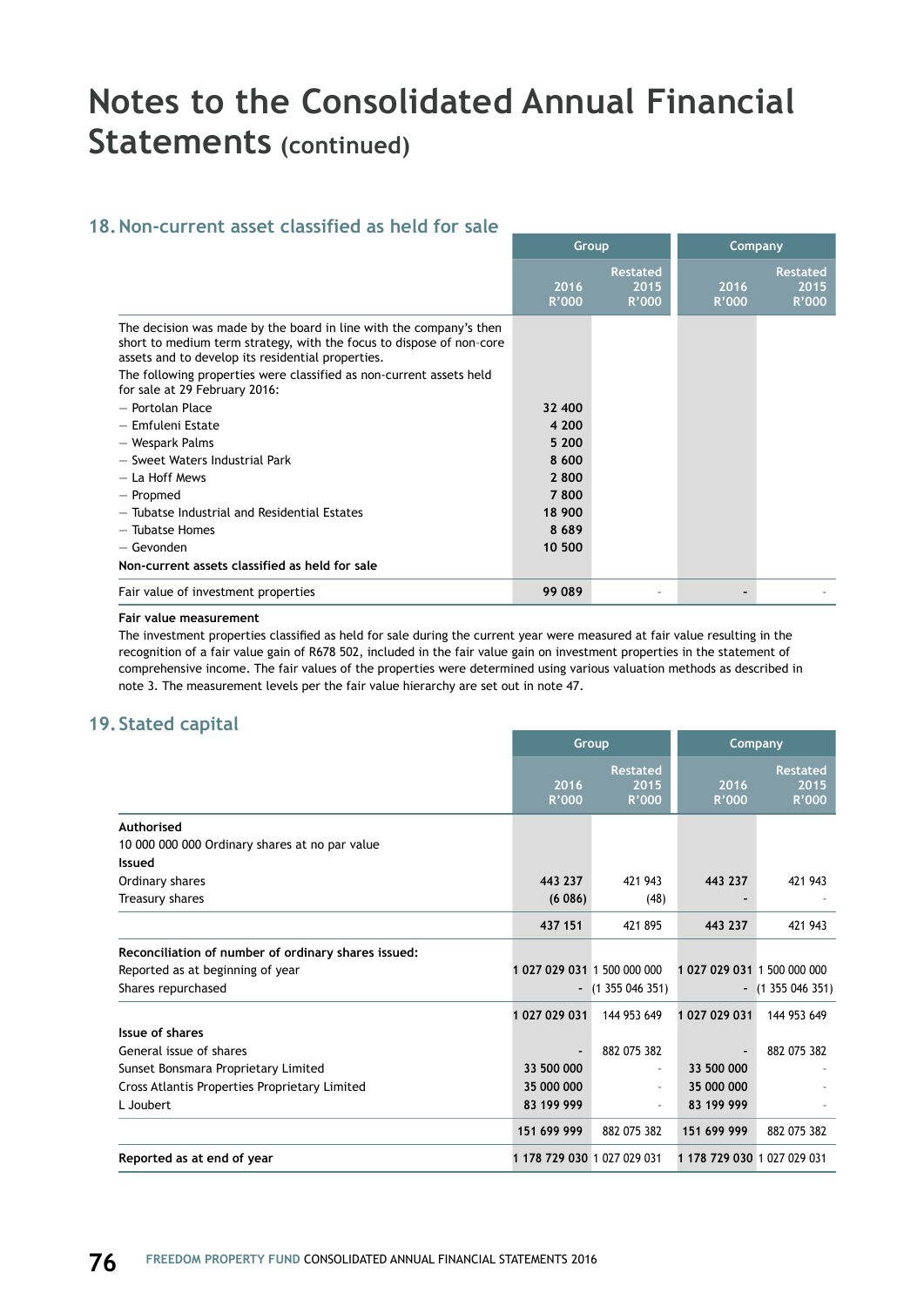# Notes to the Consolidated Annual Financial Statements (continued)

## 18. Non-current asset classified as held for sale

| | Group | | Company | |
|---|---|---|---|---|
| | 2016 R'000 | Restated 2015 R'000 | 2016 R'000 | Restated 2015 R'000 |
| The decision was made by the board in line with the company's then short to medium term strategy, with the focus to dispose of non-core assets and to develop its residential properties. | | | | |
| The following properties were classified as non-current assets held for sale at 29 February 2016: | | | | |
| – Portolan Place | 32 400 | | | |
| – Emfuleni Estate | 4 200 | | | |
| – Wespark Palms | 5 200 | | | |
| – Sweet Waters Industrial Park | 8 600 | | | |
| – La Hoff Mews | 2 800 | | | |
| – Propmed | 7 800 | | | |
| – Tubatse Industrial and Residential Estates | 18 900 | | | |
| – Tubatse Homes | 8 689 | | | |
| – Gevonden | 10 500 | | | |
| **Non-current assets classified as held for sale** | | | | |
| Fair value of investment properties | 99 089 | - | - | - |

**Fair value measurement**

The investment properties classified as held for sale during the current year were measured at fair value resulting in the recognition of a fair value gain of R678 502, included in the fair value gain on investment properties in the statement of comprehensive income. The fair values of the properties were determined using various valuation methods as described in note 3. The measurement levels per the fair value hierarchy are set out in note 47.

## 19. Stated capital

| | Group | | Company | |
|---|---|---|---|---|
| | 2016 R'000 | Restated 2015 R'000 | 2016 R'000 | Restated 2015 R'000 |
| **Authorised** | | | | |
| 10 000 000 000 Ordinary shares at no par value | | | | |
| **Issued** | | | | |
| Ordinary shares | 443 237 | 421 943 | 443 237 | 421 943 |
| Treasury shares | (6 086) | (48) | - | - |
| | 437 151 | 421 895 | 443 237 | 421 943 |
| **Reconciliation of number of ordinary shares issued:** | | | | |
| Reported as at beginning of year | 1 027 029 031 | 1 500 000 000 | 1 027 029 031 | 1 500 000 000 |
| Shares repurchased | - | (1 355 046 351) | - | (1 355 046 351) |
| | 1 027 029 031 | 144 953 649 | 1 027 029 031 | 144 953 649 |
| **Issue of shares** | | | | |
| General issue of shares | - | 882 075 382 | - | 882 075 382 |
| Sunset Bonsmara Proprietary Limited | 33 500 000 | - | 33 500 000 | - |
| Cross Atlantis Properties Proprietary Limited | 35 000 000 | - | 35 000 000 | - |
| L Joubert | 83 199 999 | - | 83 199 999 | - |
| | 151 699 999 | 882 075 382 | 151 699 999 | 882 075 382 |
| **Reported as at end of year** | 1 178 729 030 | 1 027 029 031 | 1 178 729 030 | 1 027 029 031 |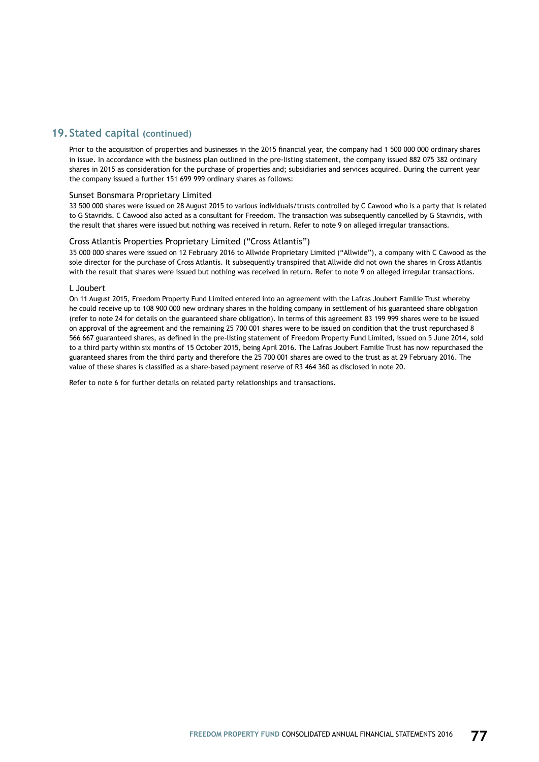## 19. Stated capital (continued)

Prior to the acquisition of properties and businesses in the 2015 financial year, the company had 1 500 000 000 ordinary shares in issue. In accordance with the business plan outlined in the pre-listing statement, the company issued 882 075 382 ordinary shares in 2015 as consideration for the purchase of properties and; subsidiaries and services acquired. During the current year the company issued a further 151 699 999 ordinary shares as follows:

### Sunset Bonsmara Proprietary Limited

33 500 000 shares were issued on 28 August 2015 to various individuals/trusts controlled by C Cawood who is a party that is related to G Stavridis. C Cawood also acted as a consultant for Freedom. The transaction was subsequently cancelled by G Stavridis, with the result that shares were issued but nothing was received in return. Refer to note 9 on alleged irregular transactions.

### Cross Atlantis Properties Proprietary Limited ("Cross Atlantis")

35 000 000 shares were issued on 12 February 2016 to Allwide Proprietary Limited ("Allwide"), a company with C Cawood as the sole director for the purchase of Cross Atlantis. It subsequently transpired that Allwide did not own the shares in Cross Atlantis with the result that shares were issued but nothing was received in return. Refer to note 9 on alleged irregular transactions.

### L Joubert

On 11 August 2015, Freedom Property Fund Limited entered into an agreement with the Lafras Joubert Familie Trust whereby he could receive up to 108 900 000 new ordinary shares in the holding company in settlement of his guaranteed share obligation (refer to note 24 for details on the guaranteed share obligation). In terms of this agreement 83 199 999 shares were to be issued on approval of the agreement and the remaining 25 700 001 shares were to be issued on condition that the trust repurchased 8 566 667 guaranteed shares, as defined in the pre-listing statement of Freedom Property Fund Limited, issued on 5 June 2014, sold to a third party within six months of 15 October 2015, being April 2016. The Lafras Joubert Familie Trust has now repurchased the guaranteed shares from the third party and therefore the 25 700 001 shares are owed to the trust as at 29 February 2016. The value of these shares is classified as a share-based payment reserve of R3 464 360 as disclosed in note 20.

Refer to note 6 for further details on related party relationships and transactions.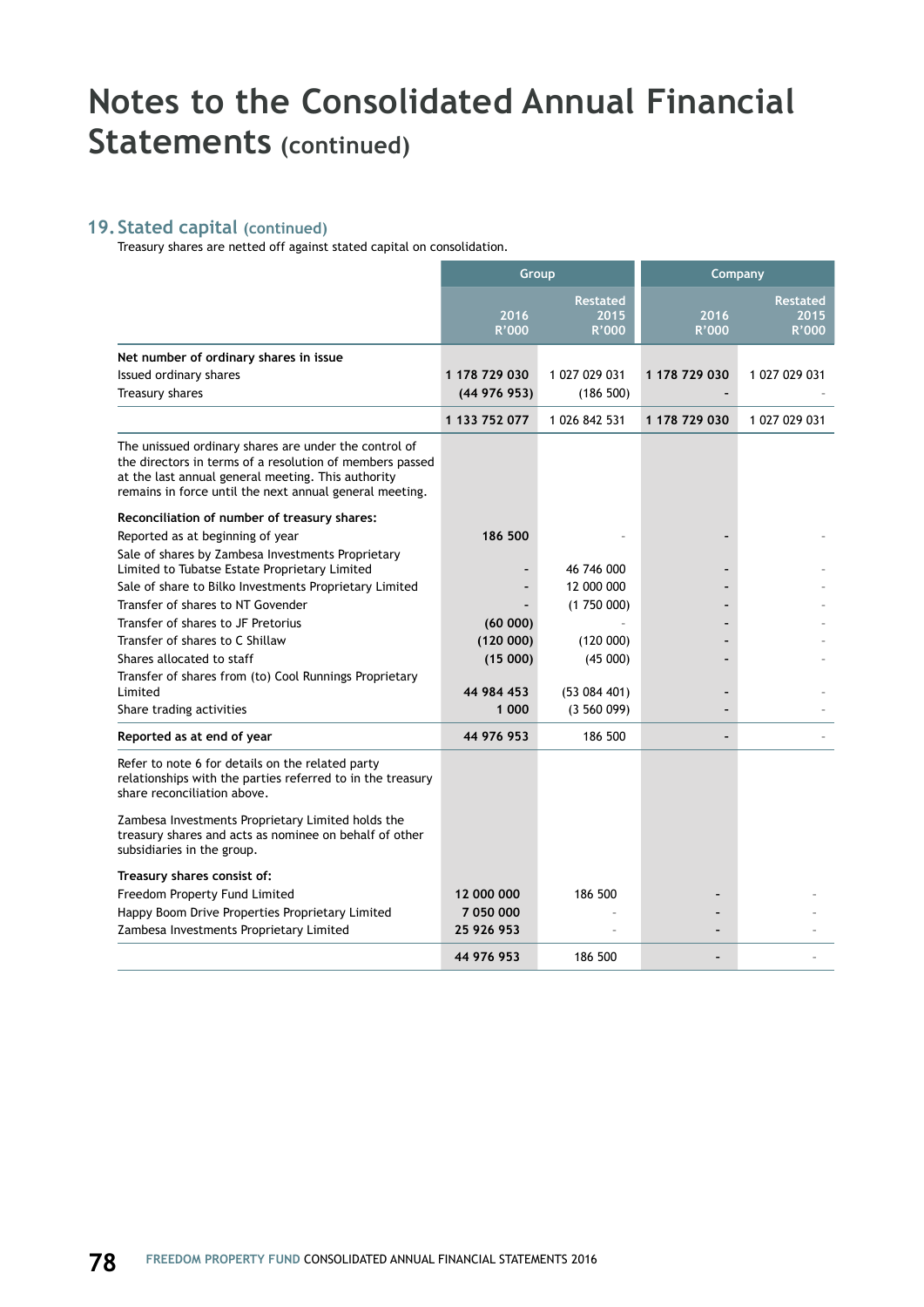# Notes to the Consolidated Annual Financial Statements (continued)

## 19. Stated capital (continued)

Treasury shares are netted off against stated capital on consolidation.

| | Group | | Company | |
|---|---|---|---|---|
| | 2016 R'000 | Restated 2015 R'000 | 2016 R'000 | Restated 2015 R'000 |
| **Net number of ordinary shares in issue** | | | | |
| Issued ordinary shares | **1 178 729 030** | 1 027 029 031 | **1 178 729 030** | 1 027 029 031 |
| Treasury shares | **(44 976 953)** | (186 500) | **-** | - |
| | **1 133 752 077** | 1 026 842 531 | **1 178 729 030** | 1 027 029 031 |
| The unissued ordinary shares are under the control of the directors in terms of a resolution of members passed at the last annual general meeting. This authority remains in force until the next annual general meeting. | | | | |
| **Reconciliation of number of treasury shares:** | | | | |
| Reported as at beginning of year | **186 500** | - | **-** | - |
| Sale of shares by Zambesa Investments Proprietary Limited to Tubatse Estate Proprietary Limited | **-** | 46 746 000 | **-** | - |
| Sale of share to Bilko Investments Proprietary Limited | **-** | 12 000 000 | **-** | - |
| Transfer of shares to NT Govender | **-** | (1 750 000) | **-** | - |
| Transfer of shares to JF Pretorius | **(60 000)** | - | **-** | - |
| Transfer of shares to C Shillaw | **(120 000)** | (120 000) | **-** | - |
| Shares allocated to staff | **(15 000)** | (45 000) | **-** | - |
| Transfer of shares from (to) Cool Runnings Proprietary Limited | **44 984 453** | (53 084 401) | **-** | - |
| Share trading activities | **1 000** | (3 560 099) | **-** | - |
| **Reported as at end of year** | **44 976 953** | 186 500 | **-** | - |
| Refer to note 6 for details on the related party relationships with the parties referred to in the treasury share reconciliation above. | | | | |
| Zambesa Investments Proprietary Limited holds the treasury shares and acts as nominee on behalf of other subsidiaries in the group. | | | | |
| **Treasury shares consist of:** | | | | |
| Freedom Property Fund Limited | **12 000 000** | 186 500 | **-** | - |
| Happy Boom Drive Properties Proprietary Limited | **7 050 000** | - | **-** | - |
| Zambesa Investments Proprietary Limited | **25 926 953** | - | **-** | - |
| | **44 976 953** | 186 500 | **-** | - |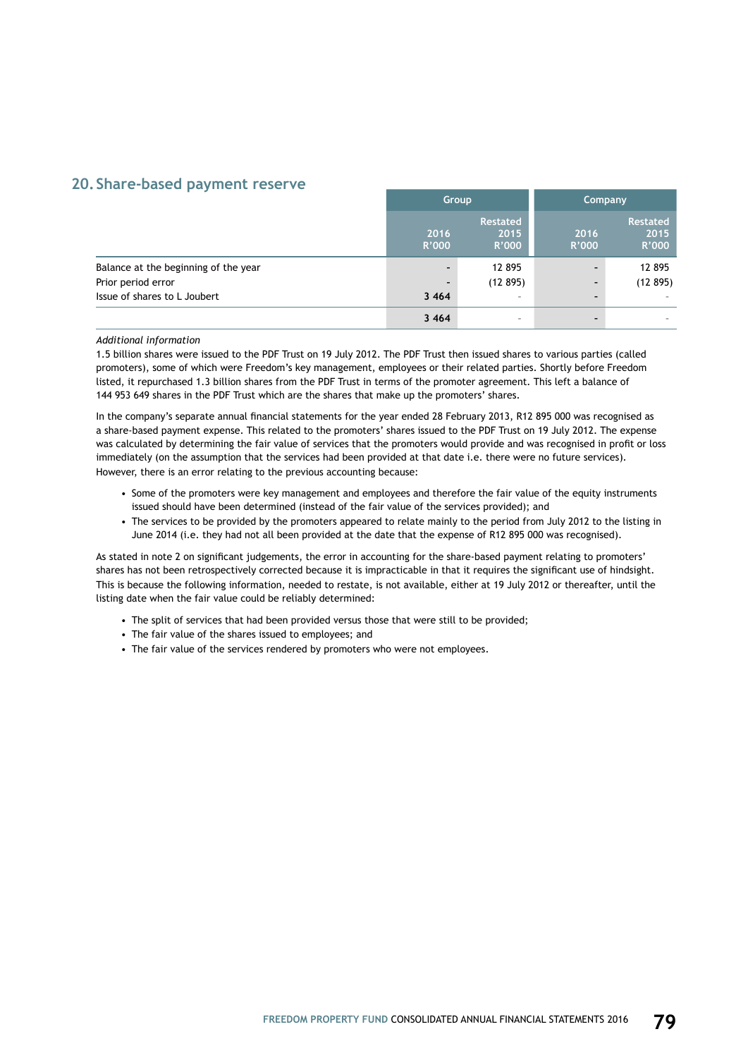## 20. Share-based payment reserve

| | Group | | Company | |
|---|---|---|---|---|
| | 2016 R'000 | Restated 2015 R'000 | 2016 R'000 | Restated 2015 R'000 |
| Balance at the beginning of the year | - | 12 895 | - | 12 895 |
| Prior period error | - | (12 895) | - | (12 895) |
| Issue of shares to L Joubert | 3 464 | - | - | - |
| | 3 464 | - | - | - |

*Additional information*

1.5 billion shares were issued to the PDF Trust on 19 July 2012. The PDF Trust then issued shares to various parties (called promoters), some of which were Freedom's key management, employees or their related parties. Shortly before Freedom listed, it repurchased 1.3 billion shares from the PDF Trust in terms of the promoter agreement. This left a balance of 144 953 649 shares in the PDF Trust which are the shares that make up the promoters' shares.

In the company's separate annual financial statements for the year ended 28 February 2013, R12 895 000 was recognised as a share-based payment expense. This related to the promoters' shares issued to the PDF Trust on 19 July 2012. The expense was calculated by determining the fair value of services that the promoters would provide and was recognised in profit or loss immediately (on the assumption that the services had been provided at that date i.e. there were no future services). However, there is an error relating to the previous accounting because:

- Some of the promoters were key management and employees and therefore the fair value of the equity instruments issued should have been determined (instead of the fair value of the services provided); and
- The services to be provided by the promoters appeared to relate mainly to the period from July 2012 to the listing in June 2014 (i.e. they had not all been provided at the date that the expense of R12 895 000 was recognised).

As stated in note 2 on significant judgements, the error in accounting for the share-based payment relating to promoters' shares has not been retrospectively corrected because it is impracticable in that it requires the significant use of hindsight. This is because the following information, needed to restate, is not available, either at 19 July 2012 or thereafter, until the listing date when the fair value could be reliably determined:

- The split of services that had been provided versus those that were still to be provided;
- The fair value of the shares issued to employees; and
- The fair value of the services rendered by promoters who were not employees.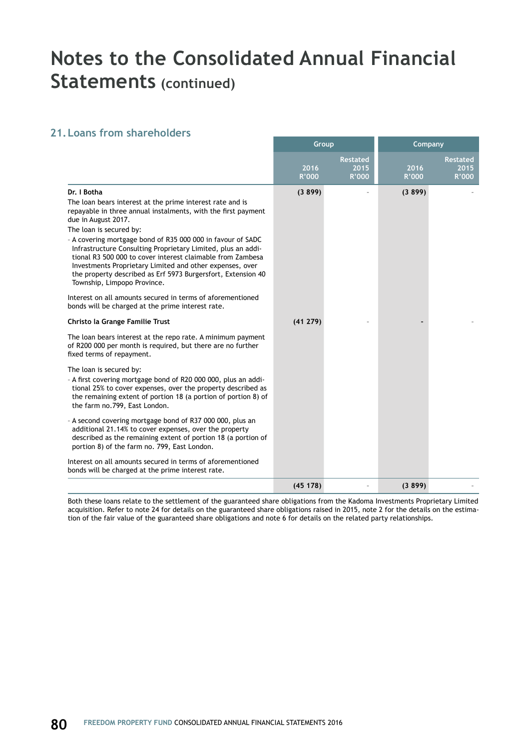# Notes to the Consolidated Annual Financial Statements (continued)

## 21. Loans from shareholders

| | Group | | Company | |
|---|---|---|---|---|
| | 2016 R'000 | Restated 2015 R'000 | 2016 R'000 | Restated 2015 R'000 |
| **Dr. I Botha** | **(3 899)** | - | **(3 899)** | - |
| The loan bears interest at the prime interest rate and is repayable in three annual instalments, with the first payment due in August 2017. | | | | |
| The loan is secured by: | | | | |
| - A covering mortgage bond of R35 000 000 in favour of SADC Infrastructure Consulting Proprietary Limited, plus an additional R3 500 000 to cover interest claimable from Zambesa Investments Proprietary Limited and other expenses, over the property described as Erf 5973 Burgersfort, Extension 40 Township, Limpopo Province. | | | | |
| Interest on all amounts secured in terms of aforementioned bonds will be charged at the prime interest rate. | | | | |
| **Christo la Grange Familie Trust** | **(41 279)** | - | **-** | - |
| The loan bears interest at the repo rate. A minimum payment of R200 000 per month is required, but there are no further fixed terms of repayment. | | | | |
| The loan is secured by: | | | | |
| - A first covering mortgage bond of R20 000 000, plus an additional 25% to cover expenses, over the property described as the remaining extent of portion 18 (a portion of portion 8) of the farm no.799, East London. | | | | |
| - A second covering mortgage bond of R37 000 000, plus an additional 21.14% to cover expenses, over the property described as the remaining extent of portion 18 (a portion of portion 8) of the farm no. 799, East London. | | | | |
| Interest on all amounts secured in terms of aforementioned bonds will be charged at the prime interest rate. | | | | |
| | **(45 178)** | - | **(3 899)** | - |

Both these loans relate to the settlement of the guaranteed share obligations from the Kadoma Investments Proprietary Limited acquisition. Refer to note 24 for details on the guaranteed share obligations raised in 2015, note 2 for the details on the estimation of the fair value of the guaranteed share obligations and note 6 for details on the related party relationships.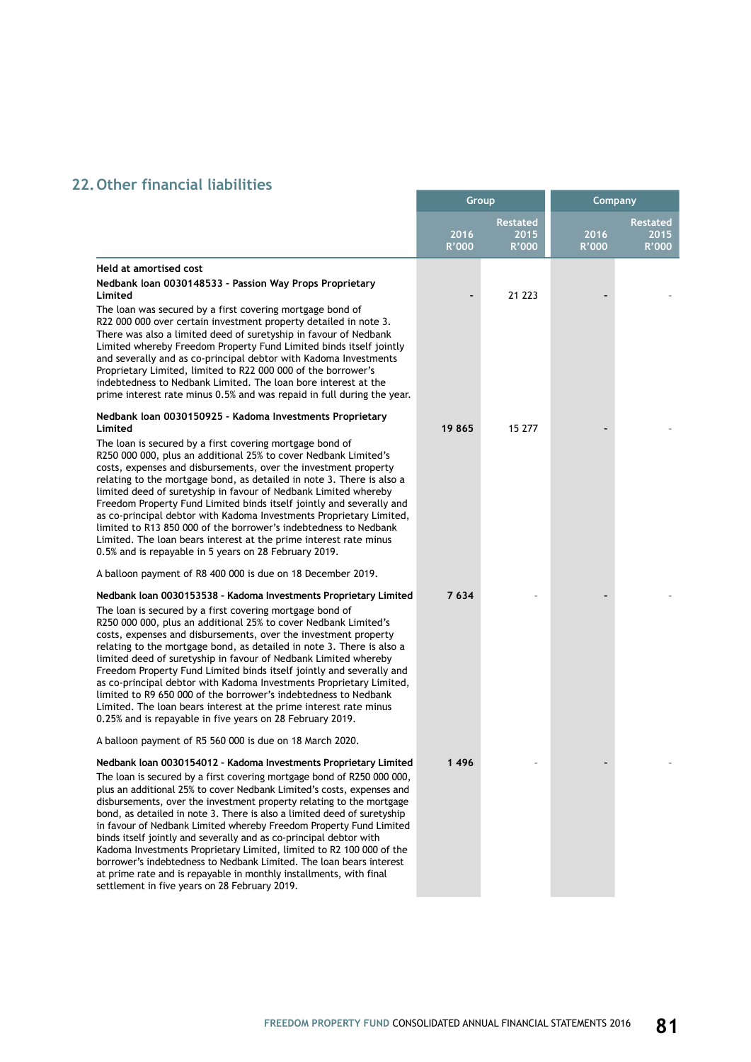## 22. Other financial liabilities

| | Group | | Company | |
|---|---|---|---|---|
| | 2016 R'000 | Restated 2015 R'000 | 2016 R'000 | Restated 2015 R'000 |
| **Held at amortised cost** | | | | |
| **Nedbank loan 0030148533 - Passion Way Props Proprietary Limited** | - | 21 223 | - | - |
| The loan was secured by a first covering mortgage bond of R22 000 000 over certain investment property detailed in note 3. There was also a limited deed of suretyship in favour of Nedbank Limited whereby Freedom Property Fund Limited binds itself jointly and severally and as co-principal debtor with Kadoma Investments Proprietary Limited, limited to R22 000 000 of the borrower's indebtedness to Nedbank Limited. The loan bore interest at the prime interest rate minus 0.5% and was repaid in full during the year. | | | | |
| **Nedbank loan 0030150925 - Kadoma Investments Proprietary Limited** | 19 865 | 15 277 | - | - |
| The loan is secured by a first covering mortgage bond of R250 000 000, plus an additional 25% to cover Nedbank Limited's costs, expenses and disbursements, over the investment property relating to the mortgage bond, as detailed in note 3. There is also a limited deed of suretyship in favour of Nedbank Limited whereby Freedom Property Fund Limited binds itself jointly and severally and as co-principal debtor with Kadoma Investments Proprietary Limited, limited to R13 850 000 of the borrower's indebtedness to Nedbank Limited. The loan bears interest at the prime interest rate minus 0.5% and is repayable in 5 years on 28 February 2019. | | | | |
| A balloon payment of R8 400 000 is due on 18 December 2019. | | | | |
| **Nedbank loan 0030153538 - Kadoma Investments Proprietary Limited** | 7 634 | - | - | - |
| The loan is secured by a first covering mortgage bond of R250 000 000, plus an additional 25% to cover Nedbank Limited's costs, expenses and disbursements, over the investment property relating to the mortgage bond, as detailed in note 3. There is also a limited deed of suretyship in favour of Nedbank Limited whereby Freedom Property Fund Limited binds itself jointly and severally and as co-principal debtor with Kadoma Investments Proprietary Limited, limited to R9 650 000 of the borrower's indebtedness to Nedbank Limited. The loan bears interest at the prime interest rate minus 0.25% and is repayable in five years on 28 February 2019. | | | | |
| A balloon payment of R5 560 000 is due on 18 March 2020. | | | | |
| **Nedbank loan 0030154012 - Kadoma Investments Proprietary Limited** | 1 496 | - | - | - |
| The loan is secured by a first covering mortgage bond of R250 000 000, plus an additional 25% to cover Nedbank Limited's costs, expenses and disbursements, over the investment property relating to the mortgage bond, as detailed in note 3. There is also a limited deed of suretyship in favour of Nedbank Limited whereby Freedom Property Fund Limited binds itself jointly and severally and as co-principal debtor with Kadoma Investments Proprietary Limited, limited to R2 100 000 of the borrower's indebtedness to Nedbank Limited. The loan bears interest at prime rate and is repayable in monthly installments, with final settlement in five years on 28 February 2019. | | | | |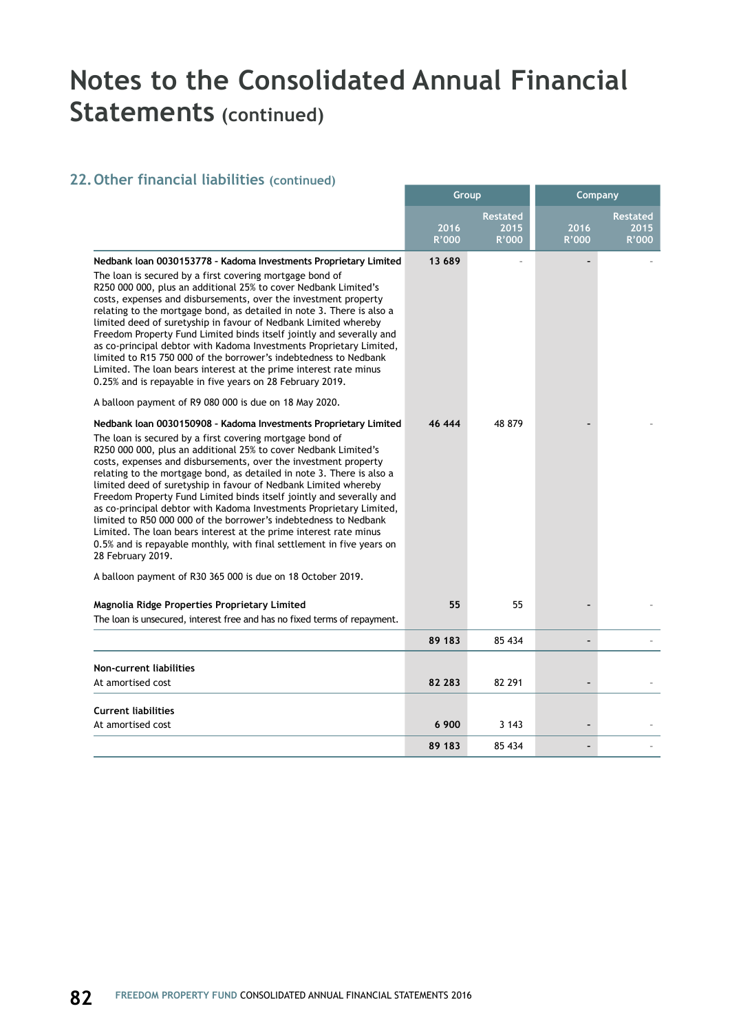# Notes to the Consolidated Annual Financial Statements (continued)

## 22. Other financial liabilities (continued)

| | Group | | Company | |
|---|---|---|---|---|
| | 2016 R'000 | Restated 2015 R'000 | 2016 R'000 | Restated 2015 R'000 |
| **Nedbank loan 0030153778 - Kadoma Investments Proprietary Limited** | **13 689** | - | **-** | - |
| The loan is secured by a first covering mortgage bond of R250 000 000, plus an additional 25% to cover Nedbank Limited's costs, expenses and disbursements, over the investment property relating to the mortgage bond, as detailed in note 3. There is also a limited deed of suretyship in favour of Nedbank Limited whereby Freedom Property Fund Limited binds itself jointly and severally and as co-principal debtor with Kadoma Investments Proprietary Limited, limited to R15 750 000 of the borrower's indebtedness to Nedbank Limited. The loan bears interest at the prime interest rate minus 0.25% and is repayable in five years on 28 February 2019. | | | | |
| A balloon payment of R9 080 000 is due on 18 May 2020. | | | | |
| **Nedbank loan 0030150908 - Kadoma Investments Proprietary Limited** | **46 444** | 48 879 | **-** | - |
| The loan is secured by a first covering mortgage bond of R250 000 000, plus an additional 25% to cover Nedbank Limited's costs, expenses and disbursements, over the investment property relating to the mortgage bond, as detailed in note 3. There is also a limited deed of suretyship in favour of Nedbank Limited whereby Freedom Property Fund Limited binds itself jointly and severally and as co-principal debtor with Kadoma Investments Proprietary Limited, limited to R50 000 000 of the borrower's indebtedness to Nedbank Limited. The loan bears interest at the prime interest rate minus 0.5% and is repayable monthly, with final settlement in five years on 28 February 2019. | | | | |
| A balloon payment of R30 365 000 is due on 18 October 2019. | | | | |
| **Magnolia Ridge Properties Proprietary Limited** | **55** | 55 | **-** | - |
| The loan is unsecured, interest free and has no fixed terms of repayment. | | | | |
| | **89 183** | 85 434 | **-** | - |
| **Non-current liabilities** | | | | |
| At amortised cost | **82 283** | 82 291 | **-** | - |
| **Current liabilities** | | | | |
| At amortised cost | **6 900** | 3 143 | **-** | - |
| | **89 183** | 85 434 | **-** | - |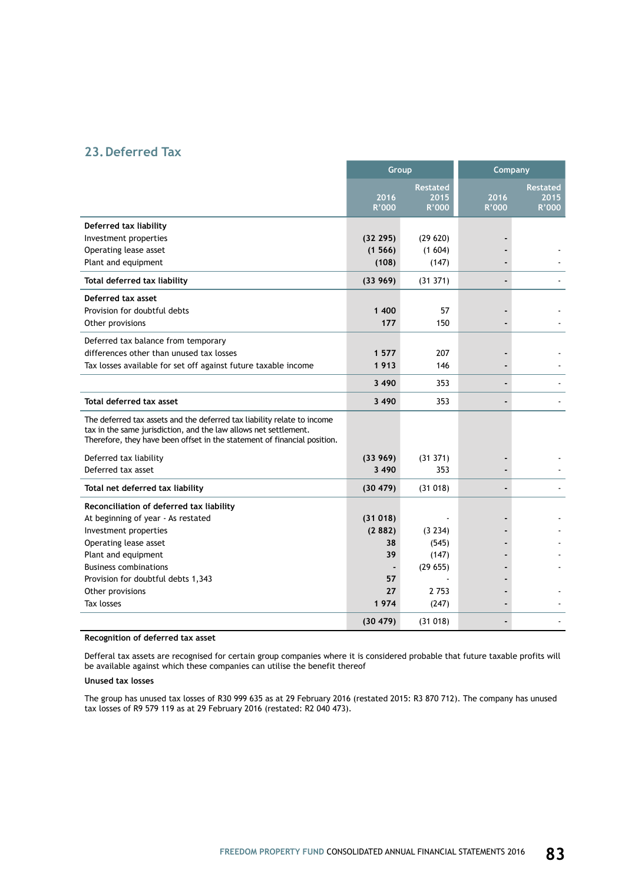## 23. Deferred Tax

| | Group | | Company | |
|---|---|---|---|---|
| | 2016 R'000 | Restated 2015 R'000 | 2016 R'000 | Restated 2015 R'000 |
| **Deferred tax liability** | | | | |
| Investment properties | **(32 295)** | (29 620) | **-** | |
| Operating lease asset | **(1 566)** | (1 604) | **-** | - |
| Plant and equipment | **(108)** | (147) | **-** | - |
| **Total deferred tax liability** | **(33 969)** | (31 371) | **-** | - |
| **Deferred tax asset** | | | | |
| Provision for doubtful debts | **1 400** | 57 | **-** | - |
| Other provisions | **177** | 150 | **-** | - |
| Deferred tax balance from temporary differences other than unused tax losses | **1 577** | 207 | **-** | - |
| Tax losses available for set off against future taxable income | **1 913** | 146 | **-** | - |
| | **3 490** | 353 | **-** | - |
| **Total deferred tax asset** | **3 490** | 353 | **-** | - |
| The deferred tax assets and the deferred tax liability relate to income tax in the same jurisdiction, and the law allows net settlement. Therefore, they have been offset in the statement of financial position. | | | | |
| Deferred tax liability | **(33 969)** | (31 371) | **-** | - |
| Deferred tax asset | **3 490** | 353 | **-** | - |
| **Total net deferred tax liability** | **(30 479)** | (31 018) | **-** | - |
| **Reconciliation of deferred tax liability** | | | | |
| At beginning of year - As restated | **(31 018)** | - | **-** | - |
| Investment properties | **(2 882)** | (3 234) | **-** | - |
| Operating lease asset | **38** | (545) | **-** | - |
| Plant and equipment | **39** | (147) | **-** | - |
| Business combinations | **-** | (29 655) | **-** | - |
| Provision for doubtful debts 1,343 | **57** | - | **-** | |
| Other provisions | **27** | 2 753 | **-** | - |
| Tax losses | **1 974** | (247) | **-** | - |
| | **(30 479)** | (31 018) | **-** | - |

**Recognition of deferred tax asset**

Defferal tax assets are recognised for certain group companies where it is considered probable that future taxable profits will be available against which these companies can utilise the benefit thereof

**Unused tax losses**

The group has unused tax losses of R30 999 635 as at 29 February 2016 (restated 2015: R3 870 712). The company has unused tax losses of R9 579 119 as at 29 February 2016 (restated: R2 040 473).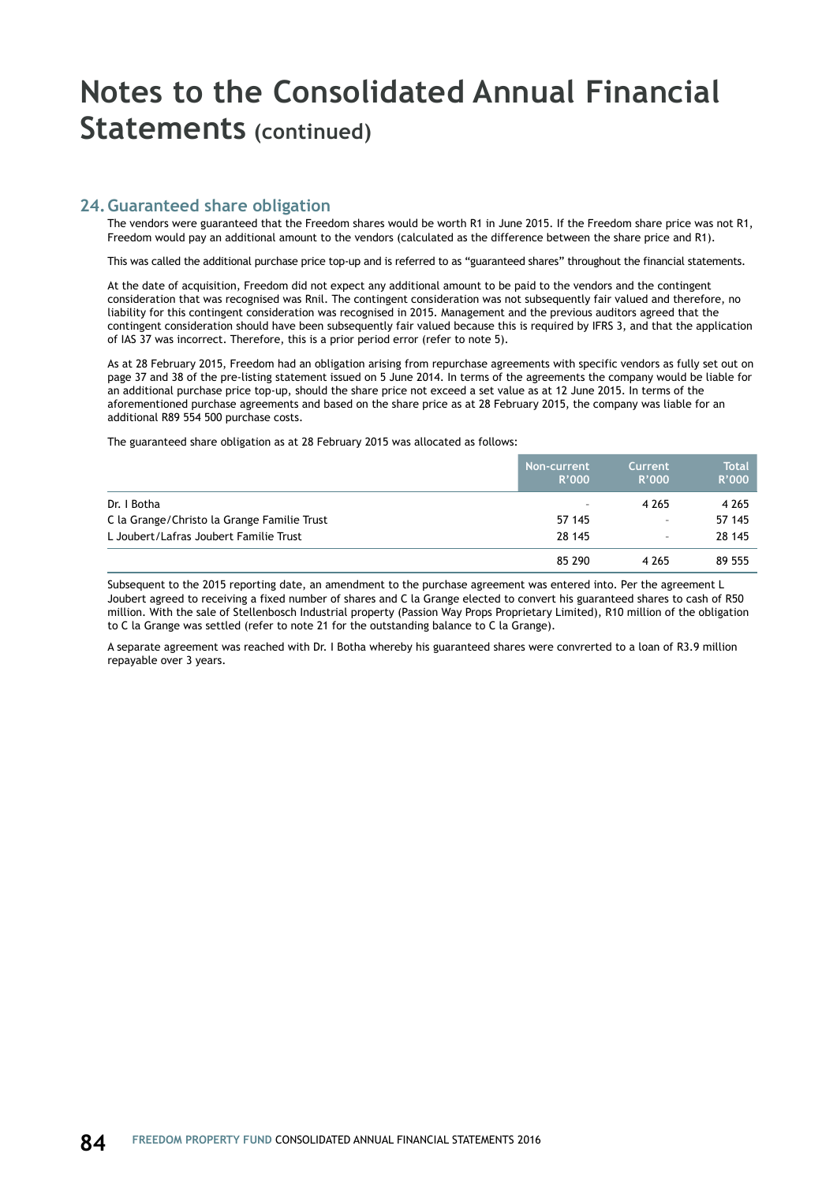# Notes to the Consolidated Annual Financial Statements (continued)

## 24. Guaranteed share obligation

The vendors were guaranteed that the Freedom shares would be worth R1 in June 2015. If the Freedom share price was not R1, Freedom would pay an additional amount to the vendors (calculated as the difference between the share price and R1).

This was called the additional purchase price top-up and is referred to as "guaranteed shares" throughout the financial statements.

At the date of acquisition, Freedom did not expect any additional amount to be paid to the vendors and the contingent consideration that was recognised was Rnil. The contingent consideration was not subsequently fair valued and therefore, no liability for this contingent consideration was recognised in 2015. Management and the previous auditors agreed that the contingent consideration should have been subsequently fair valued because this is required by IFRS 3, and that the application of IAS 37 was incorrect. Therefore, this is a prior period error (refer to note 5).

As at 28 February 2015, Freedom had an obligation arising from repurchase agreements with specific vendors as fully set out on page 37 and 38 of the pre-listing statement issued on 5 June 2014. In terms of the agreements the company would be liable for an additional purchase price top-up, should the share price not exceed a set value as at 12 June 2015. In terms of the aforementioned purchase agreements and based on the share price as at 28 February 2015, the company was liable for an additional R89 554 500 purchase costs.

The guaranteed share obligation as at 28 February 2015 was allocated as follows:

| | Non-current R'000 | Current R'000 | Total R'000 |
|---|---|---|---|
| Dr. I Botha | - | 4 265 | 4 265 |
| C la Grange/Christo la Grange Familie Trust | 57 145 | - | 57 145 |
| L Joubert/Lafras Joubert Familie Trust | 28 145 | - | 28 145 |
| | 85 290 | 4 265 | 89 555 |

Subsequent to the 2015 reporting date, an amendment to the purchase agreement was entered into. Per the agreement L Joubert agreed to receiving a fixed number of shares and C la Grange elected to convert his guaranteed shares to cash of R50 million. With the sale of Stellenbosch Industrial property (Passion Way Props Proprietary Limited), R10 million of the obligation to C la Grange was settled (refer to note 21 for the outstanding balance to C la Grange).

A separate agreement was reached with Dr. I Botha whereby his guaranteed shares were convrerted to a loan of R3.9 million repayable over 3 years.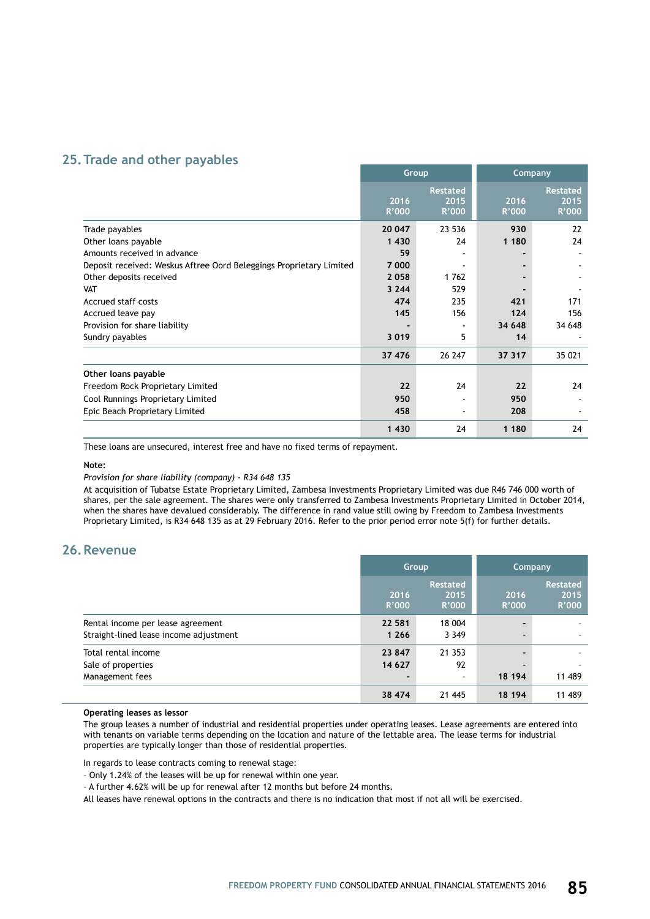## 25. Trade and other payables

| | Group | | Company | |
|---|---|---|---|---|
| | 2016 R'000 | Restated 2015 R'000 | 2016 R'000 | Restated 2015 R'000 |
| Trade payables | **20 047** | 23 536 | **930** | 22 |
| Other loans payable | **1 430** | 24 | **1 180** | 24 |
| Amounts received in advance | **59** | - | **-** | - |
| Deposit received: Weskus Aftree Oord Beleggings Proprietary Limited | **7 000** | - | **-** | - |
| Other deposits received | **2 058** | 1 762 | **-** | - |
| VAT | **3 244** | 529 | **-** | - |
| Accrued staff costs | **474** | 235 | **421** | 171 |
| Accrued leave pay | **145** | 156 | **124** | 156 |
| Provision for share liability | **-** | - | **34 648** | 34 648 |
| Sundry payables | **3 019** | 5 | **14** | - |
| | **37 476** | 26 247 | **37 317** | 35 021 |
| **Other loans payable** | | | | |
| Freedom Rock Proprietary Limited | **22** | 24 | **22** | 24 |
| Cool Runnings Proprietary Limited | **950** | - | **950** | - |
| Epic Beach Proprietary Limited | **458** | - | **208** | - |
| | **1 430** | 24 | **1 180** | 24 |

These loans are unsecured, interest free and have no fixed terms of repayment.

**Note:**

*Provision for share liability (company) - R34 648 135*

At acquisition of Tubatse Estate Proprietary Limited, Zambesa Investments Proprietary Limited was due R46 746 000 worth of shares, per the sale agreement. The shares were only transferred to Zambesa Investments Proprietary Limited in October 2014, when the shares have devalued considerably. The difference in rand value still owing by Freedom to Zambesa Investments Proprietary Limited, is R34 648 135 as at 29 February 2016. Refer to the prior period error note 5(f) for further details.

## 26. Revenue

| | Group | | Company | |
|---|---|---|---|---|
| | 2016 R'000 | Restated 2015 R'000 | 2016 R'000 | Restated 2015 R'000 |
| Rental income per lease agreement | **22 581** | 18 004 | **-** | - |
| Straight-lined lease income adjustment | **1 266** | 3 349 | **-** | - |
| Total rental income | **23 847** | 21 353 | **-** | - |
| Sale of properties | **14 627** | 92 | **-** | - |
| Management fees | **-** | - | **18 194** | 11 489 |
| | **38 474** | 21 445 | **18 194** | 11 489 |

**Operating leases as lessor**

The group leases a number of industrial and residential properties under operating leases. Lease agreements are entered into with tenants on variable terms depending on the location and nature of the lettable area. The lease terms for industrial properties are typically longer than those of residential properties.

In regards to lease contracts coming to renewal stage:

- Only 1.24% of the leases will be up for renewal within one year.
- A further 4.62% will be up for renewal after 12 months but before 24 months.

All leases have renewal options in the contracts and there is no indication that most if not all will be exercised.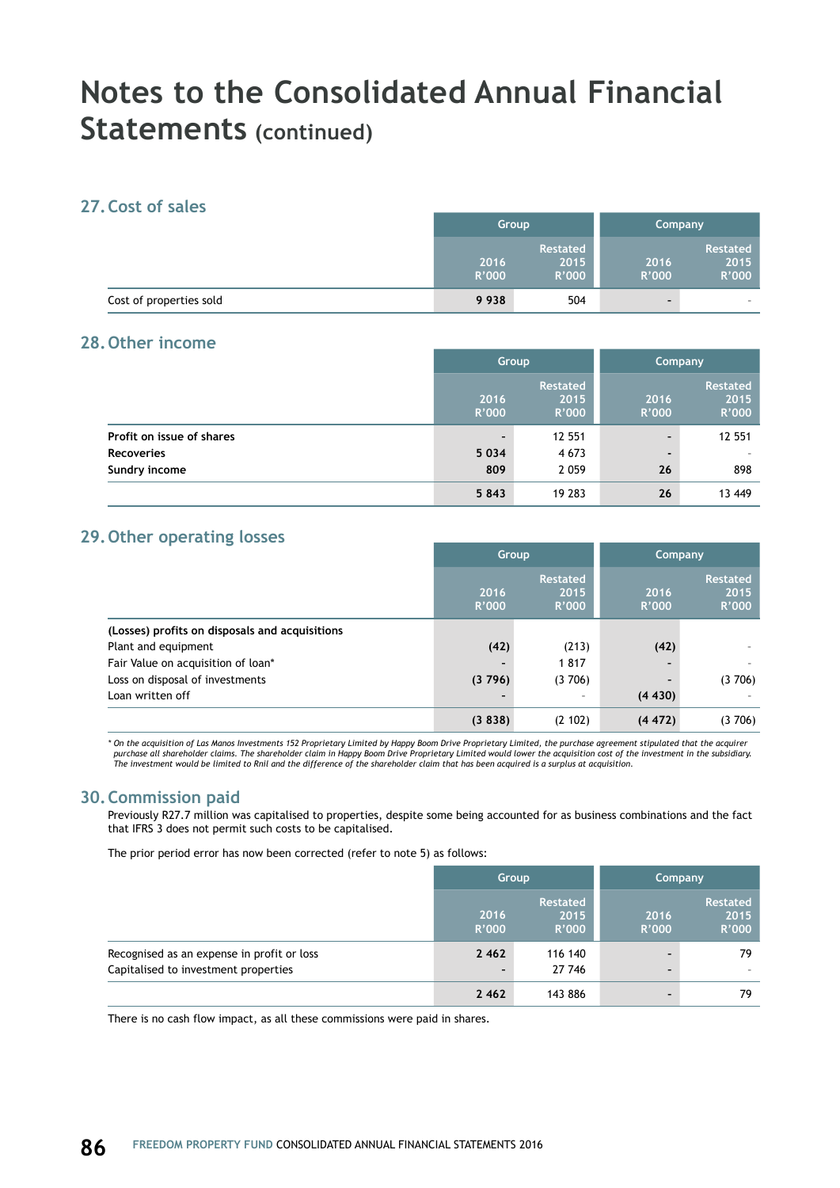# Notes to the Consolidated Annual Financial Statements (continued)

## 27. Cost of sales

| | Group | | Company | |
|---|---|---|---|---|
| | 2016 R'000 | Restated 2015 R'000 | 2016 R'000 | Restated 2015 R'000 |
| Cost of properties sold | **9 938** | 504 | **-** | - |

## 28. Other income

| | Group | | Company | |
|---|---|---|---|---|
| | 2016 R'000 | Restated 2015 R'000 | 2016 R'000 | Restated 2015 R'000 |
| **Profit on issue of shares** | **-** | 12 551 | **-** | 12 551 |
| **Recoveries** | **5 034** | 4 673 | **-** | - |
| **Sundry income** | **809** | 2 059 | **26** | 898 |
| | **5 843** | 19 283 | **26** | 13 449 |

## 29. Other operating losses

| | Group | | Company | |
|---|---|---|---|---|
| | 2016 R'000 | Restated 2015 R'000 | 2016 R'000 | Restated 2015 R'000 |
| **(Losses) profits on disposals and acquisitions** | | | | |
| Plant and equipment | **(42)** | (213) | **(42)** | - |
| Fair Value on acquisition of loan* | **-** | 1 817 | **-** | - |
| Loss on disposal of investments | **(3 796)** | (3 706) | **-** | (3 706) |
| Loan written off | **-** | - | **(4 430)** | - |
| | **(3 838)** | (2 102) | **(4 472)** | (3 706) |

*\* On the acquisition of Las Manos Investments 152 Proprietary Limited by Happy Boom Drive Proprietary Limited, the purchase agreement stipulated that the acquirer purchase all shareholder claims. The shareholder claim in Happy Boom Drive Proprietary Limited would lower the acquisition cost of the investment in the subsidiary. The investment would be limited to Rnil and the difference of the shareholder claim that has been acquired is a surplus at acquisition.*

## 30. Commission paid

Previously R27.7 million was capitalised to properties, despite some being accounted for as business combinations and the fact that IFRS 3 does not permit such costs to be capitalised.

The prior period error has now been corrected (refer to note 5) as follows:

| | Group | | Company | |
|---|---|---|---|---|
| | 2016 R'000 | Restated 2015 R'000 | 2016 R'000 | Restated 2015 R'000 |
| Recognised as an expense in profit or loss | **2 462** | 116 140 | **-** | 79 |
| Capitalised to investment properties | **-** | 27 746 | **-** | - |
| | **2 462** | 143 886 | **-** | 79 |

There is no cash flow impact, as all these commissions were paid in shares.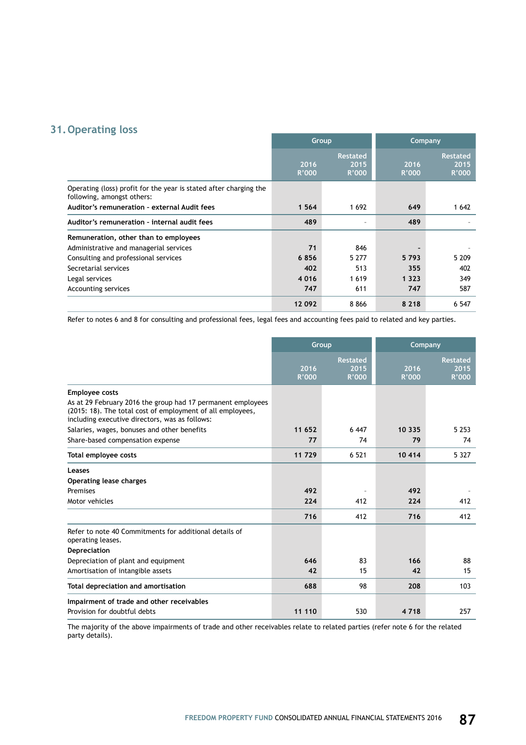## 31. Operating loss

| | Group | | Company | |
|---|---|---|---|---|
| | 2016 R'000 | Restated 2015 R'000 | 2016 R'000 | Restated 2015 R'000 |
| Operating (loss) profit for the year is stated after charging the following, amongst others: | | | | |
| **Auditor's remuneration - external Audit fees** | **1 564** | 1 692 | **649** | 1 642 |
| **Auditor's remuneration - internal audit fees** | **489** | - | **489** | - |
| **Remuneration, other than to employees** | | | | |
| Administrative and managerial services | **71** | 846 | **-** | - |
| Consulting and professional services | **6 856** | 5 277 | **5 793** | 5 209 |
| Secretarial services | **402** | 513 | **355** | 402 |
| Legal services | **4 016** | 1 619 | **1 323** | 349 |
| Accounting services | **747** | 611 | **747** | 587 |
| | **12 092** | 8 866 | **8 218** | 6 547 |

Refer to notes 6 and 8 for consulting and professional fees, legal fees and accounting fees paid to related and key parties.

| | Group | | Company | |
|---|---|---|---|---|
| | 2016 R'000 | Restated 2015 R'000 | 2016 R'000 | Restated 2015 R'000 |
| **Employee costs** | | | | |
| As at 29 February 2016 the group had 17 permanent employees (2015: 18). The total cost of employment of all employees, including executive directors, was as follows: | | | | |
| Salaries, wages, bonuses and other benefits | **11 652** | 6 447 | **10 335** | 5 253 |
| Share-based compensation expense | **77** | 74 | **79** | 74 |
| **Total employee costs** | **11 729** | 6 521 | **10 414** | 5 327 |
| **Leases** | | | | |
| **Operating lease charges** | | | | |
| Premises | **492** | - | **492** | - |
| Motor vehicles | **224** | 412 | **224** | 412 |
| | **716** | 412 | **716** | 412 |
| Refer to note 40 Commitments for additional details of operating leases. | | | | |
| **Depreciation** | | | | |
| Depreciation of plant and equipment | **646** | 83 | **166** | 88 |
| Amortisation of intangible assets | **42** | 15 | **42** | 15 |
| **Total depreciation and amortisation** | **688** | 98 | **208** | 103 |
| **Impairment of trade and other receivables** | | | | |
| Provision for doubtful debts | **11 110** | 530 | **4 718** | 257 |

The majority of the above impairments of trade and other receivables relate to related parties (refer note 6 for the related party details).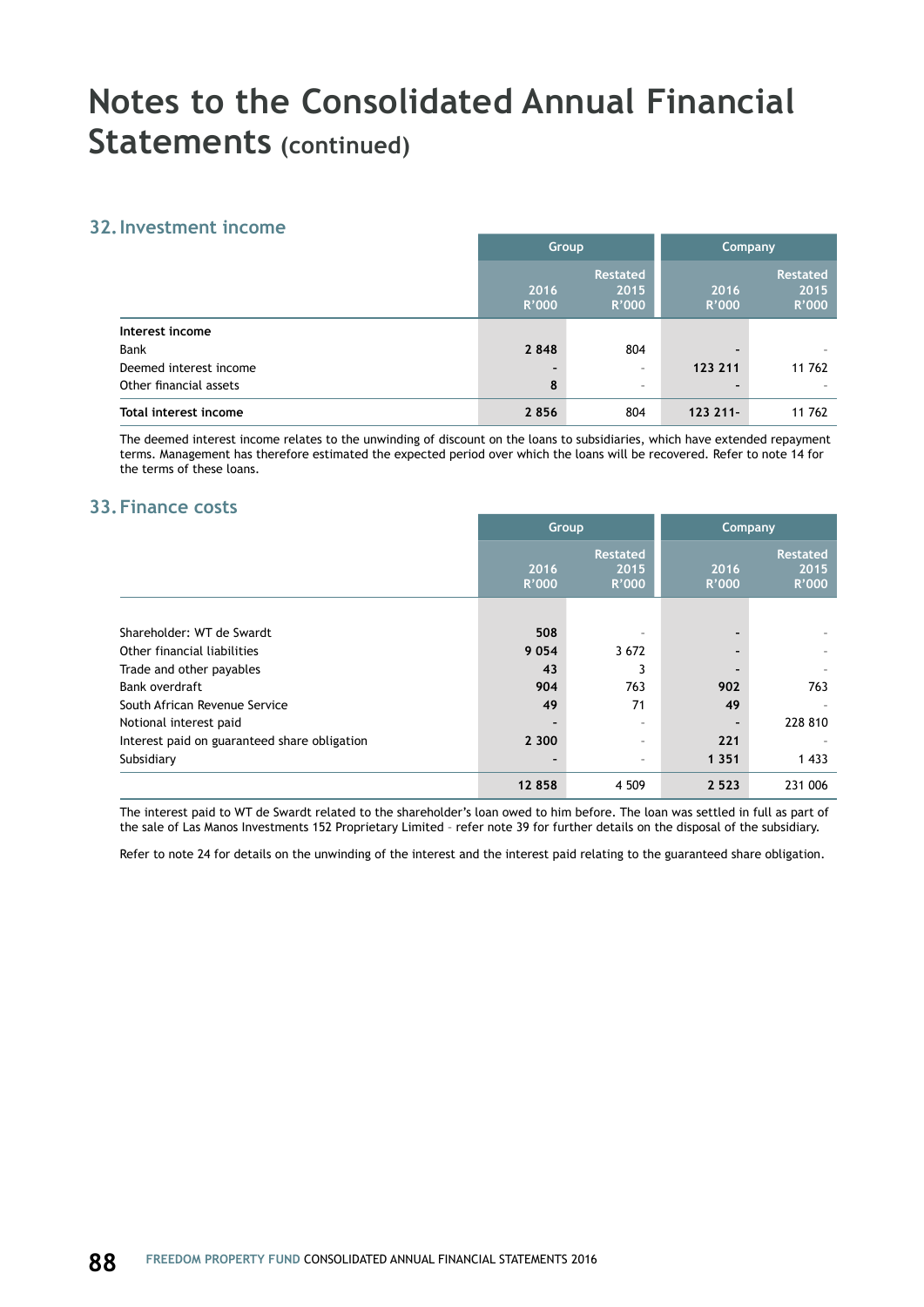# Notes to the Consolidated Annual Financial Statements (continued)

## 32. Investment income

| | Group | | Company | |
|---|---|---|---|---|
| | 2016 R'000 | Restated 2015 R'000 | 2016 R'000 | Restated 2015 R'000 |
| **Interest income** | | | | |
| Bank | **2 848** | 804 | **-** | - |
| Deemed interest income | **-** | - | **123 211** | 11 762 |
| Other financial assets | **8** | - | **-** | - |
| **Total interest income** | **2 856** | 804 | **123 211-** | 11 762 |

The deemed interest income relates to the unwinding of discount on the loans to subsidiaries, which have extended repayment terms. Management has therefore estimated the expected period over which the loans will be recovered. Refer to note 14 for the terms of these loans.

## 33. Finance costs

| | Group | | Company | |
|---|---|---|---|---|
| | 2016 R'000 | Restated 2015 R'000 | 2016 R'000 | Restated 2015 R'000 |
| Shareholder: WT de Swardt | **508** | - | **-** | - |
| Other financial liabilities | **9 054** | 3 672 | **-** | - |
| Trade and other payables | **43** | 3 | **-** | - |
| Bank overdraft | **904** | 763 | **902** | 763 |
| South African Revenue Service | **49** | 71 | **49** | - |
| Notional interest paid | **-** | - | **-** | 228 810 |
| Interest paid on guaranteed share obligation | **2 300** | - | **221** | - |
| Subsidiary | **-** | - | **1 351** | 1 433 |
| | **12 858** | 4 509 | **2 523** | 231 006 |

The interest paid to WT de Swardt related to the shareholder's loan owed to him before. The loan was settled in full as part of the sale of Las Manos Investments 152 Proprietary Limited - refer note 39 for further details on the disposal of the subsidiary.

Refer to note 24 for details on the unwinding of the interest and the interest paid relating to the guaranteed share obligation.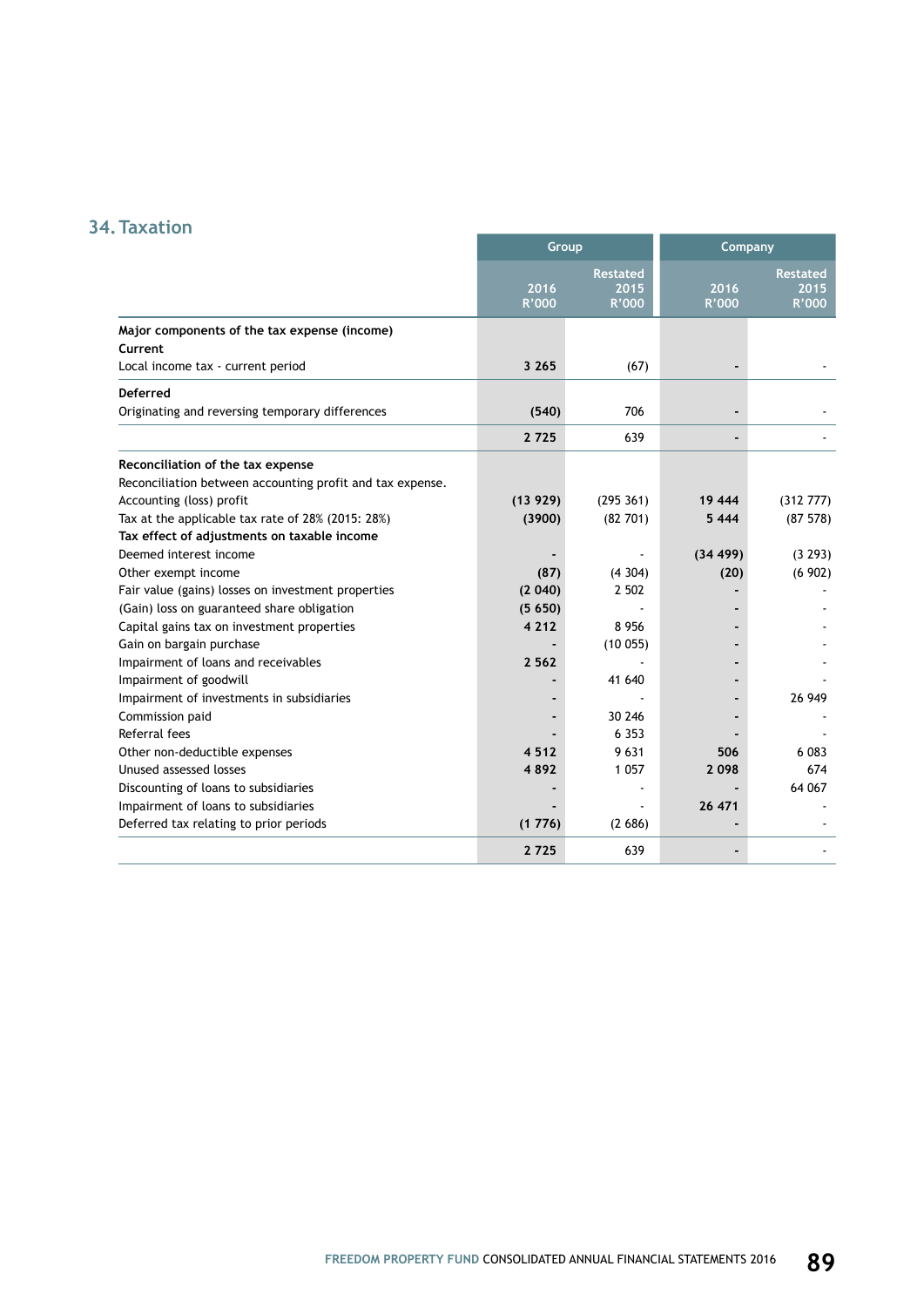## 34. Taxation

| | Group | | Company | |
|---|---|---|---|---|
| | 2016 R'000 | Restated 2015 R'000 | 2016 R'000 | Restated 2015 R'000 |
| **Major components of the tax expense (income)** | | | | |
| **Current** | | | | |
| Local income tax - current period | **3 265** | (67) | **-** | - |
| **Deferred** | | | | |
| Originating and reversing temporary differences | **(540)** | 706 | **-** | - |
| | **2 725** | 639 | **-** | - |
| **Reconciliation of the tax expense** | | | | |
| Reconciliation between accounting profit and tax expense. | | | | |
| Accounting (loss) profit | **(13 929)** | (295 361) | **19 444** | (312 777) |
| Tax at the applicable tax rate of 28% (2015: 28%) | **(3900)** | (82 701) | **5 444** | (87 578) |
| **Tax effect of adjustments on taxable income** | | | | |
| Deemed interest income | **-** | - | **(34 499)** | (3 293) |
| Other exempt income | **(87)** | (4 304) | **(20)** | (6 902) |
| Fair value (gains) losses on investment properties | **(2 040)** | 2 502 | **-** | - |
| (Gain) loss on guaranteed share obligation | **(5 650)** | - | **-** | - |
| Capital gains tax on investment properties | **4 212** | 8 956 | **-** | - |
| Gain on bargain purchase | **-** | (10 055) | **-** | - |
| Impairment of loans and receivables | **2 562** | - | **-** | - |
| Impairment of goodwill | **-** | 41 640 | **-** | - |
| Impairment of investments in subsidiaries | **-** | - | **-** | 26 949 |
| Commission paid | **-** | 30 246 | **-** | - |
| Referral fees | **-** | 6 353 | **-** | - |
| Other non-deductible expenses | **4 512** | 9 631 | **506** | 6 083 |
| Unused assessed losses | **4 892** | 1 057 | **2 098** | 674 |
| Discounting of loans to subsidiaries | **-** | - | **-** | 64 067 |
| Impairment of loans to subsidiaries | **-** | - | **26 471** | - |
| Deferred tax relating to prior periods | **(1 776)** | (2 686) | **-** | - |
| | **2 725** | 639 | **-** | - |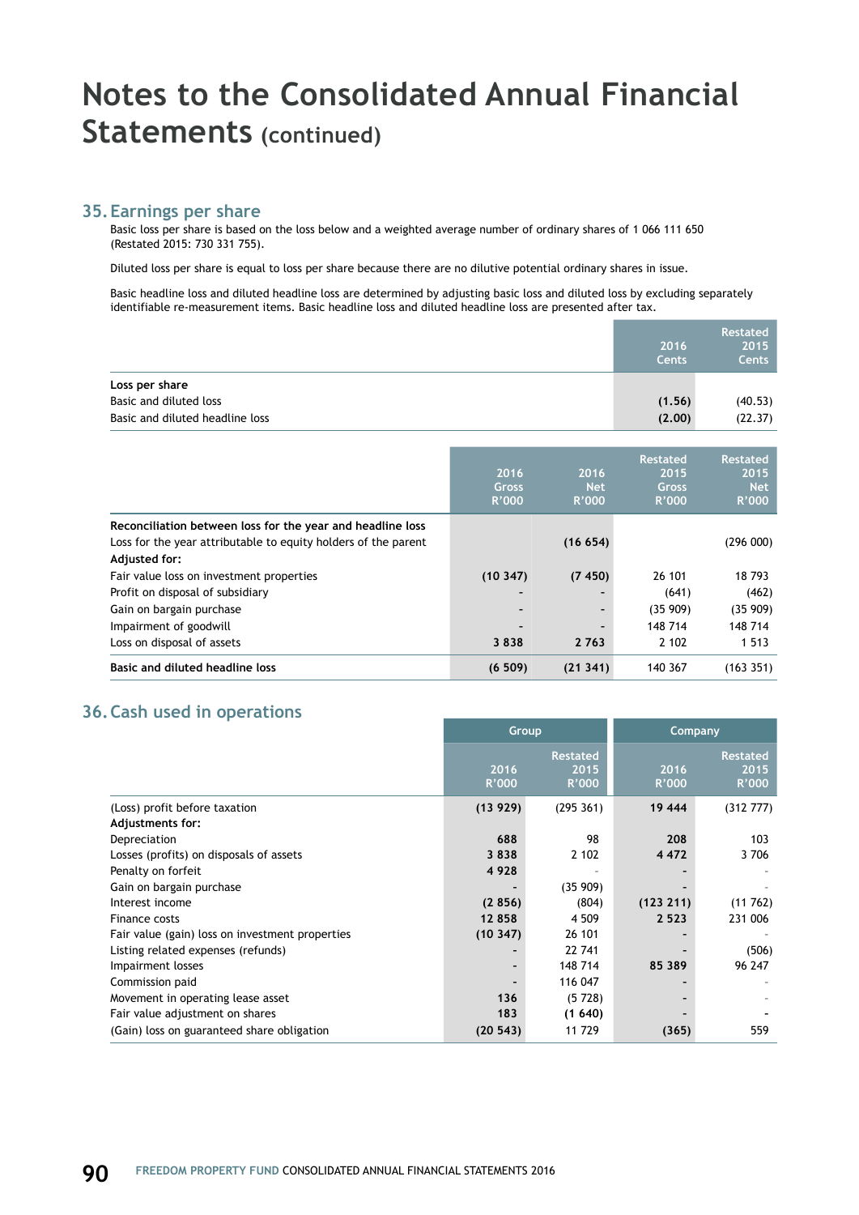# Notes to the Consolidated Annual Financial Statements (continued)

## 35. Earnings per share

Basic loss per share is based on the loss below and a weighted average number of ordinary shares of 1 066 111 650 (Restated 2015: 730 331 755).

Diluted loss per share is equal to loss per share because there are no dilutive potential ordinary shares in issue.

Basic headline loss and diluted headline loss are determined by adjusting basic loss and diluted loss by excluding separately identifiable re-measurement items. Basic headline loss and diluted headline loss are presented after tax.

| | 2016 Cents | Restated 2015 Cents |
|---|---|---|
| **Loss per share** | | |
| Basic and diluted loss | **(1.56)** | (40.53) |
| Basic and diluted headline loss | **(2.00)** | (22.37) |

| | 2016 Gross R'000 | 2016 Net R'000 | Restated 2015 Gross R'000 | Restated 2015 Net R'000 |
|---|---|---|---|---|
| **Reconciliation between loss for the year and headline loss** | | | | |
| Loss for the year attributable to equity holders of the parent | | **(16 654)** | | (296 000) |
| **Adjusted for:** | | | | |
| Fair value loss on investment properties | **(10 347)** | **(7 450)** | 26 101 | 18 793 |
| Profit on disposal of subsidiary | **-** | **-** | (641) | (462) |
| Gain on bargain purchase | **-** | **-** | (35 909) | (35 909) |
| Impairment of goodwill | **-** | **-** | 148 714 | 148 714 |
| Loss on disposal of assets | **3 838** | **2 763** | 2 102 | 1 513 |
| **Basic and diluted headline loss** | **(6 509)** | **(21 341)** | 140 367 | (163 351) |

## 36. Cash used in operations

| | Group | | Company | |
|---|---|---|---|---|
| | 2016 R'000 | Restated 2015 R'000 | 2016 R'000 | Restated 2015 R'000 |
| (Loss) profit before taxation | **(13 929)** | (295 361) | **19 444** | (312 777) |
| **Adjustments for:** | | | | |
| Depreciation | **688** | 98 | **208** | 103 |
| Losses (profits) on disposals of assets | **3 838** | 2 102 | **4 472** | 3 706 |
| Penalty on forfeit | **4 928** | - | **-** | - |
| Gain on bargain purchase | **-** | (35 909) | **-** | - |
| Interest income | **(2 856)** | (804) | **(123 211)** | (11 762) |
| Finance costs | **12 858** | 4 509 | **2 523** | 231 006 |
| Fair value (gain) loss on investment properties | **(10 347)** | 26 101 | **-** | - |
| Listing related expenses (refunds) | **-** | 22 741 | **-** | (506) |
| Impairment losses | **-** | 148 714 | **85 389** | 96 247 |
| Commission paid | **-** | 116 047 | **-** | - |
| Movement in operating lease asset | **136** | (5 728) | **-** | - |
| Fair value adjustment on shares | **183** | **(1 640)** | **-** | **-** |
| (Gain) loss on guaranteed share obligation | **(20 543)** | 11 729 | **(365)** | 559 |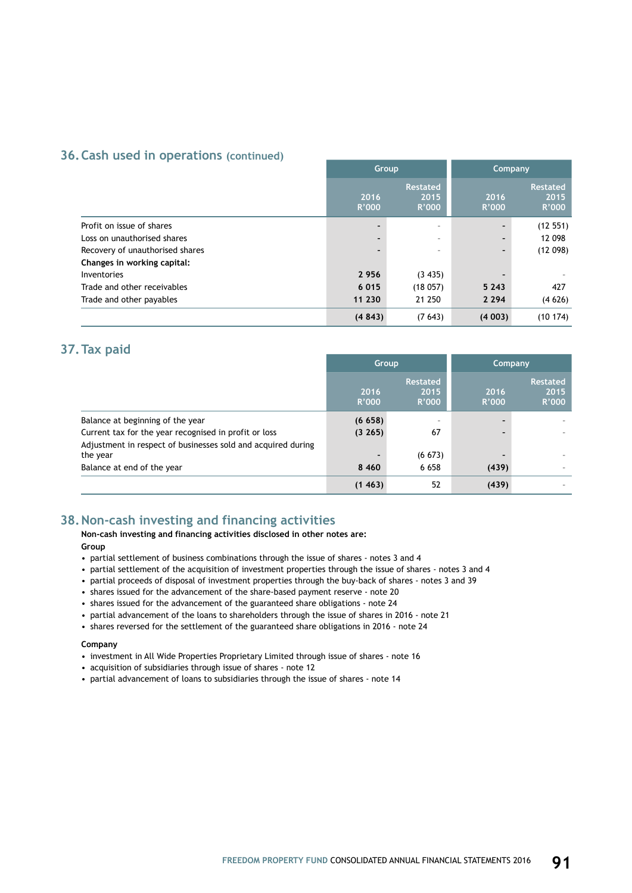## 36. Cash used in operations (continued)

| | Group | | Company | |
|---|---|---|---|---|
| | 2016 R'000 | Restated 2015 R'000 | 2016 R'000 | Restated 2015 R'000 |
| Profit on issue of shares | - | - | - | (12 551) |
| Loss on unauthorised shares | - | - | - | 12 098 |
| Recovery of unauthorised shares | - | - | - | (12 098) |
| **Changes in working capital:** | | | | |
| Inventories | 2 956 | (3 435) | - | - |
| Trade and other receivables | 6 015 | (18 057) | 5 243 | 427 |
| Trade and other payables | 11 230 | 21 250 | 2 294 | (4 626) |
| | (4 843) | (7 643) | (4 003) | (10 174) |

## 37. Tax paid

| | Group | | Company | |
|---|---|---|---|---|
| | 2016 R'000 | Restated 2015 R'000 | 2016 R'000 | Restated 2015 R'000 |
| Balance at beginning of the year | (6 658) | - | - | - |
| Current tax for the year recognised in profit or loss | (3 265) | 67 | - | - |
| Adjustment in respect of businesses sold and acquired during the year | - | (6 673) | - | - |
| Balance at end of the year | 8 460 | 6 658 | (439) | - |
| | (1 463) | 52 | (439) | - |

## 38. Non-cash investing and financing activities

**Non-cash investing and financing activities disclosed in other notes are:**

**Group**

- partial settlement of business combinations through the issue of shares - notes 3 and 4
- partial settlement of the acquisition of investment properties through the issue of shares - notes 3 and 4
- partial proceeds of disposal of investment properties through the buy-back of shares - notes 3 and 39
- shares issued for the advancement of the share-based payment reserve - note 20
- shares issued for the advancement of the guaranteed share obligations - note 24
- partial advancement of the loans to shareholders through the issue of shares in 2016 - note 21
- shares reversed for the settlement of the guaranteed share obligations in 2016 - note 24

**Company**

- investment in All Wide Properties Proprietary Limited through issue of shares - note 16
- acquisition of subsidiaries through issue of shares - note 12
- partial advancement of loans to subsidiaries through the issue of shares - note 14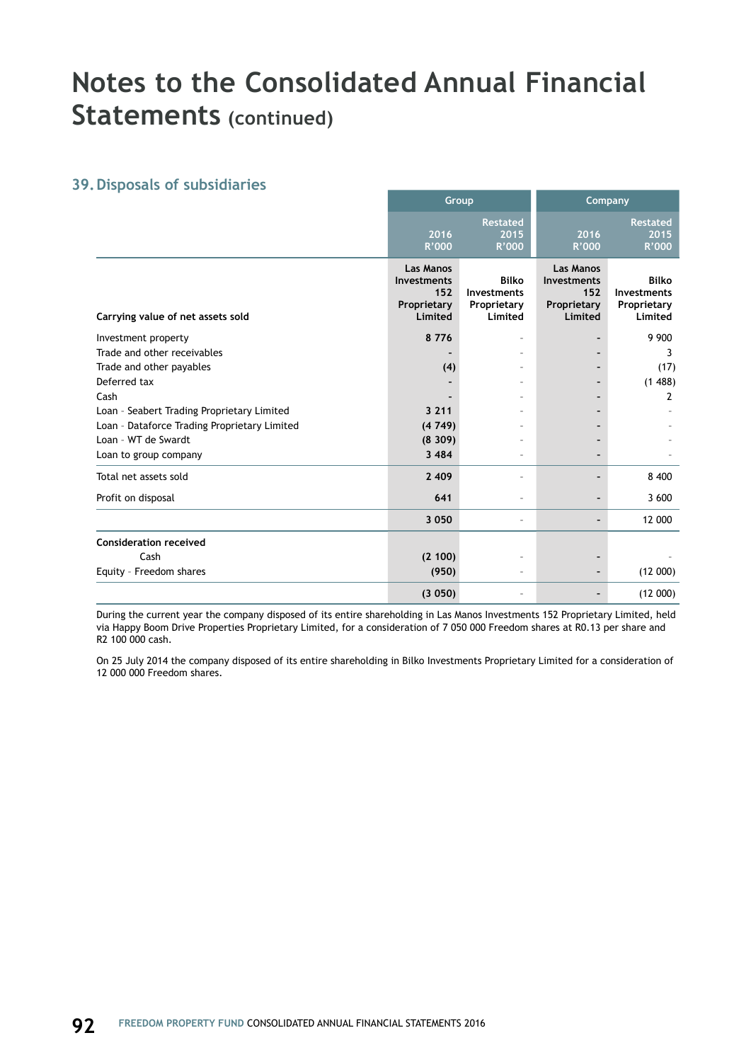# Notes to the Consolidated Annual Financial Statements (continued)

## 39. Disposals of subsidiaries

| | Group | | Company | |
|---|---|---|---|---|
| | 2016 R'000 | Restated 2015 R'000 | 2016 R'000 | Restated 2015 R'000 |
| **Carrying value of net assets sold** | **Las Manos Investments 152 Proprietary Limited** | **Bilko Investments Proprietary Limited** | **Las Manos Investments 152 Proprietary Limited** | **Bilko Investments Proprietary Limited** |
| Investment property | **8 776** | - | **-** | 9 900 |
| Trade and other receivables | **-** | - | **-** | 3 |
| Trade and other payables | **(4)** | - | **-** | (17) |
| Deferred tax | **-** | - | **-** | (1 488) |
| Cash | **-** | - | **-** | 2 |
| Loan - Seabert Trading Proprietary Limited | **3 211** | - | **-** | - |
| Loan - Dataforce Trading Proprietary Limited | **(4 749)** | - | **-** | - |
| Loan - WT de Swardt | **(8 309)** | - | **-** | - |
| Loan to group company | **3 484** | - | **-** | - |
| Total net assets sold | **2 409** | - | **-** | 8 400 |
| Profit on disposal | **641** | - | **-** | 3 600 |
| | **3 050** | - | **-** | 12 000 |
| **Consideration received** | | | | |
| Cash | **(2 100)** | - | **-** | - |
| Equity - Freedom shares | **(950)** | - | **-** | (12 000) |
| | **(3 050)** | - | **-** | (12 000) |

During the current year the company disposed of its entire shareholding in Las Manos Investments 152 Proprietary Limited, held via Happy Boom Drive Properties Proprietary Limited, for a consideration of 7 050 000 Freedom shares at R0.13 per share and R2 100 000 cash.

On 25 July 2014 the company disposed of its entire shareholding in Bilko Investments Proprietary Limited for a consideration of 12 000 000 Freedom shares.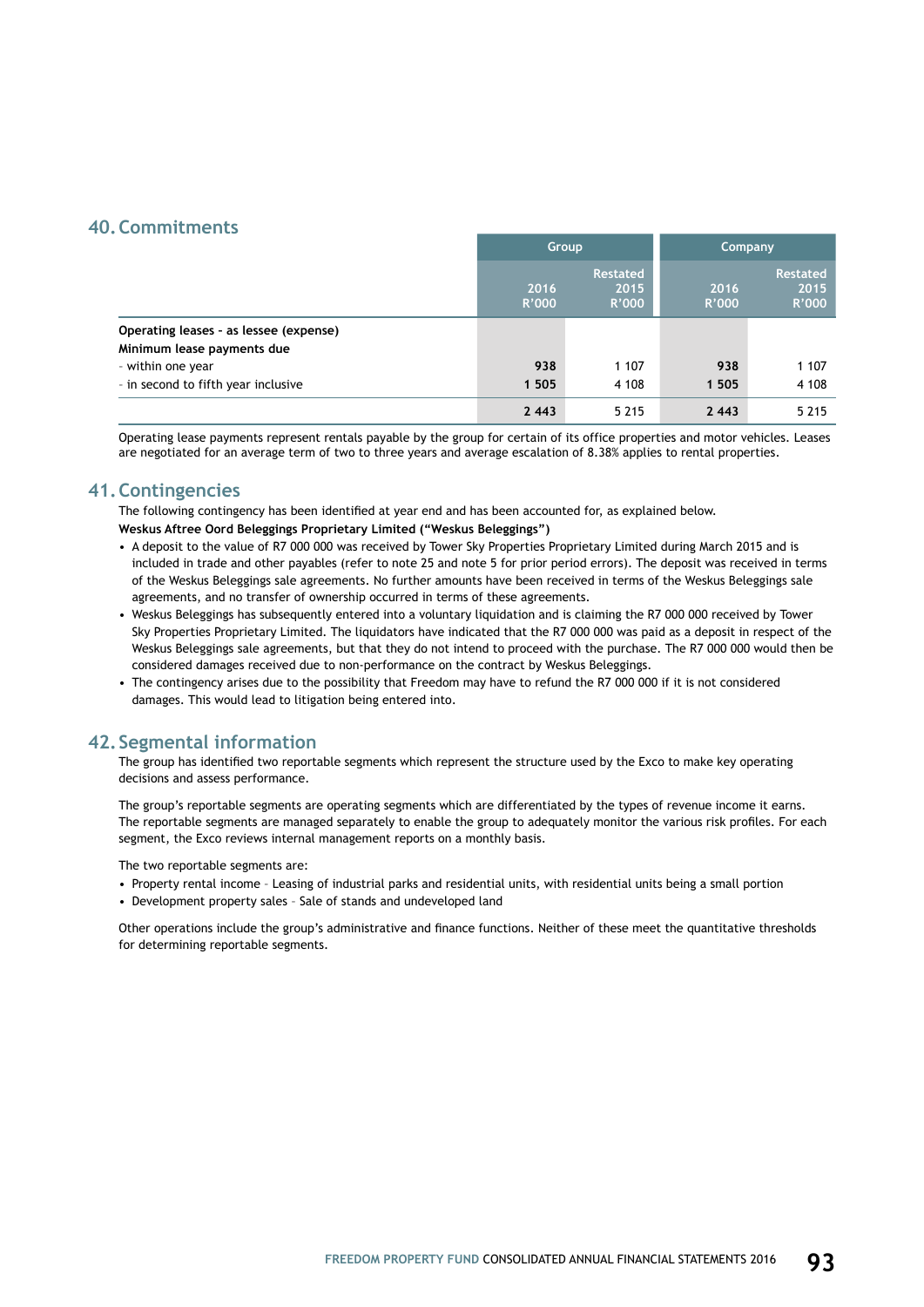## 40. Commitments

| | Group | | Company | |
|---|---|---|---|---|
| | 2016 R'000 | Restated 2015 R'000 | 2016 R'000 | Restated 2015 R'000 |
| **Operating leases - as lessee (expense)** | | | | |
| **Minimum lease payments due** | | | | |
| - within one year | **938** | 1 107 | **938** | 1 107 |
| - in second to fifth year inclusive | **1 505** | 4 108 | **1 505** | 4 108 |
| | **2 443** | 5 215 | **2 443** | 5 215 |

Operating lease payments represent rentals payable by the group for certain of its office properties and motor vehicles. Leases are negotiated for an average term of two to three years and average escalation of 8.38% applies to rental properties.

## 41. Contingencies

The following contingency has been identified at year end and has been accounted for, as explained below.

**Weskus Aftree Oord Beleggings Proprietary Limited ("Weskus Beleggings")**

- A deposit to the value of R7 000 000 was received by Tower Sky Properties Proprietary Limited during March 2015 and is included in trade and other payables (refer to note 25 and note 5 for prior period errors). The deposit was received in terms of the Weskus Beleggings sale agreements. No further amounts have been received in terms of the Weskus Beleggings sale agreements, and no transfer of ownership occurred in terms of these agreements.
- Weskus Beleggings has subsequently entered into a voluntary liquidation and is claiming the R7 000 000 received by Tower Sky Properties Proprietary Limited. The liquidators have indicated that the R7 000 000 was paid as a deposit in respect of the Weskus Beleggings sale agreements, but that they do not intend to proceed with the purchase. The R7 000 000 would then be considered damages received due to non-performance on the contract by Weskus Beleggings.
- The contingency arises due to the possibility that Freedom may have to refund the R7 000 000 if it is not considered damages. This would lead to litigation being entered into.

## 42. Segmental information

The group has identified two reportable segments which represent the structure used by the Exco to make key operating decisions and assess performance.

The group's reportable segments are operating segments which are differentiated by the types of revenue income it earns. The reportable segments are managed separately to enable the group to adequately monitor the various risk profiles. For each segment, the Exco reviews internal management reports on a monthly basis.

The two reportable segments are:

- Property rental income – Leasing of industrial parks and residential units, with residential units being a small portion
- Development property sales – Sale of stands and undeveloped land

Other operations include the group's administrative and finance functions. Neither of these meet the quantitative thresholds for determining reportable segments.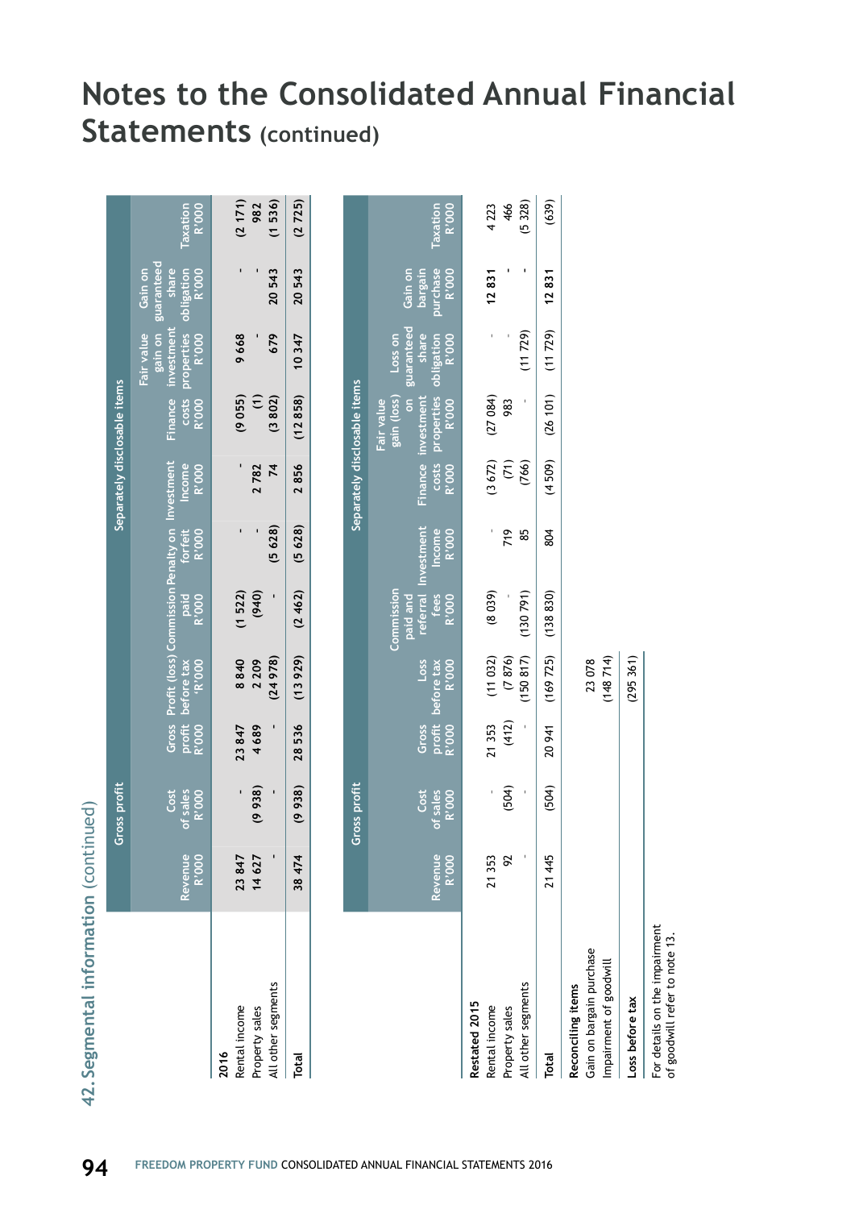# Notes to the Consolidated Annual Financial Statements (continued)

## 42. Segmental information (continued)

| | Gross profit | | | | Separately disclosable items | | | | | | |
|---|---|---|---|---|---|---|---|---|---|---|---|
| | Revenue R'000 | Cost of sales R'000 | Gross profit R'000 | Profit (loss) before tax 'R'000 | Commission paid R'000 | Penalty on forfeit R'000 | Investment Income R'000 | Finance costs R'000 | Fair value gain on investment properties R'000 | Gain on guaranteed share obligation R'000 | Taxation R'000 |
| **2016** | | | | | | | | | | | |
| Rental income | 23 847 | - | 23 847 | 8 840 | (1 522) | - | - | (9 055) | 9 668 | - | (2 171) |
| Property sales | 14 627 | (9 938) | 4 689 | 2 209 | (940) | - | 2 782 | (1) | - | - | 982 |
| All other segments | - | - | - | (24 978) | - | (5 628) | 74 | (3 802) | 679 | 20 543 | (1 536) |
| **Total** | **38 474** | **(9 938)** | **28 536** | **(13 929)** | **(2 462)** | **(5 628)** | **2 856** | **(12 858)** | **10 347** | **20 543** | **(2 725)** |

| | Gross profit | | | | Separately disclosable items | | | | | | |
|---|---|---|---|---|---|---|---|---|---|---|---|
| | Revenue R'000 | Cost of sales R'000 | Gross profit R'000 | Loss before tax R'000 | Commission paid and referral fees R'000 | Investment Income R'000 | Finance costs R'000 | Fair value gain (loss) on investment properties R'000 | Loss on guaranteed share obligation R'000 | Gain on bargain purchase R'000 | Taxation R'000 |
| **Restated 2015** | | | | | | | | | | | |
| Rental income | 21 353 | - | 21 353 | (11 032) | (8 039) | - | (3 672) | (27 084) | - | 12 831 | 4 223 |
| Property sales | 92 | (504) | (412) | (7 876) | - | 719 | (71) | 983 | - | - | 466 |
| All other segments | - | - | - | (150 817) | (130 791) | 85 | (766) | - | (11 729) | - | (5 328) |
| **Total** | 21 445 | (504) | 20 941 | (169 725) | (138 830) | 804 | (4 509) | (26 101) | (11 729) | 12 831 | (639) |
| **Reconciling items** | | | | | | | | | | | |
| Gain on bargain purchase | | | | 23 078 | | | | | | | |
| Impairment of goodwill | | | | (148 714) | | | | | | | |
| **Loss before tax** | | | | (295 361) | | | | | | | |

For details on the impairment of goodwill refer to note 13.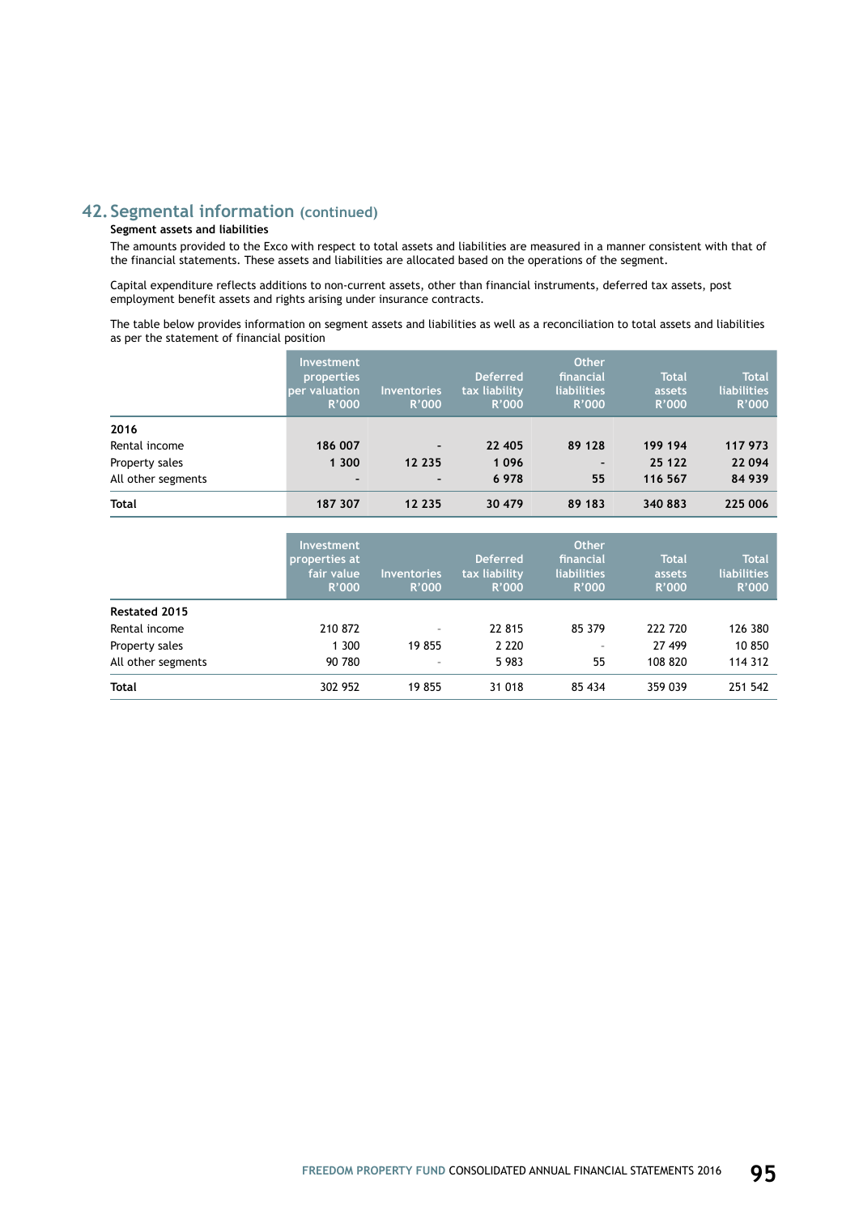## 42. Segmental information (continued)

**Segment assets and liabilities**

The amounts provided to the Exco with respect to total assets and liabilities are measured in a manner consistent with that of the financial statements. These assets and liabilities are allocated based on the operations of the segment.

Capital expenditure reflects additions to non-current assets, other than financial instruments, deferred tax assets, post employment benefit assets and rights arising under insurance contracts.

The table below provides information on segment assets and liabilities as well as a reconciliation to total assets and liabilities as per the statement of financial position

| | Investment properties per valuation R'000 | Inventories R'000 | Deferred tax liability R'000 | Other financial liabilities R'000 | Total assets R'000 | Total liabilities R'000 |
|---|---|---|---|---|---|---|
| **2016** | | | | | | |
| Rental income | **186 007** | **-** | **22 405** | **89 128** | **199 194** | **117 973** |
| Property sales | **1 300** | **12 235** | **1 096** | **-** | **25 122** | **22 094** |
| All other segments | **-** | **-** | **6 978** | **55** | **116 567** | **84 939** |
| **Total** | **187 307** | **12 235** | **30 479** | **89 183** | **340 883** | **225 006** |

| | Investment properties at fair value R'000 | Inventories R'000 | Deferred tax liability R'000 | Other financial liabilities R'000 | Total assets R'000 | Total liabilities R'000 |
|---|---|---|---|---|---|---|
| **Restated 2015** | | | | | | |
| Rental income | 210 872 | - | 22 815 | 85 379 | 222 720 | 126 380 |
| Property sales | 1 300 | 19 855 | 2 220 | - | 27 499 | 10 850 |
| All other segments | 90 780 | - | 5 983 | 55 | 108 820 | 114 312 |
| **Total** | 302 952 | 19 855 | 31 018 | 85 434 | 359 039 | 251 542 |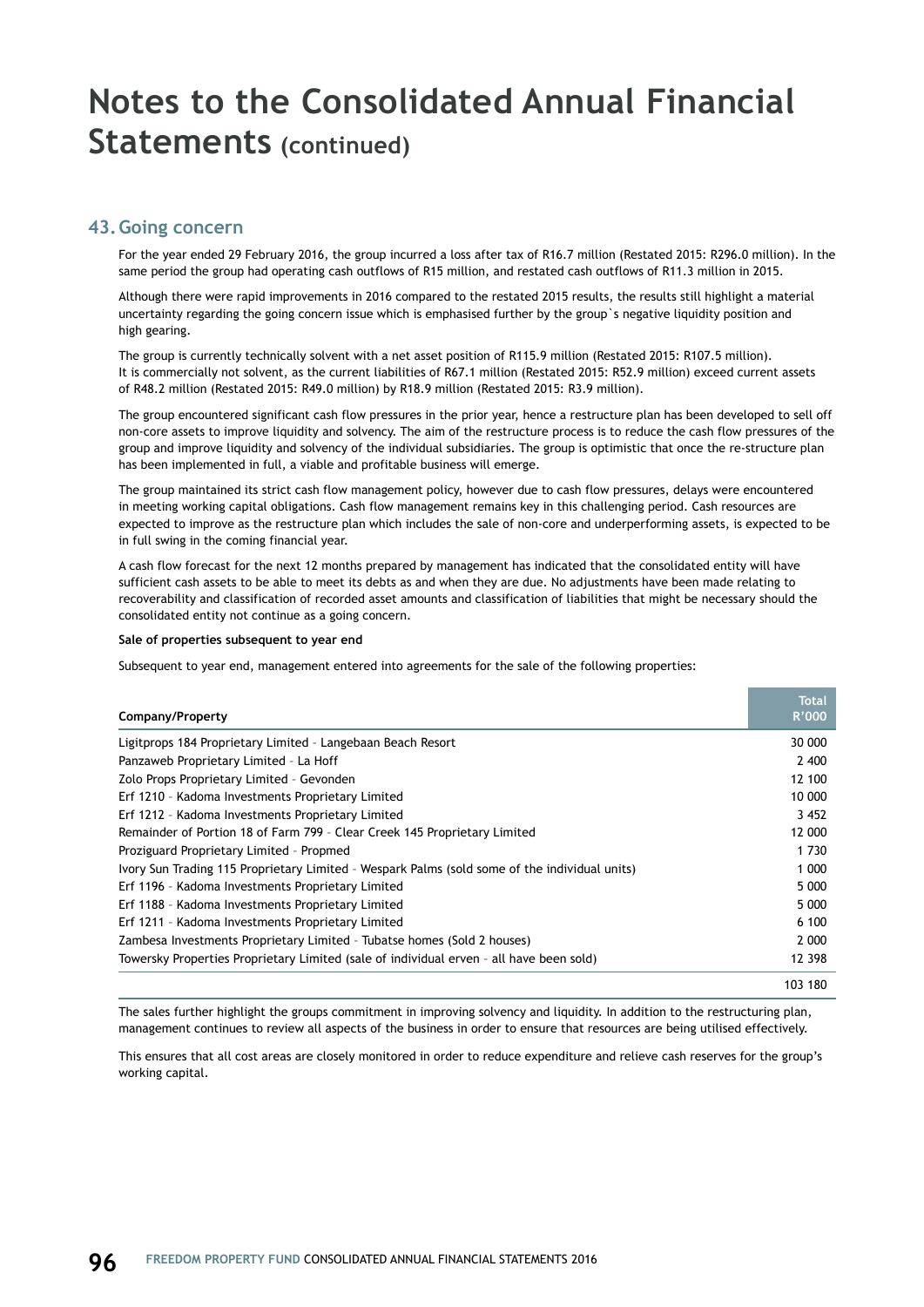# Notes to the Consolidated Annual Financial Statements (continued)

## 43. Going concern

For the year ended 29 February 2016, the group incurred a loss after tax of R16.7 million (Restated 2015: R296.0 million). In the same period the group had operating cash outflows of R15 million, and restated cash outflows of R11.3 million in 2015.

Although there were rapid improvements in 2016 compared to the restated 2015 results, the results still highlight a material uncertainty regarding the going concern issue which is emphasised further by the group`s negative liquidity position and high gearing.

The group is currently technically solvent with a net asset position of R115.9 million (Restated 2015: R107.5 million). It is commercially not solvent, as the current liabilities of R67.1 million (Restated 2015: R52.9 million) exceed current assets of R48.2 million (Restated 2015: R49.0 million) by R18.9 million (Restated 2015: R3.9 million).

The group encountered significant cash flow pressures in the prior year, hence a restructure plan has been developed to sell off non-core assets to improve liquidity and solvency. The aim of the restructure process is to reduce the cash flow pressures of the group and improve liquidity and solvency of the individual subsidiaries. The group is optimistic that once the re-structure plan has been implemented in full, a viable and profitable business will emerge.

The group maintained its strict cash flow management policy, however due to cash flow pressures, delays were encountered in meeting working capital obligations. Cash flow management remains key in this challenging period. Cash resources are expected to improve as the restructure plan which includes the sale of non-core and underperforming assets, is expected to be in full swing in the coming financial year.

A cash flow forecast for the next 12 months prepared by management has indicated that the consolidated entity will have sufficient cash assets to be able to meet its debts as and when they are due. No adjustments have been made relating to recoverability and classification of recorded asset amounts and classification of liabilities that might be necessary should the consolidated entity not continue as a going concern.

**Sale of properties subsequent to year end**

Subsequent to year end, management entered into agreements for the sale of the following properties:

| Company/Property | Total R'000 |
|---|---|
| Ligitprops 184 Proprietary Limited – Langebaan Beach Resort | 30 000 |
| Panzaweb Proprietary Limited – La Hoff | 2 400 |
| Zolo Props Proprietary Limited – Gevonden | 12 100 |
| Erf 1210 – Kadoma Investments Proprietary Limited | 10 000 |
| Erf 1212 – Kadoma Investments Proprietary Limited | 3 452 |
| Remainder of Portion 18 of Farm 799 – Clear Creek 145 Proprietary Limited | 12 000 |
| Proziguard Proprietary Limited – Propmed | 1 730 |
| Ivory Sun Trading 115 Proprietary Limited – Wespark Palms (sold some of the individual units) | 1 000 |
| Erf 1196 – Kadoma Investments Proprietary Limited | 5 000 |
| Erf 1188 – Kadoma Investments Proprietary Limited | 5 000 |
| Erf 1211 – Kadoma Investments Proprietary Limited | 6 100 |
| Zambesa Investments Proprietary Limited – Tubatse homes (Sold 2 houses) | 2 000 |
| Towersky Properties Proprietary Limited (sale of individual erven – all have been sold) | 12 398 |
| | 103 180 |

The sales further highlight the groups commitment in improving solvency and liquidity. In addition to the restructuring plan, management continues to review all aspects of the business in order to ensure that resources are being utilised effectively.

This ensures that all cost areas are closely monitored in order to reduce expenditure and relieve cash reserves for the group's working capital.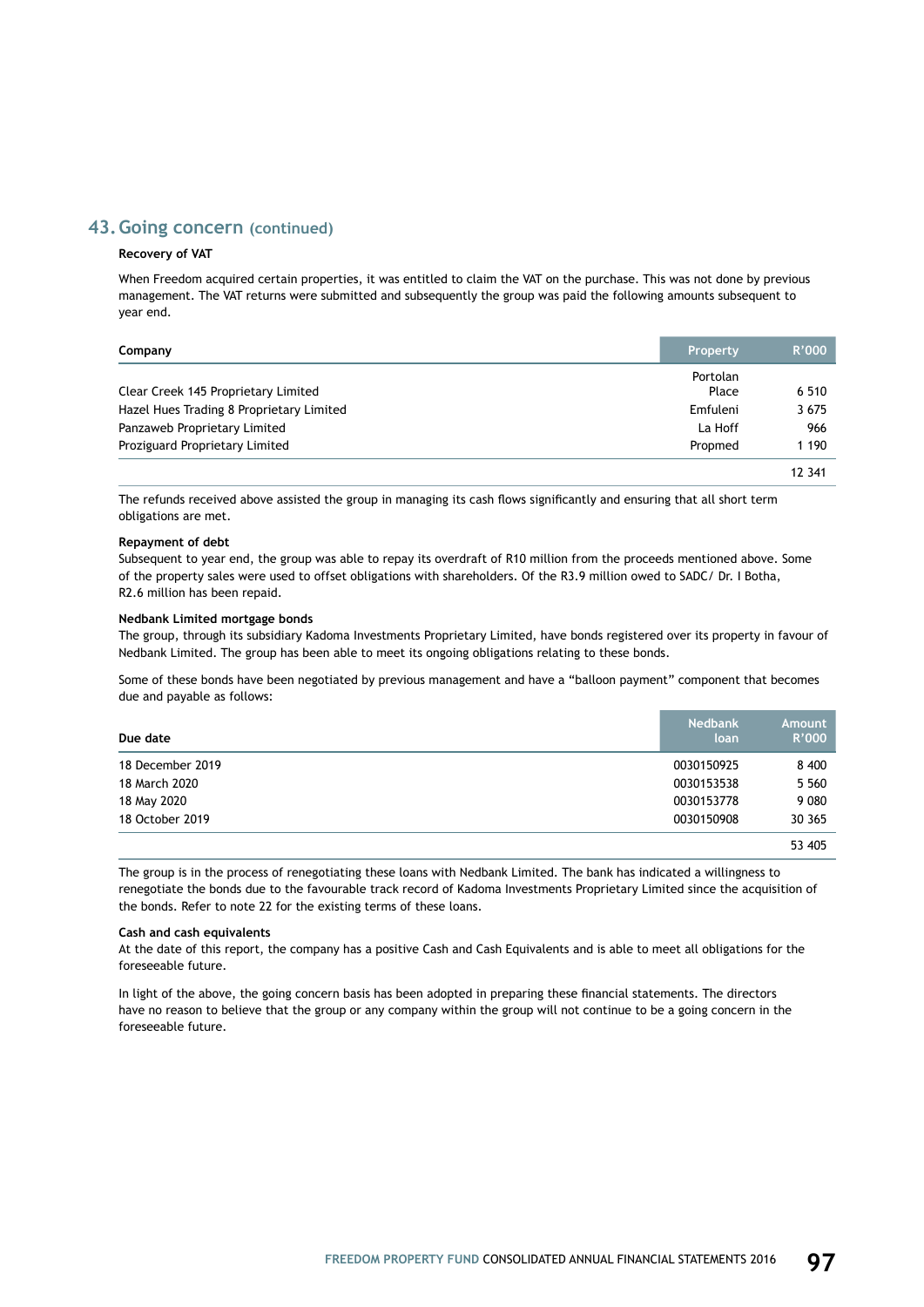## 43. Going concern (continued)

**Recovery of VAT**

When Freedom acquired certain properties, it was entitled to claim the VAT on the purchase. This was not done by previous management. The VAT returns were submitted and subsequently the group was paid the following amounts subsequent to year end.

| Company | Property | R'000 |
|---|---|---|
| Clear Creek 145 Proprietary Limited | Portolan Place | 6 510 |
| Hazel Hues Trading 8 Proprietary Limited | Emfuleni | 3 675 |
| Panzaweb Proprietary Limited | La Hoff | 966 |
| Proziguard Proprietary Limited | Propmed | 1 190 |
| | | 12 341 |

The refunds received above assisted the group in managing its cash flows significantly and ensuring that all short term obligations are met.

**Repayment of debt**

Subsequent to year end, the group was able to repay its overdraft of R10 million from the proceeds mentioned above. Some of the property sales were used to offset obligations with shareholders. Of the R3.9 million owed to SADC/ Dr. I Botha, R2.6 million has been repaid.

**Nedbank Limited mortgage bonds**

The group, through its subsidiary Kadoma Investments Proprietary Limited, have bonds registered over its property in favour of Nedbank Limited. The group has been able to meet its ongoing obligations relating to these bonds.

Some of these bonds have been negotiated by previous management and have a "balloon payment" component that becomes due and payable as follows:

| Due date | Nedbank loan | Amount R'000 |
|---|---|---|
| 18 December 2019 | 0030150925 | 8 400 |
| 18 March 2020 | 0030153538 | 5 560 |
| 18 May 2020 | 0030153778 | 9 080 |
| 18 October 2019 | 0030150908 | 30 365 |
| | | 53 405 |

The group is in the process of renegotiating these loans with Nedbank Limited. The bank has indicated a willingness to renegotiate the bonds due to the favourable track record of Kadoma Investments Proprietary Limited since the acquisition of the bonds. Refer to note 22 for the existing terms of these loans.

**Cash and cash equivalents**

At the date of this report, the company has a positive Cash and Cash Equivalents and is able to meet all obligations for the foreseeable future.

In light of the above, the going concern basis has been adopted in preparing these financial statements. The directors have no reason to believe that the group or any company within the group will not continue to be a going concern in the foreseeable future.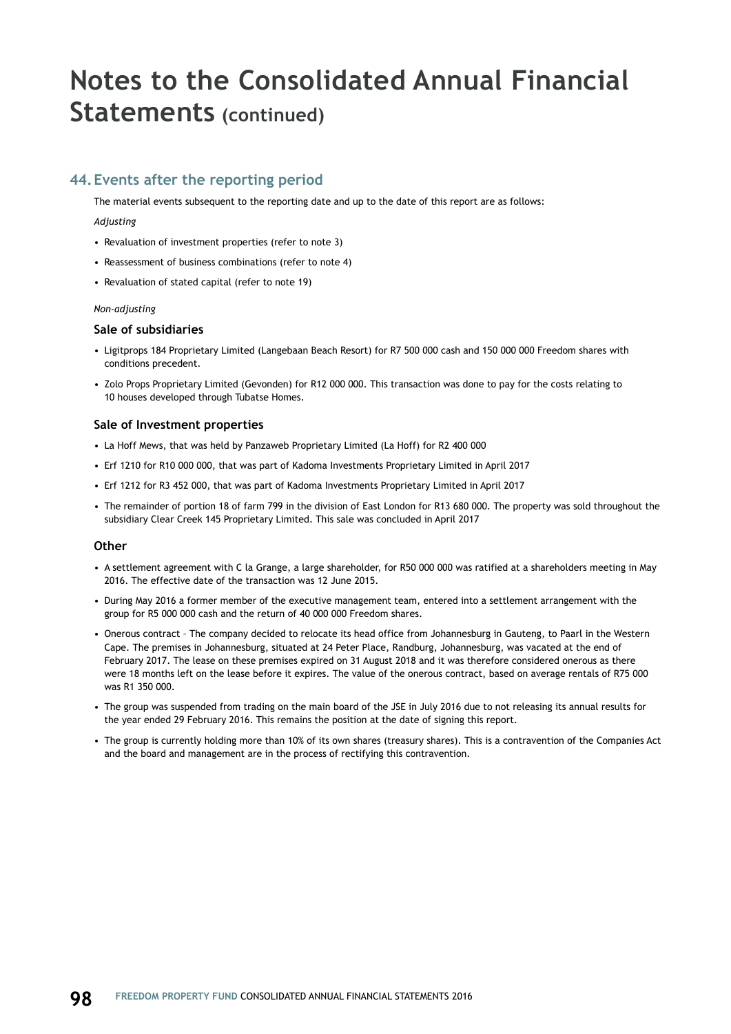# Notes to the Consolidated Annual Financial Statements (continued)

## 44. Events after the reporting period

The material events subsequent to the reporting date and up to the date of this report are as follows:

*Adjusting*

- Revaluation of investment properties (refer to note 3)
- Reassessment of business combinations (refer to note 4)
- Revaluation of stated capital (refer to note 19)

*Non-adjusting*

### Sale of subsidiaries

- Ligitprops 184 Proprietary Limited (Langebaan Beach Resort) for R7 500 000 cash and 150 000 000 Freedom shares with conditions precedent.
- Zolo Props Proprietary Limited (Gevonden) for R12 000 000. This transaction was done to pay for the costs relating to 10 houses developed through Tubatse Homes.

### Sale of Investment properties

- La Hoff Mews, that was held by Panzaweb Proprietary Limited (La Hoff) for R2 400 000
- Erf 1210 for R10 000 000, that was part of Kadoma Investments Proprietary Limited in April 2017
- Erf 1212 for R3 452 000, that was part of Kadoma Investments Proprietary Limited in April 2017
- The remainder of portion 18 of farm 799 in the division of East London for R13 680 000. The property was sold throughout the subsidiary Clear Creek 145 Proprietary Limited. This sale was concluded in April 2017

### Other

- A settlement agreement with C la Grange, a large shareholder, for R50 000 000 was ratified at a shareholders meeting in May 2016. The effective date of the transaction was 12 June 2015.
- During May 2016 a former member of the executive management team, entered into a settlement arrangement with the group for R5 000 000 cash and the return of 40 000 000 Freedom shares.
- Onerous contract – The company decided to relocate its head office from Johannesburg in Gauteng, to Paarl in the Western Cape. The premises in Johannesburg, situated at 24 Peter Place, Randburg, Johannesburg, was vacated at the end of February 2017. The lease on these premises expired on 31 August 2018 and it was therefore considered onerous as there were 18 months left on the lease before it expires. The value of the onerous contract, based on average rentals of R75 000 was R1 350 000.
- The group was suspended from trading on the main board of the JSE in July 2016 due to not releasing its annual results for the year ended 29 February 2016. This remains the position at the date of signing this report.
- The group is currently holding more than 10% of its own shares (treasury shares). This is a contravention of the Companies Act and the board and management are in the process of rectifying this contravention.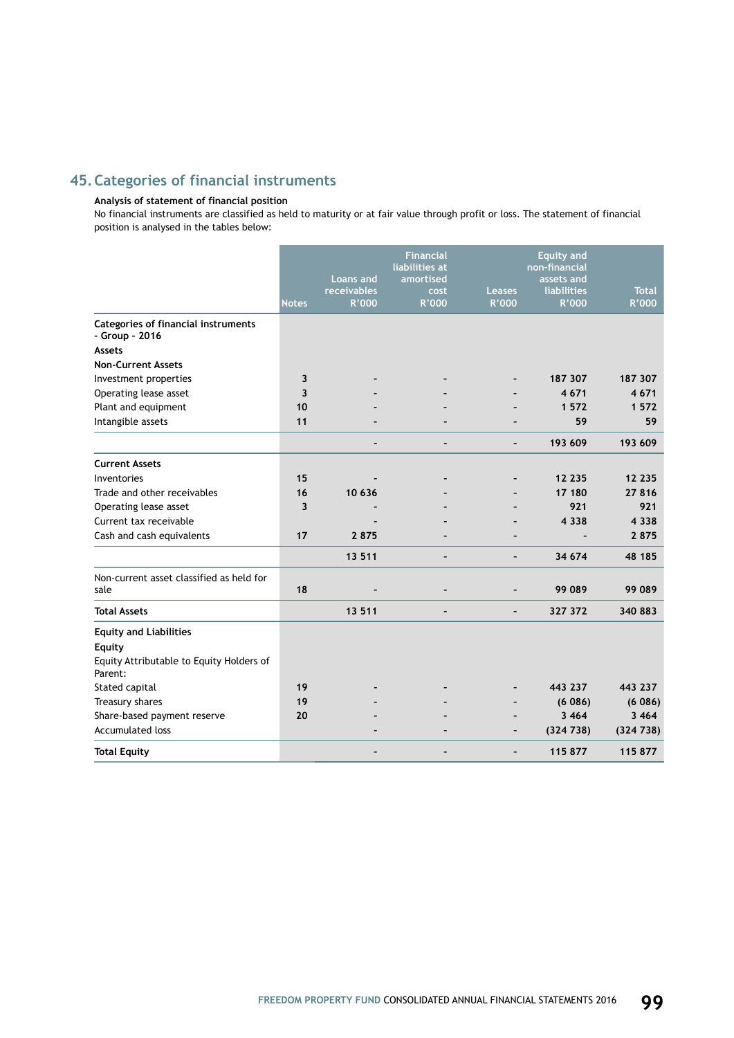## 45. Categories of financial instruments

**Analysis of statement of financial position**

No financial instruments are classified as held to maturity or at fair value through profit or loss. The statement of financial position is analysed in the tables below:

| | Notes | Loans and receivables R'000 | Financial liabilities at amortised cost R'000 | Leases R'000 | Equity and non-financial assets and liabilities R'000 | Total R'000 |
|---|---|---|---|---|---|---|
| **Categories of financial instruments - Group - 2016** | | | | | | |
| **Assets** | | | | | | |
| **Non-Current Assets** | | | | | | |
| Investment properties | 3 | - | - | - | 187 307 | 187 307 |
| Operating lease asset | 3 | - | - | - | 4 671 | 4 671 |
| Plant and equipment | 10 | - | - | - | 1 572 | 1 572 |
| Intangible assets | 11 | - | - | - | 59 | 59 |
| | | - | - | - | 193 609 | 193 609 |
| **Current Assets** | | | | | | |
| Inventories | 15 | - | - | - | 12 235 | 12 235 |
| Trade and other receivables | 16 | 10 636 | - | - | 17 180 | 27 816 |
| Operating lease asset | 3 | - | - | - | 921 | 921 |
| Current tax receivable | | - | - | - | 4 338 | 4 338 |
| Cash and cash equivalents | 17 | 2 875 | - | - | - | 2 875 |
| | | 13 511 | - | - | 34 674 | 48 185 |
| Non-current asset classified as held for sale | 18 | - | - | - | 99 089 | 99 089 |
| **Total Assets** | | 13 511 | - | - | 327 372 | 340 883 |
| **Equity and Liabilities** | | | | | | |
| **Equity** | | | | | | |
| Equity Attributable to Equity Holders of Parent: | | | | | | |
| Stated capital | 19 | - | - | - | 443 237 | 443 237 |
| Treasury shares | 19 | - | - | - | (6 086) | (6 086) |
| Share-based payment reserve | 20 | - | - | - | 3 464 | 3 464 |
| Accumulated loss | | - | - | - | (324 738) | (324 738) |
| **Total Equity** | | - | - | - | 115 877 | 115 877 |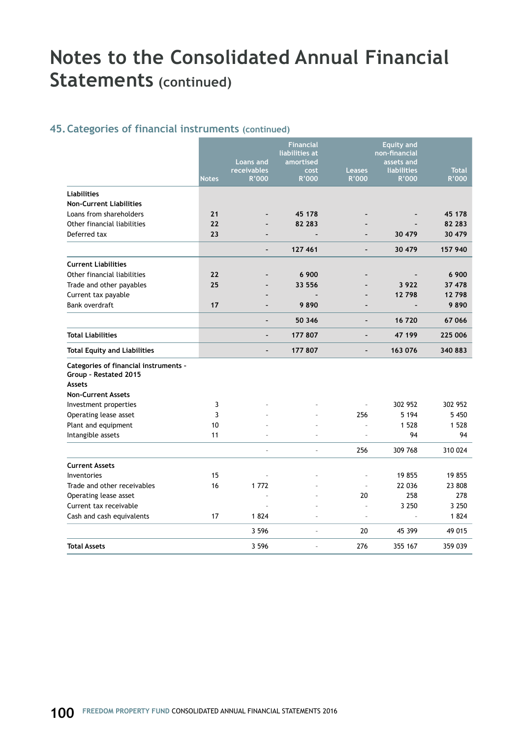# Notes to the Consolidated Annual Financial Statements (continued)

## 45. Categories of financial instruments (continued)

| | Notes | Loans and receivables R'000 | Financial liabilities at amortised cost R'000 | Leases R'000 | Equity and non-financial assets and liabilities R'000 | Total R'000 |
|---|---|---|---|---|---|---|
| **Liabilities** | | | | | | |
| **Non-Current Liabilities** | | | | | | |
| Loans from shareholders | **21** | **-** | **45 178** | **-** | **-** | **45 178** |
| Other financial liabilities | **22** | **-** | **82 283** | **-** | **-** | **82 283** |
| Deferred tax | **23** | **-** | **-** | **-** | **30 479** | **30 479** |
| | | **-** | **127 461** | **-** | **30 479** | **157 940** |
| **Current Liabilities** | | | | | | |
| Other financial liabilities | **22** | **-** | **6 900** | **-** | **-** | **6 900** |
| Trade and other payables | **25** | **-** | **33 556** | **-** | **3 922** | **37 478** |
| Current tax payable | | **-** | **-** | **-** | **12 798** | **12 798** |
| Bank overdraft | **17** | **-** | **9 890** | **-** | **-** | **9 890** |
| | | **-** | **50 346** | **-** | **16 720** | **67 066** |
| **Total Liabilities** | | **-** | **177 807** | **-** | **47 199** | **225 006** |
| **Total Equity and Liabilities** | | **-** | **177 807** | **-** | **163 076** | **340 883** |
| **Categories of financial instruments - Group - Restated 2015** | | | | | | |
| **Assets** | | | | | | |
| **Non-Current Assets** | | | | | | |
| Investment properties | 3 | - | - | - | 302 952 | 302 952 |
| Operating lease asset | 3 | - | - | 256 | 5 194 | 5 450 |
| Plant and equipment | 10 | - | - | - | 1 528 | 1 528 |
| Intangible assets | 11 | - | - | - | 94 | 94 |
| | | - | - | 256 | 309 768 | 310 024 |
| **Current Assets** | | | | | | |
| Inventories | 15 | - | - | - | 19 855 | 19 855 |
| Trade and other receivables | 16 | 1 772 | - | - | 22 036 | 23 808 |
| Operating lease asset | | - | - | 20 | 258 | 278 |
| Current tax receivable | | - | - | - | 3 250 | 3 250 |
| Cash and cash equivalents | 17 | 1 824 | - | - | - | 1 824 |
| | | 3 596 | - | 20 | 45 399 | 49 015 |
| **Total Assets** | | 3 596 | - | 276 | 355 167 | 359 039 |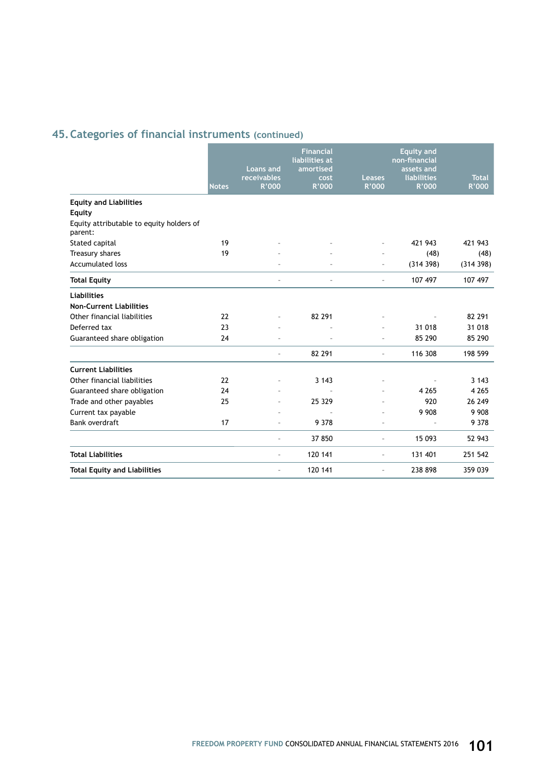## 45. Categories of financial instruments (continued)

| | Notes | Loans and receivables R'000 | Financial liabilities at amortised cost R'000 | Leases R'000 | Equity and non-financial assets and liabilities R'000 | Total R'000 |
|---|---|---|---|---|---|---|
| **Equity and Liabilities** | | | | | | |
| **Equity** | | | | | | |
| Equity attributable to equity holders of parent: | | | | | | |
| Stated capital | 19 | - | - | - | 421 943 | 421 943 |
| Treasury shares | 19 | - | - | - | (48) | (48) |
| Accumulated loss | | - | - | - | (314 398) | (314 398) |
| **Total Equity** | | - | - | - | 107 497 | 107 497 |
| **Liabilities** | | | | | | |
| **Non-Current Liabilities** | | | | | | |
| Other financial liabilities | 22 | - | 82 291 | - | - | 82 291 |
| Deferred tax | 23 | - | - | - | 31 018 | 31 018 |
| Guaranteed share obligation | 24 | - | - | - | 85 290 | 85 290 |
| | | - | 82 291 | - | 116 308 | 198 599 |
| **Current Liabilities** | | | | | | |
| Other financial liabilities | 22 | - | 3 143 | - | - | 3 143 |
| Guaranteed share obligation | 24 | - | - | - | 4 265 | 4 265 |
| Trade and other payables | 25 | - | 25 329 | - | 920 | 26 249 |
| Current tax payable | | - | - | - | 9 908 | 9 908 |
| Bank overdraft | 17 | - | 9 378 | - | - | 9 378 |
| | | - | 37 850 | - | 15 093 | 52 943 |
| **Total Liabilities** | | - | 120 141 | - | 131 401 | 251 542 |
| **Total Equity and Liabilities** | | - | 120 141 | - | 238 898 | 359 039 |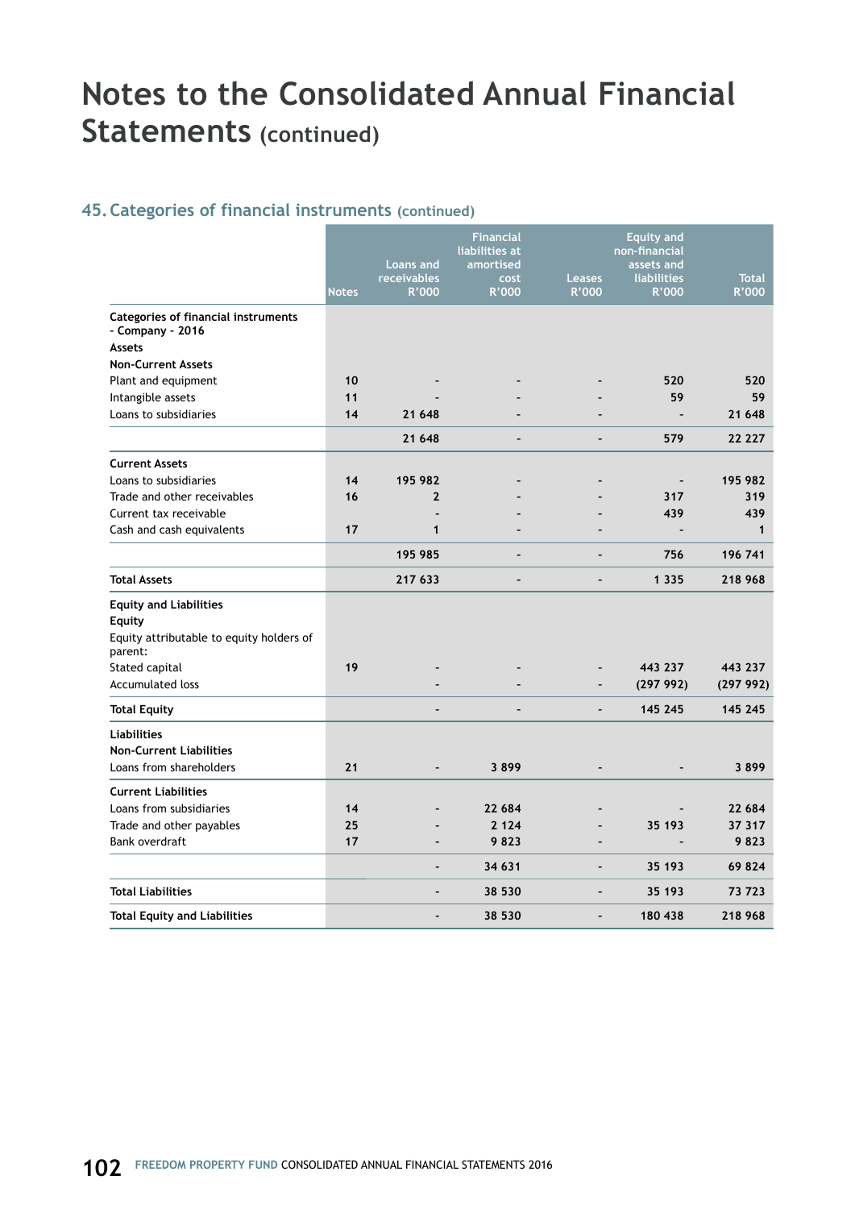# Notes to the Consolidated Annual Financial Statements (continued)

## 45. Categories of financial instruments (continued)

| | Notes | Loans and receivables R'000 | Financial liabilities at amortised cost R'000 | Leases R'000 | Equity and non-financial assets and liabilities R'000 | Total R'000 |
|---|---|---|---|---|---|---|
| **Categories of financial instruments - Company - 2016** | | | | | | |
| **Assets** | | | | | | |
| **Non-Current Assets** | | | | | | |
| Plant and equipment | 10 | - | - | - | 520 | 520 |
| Intangible assets | 11 | - | - | - | 59 | 59 |
| Loans to subsidiaries | 14 | 21 648 | - | - | - | 21 648 |
| | | **21 648** | **-** | **-** | **579** | **22 227** |
| **Current Assets** | | | | | | |
| Loans to subsidiaries | 14 | 195 982 | - | - | - | 195 982 |
| Trade and other receivables | 16 | 2 | - | - | 317 | 319 |
| Current tax receivable | | - | - | - | 439 | 439 |
| Cash and cash equivalents | 17 | 1 | - | - | - | 1 |
| | | **195 985** | **-** | **-** | **756** | **196 741** |
| **Total Assets** | | **217 633** | **-** | **-** | **1 335** | **218 968** |
| **Equity and Liabilities** | | | | | | |
| **Equity** | | | | | | |
| Equity attributable to equity holders of parent: | | | | | | |
| Stated capital | 19 | - | - | - | 443 237 | 443 237 |
| Accumulated loss | | - | - | - | (297 992) | (297 992) |
| **Total Equity** | | **-** | **-** | **-** | **145 245** | **145 245** |
| **Liabilities** | | | | | | |
| **Non-Current Liabilities** | | | | | | |
| Loans from shareholders | 21 | - | 3 899 | - | - | 3 899 |
| **Current Liabilities** | | | | | | |
| Loans from subsidiaries | 14 | - | 22 684 | - | - | 22 684 |
| Trade and other payables | 25 | - | 2 124 | - | 35 193 | 37 317 |
| Bank overdraft | 17 | - | 9 823 | - | - | 9 823 |
| | | **-** | **34 631** | **-** | **35 193** | **69 824** |
| **Total Liabilities** | | **-** | **38 530** | **-** | **35 193** | **73 723** |
| **Total Equity and Liabilities** | | **-** | **38 530** | **-** | **180 438** | **218 968** |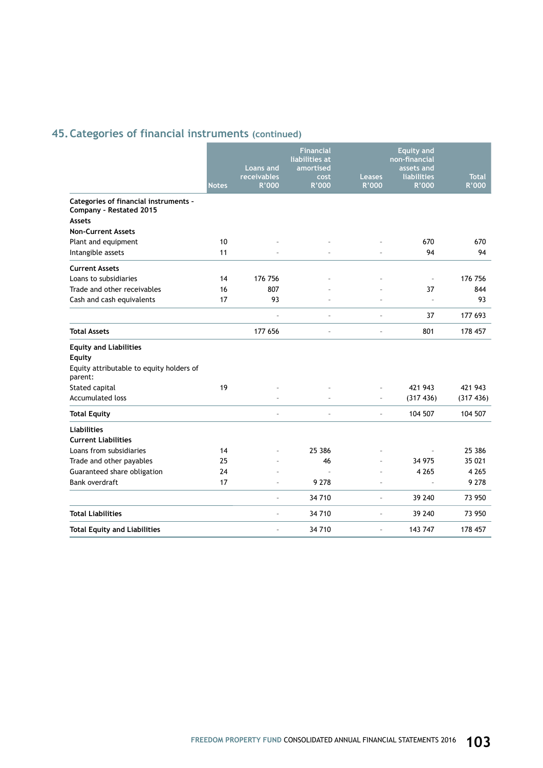## 45. Categories of financial instruments (continued)

| | Notes | Loans and receivables R'000 | Financial liabilities at amortised cost R'000 | Leases R'000 | Equity and non-financial assets and liabilities R'000 | Total R'000 |
|---|---|---|---|---|---|---|
| **Categories of financial instruments - Company - Restated 2015** | | | | | | |
| **Assets** | | | | | | |
| **Non-Current Assets** | | | | | | |
| Plant and equipment | 10 | - | - | - | 670 | 670 |
| Intangible assets | 11 | - | - | - | 94 | 94 |
| **Current Assets** | | | | | | |
| Loans to subsidiaries | 14 | 176 756 | - | - | - | 176 756 |
| Trade and other receivables | 16 | 807 | - | - | 37 | 844 |
| Cash and cash equivalents | 17 | 93 | - | - | - | 93 |
| | | - | - | - | 37 | 177 693 |
| **Total Assets** | | 177 656 | - | - | 801 | 178 457 |
| **Equity and Liabilities** | | | | | | |
| **Equity** | | | | | | |
| Equity attributable to equity holders of parent: | | | | | | |
| Stated capital | 19 | - | - | - | 421 943 | 421 943 |
| Accumulated loss | | - | - | - | (317 436) | (317 436) |
| **Total Equity** | | - | - | - | 104 507 | 104 507 |
| **Liabilities** | | | | | | |
| **Current Liabilities** | | | | | | |
| Loans from subsidiaries | 14 | - | 25 386 | - | - | 25 386 |
| Trade and other payables | 25 | - | 46 | - | 34 975 | 35 021 |
| Guaranteed share obligation | 24 | - | - | - | 4 265 | 4 265 |
| Bank overdraft | 17 | - | 9 278 | - | - | 9 278 |
| | | - | 34 710 | - | 39 240 | 73 950 |
| **Total Liabilities** | | - | 34 710 | - | 39 240 | 73 950 |
| **Total Equity and Liabilities** | | - | 34 710 | - | 143 747 | 178 457 |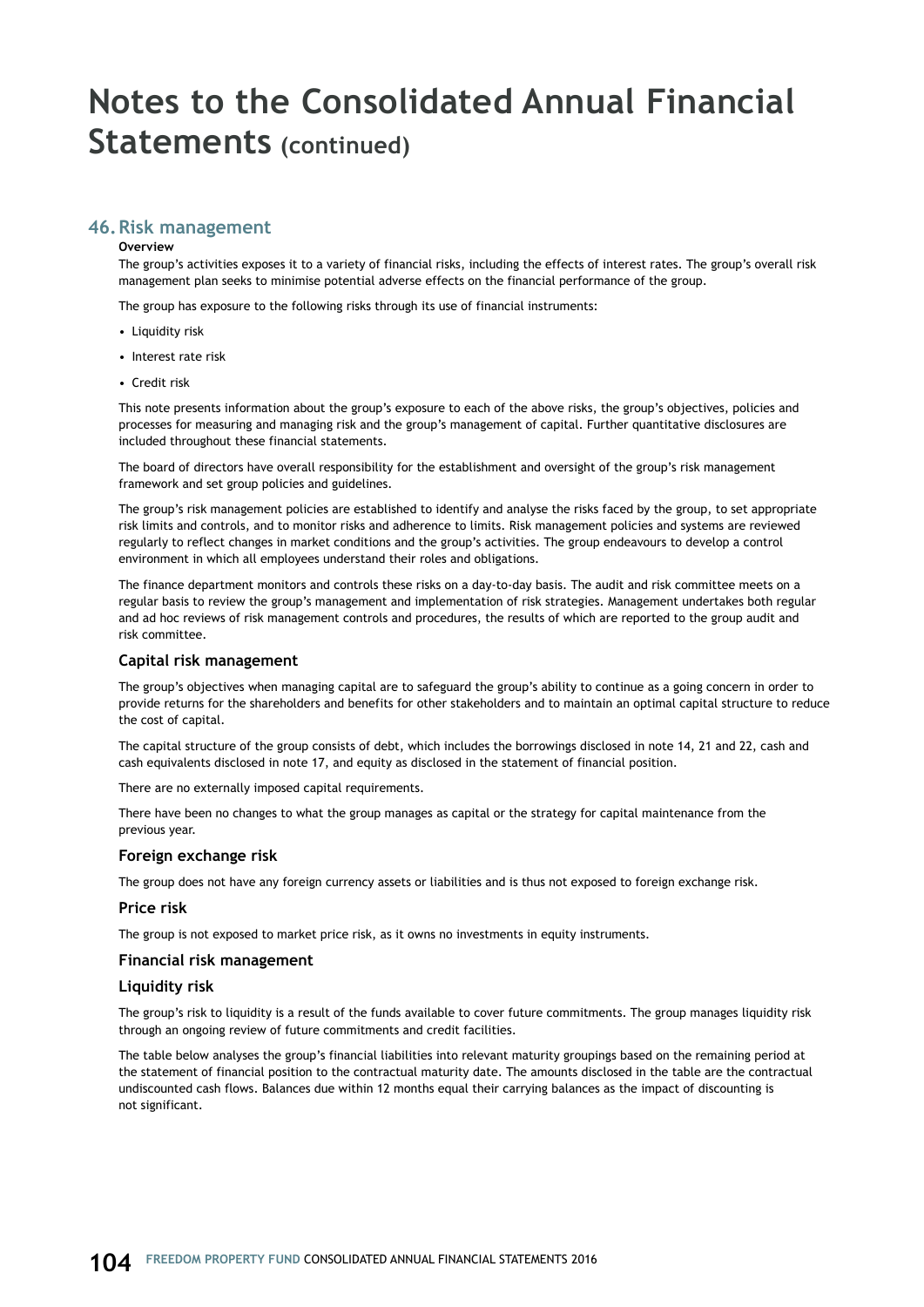# Notes to the Consolidated Annual Financial Statements (continued)

## 46. Risk management

**Overview**

The group's activities exposes it to a variety of financial risks, including the effects of interest rates. The group's overall risk management plan seeks to minimise potential adverse effects on the financial performance of the group.

The group has exposure to the following risks through its use of financial instruments:

- Liquidity risk
- Interest rate risk
- Credit risk

This note presents information about the group's exposure to each of the above risks, the group's objectives, policies and processes for measuring and managing risk and the group's management of capital. Further quantitative disclosures are included throughout these financial statements.

The board of directors have overall responsibility for the establishment and oversight of the group's risk management framework and set group policies and guidelines.

The group's risk management policies are established to identify and analyse the risks faced by the group, to set appropriate risk limits and controls, and to monitor risks and adherence to limits. Risk management policies and systems are reviewed regularly to reflect changes in market conditions and the group's activities. The group endeavours to develop a control environment in which all employees understand their roles and obligations.

The finance department monitors and controls these risks on a day-to-day basis. The audit and risk committee meets on a regular basis to review the group's management and implementation of risk strategies. Management undertakes both regular and ad hoc reviews of risk management controls and procedures, the results of which are reported to the group audit and risk committee.

### Capital risk management

The group's objectives when managing capital are to safeguard the group's ability to continue as a going concern in order to provide returns for the shareholders and benefits for other stakeholders and to maintain an optimal capital structure to reduce the cost of capital.

The capital structure of the group consists of debt, which includes the borrowings disclosed in note 14, 21 and 22, cash and cash equivalents disclosed in note 17, and equity as disclosed in the statement of financial position.

There are no externally imposed capital requirements.

There have been no changes to what the group manages as capital or the strategy for capital maintenance from the previous year.

### Foreign exchange risk

The group does not have any foreign currency assets or liabilities and is thus not exposed to foreign exchange risk.

### Price risk

The group is not exposed to market price risk, as it owns no investments in equity instruments.

### Financial risk management

### Liquidity risk

The group's risk to liquidity is a result of the funds available to cover future commitments. The group manages liquidity risk through an ongoing review of future commitments and credit facilities.

The table below analyses the group's financial liabilities into relevant maturity groupings based on the remaining period at the statement of financial position to the contractual maturity date. The amounts disclosed in the table are the contractual undiscounted cash flows. Balances due within 12 months equal their carrying balances as the impact of discounting is not significant.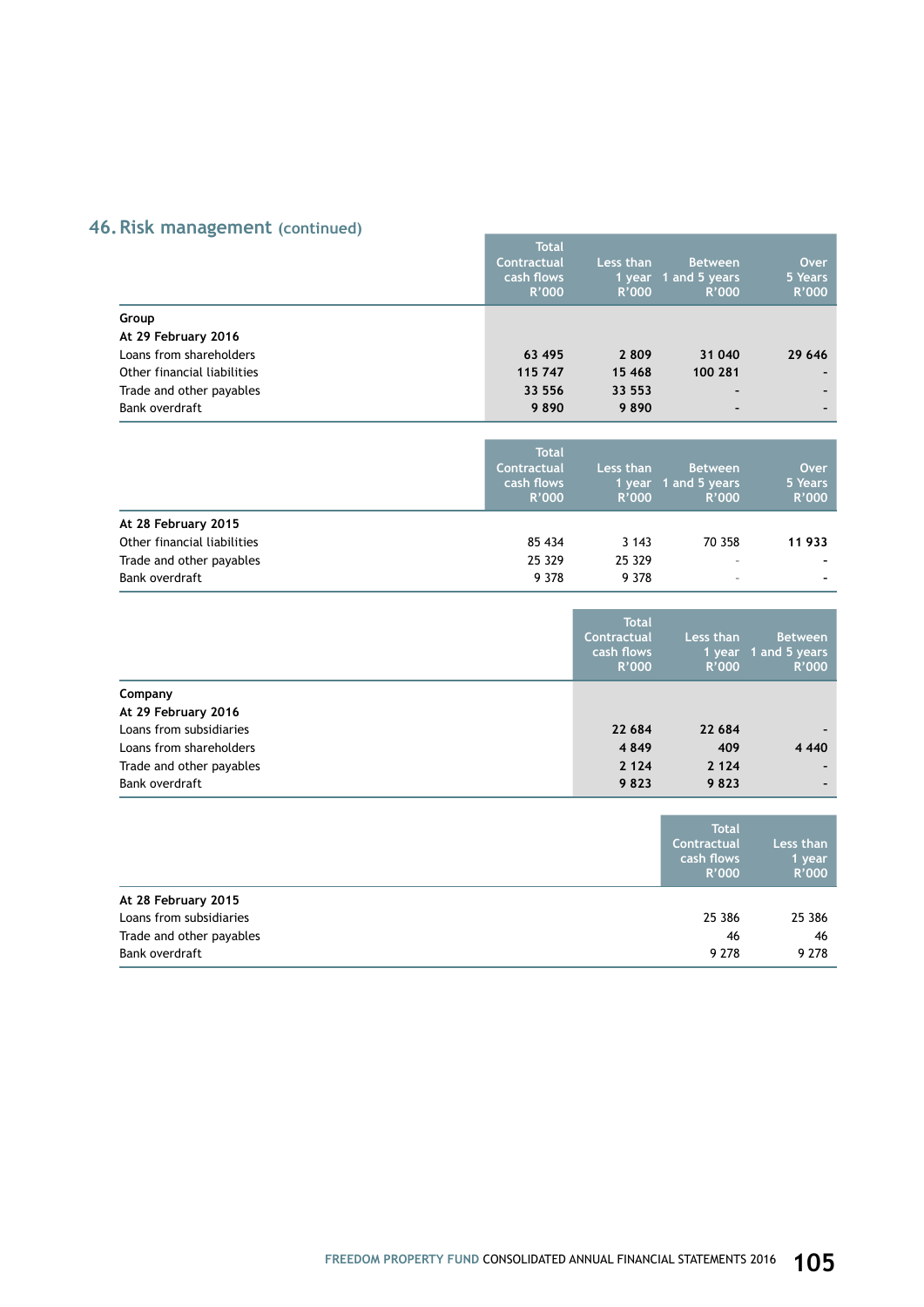## 46. Risk management (continued)

| | Total Contractual cash flows R'000 | Less than 1 year R'000 | Between 1 and 5 years R'000 | Over 5 Years R'000 |
|---|---|---|---|---|
| **Group** | | | | |
| **At 29 February 2016** | | | | |
| Loans from shareholders | **63 495** | **2 809** | **31 040** | **29 646** |
| Other financial liabilities | **115 747** | **15 468** | **100 281** | **-** |
| Trade and other payables | **33 556** | **33 553** | **-** | **-** |
| Bank overdraft | **9 890** | **9 890** | **-** | **-** |

| | Total Contractual cash flows R'000 | Less than 1 year R'000 | Between 1 and 5 years R'000 | Over 5 Years R'000 |
|---|---|---|---|---|
| **At 28 February 2015** | | | | |
| Other financial liabilities | 85 434 | 3 143 | 70 358 | **11 933** |
| Trade and other payables | 25 329 | 25 329 | - | - |
| Bank overdraft | 9 378 | 9 378 | - | - |

| | Total Contractual cash flows R'000 | Less than 1 year R'000 | Between 1 and 5 years R'000 |
|---|---|---|---|
| **Company** | | | |
| **At 29 February 2016** | | | |
| Loans from subsidiaries | **22 684** | **22 684** | **-** |
| Loans from shareholders | **4 849** | **409** | **4 440** |
| Trade and other payables | **2 124** | **2 124** | **-** |
| Bank overdraft | **9 823** | **9 823** | **-** |

| | Total Contractual cash flows R'000 | Less than 1 year R'000 |
|---|---|---|
| **At 28 February 2015** | | |
| Loans from subsidiaries | 25 386 | 25 386 |
| Trade and other payables | 46 | 46 |
| Bank overdraft | 9 278 | 9 278 |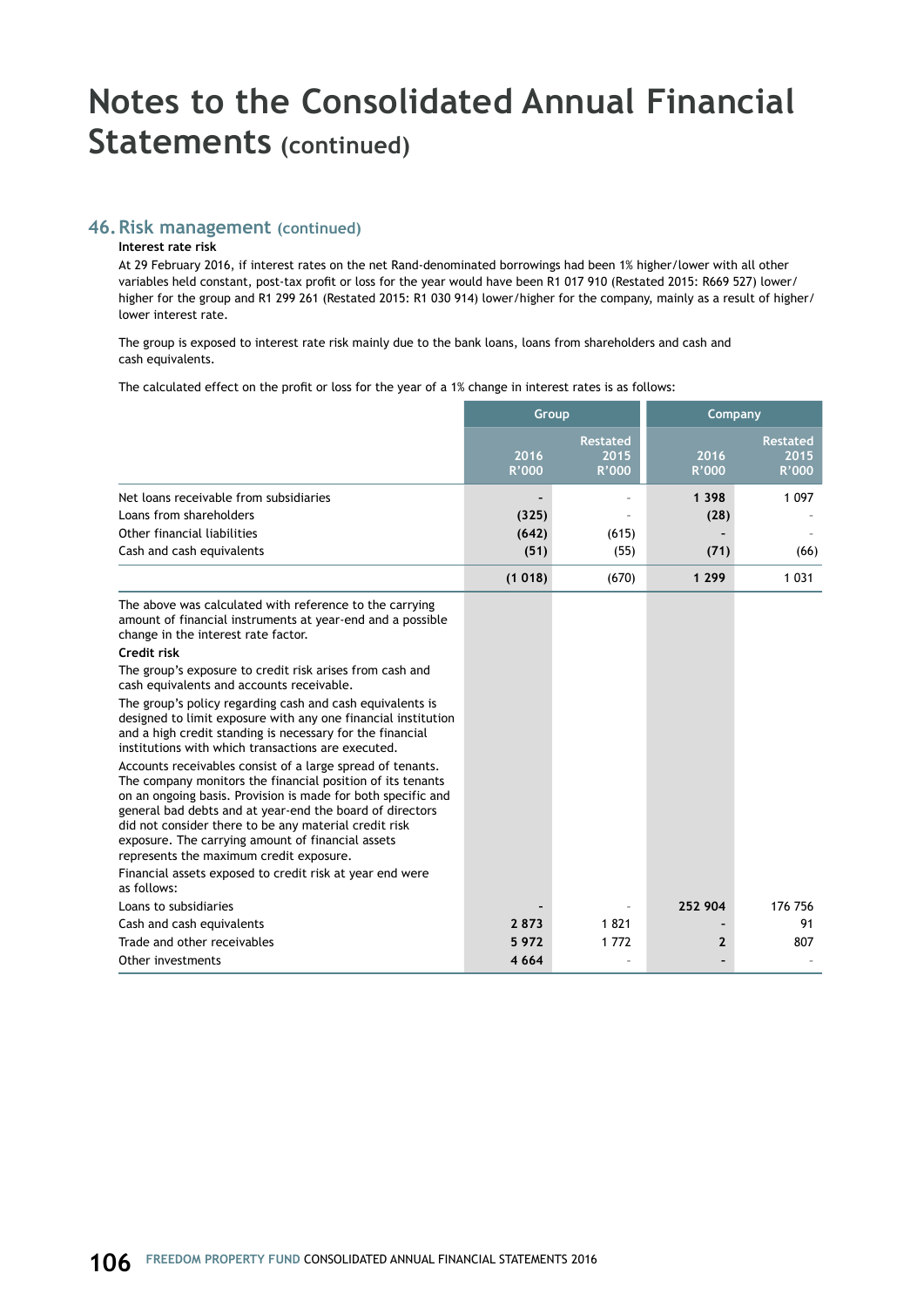# Notes to the Consolidated Annual Financial Statements (continued)

## 46. Risk management (continued)

**Interest rate risk**

At 29 February 2016, if interest rates on the net Rand-denominated borrowings had been 1% higher/lower with all other variables held constant, post-tax profit or loss for the year would have been R1 017 910 (Restated 2015: R669 527) lower/higher for the group and R1 299 261 (Restated 2015: R1 030 914) lower/higher for the company, mainly as a result of higher/lower interest rate.

The group is exposed to interest rate risk mainly due to the bank loans, loans from shareholders and cash and cash equivalents.

The calculated effect on the profit or loss for the year of a 1% change in interest rates is as follows:

| | Group | | Company | |
|---|---|---|---|---|
| | 2016 R'000 | Restated 2015 R'000 | 2016 R'000 | Restated 2015 R'000 |
| Net loans receivable from subsidiaries | **-** | - | **1 398** | 1 097 |
| Loans from shareholders | **(325)** | - | **(28)** | - |
| Other financial liabilities | **(642)** | (615) | **-** | - |
| Cash and cash equivalents | **(51)** | (55) | **(71)** | (66) |
| | **(1 018)** | (670) | **1 299** | 1 031 |

The above was calculated with reference to the carrying amount of financial instruments at year-end and a possible change in the interest rate factor.

**Credit risk**

The group's exposure to credit risk arises from cash and cash equivalents and accounts receivable.

The group's policy regarding cash and cash equivalents is designed to limit exposure with any one financial institution and a high credit standing is necessary for the financial institutions with which transactions are executed.

Accounts receivables consist of a large spread of tenants. The company monitors the financial position of its tenants on an ongoing basis. Provision is made for both specific and general bad debts and at year-end the board of directors did not consider there to be any material credit risk exposure. The carrying amount of financial assets represents the maximum credit exposure.

Financial assets exposed to credit risk at year end were as follows:

| | Group 2016 R'000 | Group Restated 2015 R'000 | Company 2016 R'000 | Company Restated 2015 R'000 |
|---|---|---|---|---|
| Loans to subsidiaries | **-** | - | **252 904** | 176 756 |
| Cash and cash equivalents | **2 873** | 1 821 | **-** | 91 |
| Trade and other receivables | **5 972** | 1 772 | **2** | 807 |
| Other investments | **4 664** | - | **-** | - |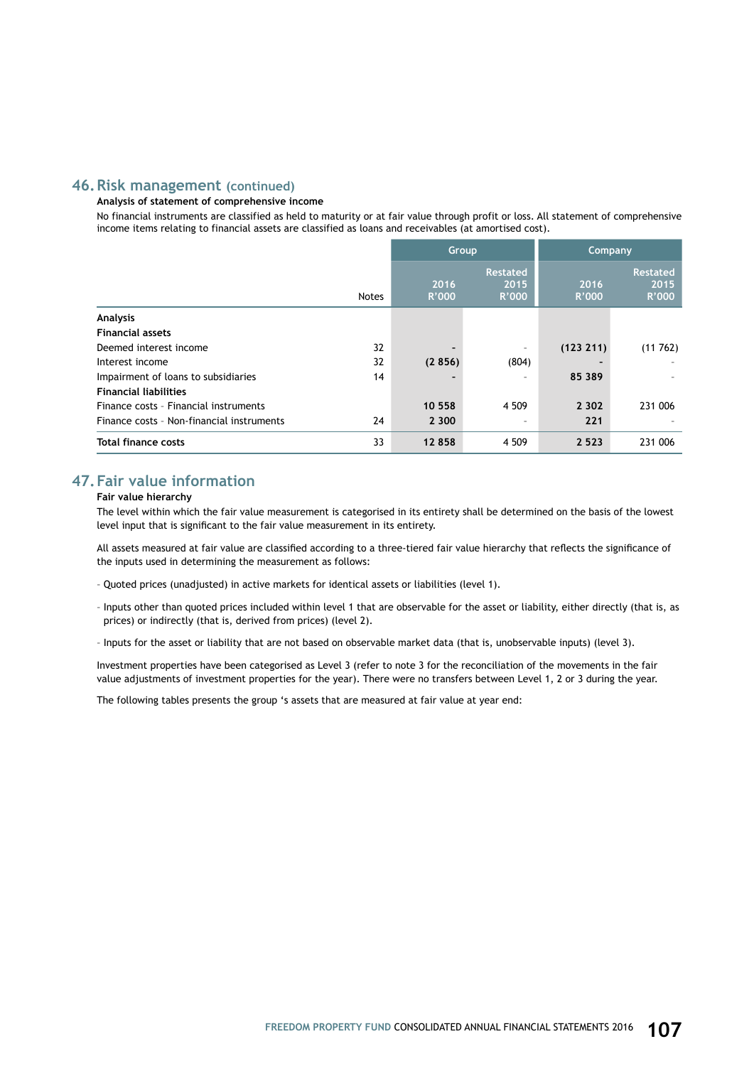## 46. Risk management (continued)

**Analysis of statement of comprehensive income**

No financial instruments are classified as held to maturity or at fair value through profit or loss. All statement of comprehensive income items relating to financial assets are classified as loans and receivables (at amortised cost).

| | Notes | Group | | Company | |
|---|---|---|---|---|---|
| | | 2016<br>R'000 | Restated<br>2015<br>R'000 | 2016<br>R'000 | Restated<br>2015<br>R'000 |
| **Analysis** | | | | | |
| **Financial assets** | | | | | |
| Deemed interest income | 32 | **-** | - | **(123 211)** | (11 762) |
| Interest income | 32 | **(2 856)** | (804) | **-** | - |
| Impairment of loans to subsidiaries | 14 | **-** | - | **85 389** | - |
| **Financial liabilities** | | | | | |
| Finance costs - Financial instruments | | **10 558** | 4 509 | **2 302** | 231 006 |
| Finance costs - Non-financial instruments | 24 | **2 300** | - | **221** | - |
| **Total finance costs** | 33 | **12 858** | 4 509 | **2 523** | 231 006 |

## 47. Fair value information

**Fair value hierarchy**

The level within which the fair value measurement is categorised in its entirety shall be determined on the basis of the lowest level input that is significant to the fair value measurement in its entirety.

All assets measured at fair value are classified according to a three-tiered fair value hierarchy that reflects the significance of the inputs used in determining the measurement as follows:

- Quoted prices (unadjusted) in active markets for identical assets or liabilities (level 1).
- Inputs other than quoted prices included within level 1 that are observable for the asset or liability, either directly (that is, as prices) or indirectly (that is, derived from prices) (level 2).
- Inputs for the asset or liability that are not based on observable market data (that is, unobservable inputs) (level 3).

Investment properties have been categorised as Level 3 (refer to note 3 for the reconciliation of the movements in the fair value adjustments of investment properties for the year). There were no transfers between Level 1, 2 or 3 during the year.

The following tables presents the group 's assets that are measured at fair value at year end: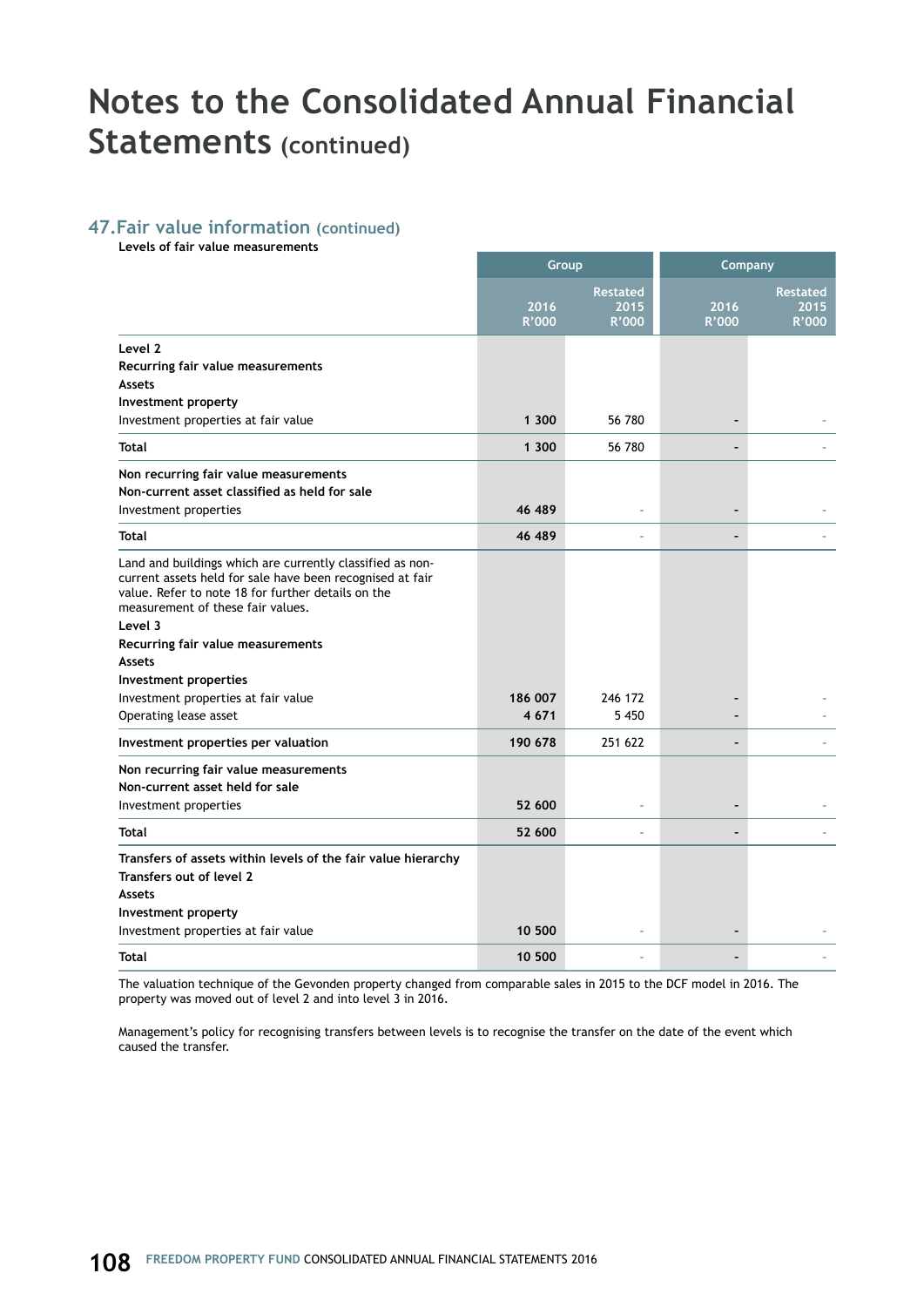# Notes to the Consolidated Annual Financial Statements (continued)

## 47. Fair value information (continued)

**Levels of fair value measurements**

| | Group | | Company | |
|---|---|---|---|---|
| | 2016 R'000 | Restated 2015 R'000 | 2016 R'000 | Restated 2015 R'000 |
| **Level 2** | | | | |
| **Recurring fair value measurements** | | | | |
| **Assets** | | | | |
| **Investment property** | | | | |
| Investment properties at fair value | 1 300 | 56 780 | - | - |
| **Total** | **1 300** | 56 780 | - | - |
| **Non recurring fair value measurements** | | | | |
| **Non-current asset classified as held for sale** | | | | |
| Investment properties | 46 489 | - | - | - |
| **Total** | **46 489** | - | - | - |
| Land and buildings which are currently classified as non-current assets held for sale have been recognised at fair value. Refer to note 18 for further details on the measurement of these fair values. | | | | |
| **Level 3** | | | | |
| **Recurring fair value measurements** | | | | |
| **Assets** | | | | |
| **Investment properties** | | | | |
| Investment properties at fair value | 186 007 | 246 172 | - | - |
| Operating lease asset | 4 671 | 5 450 | - | - |
| **Investment properties per valuation** | **190 678** | 251 622 | - | - |
| **Non recurring fair value measurements** | | | | |
| **Non-current asset held for sale** | | | | |
| Investment properties | 52 600 | - | - | - |
| **Total** | **52 600** | - | - | - |
| **Transfers of assets within levels of the fair value hierarchy** | | | | |
| **Transfers out of level 2** | | | | |
| **Assets** | | | | |
| **Investment property** | | | | |
| Investment properties at fair value | 10 500 | - | - | - |
| **Total** | **10 500** | - | - | - |

The valuation technique of the Gevonden property changed from comparable sales in 2015 to the DCF model in 2016. The property was moved out of level 2 and into level 3 in 2016.

Management's policy for recognising transfers between levels is to recognise the transfer on the date of the event which caused the transfer.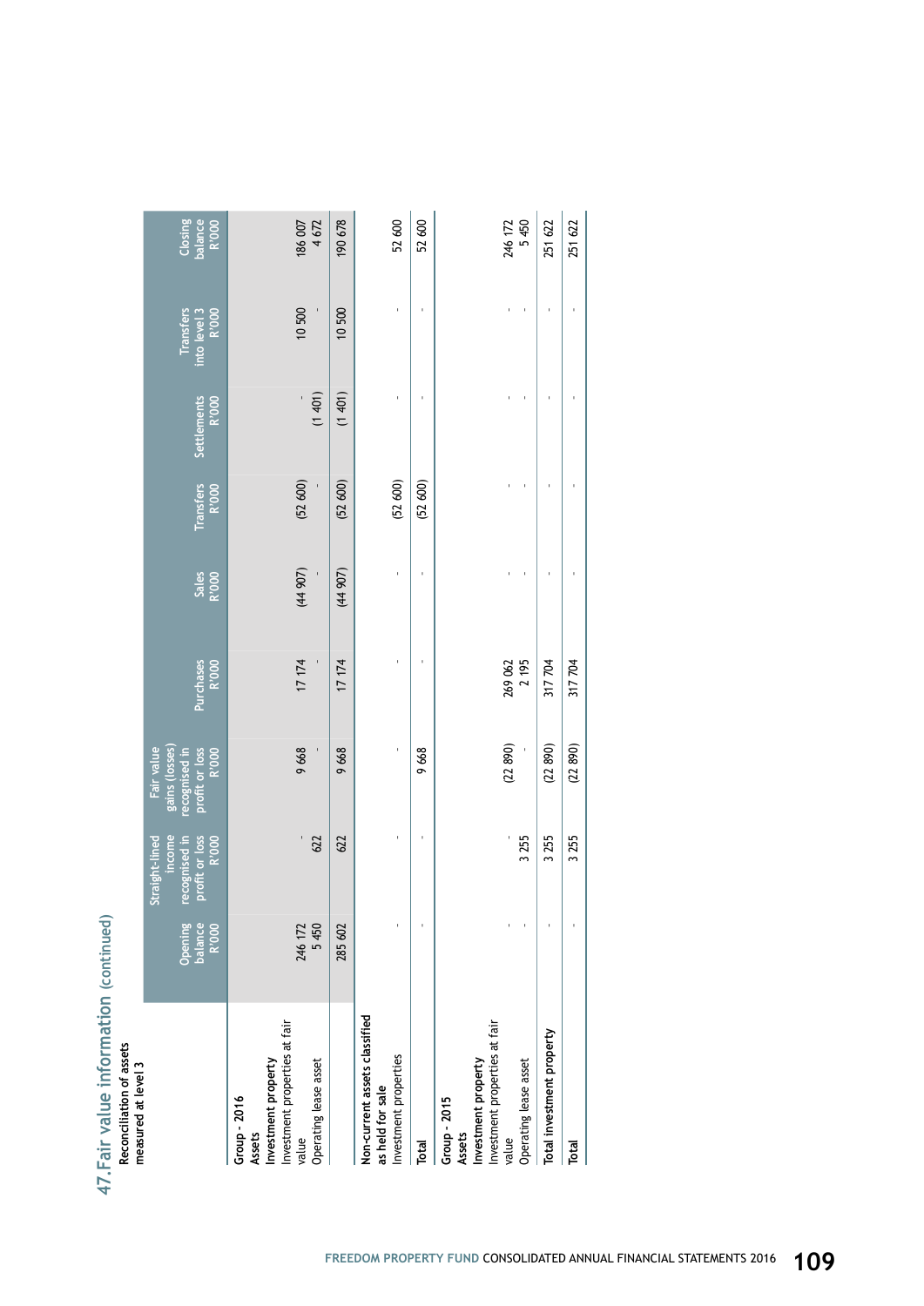## 47. Fair value information (continued)

**Reconciliation of assets measured at level 3**

| | Opening balance R'000 | Straight-lined income recognised in profit or loss R'000 | Fair value gains (losses) recognised in profit or loss R'000 | Purchases R'000 | Sales R'000 | Transfers R'000 | Settlements R'000 | Transfers into level 3 R'000 | Closing balance R'000 |
|---|---|---|---|---|---|---|---|---|---|
| **Group - 2016** | | | | | | | | | |
| **Assets** | | | | | | | | | |
| **Investment property** | | | | | | | | | |
| Investment properties at fair value | 246 172 | - | 9 668 | 17 174 | (44 907) | (52 600) | - | 10 500 | 186 007 |
| Operating lease asset | 5 450 | 622 | - | - | - | - | (1 401) | - | 4 672 |
| | 285 602 | 622 | 9 668 | 17 174 | (44 907) | (52 600) | (1 401) | 10 500 | 190 678 |
| **Non-current assets classified as held for sale** | | | | | | | | | |
| Investment properties | - | - | - | - | - | (52 600) | - | - | 52 600 |
| **Total** | - | - | 9 668 | - | - | (52 600) | - | - | 52 600 |
| **Group - 2015** | | | | | | | | | |
| **Assets** | | | | | | | | | |
| **Investment property** | | | | | | | | | |
| Investment properties at fair value | - | - | (22 890) | 269 062 | - | - | - | - | 246 172 |
| Operating lease asset | - | 3 255 | - | 2 195 | - | - | - | - | 5 450 |
| **Total investment property** | - | 3 255 | (22 890) | 317 704 | - | - | - | - | 251 622 |
| **Total** | - | 3 255 | (22 890) | 317 704 | - | - | - | - | 251 622 |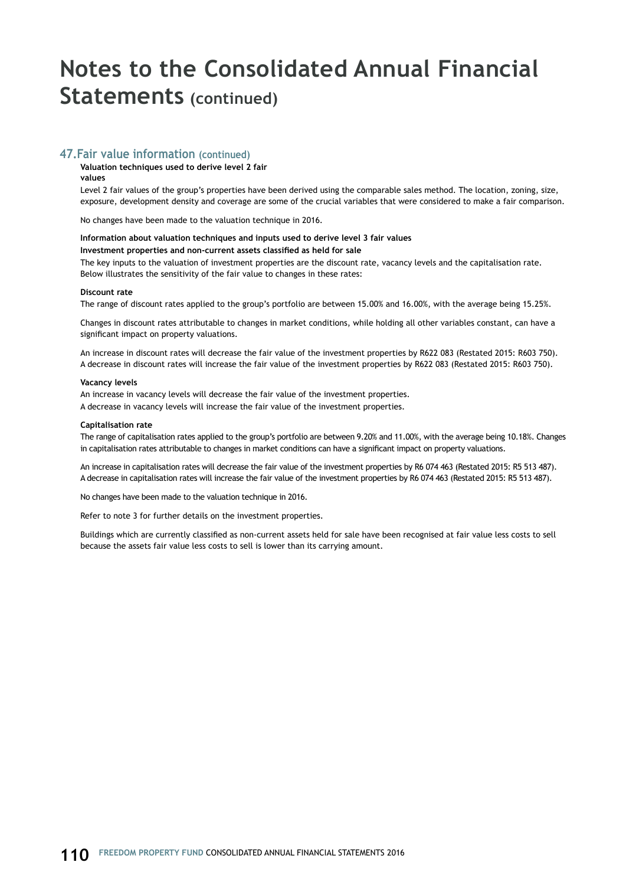# Notes to the Consolidated Annual Financial Statements (continued)

## 47. Fair value information (continued)

**Valuation techniques used to derive level 2 fair values**

Level 2 fair values of the group's properties have been derived using the comparable sales method. The location, zoning, size, exposure, development density and coverage are some of the crucial variables that were considered to make a fair comparison.

No changes have been made to the valuation technique in 2016.

**Information about valuation techniques and inputs used to derive level 3 fair values**

**Investment properties and non-current assets classified as held for sale**

The key inputs to the valuation of investment properties are the discount rate, vacancy levels and the capitalisation rate. Below illustrates the sensitivity of the fair value to changes in these rates:

**Discount rate**

The range of discount rates applied to the group's portfolio are between 15.00% and 16.00%, with the average being 15.25%.

Changes in discount rates attributable to changes in market conditions, while holding all other variables constant, can have a significant impact on property valuations.

An increase in discount rates will decrease the fair value of the investment properties by R622 083 (Restated 2015: R603 750). A decrease in discount rates will increase the fair value of the investment properties by R622 083 (Restated 2015: R603 750).

**Vacancy levels**

An increase in vacancy levels will decrease the fair value of the investment properties.
A decrease in vacancy levels will increase the fair value of the investment properties.

**Capitalisation rate**

The range of capitalisation rates applied to the group's portfolio are between 9.20% and 11.00%, with the average being 10.18%. Changes in capitalisation rates attributable to changes in market conditions can have a significant impact on property valuations.

An increase in capitalisation rates will decrease the fair value of the investment properties by R6 074 463 (Restated 2015: R5 513 487). A decrease in capitalisation rates will increase the fair value of the investment properties by R6 074 463 (Restated 2015: R5 513 487).

No changes have been made to the valuation technique in 2016.

Refer to note 3 for further details on the investment properties.

Buildings which are currently classified as non-current assets held for sale have been recognised at fair value less costs to sell because the assets fair value less costs to sell is lower than its carrying amount.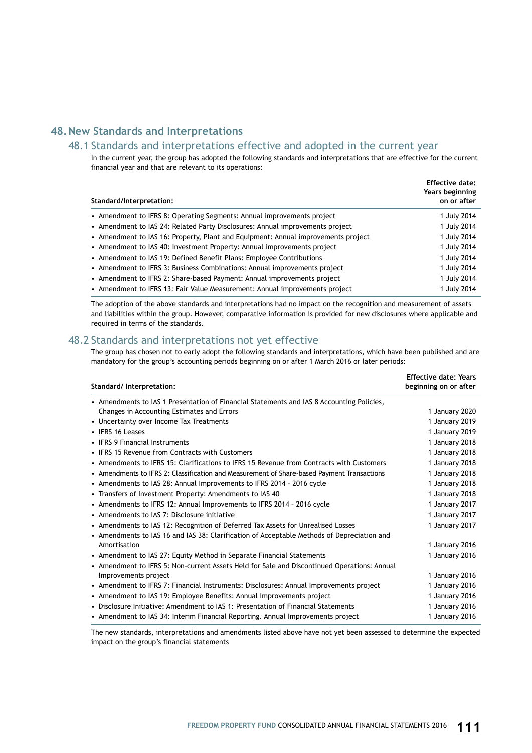# 48. New Standards and Interpretations

## 48.1 Standards and interpretations effective and adopted in the current year

In the current year, the group has adopted the following standards and interpretations that are effective for the current financial year and that are relevant to its operations:

| Standard/Interpretation: | Effective date: Years beginning on or after |
|---|---|
| • Amendment to IFRS 8: Operating Segments: Annual improvements project | 1 July 2014 |
| • Amendment to IAS 24: Related Party Disclosures: Annual improvements project | 1 July 2014 |
| • Amendment to IAS 16: Property, Plant and Equipment: Annual improvements project | 1 July 2014 |
| • Amendment to IAS 40: Investment Property: Annual improvements project | 1 July 2014 |
| • Amendment to IAS 19: Defined Benefit Plans: Employee Contributions | 1 July 2014 |
| • Amendment to IFRS 3: Business Combinations: Annual improvements project | 1 July 2014 |
| • Amendment to IFRS 2: Share-based Payment: Annual improvements project | 1 July 2014 |
| • Amendment to IFRS 13: Fair Value Measurement: Annual improvements project | 1 July 2014 |

The adoption of the above standards and interpretations had no impact on the recognition and measurement of assets and liabilities within the group. However, comparative information is provided for new disclosures where applicable and required in terms of the standards.

## 48.2 Standards and interpretations not yet effective

The group has chosen not to early adopt the following standards and interpretations, which have been published and are mandatory for the group's accounting periods beginning on or after 1 March 2016 or later periods:

| Standard/ Interpretation: | Effective date: Years beginning on or after |
|---|---|
| • Amendments to IAS 1 Presentation of Financial Statements and IAS 8 Accounting Policies, Changes in Accounting Estimates and Errors | 1 January 2020 |
| • Uncertainty over Income Tax Treatments | 1 January 2019 |
| • IFRS 16 Leases | 1 January 2019 |
| • IFRS 9 Financial Instruments | 1 January 2018 |
| • IFRS 15 Revenue from Contracts with Customers | 1 January 2018 |
| • Amendments to IFRS 15: Clarifications to IFRS 15 Revenue from Contracts with Customers | 1 January 2018 |
| • Amendments to IFRS 2: Classification and Measurement of Share-based Payment Transactions | 1 January 2018 |
| • Amendments to IAS 28: Annual Improvements to IFRS 2014 - 2016 cycle | 1 January 2018 |
| • Transfers of Investment Property: Amendments to IAS 40 | 1 January 2018 |
| • Amendments to IFRS 12: Annual Improvements to IFRS 2014 - 2016 cycle | 1 January 2017 |
| • Amendments to IAS 7: Disclosure initiative | 1 January 2017 |
| • Amendments to IAS 12: Recognition of Deferred Tax Assets for Unrealised Losses | 1 January 2017 |
| • Amendments to IAS 16 and IAS 38: Clarification of Acceptable Methods of Depreciation and Amortisation | 1 January 2016 |
| • Amendment to IAS 27: Equity Method in Separate Financial Statements | 1 January 2016 |
| • Amendment to IFRS 5: Non-current Assets Held for Sale and Discontinued Operations: Annual Improvements project | 1 January 2016 |
| • Amendment to IFRS 7: Financial Instruments: Disclosures: Annual Improvements project | 1 January 2016 |
| • Amendment to IAS 19: Employee Benefits: Annual Improvements project | 1 January 2016 |
| • Disclosure Initiative: Amendment to IAS 1: Presentation of Financial Statements | 1 January 2016 |
| • Amendment to IAS 34: Interim Financial Reporting. Annual Improvements project | 1 January 2016 |

The new standards, interpretations and amendments listed above have not yet been assessed to determine the expected impact on the group's financial statements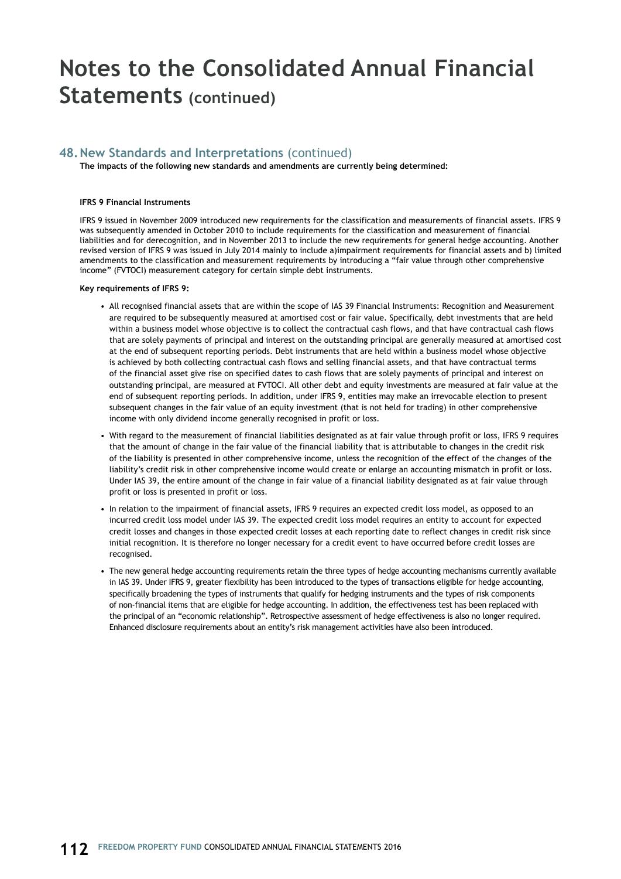# Notes to the Consolidated Annual Financial Statements (continued)

## 48. New Standards and Interpretations (continued)

**The impacts of the following new standards and amendments are currently being determined:**

**IFRS 9 Financial Instruments**

IFRS 9 issued in November 2009 introduced new requirements for the classification and measurements of financial assets. IFRS 9 was subsequently amended in October 2010 to include requirements for the classification and measurement of financial liabilities and for derecognition, and in November 2013 to include the new requirements for general hedge accounting. Another revised version of IFRS 9 was issued in July 2014 mainly to include a)impairment requirements for financial assets and b) limited amendments to the classification and measurement requirements by introducing a "fair value through other comprehensive income" (FVTOCI) measurement category for certain simple debt instruments.

**Key requirements of IFRS 9:**

- All recognised financial assets that are within the scope of IAS 39 Financial Instruments: Recognition and Measurement are required to be subsequently measured at amortised cost or fair value. Specifically, debt investments that are held within a business model whose objective is to collect the contractual cash flows, and that have contractual cash flows that are solely payments of principal and interest on the outstanding principal are generally measured at amortised cost at the end of subsequent reporting periods. Debt instruments that are held within a business model whose objective is achieved by both collecting contractual cash flows and selling financial assets, and that have contractual terms of the financial asset give rise on specified dates to cash flows that are solely payments of principal and interest on outstanding principal, are measured at FVTOCI. All other debt and equity investments are measured at fair value at the end of subsequent reporting periods. In addition, under IFRS 9, entities may make an irrevocable election to present subsequent changes in the fair value of an equity investment (that is not held for trading) in other comprehensive income with only dividend income generally recognised in profit or loss.
- With regard to the measurement of financial liabilities designated as at fair value through profit or loss, IFRS 9 requires that the amount of change in the fair value of the financial liability that is attributable to changes in the credit risk of the liability is presented in other comprehensive income, unless the recognition of the effect of the changes of the liability's credit risk in other comprehensive income would create or enlarge an accounting mismatch in profit or loss. Under IAS 39, the entire amount of the change in fair value of a financial liability designated as at fair value through profit or loss is presented in profit or loss.
- In relation to the impairment of financial assets, IFRS 9 requires an expected credit loss model, as opposed to an incurred credit loss model under IAS 39. The expected credit loss model requires an entity to account for expected credit losses and changes in those expected credit losses at each reporting date to reflect changes in credit risk since initial recognition. It is therefore no longer necessary for a credit event to have occurred before credit losses are recognised.
- The new general hedge accounting requirements retain the three types of hedge accounting mechanisms currently available in IAS 39. Under IFRS 9, greater flexibility has been introduced to the types of transactions eligible for hedge accounting, specifically broadening the types of instruments that qualify for hedging instruments and the types of risk components of non-financial items that are eligible for hedge accounting. In addition, the effectiveness test has been replaced with the principal of an "economic relationship". Retrospective assessment of hedge effectiveness is also no longer required. Enhanced disclosure requirements about an entity's risk management activities have also been introduced.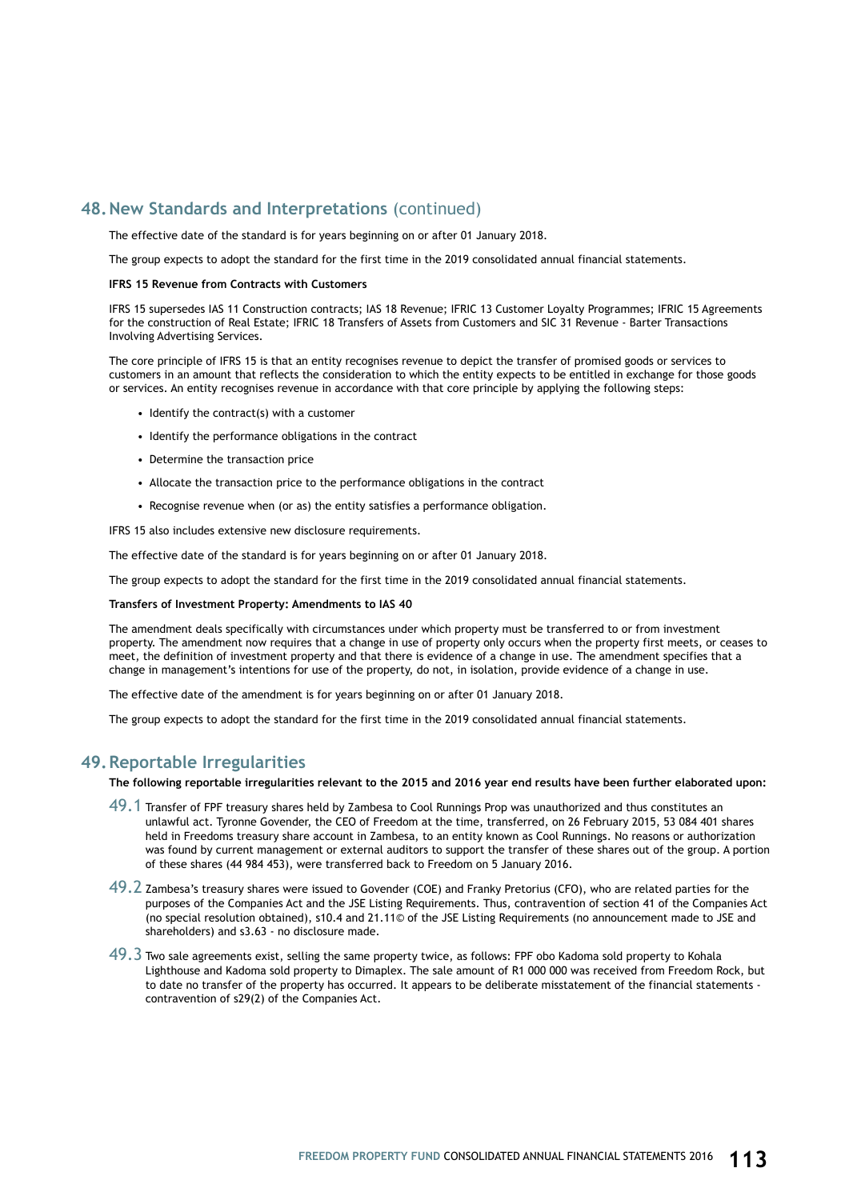## 48. New Standards and Interpretations (continued)

The effective date of the standard is for years beginning on or after 01 January 2018.

The group expects to adopt the standard for the first time in the 2019 consolidated annual financial statements.

**IFRS 15 Revenue from Contracts with Customers**

IFRS 15 supersedes IAS 11 Construction contracts; IAS 18 Revenue; IFRIC 13 Customer Loyalty Programmes; IFRIC 15 Agreements for the construction of Real Estate; IFRIC 18 Transfers of Assets from Customers and SIC 31 Revenue - Barter Transactions Involving Advertising Services.

The core principle of IFRS 15 is that an entity recognises revenue to depict the transfer of promised goods or services to customers in an amount that reflects the consideration to which the entity expects to be entitled in exchange for those goods or services. An entity recognises revenue in accordance with that core principle by applying the following steps:

- Identify the contract(s) with a customer
- Identify the performance obligations in the contract
- Determine the transaction price
- Allocate the transaction price to the performance obligations in the contract
- Recognise revenue when (or as) the entity satisfies a performance obligation.

IFRS 15 also includes extensive new disclosure requirements.

The effective date of the standard is for years beginning on or after 01 January 2018.

The group expects to adopt the standard for the first time in the 2019 consolidated annual financial statements.

**Transfers of Investment Property: Amendments to IAS 40**

The amendment deals specifically with circumstances under which property must be transferred to or from investment property. The amendment now requires that a change in use of property only occurs when the property first meets, or ceases to meet, the definition of investment property and that there is evidence of a change in use. The amendment specifies that a change in management's intentions for use of the property, do not, in isolation, provide evidence of a change in use.

The effective date of the amendment is for years beginning on or after 01 January 2018.

The group expects to adopt the standard for the first time in the 2019 consolidated annual financial statements.

## 49. Reportable Irregularities

**The following reportable irregularities relevant to the 2015 and 2016 year end results have been further elaborated upon:**

49.1 Transfer of FPF treasury shares held by Zambesa to Cool Runnings Prop was unauthorized and thus constitutes an unlawful act. Tyronne Govender, the CEO of Freedom at the time, transferred, on 26 February 2015, 53 084 401 shares held in Freedoms treasury share account in Zambesa, to an entity known as Cool Runnings. No reasons or authorization was found by current management or external auditors to support the transfer of these shares out of the group. A portion of these shares (44 984 453), were transferred back to Freedom on 5 January 2016.

49.2 Zambesa's treasury shares were issued to Govender (COE) and Franky Pretorius (CFO), who are related parties for the purposes of the Companies Act and the JSE Listing Requirements. Thus, contravention of section 41 of the Companies Act (no special resolution obtained), s10.4 and 21.11© of the JSE Listing Requirements (no announcement made to JSE and shareholders) and s3.63 - no disclosure made.

49.3 Two sale agreements exist, selling the same property twice, as follows: FPF obo Kadoma sold property to Kohala Lighthouse and Kadoma sold property to Dimaplex. The sale amount of R1 000 000 was received from Freedom Rock, but to date no transfer of the property has occurred. It appears to be deliberate misstatement of the financial statements - contravention of s29(2) of the Companies Act.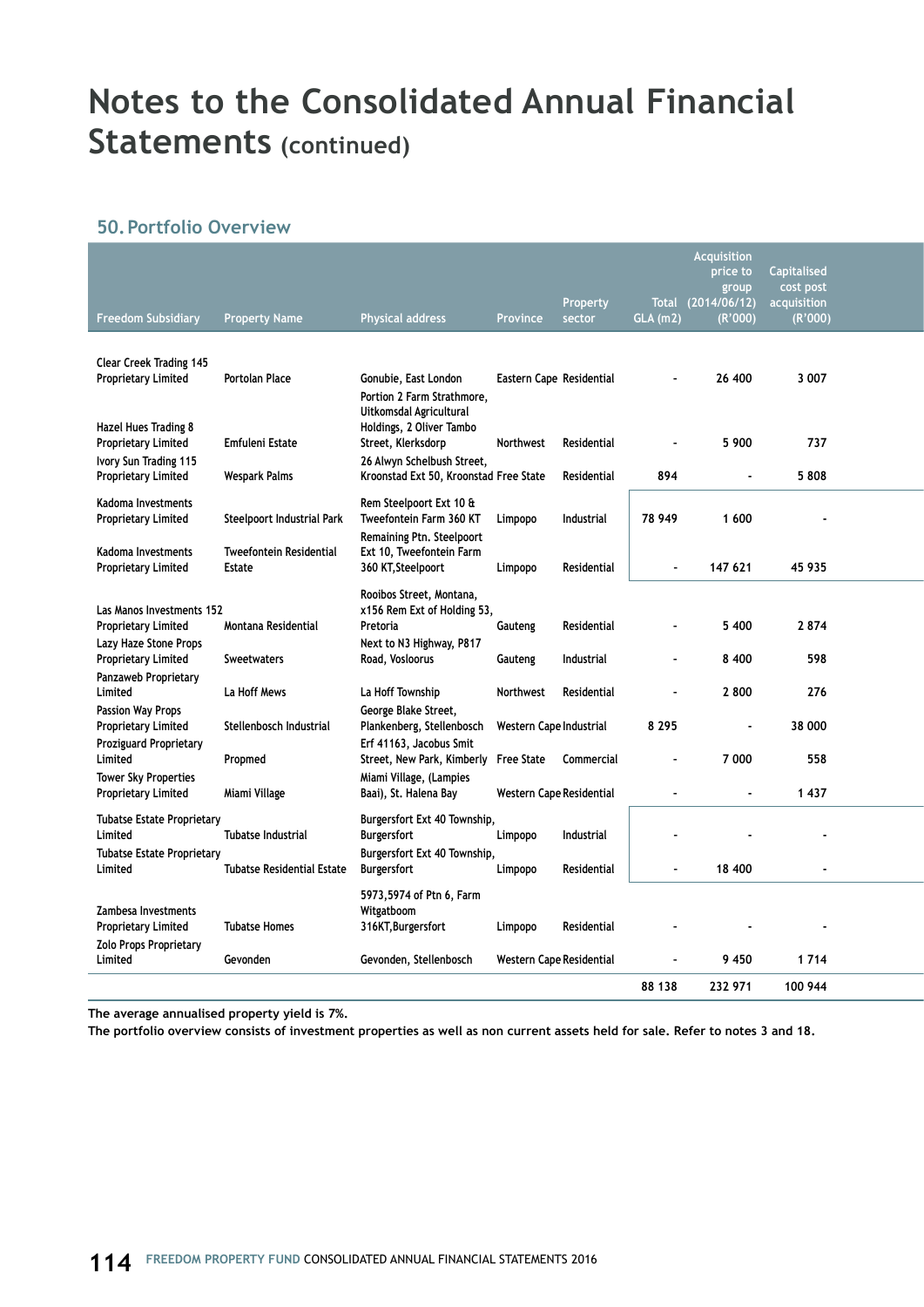# Notes to the Consolidated Annual Financial Statements (continued)

## 50. Portfolio Overview

| Freedom Subsidiary | Property Name | Physical address | Province | Property sector | Total GLA (m2) | Acquisition price to group (2014/06/12) (R'000) | Capitalised cost post acquisition (R'000) |
|---|---|---|---|---|---|---|---|
| Clear Creek Trading 145 Proprietary Limited | Portolan Place | Gonubie, East London | Eastern Cape | Residential | - | 26 400 | 3 007 |
| Hazel Hues Trading 8 Proprietary Limited | Emfuleni Estate | Portion 2 Farm Strathmore, Uitkomsdal Agricultural Holdings, 2 Oliver Tambo Street, Klerksdorp | Northwest | Residential | - | 5 900 | 737 |
| Ivory Sun Trading 115 Proprietary Limited | Wespark Palms | 26 Alwyn Schelbush Street, Kroonstad Ext 50, Kroonstad | Free State | Residential | 894 | - | 5 808 |
| Kadoma Investments Proprietary Limited | Steelpoort Industrial Park | Rem Steelpoort Ext 10 & Tweefontein Farm 360 KT | Limpopo | Industrial | 78 949 | 1 600 | - |
| Kadoma Investments Proprietary Limited | Tweefontein Residential Estate | Remaining Ptn. Steelpoort Ext 10, Tweefontein Farm 360 KT,Steelpoort | Limpopo | Residential | - | 147 621 | 45 935 |
| Las Manos Investments 152 Proprietary Limited | Montana Residential | Rooibos Street, Montana, x156 Rem Ext of Holding 53, Pretoria | Gauteng | Residential | - | 5 400 | 2 874 |
| Lazy Haze Stone Props Proprietary Limited | Sweetwaters | Next to N3 Highway, P817 Road, Vosloorus | Gauteng | Industrial | - | 8 400 | 598 |
| Panzaweb Proprietary Limited | La Hoff Mews | La Hoff Township | Northwest | Residential | - | 2 800 | 276 |
| Passion Way Props Proprietary Limited | Stellenbosch Industrial | George Blake Street, Plankenberg, Stellenbosch | Western Cape | Industrial | 8 295 | - | 38 000 |
| Proziguard Proprietary Limited | Propmed | Erf 41163, Jacobus Smit Street, New Park, Kimberly | Free State | Commercial | - | 7 000 | 558 |
| Tower Sky Properties Proprietary Limited | Miami Village | Miami Village, (Lampies Baai), St. Halena Bay | Western Cape | Residential | - | - | 1 437 |
| Tubatse Estate Proprietary Limited | Tubatse Industrial | Burgersfort Ext 40 Township, Burgersfort | Limpopo | Industrial | - | - | - |
| Tubatse Estate Proprietary Limited | Tubatse Residential Estate | Burgersfort Ext 40 Township, Burgersfort | Limpopo | Residential | - | 18 400 | - |
| Zambesa Investments Proprietary Limited | Tubatse Homes | 5973,5974 of Ptn 6, Farm Witgatboom 316KT,Burgersfort | Limpopo | Residential | - | - | - |
| Zolo Props Proprietary Limited | Gevonden | Gevonden, Stellenbosch | Western Cape | Residential | - | 9 450 | 1 714 |
| | | | | | 88 138 | 232 971 | 100 944 |

**The average annualised property yield is 7%.**

**The portfolio overview consists of investment properties as well as non current assets held for sale. Refer to notes 3 and 18.**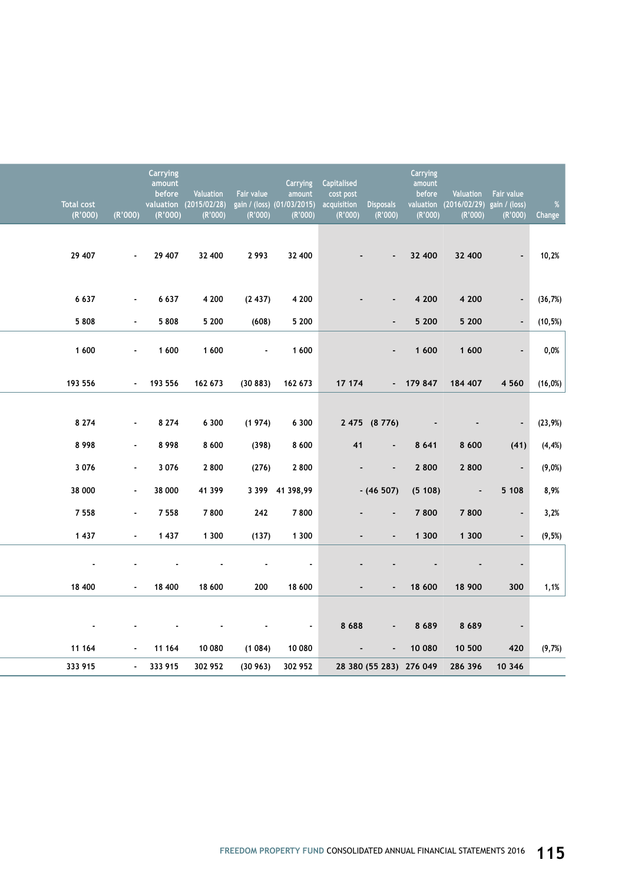| Total cost (R'000) | (R'000) | Carrying amount before valuation (R'000) | Valuation (2015/02/28) (R'000) | Fair value gain / (loss) (R'000) | Carrying amount (01/03/2015) (R'000) | Capitalised cost post acquisition (R'000) | Disposals (R'000) | Carrying amount before valuation (R'000) | Valuation (2016/02/29) (R'000) | Fair value gain / (loss) (R'000) | % Change |
|---|---|---|---|---|---|---|---|---|---|---|---|
| 29 407 | - | 29 407 | 32 400 | 2 993 | 32 400 | - | - | 32 400 | 32 400 | - | 10,2% |
| 6 637 | - | 6 637 | 4 200 | (2 437) | 4 200 | - | - | 4 200 | 4 200 | - | (36,7%) |
| 5 808 | - | 5 808 | 5 200 | (608) | 5 200 | | - | 5 200 | 5 200 | - | (10,5%) |
| 1 600 | - | 1 600 | 1 600 | - | 1 600 | | - | 1 600 | 1 600 | - | 0,0% |
| 193 556 | - | 193 556 | 162 673 | (30 883) | 162 673 | 17 174 | - | 179 847 | 184 407 | 4 560 | (16,0%) |
| 8 274 | - | 8 274 | 6 300 | (1 974) | 6 300 | 2 475 | (8 776) | - | - | - | (23,9%) |
| 8 998 | - | 8 998 | 8 600 | (398) | 8 600 | 41 | - | 8 641 | 8 600 | (41) | (4,4%) |
| 3 076 | - | 3 076 | 2 800 | (276) | 2 800 | - | - | 2 800 | 2 800 | - | (9,0%) |
| 38 000 | - | 38 000 | 41 399 | 3 399 | 41 398,99 | - | (46 507) | (5 108) | - | 5 108 | 8,9% |
| 7 558 | - | 7 558 | 7 800 | 242 | 7 800 | - | - | 7 800 | 7 800 | - | 3,2% |
| 1 437 | - | 1 437 | 1 300 | (137) | 1 300 | - | - | 1 300 | 1 300 | - | (9,5%) |
| - | - | - | - | - | - | - | - | - | - | - | |
| 18 400 | - | 18 400 | 18 600 | 200 | 18 600 | - | - | 18 600 | 18 900 | 300 | 1,1% |
| - | - | - | - | - | - | 8 688 | - | 8 689 | 8 689 | - | |
| 11 164 | - | 11 164 | 10 080 | (1 084) | 10 080 | - | - | 10 080 | 10 500 | 420 | (9,7%) |
| 333 915 | - | 333 915 | 302 952 | (30 963) | 302 952 | 28 380 | (55 283) | 276 049 | 286 396 | 10 346 | |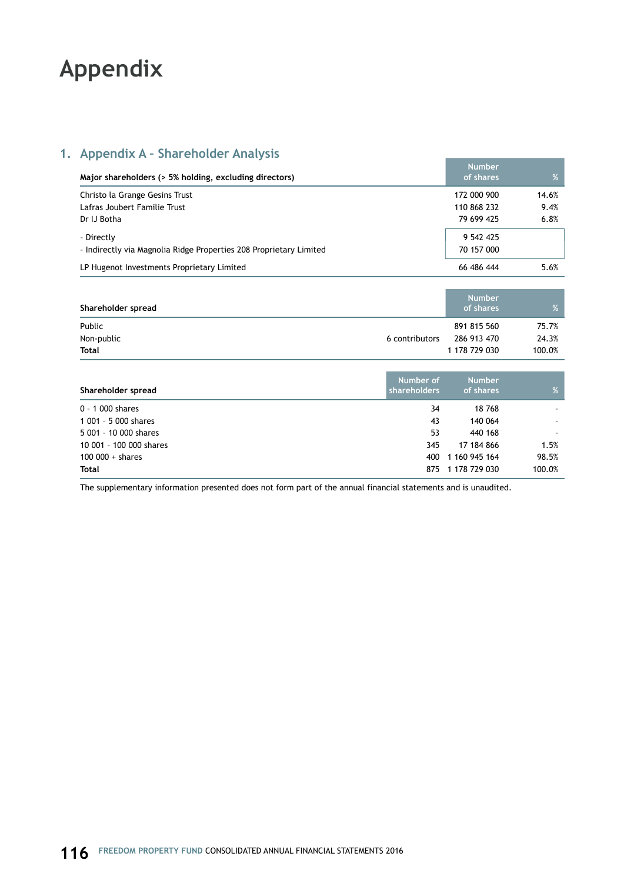# Appendix

## 1. Appendix A – Shareholder Analysis

| Major shareholders (> 5% holding, excluding directors) | Number of shares | % |
|---|---|---|
| Christo la Grange Gesins Trust | 172 000 900 | 14.6% |
| Lafras Joubert Familie Trust | 110 868 232 | 9.4% |
| Dr IJ Botha | 79 699 425 | 6.8% |
| - Directly | 9 542 425 | |
| - Indirectly via Magnolia Ridge Properties 208 Proprietary Limited | 70 157 000 | |
| LP Hugenot Investments Proprietary Limited | 66 486 444 | 5.6% |

| Shareholder spread | | Number of shares | % |
|---|---|---|---|
| Public | | 891 815 560 | 75.7% |
| Non-public | 6 contributors | 286 913 470 | 24.3% |
| **Total** | | 1 178 729 030 | 100.0% |

| Shareholder spread | Number of shareholders | Number of shares | % |
|---|---|---|---|
| 0 - 1 000 shares | 34 | 18 768 | - |
| 1 001 - 5 000 shares | 43 | 140 064 | - |
| 5 001 - 10 000 shares | 53 | 440 168 | - |
| 10 001 - 100 000 shares | 345 | 17 184 866 | 1.5% |
| 100 000 + shares | 400 | 1 160 945 164 | 98.5% |
| **Total** | 875 | 1 178 729 030 | 100.0% |

The supplementary information presented does not form part of the annual financial statements and is unaudited.